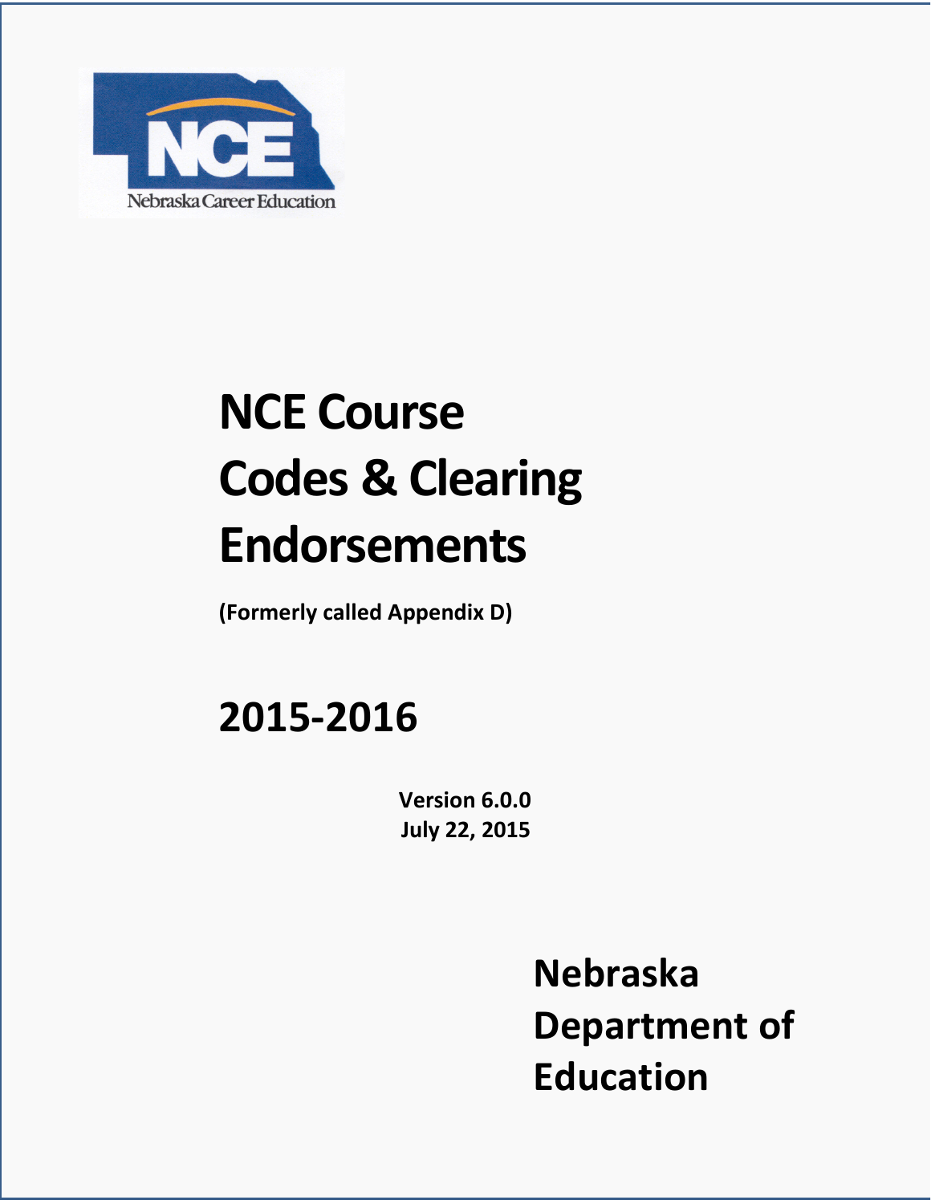NCE

Nebraska Career Education

# NCE Course Codes & Clearing Endorsements

**(Formerly called Appendix D)**

## 2015-2016

**Version 6.0.0**
**July 22, 2015**

## Nebraska Department of Education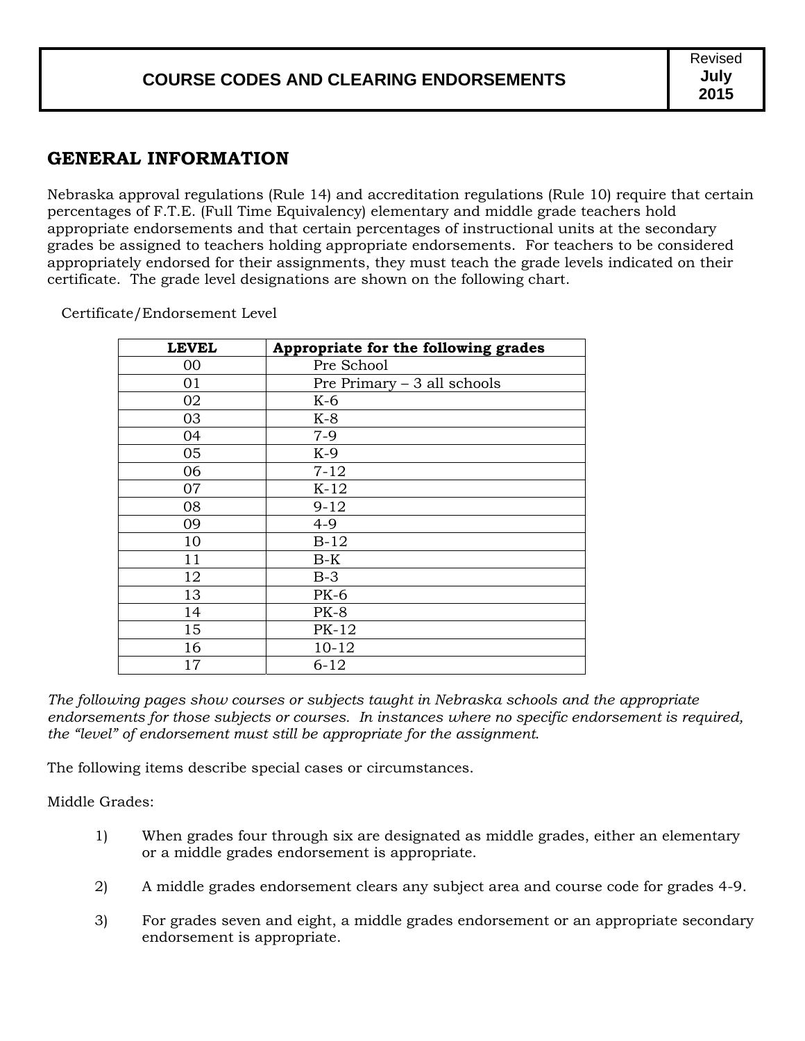# COURSE CODES AND CLEARING ENDORSEMENTS

Revised **July 2015**

## GENERAL INFORMATION

Nebraska approval regulations (Rule 14) and accreditation regulations (Rule 10) require that certain percentages of F.T.E. (Full Time Equivalency) elementary and middle grade teachers hold appropriate endorsements and that certain percentages of instructional units at the secondary grades be assigned to teachers holding appropriate endorsements. For teachers to be considered appropriately endorsed for their assignments, they must teach the grade levels indicated on their certificate. The grade level designations are shown on the following chart.

Certificate/Endorsement Level

| LEVEL | Appropriate for the following grades |
|---|---|
| 00 | Pre School |
| 01 | Pre Primary – 3 all schools |
| 02 | K-6 |
| 03 | K-8 |
| 04 | 7-9 |
| 05 | K-9 |
| 06 | 7-12 |
| 07 | K-12 |
| 08 | 9-12 |
| 09 | 4-9 |
| 10 | B-12 |
| 11 | B-K |
| 12 | B-3 |
| 13 | PK-6 |
| 14 | PK-8 |
| 15 | PK-12 |
| 16 | 10-12 |
| 17 | 6-12 |

*The following pages show courses or subjects taught in Nebraska schools and the appropriate endorsements for those subjects or courses. In instances where no specific endorsement is required, the "level" of endorsement must still be appropriate for the assignment.*

The following items describe special cases or circumstances.

Middle Grades:

1) When grades four through six are designated as middle grades, either an elementary or a middle grades endorsement is appropriate.

2) A middle grades endorsement clears any subject area and course code for grades 4-9.

3) For grades seven and eight, a middle grades endorsement or an appropriate secondary endorsement is appropriate.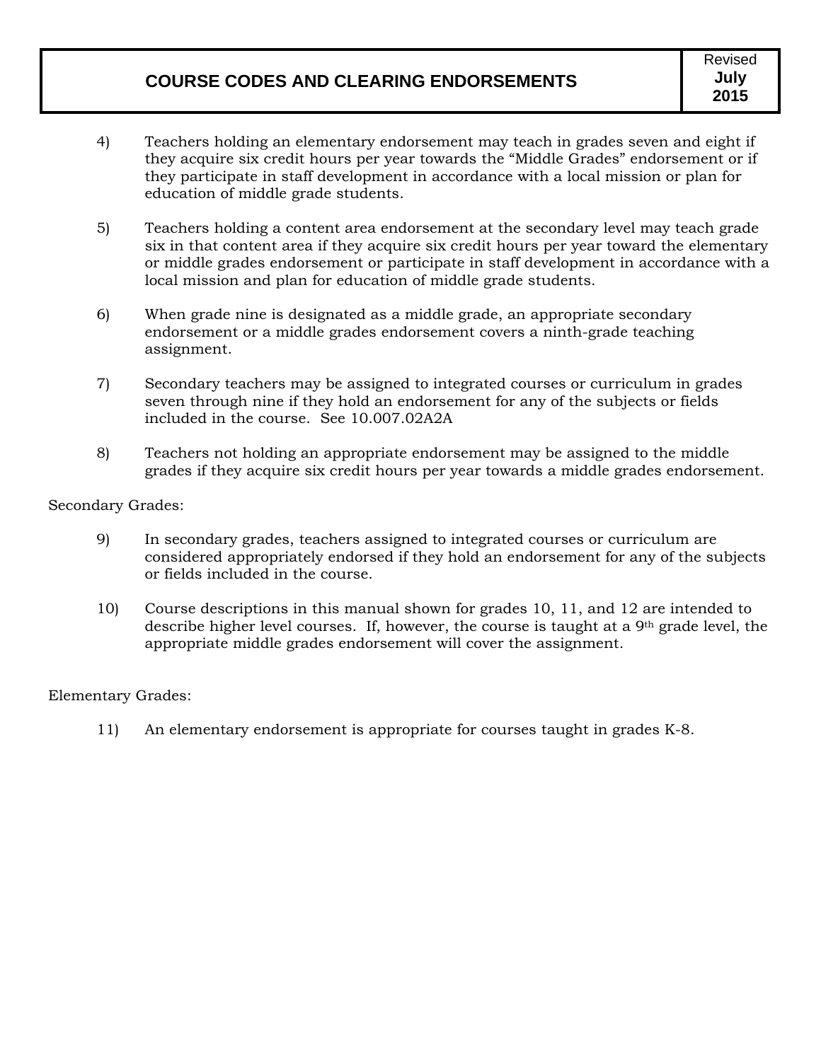4) Teachers holding an elementary endorsement may teach in grades seven and eight if they acquire six credit hours per year towards the “Middle Grades” endorsement or if they participate in staff development in accordance with a local mission or plan for education of middle grade students.

5) Teachers holding a content area endorsement at the secondary level may teach grade six in that content area if they acquire six credit hours per year toward the elementary or middle grades endorsement or participate in staff development in accordance with a local mission and plan for education of middle grade students.

6) When grade nine is designated as a middle grade, an appropriate secondary endorsement or a middle grades endorsement covers a ninth-grade teaching assignment.

7) Secondary teachers may be assigned to integrated courses or curriculum in grades seven through nine if they hold an endorsement for any of the subjects or fields included in the course. See 10.007.02A2A

8) Teachers not holding an appropriate endorsement may be assigned to the middle grades if they acquire six credit hours per year towards a middle grades endorsement.

Secondary Grades:

9) In secondary grades, teachers assigned to integrated courses or curriculum are considered appropriately endorsed if they hold an endorsement for any of the subjects or fields included in the course.

10) Course descriptions in this manual shown for grades 10, 11, and 12 are intended to describe higher level courses. If, however, the course is taught at a 9th grade level, the appropriate middle grades endorsement will cover the assignment.

Elementary Grades:

11) An elementary endorsement is appropriate for courses taught in grades K-8.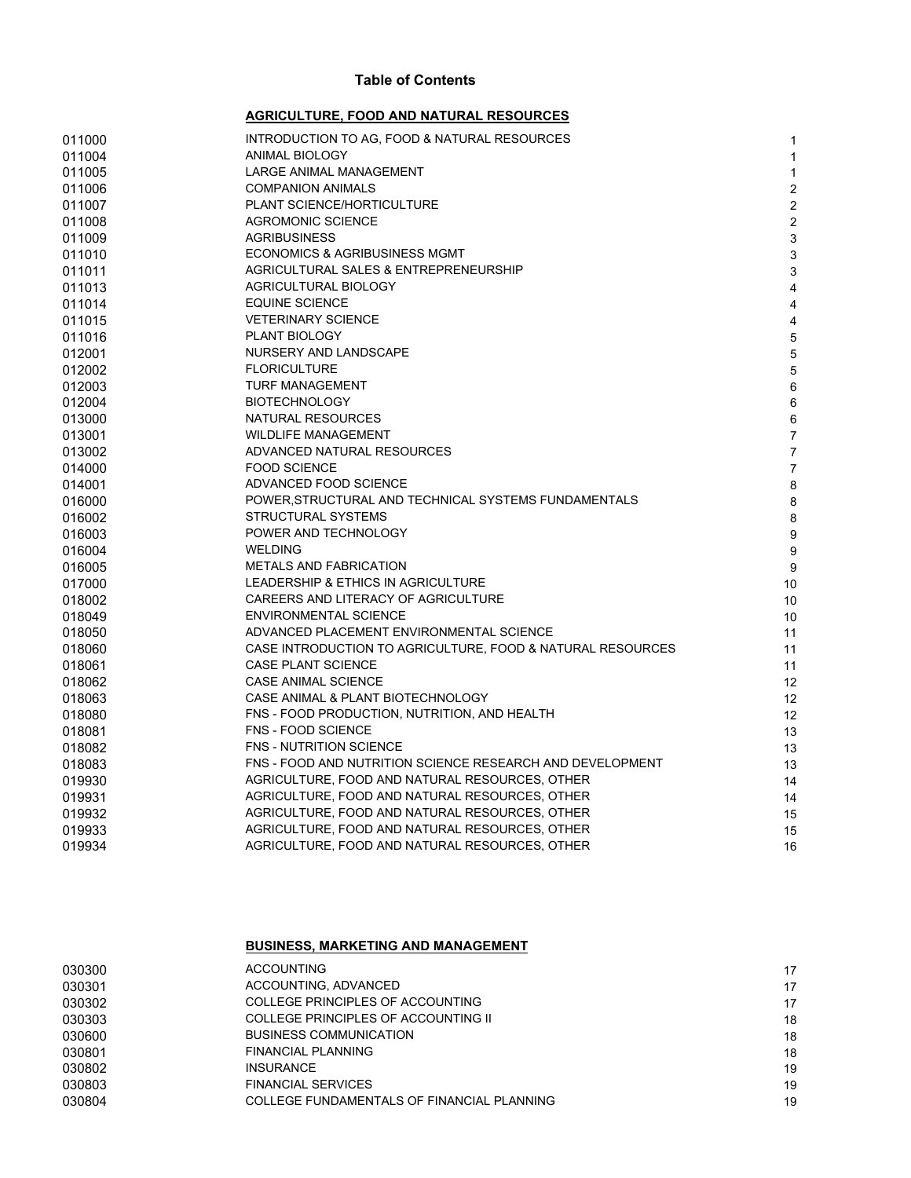# Table of Contents

## AGRICULTURE, FOOD AND NATURAL RESOURCES

| | | |
|---|---|---|
| 011000 | INTRODUCTION TO AG, FOOD & NATURAL RESOURCES | 1 |
| 011004 | ANIMAL BIOLOGY | 1 |
| 011005 | LARGE ANIMAL MANAGEMENT | 1 |
| 011006 | COMPANION ANIMALS | 2 |
| 011007 | PLANT SCIENCE/HORTICULTURE | 2 |
| 011008 | AGROMONIC SCIENCE | 2 |
| 011009 | AGRIBUSINESS | 3 |
| 011010 | ECONOMICS & AGRIBUSINESS MGMT | 3 |
| 011011 | AGRICULTURAL SALES & ENTREPRENEURSHIP | 3 |
| 011013 | AGRICULTURAL BIOLOGY | 4 |
| 011014 | EQUINE SCIENCE | 4 |
| 011015 | VETERINARY SCIENCE | 4 |
| 011016 | PLANT BIOLOGY | 5 |
| 012001 | NURSERY AND LANDSCAPE | 5 |
| 012002 | FLORICULTURE | 5 |
| 012003 | TURF MANAGEMENT | 6 |
| 012004 | BIOTECHNOLOGY | 6 |
| 013000 | NATURAL RESOURCES | 6 |
| 013001 | WILDLIFE MANAGEMENT | 7 |
| 013002 | ADVANCED NATURAL RESOURCES | 7 |
| 014000 | FOOD SCIENCE | 7 |
| 014001 | ADVANCED FOOD SCIENCE | 8 |
| 016000 | POWER,STRUCTURAL AND TECHNICAL SYSTEMS FUNDAMENTALS | 8 |
| 016002 | STRUCTURAL SYSTEMS | 8 |
| 016003 | POWER AND TECHNOLOGY | 9 |
| 016004 | WELDING | 9 |
| 016005 | METALS AND FABRICATION | 9 |
| 017000 | LEADERSHIP & ETHICS IN AGRICULTURE | 10 |
| 018002 | CAREERS AND LITERACY OF AGRICULTURE | 10 |
| 018049 | ENVIRONMENTAL SCIENCE | 10 |
| 018050 | ADVANCED PLACEMENT ENVIRONMENTAL SCIENCE | 11 |
| 018060 | CASE INTRODUCTION TO AGRICULTURE, FOOD & NATURAL RESOURCES | 11 |
| 018061 | CASE PLANT SCIENCE | 11 |
| 018062 | CASE ANIMAL SCIENCE | 12 |
| 018063 | CASE ANIMAL & PLANT BIOTECHNOLOGY | 12 |
| 018080 | FNS - FOOD PRODUCTION, NUTRITION, AND HEALTH | 12 |
| 018081 | FNS - FOOD SCIENCE | 13 |
| 018082 | FNS - NUTRITION SCIENCE | 13 |
| 018083 | FNS - FOOD AND NUTRITION SCIENCE RESEARCH AND DEVELOPMENT | 13 |
| 019930 | AGRICULTURE, FOOD AND NATURAL RESOURCES, OTHER | 14 |
| 019931 | AGRICULTURE, FOOD AND NATURAL RESOURCES, OTHER | 14 |
| 019932 | AGRICULTURE, FOOD AND NATURAL RESOURCES, OTHER | 15 |
| 019933 | AGRICULTURE, FOOD AND NATURAL RESOURCES, OTHER | 15 |
| 019934 | AGRICULTURE, FOOD AND NATURAL RESOURCES, OTHER | 16 |

## BUSINESS, MARKETING AND MANAGEMENT

| | | |
|---|---|---|
| 030300 | ACCOUNTING | 17 |
| 030301 | ACCOUNTING, ADVANCED | 17 |
| 030302 | COLLEGE PRINCIPLES OF ACCOUNTING | 17 |
| 030303 | COLLEGE PRINCIPLES OF ACCOUNTING II | 18 |
| 030600 | BUSINESS COMMUNICATION | 18 |
| 030801 | FINANCIAL PLANNING | 18 |
| 030802 | INSURANCE | 19 |
| 030803 | FINANCIAL SERVICES | 19 |
| 030804 | COLLEGE FUNDAMENTALS OF FINANCIAL PLANNING | 19 |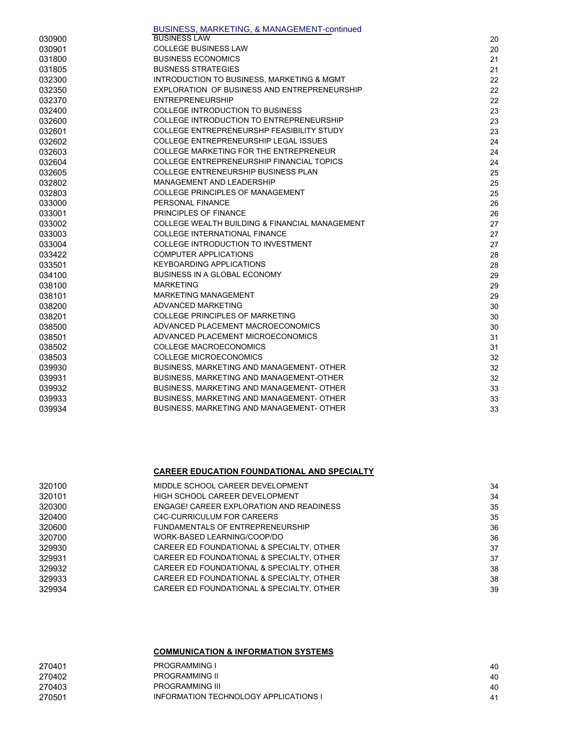### BUSINESS, MARKETING, & MANAGEMENT-continued

| | | |
|---|---|---|
| 030900 | BUSINESS LAW | 20 |
| 030901 | COLLEGE BUSINESS LAW | 20 |
| 031800 | BUSINESS ECONOMICS | 21 |
| 031805 | BUSNESS STRATEGIES | 21 |
| 032300 | INTRODUCTION TO BUSINESS, MARKETING & MGMT | 22 |
| 032350 | EXPLORATION OF BUSINESS AND ENTREPRENEURSHIP | 22 |
| 032370 | ENTREPRENEURSHIP | 22 |
| 032400 | COLLEGE INTRODUCTION TO BUSINESS | 23 |
| 032600 | COLLEGE INTRODUCTION TO ENTREPRENEURSHIP | 23 |
| 032601 | COLLEGE ENTREPRENEURSHP FEASIBILITY STUDY | 23 |
| 032602 | COLLEGE ENTREPRENEURSHIP LEGAL ISSUES | 24 |
| 032603 | COLLEGE MARKETING FOR THE ENTREPRENEUR | 24 |
| 032604 | COLLEGE ENTREPRENEURSHIP FINANCIAL TOPICS | 24 |
| 032605 | COLLEGE ENTRENEURSHIP BUSINESS PLAN | 25 |
| 032802 | MANAGEMENT AND LEADERSHIP | 25 |
| 032803 | COLLEGE PRINCIPLES OF MANAGEMENT | 25 |
| 033000 | PERSONAL FINANCE | 26 |
| 033001 | PRINCIPLES OF FINANCE | 26 |
| 033002 | COLLEGE WEALTH BUILDING & FINANCIAL MANAGEMENT | 27 |
| 033003 | COLLEGE INTERNATIONAL FINANCE | 27 |
| 033004 | COLLEGE INTRODUCTION TO INVESTMENT | 27 |
| 033422 | COMPUTER APPLICATIONS | 28 |
| 033501 | KEYBOARDING APPLICATIONS | 28 |
| 034100 | BUSINESS IN A GLOBAL ECONOMY | 29 |
| 038100 | MARKETING | 29 |
| 038101 | MARKETING MANAGEMENT | 29 |
| 038200 | ADVANCED MARKETING | 30 |
| 038201 | COLLEGE PRINCIPLES OF MARKETING | 30 |
| 038500 | ADVANCED PLACEMENT MACROECONOMICS | 30 |
| 038501 | ADVANCED PLACEMENT MICROECONOMICS | 31 |
| 038502 | COLLEGE MACROECONOMICS | 31 |
| 038503 | COLLEGE MICROECONOMICS | 32 |
| 039930 | BUSINESS, MARKETING AND MANAGEMENT- OTHER | 32 |
| 039931 | BUSINESS, MARKETING AND MANAGEMENT-OTHER | 32 |
| 039932 | BUSINESS, MARKETING AND MANAGEMENT- OTHER | 33 |
| 039933 | BUSINESS, MARKETING AND MANAGEMENT- OTHER | 33 |
| 039934 | BUSINESS, MARKETING AND MANAGEMENT- OTHER | 33 |

### CAREER EDUCATION FOUNDATIONAL AND SPECIALTY

| | | |
|---|---|---|
| 320100 | MIDDLE SCHOOL CAREER DEVELOPMENT | 34 |
| 320101 | HIGH SCHOOL CAREER DEVELOPMENT | 34 |
| 320300 | ENGAGE! CAREER EXPLORATION AND READINESS | 35 |
| 320400 | C4C-CURRICULUM FOR CAREERS | 35 |
| 320600 | FUNDAMENTALS OF ENTREPRENEURSHIP | 36 |
| 320700 | WORK-BASED LEARNING/COOP/DO | 36 |
| 329930 | CAREER ED FOUNDATIONAL & SPECIALTY, OTHER | 37 |
| 329931 | CAREER ED FOUNDATIONAL & SPECIALTY, OTHER | 37 |
| 329932 | CAREER ED FOUNDATIONAL & SPECIALTY, OTHER | 38 |
| 329933 | CAREER ED FOUNDATIONAL & SPECIALTY, OTHER | 38 |
| 329934 | CAREER ED FOUNDATIONAL & SPECIALTY, OTHER | 39 |

### COMMUNICATION & INFORMATION SYSTEMS

| | | |
|---|---|---|
| 270401 | PROGRAMMING I | 40 |
| 270402 | PROGRAMMING II | 40 |
| 270403 | PROGRAMMING III | 40 |
| 270501 | INFORMATION TECHNOLOGY APPLICATIONS I | 41 |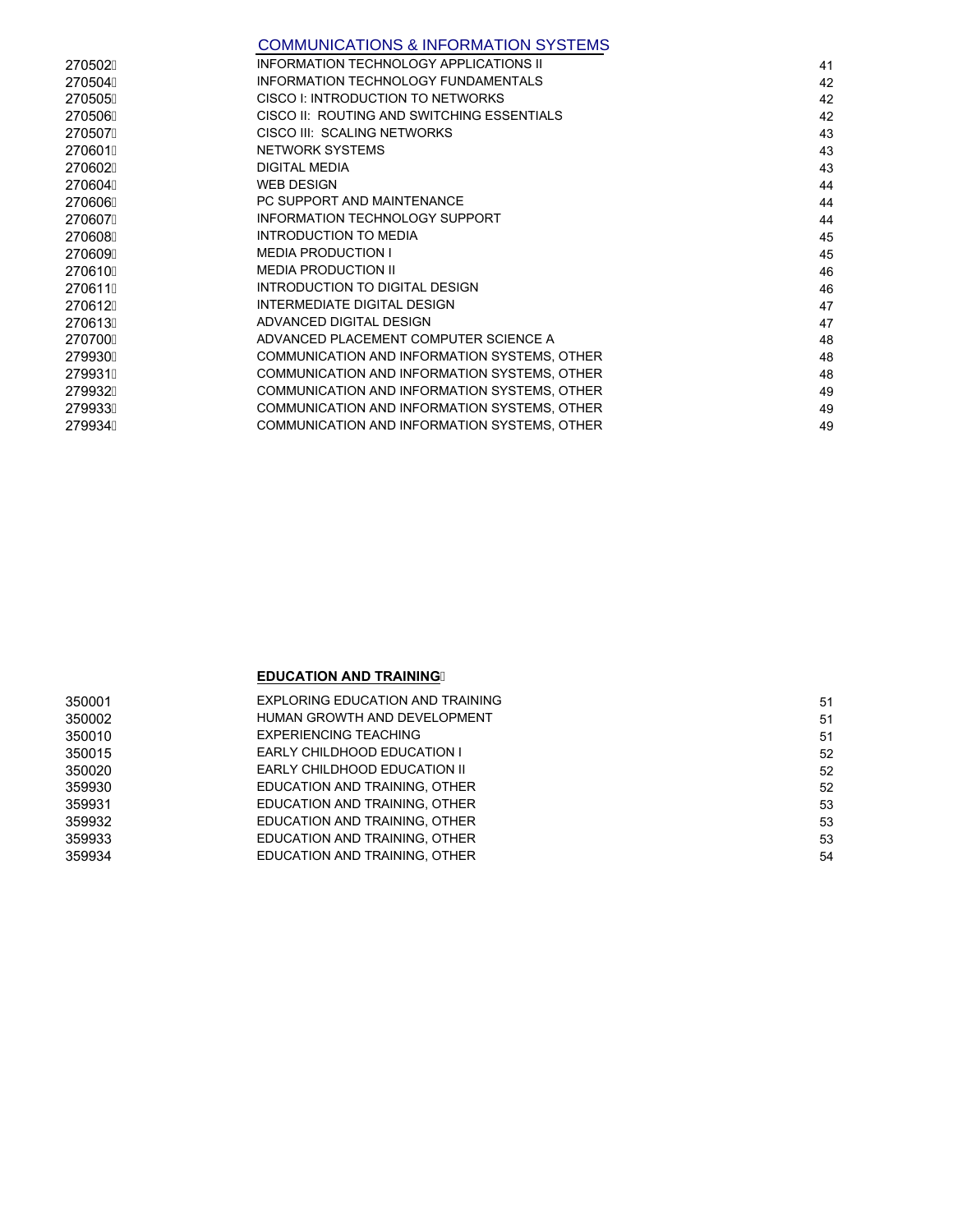## COMMUNICATIONS & INFORMATION SYSTEMS

| | | |
|---|---|---|
| 270502 | INFORMATION TECHNOLOGY APPLICATIONS II | 41 |
| 270504 | INFORMATION TECHNOLOGY FUNDAMENTALS | 42 |
| 270505 | CISCO I: INTRODUCTION TO NETWORKS | 42 |
| 270506 | CISCO II: ROUTING AND SWITCHING ESSENTIALS | 42 |
| 270507 | CISCO III: SCALING NETWORKS | 43 |
| 270601 | NETWORK SYSTEMS | 43 |
| 270602 | DIGITAL MEDIA | 43 |
| 270604 | WEB DESIGN | 44 |
| 270606 | PC SUPPORT AND MAINTENANCE | 44 |
| 270607 | INFORMATION TECHNOLOGY SUPPORT | 44 |
| 270608 | INTRODUCTION TO MEDIA | 45 |
| 270609 | MEDIA PRODUCTION I | 45 |
| 270610 | MEDIA PRODUCTION II | 46 |
| 270611 | INTRODUCTION TO DIGITAL DESIGN | 46 |
| 270612 | INTERMEDIATE DIGITAL DESIGN | 47 |
| 270613 | ADVANCED DIGITAL DESIGN | 47 |
| 270700 | ADVANCED PLACEMENT COMPUTER SCIENCE A | 48 |
| 279930 | COMMUNICATION AND INFORMATION SYSTEMS, OTHER | 48 |
| 279931 | COMMUNICATION AND INFORMATION SYSTEMS, OTHER | 48 |
| 279932 | COMMUNICATION AND INFORMATION SYSTEMS, OTHER | 49 |
| 279933 | COMMUNICATION AND INFORMATION SYSTEMS, OTHER | 49 |
| 279934 | COMMUNICATION AND INFORMATION SYSTEMS, OTHER | 49 |

## EDUCATION AND TRAINING

| | | |
|---|---|---|
| 350001 | EXPLORING EDUCATION AND TRAINING | 51 |
| 350002 | HUMAN GROWTH AND DEVELOPMENT | 51 |
| 350010 | EXPERIENCING TEACHING | 51 |
| 350015 | EARLY CHILDHOOD EDUCATION I | 52 |
| 350020 | EARLY CHILDHOOD EDUCATION II | 52 |
| 359930 | EDUCATION AND TRAINING, OTHER | 52 |
| 359931 | EDUCATION AND TRAINING, OTHER | 53 |
| 359932 | EDUCATION AND TRAINING, OTHER | 53 |
| 359933 | EDUCATION AND TRAINING, OTHER | 53 |
| 359934 | EDUCATION AND TRAINING, OTHER | 54 |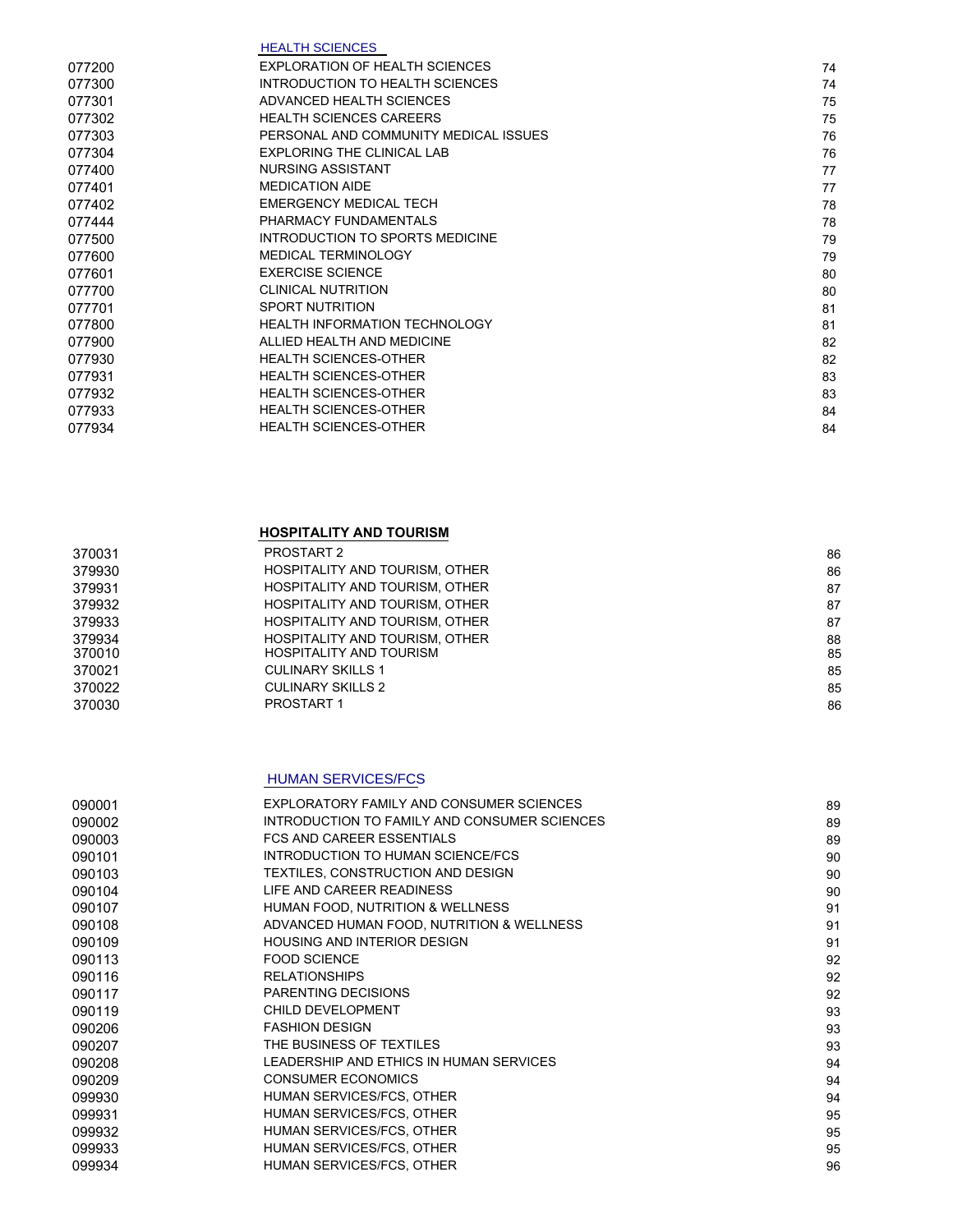## HEALTH SCIENCES

| | | |
|---|---|---|
| 077200 | EXPLORATION OF HEALTH SCIENCES | 74 |
| 077300 | INTRODUCTION TO HEALTH SCIENCES | 74 |
| 077301 | ADVANCED HEALTH SCIENCES | 75 |
| 077302 | HEALTH SCIENCES CAREERS | 75 |
| 077303 | PERSONAL AND COMMUNITY MEDICAL ISSUES | 76 |
| 077304 | EXPLORING THE CLINICAL LAB | 76 |
| 077400 | NURSING ASSISTANT | 77 |
| 077401 | MEDICATION AIDE | 77 |
| 077402 | EMERGENCY MEDICAL TECH | 78 |
| 077444 | PHARMACY FUNDAMENTALS | 78 |
| 077500 | INTRODUCTION TO SPORTS MEDICINE | 79 |
| 077600 | MEDICAL TERMINOLOGY | 79 |
| 077601 | EXERCISE SCIENCE | 80 |
| 077700 | CLINICAL NUTRITION | 80 |
| 077701 | SPORT NUTRITION | 81 |
| 077800 | HEALTH INFORMATION TECHNOLOGY | 81 |
| 077900 | ALLIED HEALTH AND MEDICINE | 82 |
| 077930 | HEALTH SCIENCES-OTHER | 82 |
| 077931 | HEALTH SCIENCES-OTHER | 83 |
| 077932 | HEALTH SCIENCES-OTHER | 83 |
| 077933 | HEALTH SCIENCES-OTHER | 84 |
| 077934 | HEALTH SCIENCES-OTHER | 84 |

## HOSPITALITY AND TOURISM

| | | |
|---|---|---|
| 370031 | PROSTART 2 | 86 |
| 379930 | HOSPITALITY AND TOURISM, OTHER | 86 |
| 379931 | HOSPITALITY AND TOURISM, OTHER | 87 |
| 379932 | HOSPITALITY AND TOURISM, OTHER | 87 |
| 379933 | HOSPITALITY AND TOURISM, OTHER | 87 |
| 379934 | HOSPITALITY AND TOURISM, OTHER | 88 |
| 370010 | HOSPITALITY AND TOURISM | 85 |
| 370021 | CULINARY SKILLS 1 | 85 |
| 370022 | CULINARY SKILLS 2 | 85 |
| 370030 | PROSTART 1 | 86 |

## HUMAN SERVICES/FCS

| | | |
|---|---|---|
| 090001 | EXPLORATORY FAMILY AND CONSUMER SCIENCES | 89 |
| 090002 | INTRODUCTION TO FAMILY AND CONSUMER SCIENCES | 89 |
| 090003 | FCS AND CAREER ESSENTIALS | 89 |
| 090101 | INTRODUCTION TO HUMAN SCIENCE/FCS | 90 |
| 090103 | TEXTILES, CONSTRUCTION AND DESIGN | 90 |
| 090104 | LIFE AND CAREER READINESS | 90 |
| 090107 | HUMAN FOOD, NUTRITION & WELLNESS | 91 |
| 090108 | ADVANCED HUMAN FOOD, NUTRITION & WELLNESS | 91 |
| 090109 | HOUSING AND INTERIOR DESIGN | 91 |
| 090113 | FOOD SCIENCE | 92 |
| 090116 | RELATIONSHIPS | 92 |
| 090117 | PARENTING DECISIONS | 92 |
| 090119 | CHILD DEVELOPMENT | 93 |
| 090206 | FASHION DESIGN | 93 |
| 090207 | THE BUSINESS OF TEXTILES | 93 |
| 090208 | LEADERSHIP AND ETHICS IN HUMAN SERVICES | 94 |
| 090209 | CONSUMER ECONOMICS | 94 |
| 099930 | HUMAN SERVICES/FCS, OTHER | 94 |
| 099931 | HUMAN SERVICES/FCS, OTHER | 95 |
| 099932 | HUMAN SERVICES/FCS, OTHER | 95 |
| 099933 | HUMAN SERVICES/FCS, OTHER | 95 |
| 099934 | HUMAN SERVICES/FCS, OTHER | 96 |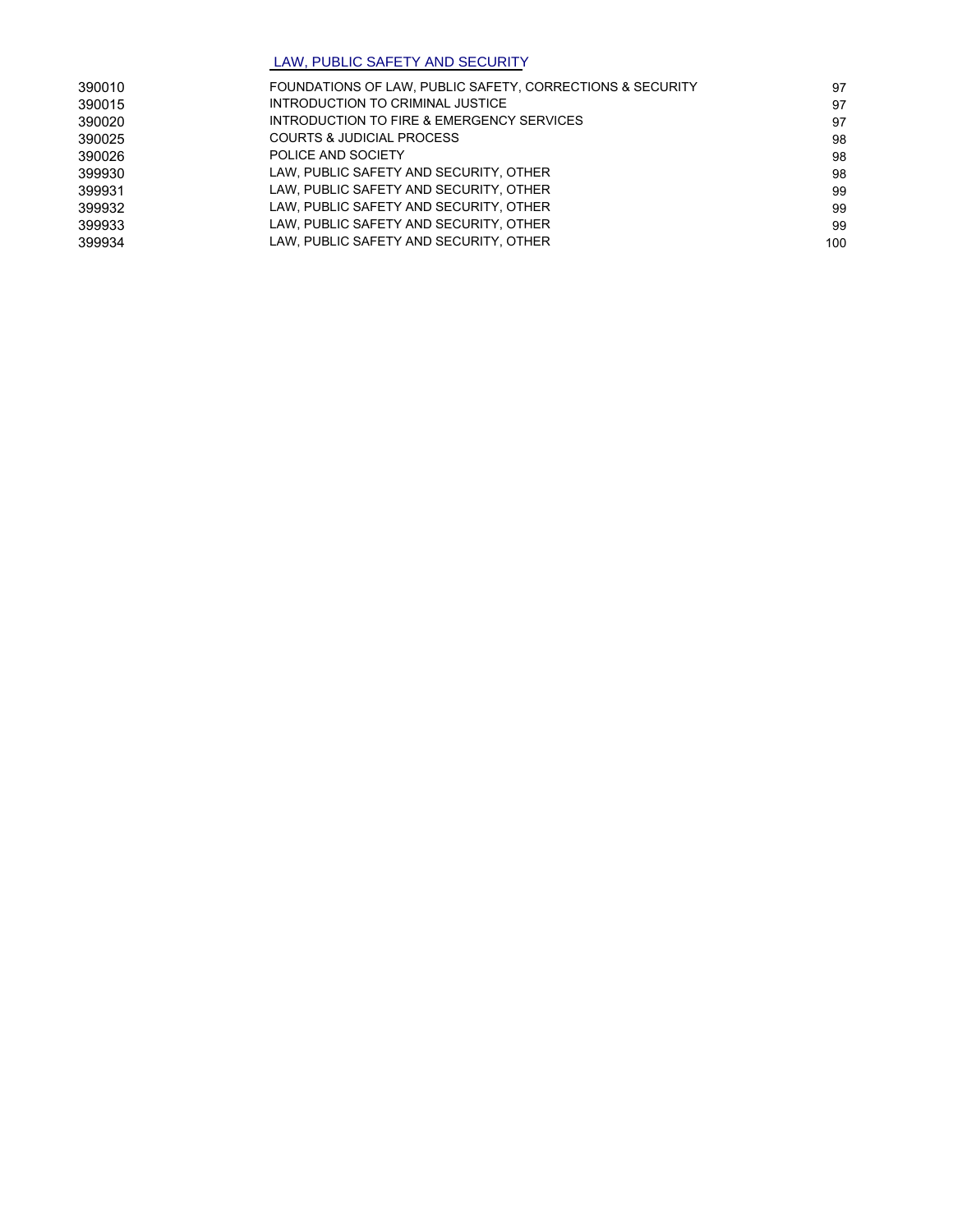## LAW, PUBLIC SAFETY AND SECURITY

| | | |
|---|---|---|
| 390010 | FOUNDATIONS OF LAW, PUBLIC SAFETY, CORRECTIONS & SECURITY | 97 |
| 390015 | INTRODUCTION TO CRIMINAL JUSTICE | 97 |
| 390020 | INTRODUCTION TO FIRE & EMERGENCY SERVICES | 97 |
| 390025 | COURTS & JUDICIAL PROCESS | 98 |
| 390026 | POLICE AND SOCIETY | 98 |
| 399930 | LAW, PUBLIC SAFETY AND SECURITY, OTHER | 98 |
| 399931 | LAW, PUBLIC SAFETY AND SECURITY, OTHER | 99 |
| 399932 | LAW, PUBLIC SAFETY AND SECURITY, OTHER | 99 |
| 399933 | LAW, PUBLIC SAFETY AND SECURITY, OTHER | 99 |
| 399934 | LAW, PUBLIC SAFETY AND SECURITY, OTHER | 100 |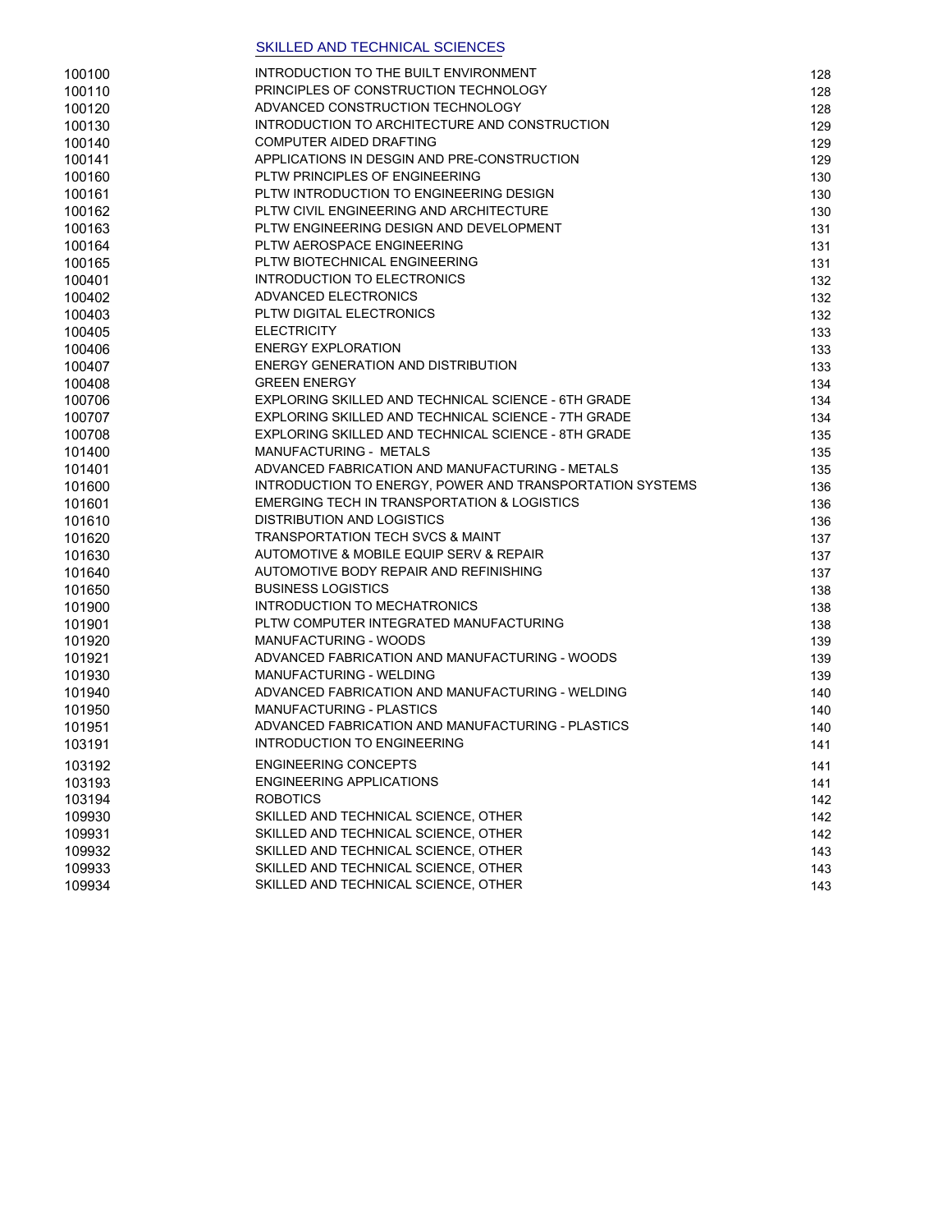## SKILLED AND TECHNICAL SCIENCES

| | | |
|---|---|---|
| 100100 | INTRODUCTION TO THE BUILT ENVIRONMENT | 128 |
| 100110 | PRINCIPLES OF CONSTRUCTION TECHNOLOGY | 128 |
| 100120 | ADVANCED CONSTRUCTION TECHNOLOGY | 128 |
| 100130 | INTRODUCTION TO ARCHITECTURE AND CONSTRUCTION | 129 |
| 100140 | COMPUTER AIDED DRAFTING | 129 |
| 100141 | APPLICATIONS IN DESGIN AND PRE-CONSTRUCTION | 129 |
| 100160 | PLTW PRINCIPLES OF ENGINEERING | 130 |
| 100161 | PLTW INTRODUCTION TO ENGINEERING DESIGN | 130 |
| 100162 | PLTW CIVIL ENGINEERING AND ARCHITECTURE | 130 |
| 100163 | PLTW ENGINEERING DESIGN AND DEVELOPMENT | 131 |
| 100164 | PLTW AEROSPACE ENGINEERING | 131 |
| 100165 | PLTW BIOTECHNICAL ENGINEERING | 131 |
| 100401 | INTRODUCTION TO ELECTRONICS | 132 |
| 100402 | ADVANCED ELECTRONICS | 132 |
| 100403 | PLTW DIGITAL ELECTRONICS | 132 |
| 100405 | ELECTRICITY | 133 |
| 100406 | ENERGY EXPLORATION | 133 |
| 100407 | ENERGY GENERATION AND DISTRIBUTION | 133 |
| 100408 | GREEN ENERGY | 134 |
| 100706 | EXPLORING SKILLED AND TECHNICAL SCIENCE - 6TH GRADE | 134 |
| 100707 | EXPLORING SKILLED AND TECHNICAL SCIENCE - 7TH GRADE | 134 |
| 100708 | EXPLORING SKILLED AND TECHNICAL SCIENCE - 8TH GRADE | 135 |
| 101400 | MANUFACTURING - METALS | 135 |
| 101401 | ADVANCED FABRICATION AND MANUFACTURING - METALS | 135 |
| 101600 | INTRODUCTION TO ENERGY, POWER AND TRANSPORTATION SYSTEMS | 136 |
| 101601 | EMERGING TECH IN TRANSPORTATION & LOGISTICS | 136 |
| 101610 | DISTRIBUTION AND LOGISTICS | 136 |
| 101620 | TRANSPORTATION TECH SVCS & MAINT | 137 |
| 101630 | AUTOMOTIVE & MOBILE EQUIP SERV & REPAIR | 137 |
| 101640 | AUTOMOTIVE BODY REPAIR AND REFINISHING | 137 |
| 101650 | BUSINESS LOGISTICS | 138 |
| 101900 | INTRODUCTION TO MECHATRONICS | 138 |
| 101901 | PLTW COMPUTER INTEGRATED MANUFACTURING | 138 |
| 101920 | MANUFACTURING - WOODS | 139 |
| 101921 | ADVANCED FABRICATION AND MANUFACTURING - WOODS | 139 |
| 101930 | MANUFACTURING - WELDING | 139 |
| 101940 | ADVANCED FABRICATION AND MANUFACTURING - WELDING | 140 |
| 101950 | MANUFACTURING - PLASTICS | 140 |
| 101951 | ADVANCED FABRICATION AND MANUFACTURING - PLASTICS | 140 |
| 103191 | INTRODUCTION TO ENGINEERING | 141 |
| 103192 | ENGINEERING CONCEPTS | 141 |
| 103193 | ENGINEERING APPLICATIONS | 141 |
| 103194 | ROBOTICS | 142 |
| 109930 | SKILLED AND TECHNICAL SCIENCE, OTHER | 142 |
| 109931 | SKILLED AND TECHNICAL SCIENCE, OTHER | 142 |
| 109932 | SKILLED AND TECHNICAL SCIENCE, OTHER | 143 |
| 109933 | SKILLED AND TECHNICAL SCIENCE, OTHER | 143 |
| 109934 | SKILLED AND TECHNICAL SCIENCE, OTHER | 143 |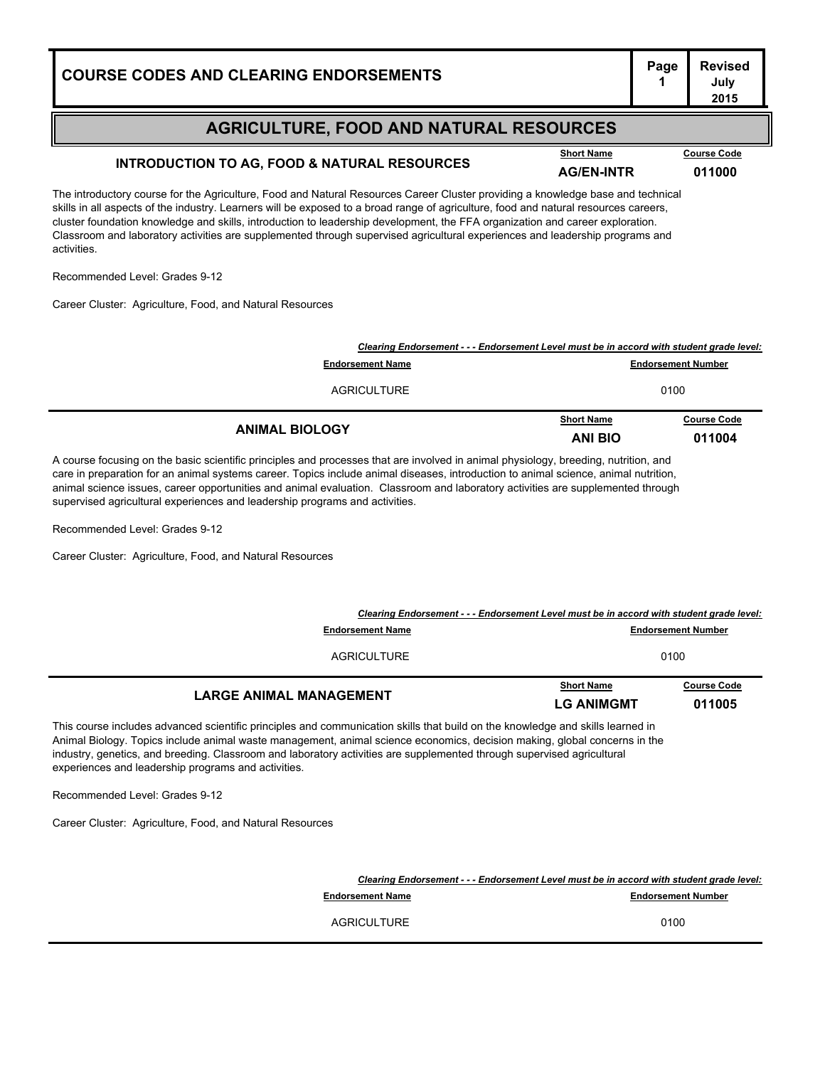# COURSE CODES AND CLEARING ENDORSEMENTS

## AGRICULTURE, FOOD AND NATURAL RESOURCES

### INTRODUCTION TO AG, FOOD & NATURAL RESOURCES

| Short Name | Course Code |
|---|---|
| AG/EN-INTR | 011000 |

The introductory course for the Agriculture, Food and Natural Resources Career Cluster providing a knowledge base and technical skills in all aspects of the industry. Learners will be exposed to a broad range of agriculture, food and natural resources careers, cluster foundation knowledge and skills, introduction to leadership development, the FFA organization and career exploration. Classroom and laboratory activities are supplemented through supervised agricultural experiences and leadership programs and activities.

Recommended Level: Grades 9-12

Career Cluster: Agriculture, Food, and Natural Resources

*Clearing Endorsement - - - Endorsement Level must be in accord with student grade level:*

| Endorsement Name | Endorsement Number |
|---|---|
| AGRICULTURE | 0100 |

### ANIMAL BIOLOGY

| Short Name | Course Code |
|---|---|
| ANI BIO | 011004 |

A course focusing on the basic scientific principles and processes that are involved in animal physiology, breeding, nutrition, and care in preparation for an animal systems career. Topics include animal diseases, introduction to animal science, animal nutrition, animal science issues, career opportunities and animal evaluation. Classroom and laboratory activities are supplemented through supervised agricultural experiences and leadership programs and activities.

Recommended Level: Grades 9-12

Career Cluster: Agriculture, Food, and Natural Resources

*Clearing Endorsement - - - Endorsement Level must be in accord with student grade level:*

| Endorsement Name | Endorsement Number |
|---|---|
| AGRICULTURE | 0100 |

### LARGE ANIMAL MANAGEMENT

| Short Name | Course Code |
|---|---|
| LG ANIMGMT | 011005 |

This course includes advanced scientific principles and communication skills that build on the knowledge and skills learned in Animal Biology. Topics include animal waste management, animal science economics, decision making, global concerns in the industry, genetics, and breeding. Classroom and laboratory activities are supplemented through supervised agricultural experiences and leadership programs and activities.

Recommended Level: Grades 9-12

Career Cluster: Agriculture, Food, and Natural Resources

*Clearing Endorsement - - - Endorsement Level must be in accord with student grade level:*

| Endorsement Name | Endorsement Number |
|---|---|
| AGRICULTURE | 0100 |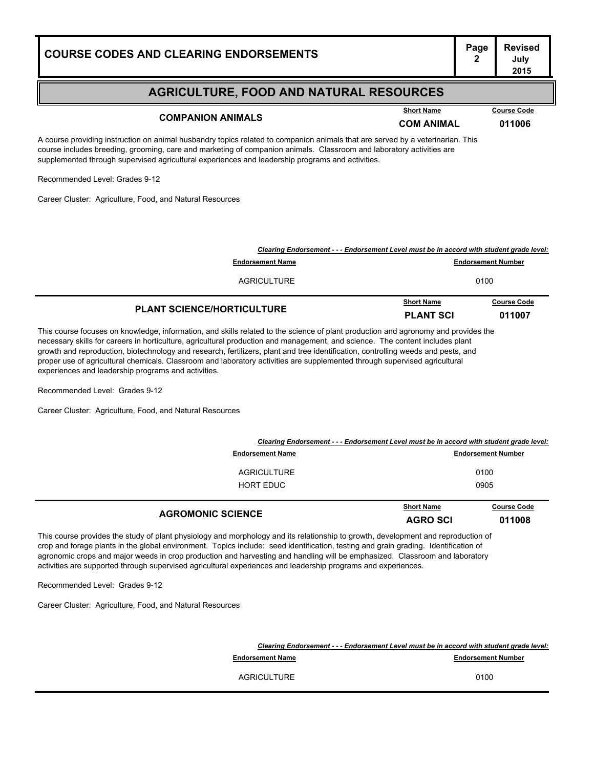## AGRICULTURE, FOOD AND NATURAL RESOURCES

### COMPANION ANIMALS

| Short Name | Course Code |
|---|---|
| COM ANIMAL | 011006 |

A course providing instruction on animal husbandry topics related to companion animals that are served by a veterinarian. This course includes breeding, grooming, care and marketing of companion animals. Classroom and laboratory activities are supplemented through supervised agricultural experiences and leadership programs and activities.

Recommended Level: Grades 9-12

Career Cluster: Agriculture, Food, and Natural Resources

***Clearing Endorsement - - - Endorsement Level must be in accord with student grade level:***

| Endorsement Name | Endorsement Number |
|---|---|
| AGRICULTURE | 0100 |

### PLANT SCIENCE/HORTICULTURE

| Short Name | Course Code |
|---|---|
| PLANT SCI | 011007 |

This course focuses on knowledge, information, and skills related to the science of plant production and agronomy and provides the necessary skills for careers in horticulture, agricultural production and management, and science. The content includes plant growth and reproduction, biotechnology and research, fertilizers, plant and tree identification, controlling weeds and pests, and proper use of agricultural chemicals. Classroom and laboratory activities are supplemented through supervised agricultural experiences and leadership programs and activities.

Recommended Level: Grades 9-12

Career Cluster: Agriculture, Food, and Natural Resources

***Clearing Endorsement - - - Endorsement Level must be in accord with student grade level:***

| Endorsement Name | Endorsement Number |
|---|---|
| AGRICULTURE | 0100 |
| HORT EDUC | 0905 |

### AGROMONIC SCIENCE

| Short Name | Course Code |
|---|---|
| AGRO SCI | 011008 |

This course provides the study of plant physiology and morphology and its relationship to growth, development and reproduction of crop and forage plants in the global environment. Topics include: seed identification, testing and grain grading. Identification of agronomic crops and major weeds in crop production and harvesting and handling will be emphasized. Classroom and laboratory activities are supported through supervised agricultural experiences and leadership programs and experiences.

Recommended Level: Grades 9-12

Career Cluster: Agriculture, Food, and Natural Resources

***Clearing Endorsement - - - Endorsement Level must be in accord with student grade level:***

| Endorsement Name | Endorsement Number |
|---|---|
| AGRICULTURE | 0100 |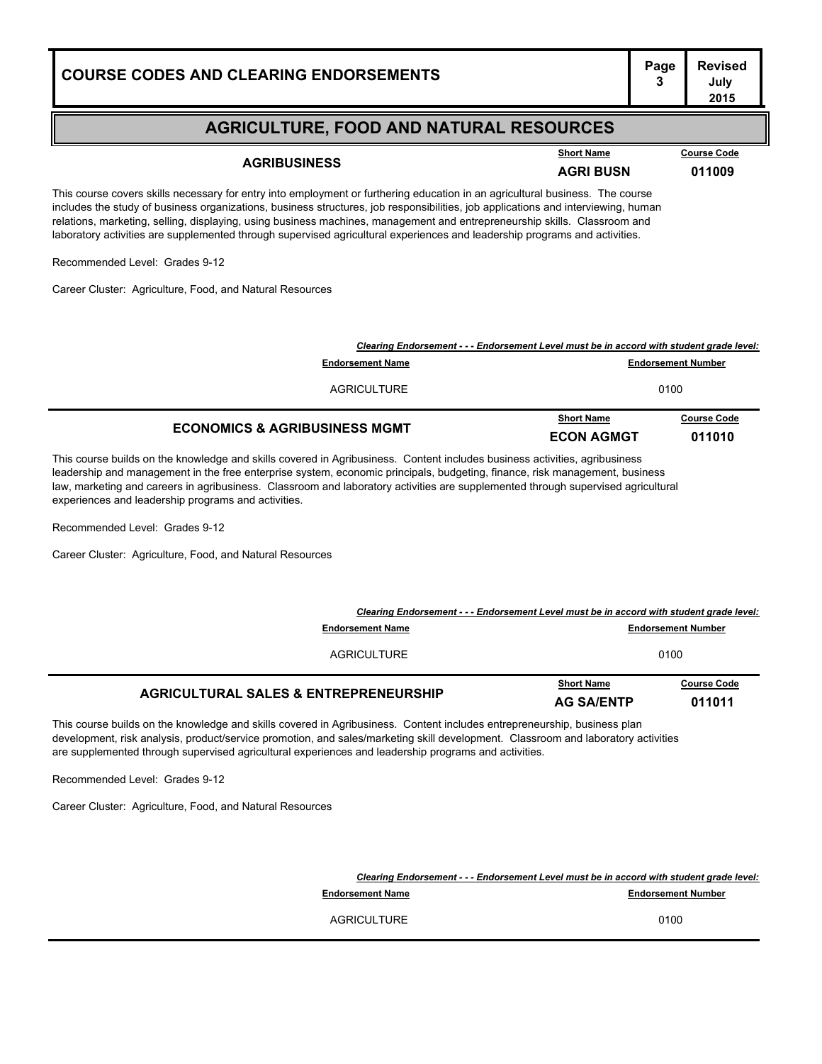## AGRICULTURE, FOOD AND NATURAL RESOURCES

### AGRIBUSINESS

| Short Name | Course Code |
|---|---|
| AGRI BUSN | 011009 |

This course covers skills necessary for entry into employment or furthering education in an agricultural business. The course includes the study of business organizations, business structures, job responsibilities, job applications and interviewing, human relations, marketing, selling, displaying, using business machines, management and entrepreneurship skills. Classroom and laboratory activities are supplemented through supervised agricultural experiences and leadership programs and activities.

Recommended Level: Grades 9-12

Career Cluster: Agriculture, Food, and Natural Resources

*Clearing Endorsement - - - Endorsement Level must be in accord with student grade level:*

| Endorsement Name | Endorsement Number |
|---|---|
| AGRICULTURE | 0100 |

### ECONOMICS & AGRIBUSINESS MGMT

| Short Name | Course Code |
|---|---|
| ECON AGMGT | 011010 |

This course builds on the knowledge and skills covered in Agribusiness. Content includes business activities, agribusiness leadership and management in the free enterprise system, economic principals, budgeting, finance, risk management, business law, marketing and careers in agribusiness. Classroom and laboratory activities are supplemented through supervised agricultural experiences and leadership programs and activities.

Recommended Level: Grades 9-12

Career Cluster: Agriculture, Food, and Natural Resources

*Clearing Endorsement - - - Endorsement Level must be in accord with student grade level:*

| Endorsement Name | Endorsement Number |
|---|---|
| AGRICULTURE | 0100 |

### AGRICULTURAL SALES & ENTREPRENEURSHIP

| Short Name | Course Code |
|---|---|
| AG SA/ENTP | 011011 |

This course builds on the knowledge and skills covered in Agribusiness. Content includes entrepreneurship, business plan development, risk analysis, product/service promotion, and sales/marketing skill development. Classroom and laboratory activities are supplemented through supervised agricultural experiences and leadership programs and activities.

Recommended Level: Grades 9-12

Career Cluster: Agriculture, Food, and Natural Resources

*Clearing Endorsement - - - Endorsement Level must be in accord with student grade level:*

| Endorsement Name | Endorsement Number |
|---|---|
| AGRICULTURE | 0100 |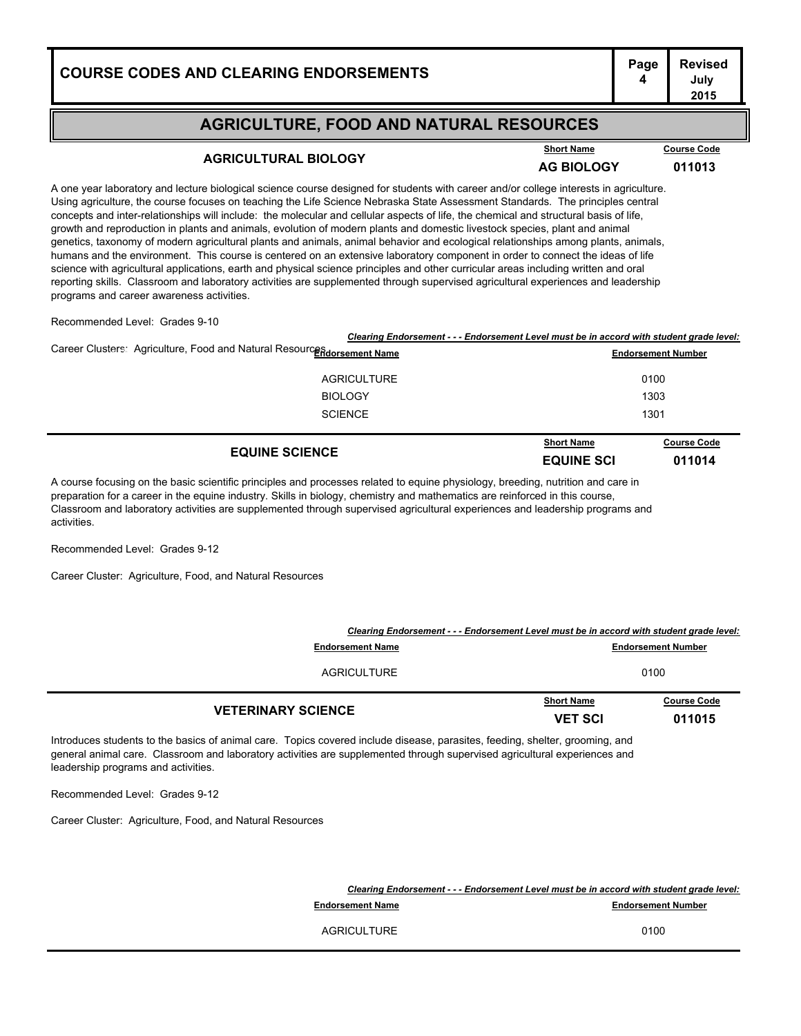## AGRICULTURE, FOOD AND NATURAL RESOURCES

### AGRICULTURAL BIOLOGY

| Short Name | Course Code |
|---|---|
| AG BIOLOGY | 011013 |

A one year laboratory and lecture biological science course designed for students with career and/or college interests in agriculture. Using agriculture, the course focuses on teaching the Life Science Nebraska State Assessment Standards. The principles central concepts and inter-relationships will include: the molecular and cellular aspects of life, the chemical and structural basis of life, growth and reproduction in plants and animals, evolution of modern plants and domestic livestock species, plant and animal genetics, taxonomy of modern agricultural plants and animals, animal behavior and ecological relationships among plants, animals, humans and the environment. This course is centered on an extensive laboratory component in order to connect the ideas of life science with agricultural applications, earth and physical science principles and other curricular areas including written and oral reporting skills. Classroom and laboratory activities are supplemented through supervised agricultural experiences and leadership programs and career awareness activities.

Recommended Level: Grades 9-10

Career Clusters: Agriculture, Food and Natural Resources

***Clearing Endorsement - - - Endorsement Level must be in accord with student grade level:***

| Endorsement Name | Endorsement Number |
|---|---|
| AGRICULTURE | 0100 |
| BIOLOGY | 1303 |
| SCIENCE | 1301 |

### EQUINE SCIENCE

| Short Name | Course Code |
|---|---|
| EQUINE SCI | 011014 |

A course focusing on the basic scientific principles and processes related to equine physiology, breeding, nutrition and care in preparation for a career in the equine industry. Skills in biology, chemistry and mathematics are reinforced in this course, Classroom and laboratory activities are supplemented through supervised agricultural experiences and leadership programs and activities.

Recommended Level: Grades 9-12

Career Cluster: Agriculture, Food, and Natural Resources

***Clearing Endorsement - - - Endorsement Level must be in accord with student grade level:***

| Endorsement Name | Endorsement Number |
|---|---|
| AGRICULTURE | 0100 |

### VETERINARY SCIENCE

| Short Name | Course Code |
|---|---|
| VET SCI | 011015 |

Introduces students to the basics of animal care. Topics covered include disease, parasites, feeding, shelter, grooming, and general animal care. Classroom and laboratory activities are supplemented through supervised agricultural experiences and leadership programs and activities.

Recommended Level: Grades 9-12

Career Cluster: Agriculture, Food, and Natural Resources

***Clearing Endorsement - - - Endorsement Level must be in accord with student grade level:***

| Endorsement Name | Endorsement Number |
|---|---|
| AGRICULTURE | 0100 |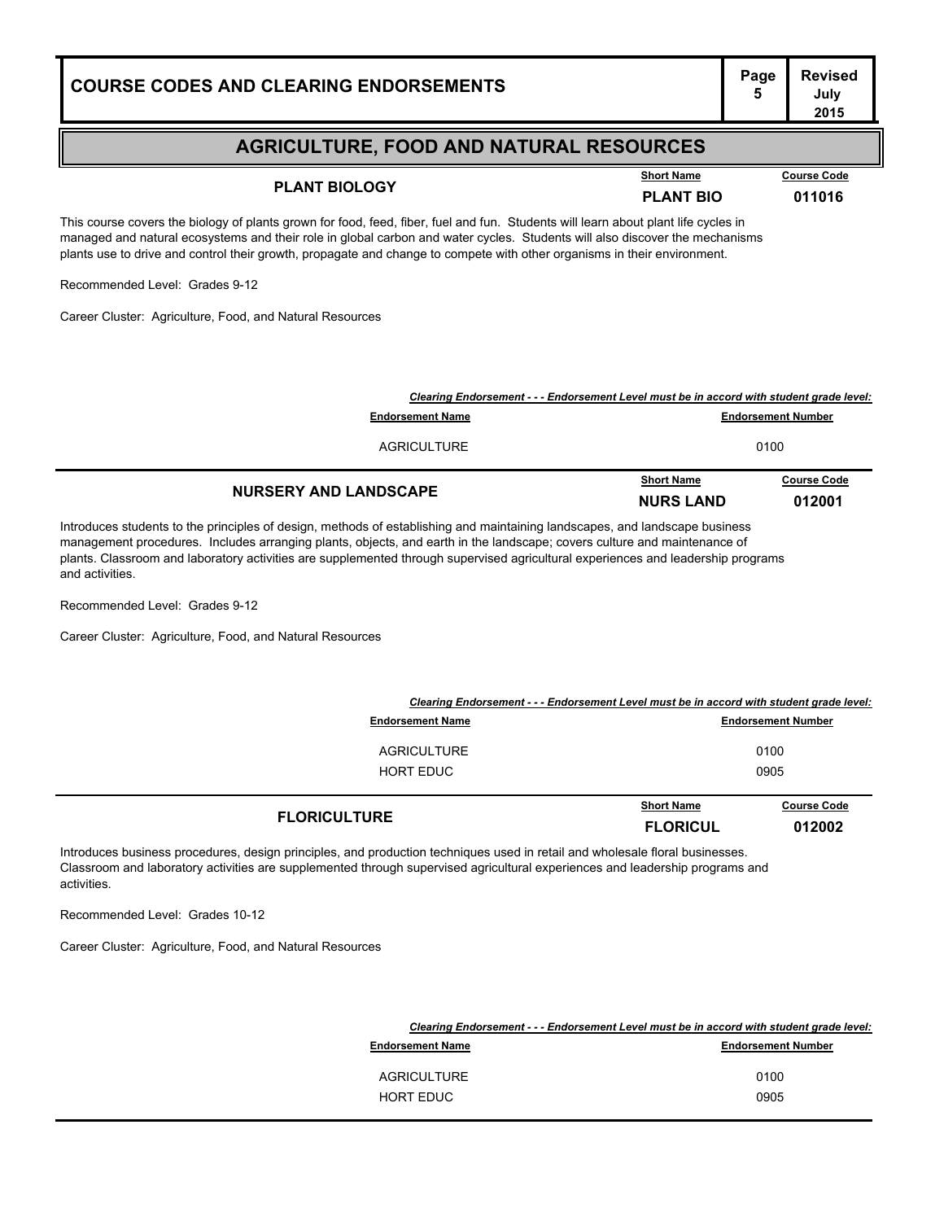## AGRICULTURE, FOOD AND NATURAL RESOURCES

### PLANT BIOLOGY

| Short Name | Course Code |
|---|---|
| PLANT BIO | 011016 |

This course covers the biology of plants grown for food, feed, fiber, fuel and fun. Students will learn about plant life cycles in managed and natural ecosystems and their role in global carbon and water cycles. Students will also discover the mechanisms plants use to drive and control their growth, propagate and change to compete with other organisms in their environment.

Recommended Level: Grades 9-12

Career Cluster: Agriculture, Food, and Natural Resources

*Clearing Endorsement - - - Endorsement Level must be in accord with student grade level:*

| Endorsement Name | Endorsement Number |
|---|---|
| AGRICULTURE | 0100 |

### NURSERY AND LANDSCAPE

| Short Name | Course Code |
|---|---|
| NURS LAND | 012001 |

Introduces students to the principles of design, methods of establishing and maintaining landscapes, and landscape business management procedures. Includes arranging plants, objects, and earth in the landscape; covers culture and maintenance of plants. Classroom and laboratory activities are supplemented through supervised agricultural experiences and leadership programs and activities.

Recommended Level: Grades 9-12

Career Cluster: Agriculture, Food, and Natural Resources

*Clearing Endorsement - - - Endorsement Level must be in accord with student grade level:*

| Endorsement Name | Endorsement Number |
|---|---|
| AGRICULTURE | 0100 |
| HORT EDUC | 0905 |

### FLORICULTURE

| Short Name | Course Code |
|---|---|
| FLORICUL | 012002 |

Introduces business procedures, design principles, and production techniques used in retail and wholesale floral businesses. Classroom and laboratory activities are supplemented through supervised agricultural experiences and leadership programs and activities.

Recommended Level: Grades 10-12

Career Cluster: Agriculture, Food, and Natural Resources

*Clearing Endorsement - - - Endorsement Level must be in accord with student grade level:*

| Endorsement Name | Endorsement Number |
|---|---|
| AGRICULTURE | 0100 |
| HORT EDUC | 0905 |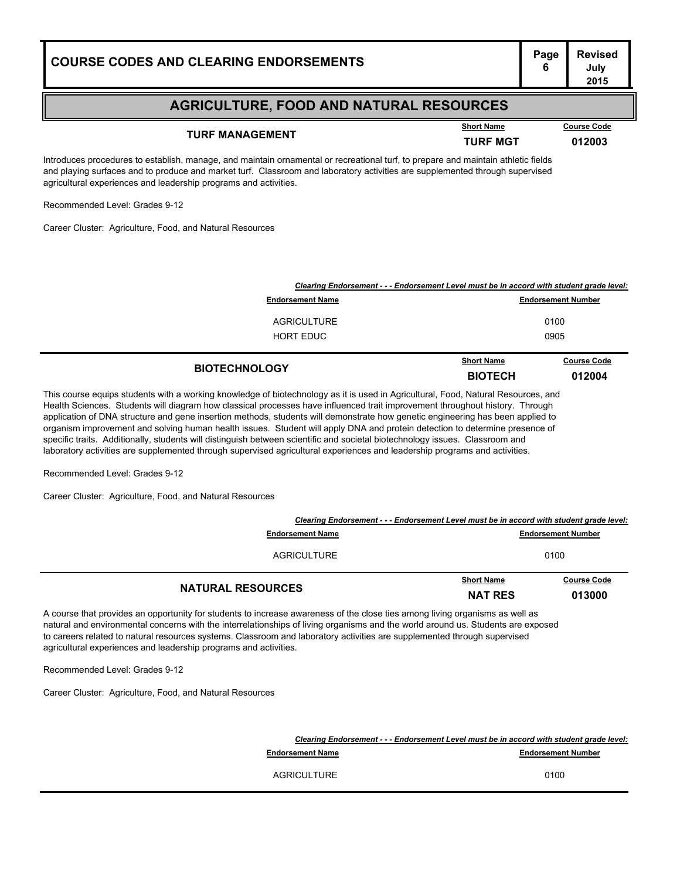## AGRICULTURE, FOOD AND NATURAL RESOURCES

### TURF MANAGEMENT

| Short Name | Course Code |
|---|---|
| TURF MGT | 012003 |

Introduces procedures to establish, manage, and maintain ornamental or recreational turf, to prepare and maintain athletic fields and playing surfaces and to produce and market turf. Classroom and laboratory activities are supplemented through supervised agricultural experiences and leadership programs and activities.

Recommended Level: Grades 9-12

Career Cluster: Agriculture, Food, and Natural Resources

***Clearing Endorsement - - - Endorsement Level must be in accord with student grade level:***

| Endorsement Name | Endorsement Number |
|---|---|
| AGRICULTURE | 0100 |
| HORT EDUC | 0905 |

### BIOTECHNOLOGY

| Short Name | Course Code |
|---|---|
| BIOTECH | 012004 |

This course equips students with a working knowledge of biotechnology as it is used in Agricultural, Food, Natural Resources, and Health Sciences. Students will diagram how classical processes have influenced trait improvement throughout history. Through application of DNA structure and gene insertion methods, students will demonstrate how genetic engineering has been applied to organism improvement and solving human health issues. Student will apply DNA and protein detection to determine presence of specific traits. Additionally, students will distinguish between scientific and societal biotechnology issues. Classroom and laboratory activities are supplemented through supervised agricultural experiences and leadership programs and activities.

Recommended Level: Grades 9-12

Career Cluster: Agriculture, Food, and Natural Resources

***Clearing Endorsement - - - Endorsement Level must be in accord with student grade level:***

| Endorsement Name | Endorsement Number |
|---|---|
| AGRICULTURE | 0100 |

### NATURAL RESOURCES

| Short Name | Course Code |
|---|---|
| NAT RES | 013000 |

A course that provides an opportunity for students to increase awareness of the close ties among living organisms as well as natural and environmental concerns with the interrelationships of living organisms and the world around us. Students are exposed to careers related to natural resources systems. Classroom and laboratory activities are supplemented through supervised agricultural experiences and leadership programs and activities.

Recommended Level: Grades 9-12

Career Cluster: Agriculture, Food, and Natural Resources

***Clearing Endorsement - - - Endorsement Level must be in accord with student grade level:***

| Endorsement Name | Endorsement Number |
|---|---|
| AGRICULTURE | 0100 |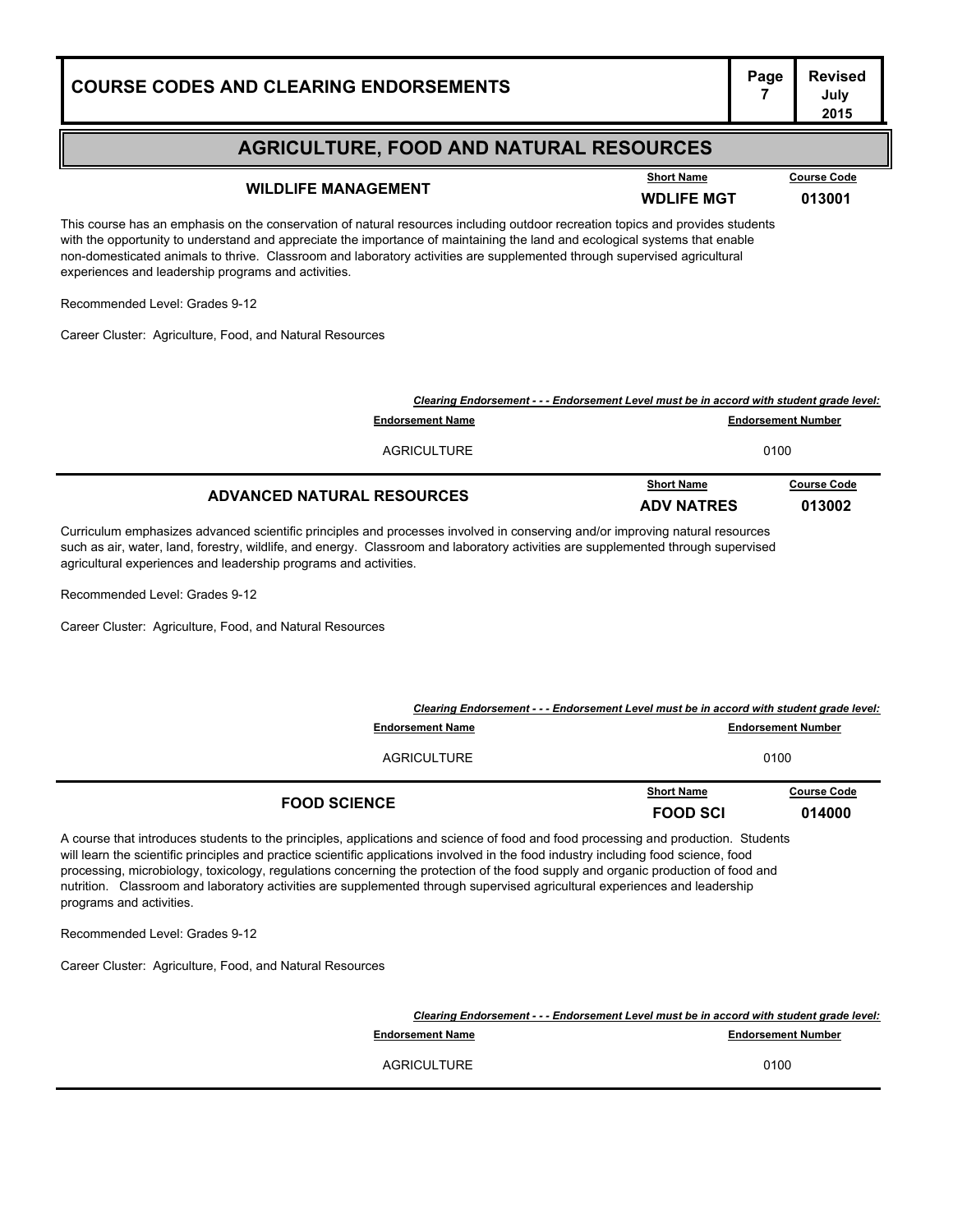## AGRICULTURE, FOOD AND NATURAL RESOURCES

### WILDLIFE MANAGEMENT

| Short Name | Course Code |
|---|---|
| **WDLIFE MGT** | **013001** |

This course has an emphasis on the conservation of natural resources including outdoor recreation topics and provides students with the opportunity to understand and appreciate the importance of maintaining the land and ecological systems that enable non-domesticated animals to thrive. Classroom and laboratory activities are supplemented through supervised agricultural experiences and leadership programs and activities.

Recommended Level: Grades 9-12

Career Cluster: Agriculture, Food, and Natural Resources

***Clearing Endorsement - - - Endorsement Level must be in accord with student grade level:***

| Endorsement Name | Endorsement Number |
|---|---|
| AGRICULTURE | 0100 |

### ADVANCED NATURAL RESOURCES

| Short Name | Course Code |
|---|---|
| **ADV NATRES** | **013002** |

Curriculum emphasizes advanced scientific principles and processes involved in conserving and/or improving natural resources such as air, water, land, forestry, wildlife, and energy. Classroom and laboratory activities are supplemented through supervised agricultural experiences and leadership programs and activities.

Recommended Level: Grades 9-12

Career Cluster: Agriculture, Food, and Natural Resources

***Clearing Endorsement - - - Endorsement Level must be in accord with student grade level:***

| Endorsement Name | Endorsement Number |
|---|---|
| AGRICULTURE | 0100 |

### FOOD SCIENCE

| Short Name | Course Code |
|---|---|
| **FOOD SCI** | **014000** |

A course that introduces students to the principles, applications and science of food and food processing and production. Students will learn the scientific principles and practice scientific applications involved in the food industry including food science, food processing, microbiology, toxicology, regulations concerning the protection of the food supply and organic production of food and nutrition. Classroom and laboratory activities are supplemented through supervised agricultural experiences and leadership programs and activities.

Recommended Level: Grades 9-12

Career Cluster: Agriculture, Food, and Natural Resources

***Clearing Endorsement - - - Endorsement Level must be in accord with student grade level:***

| Endorsement Name | Endorsement Number |
|---|---|
| AGRICULTURE | 0100 |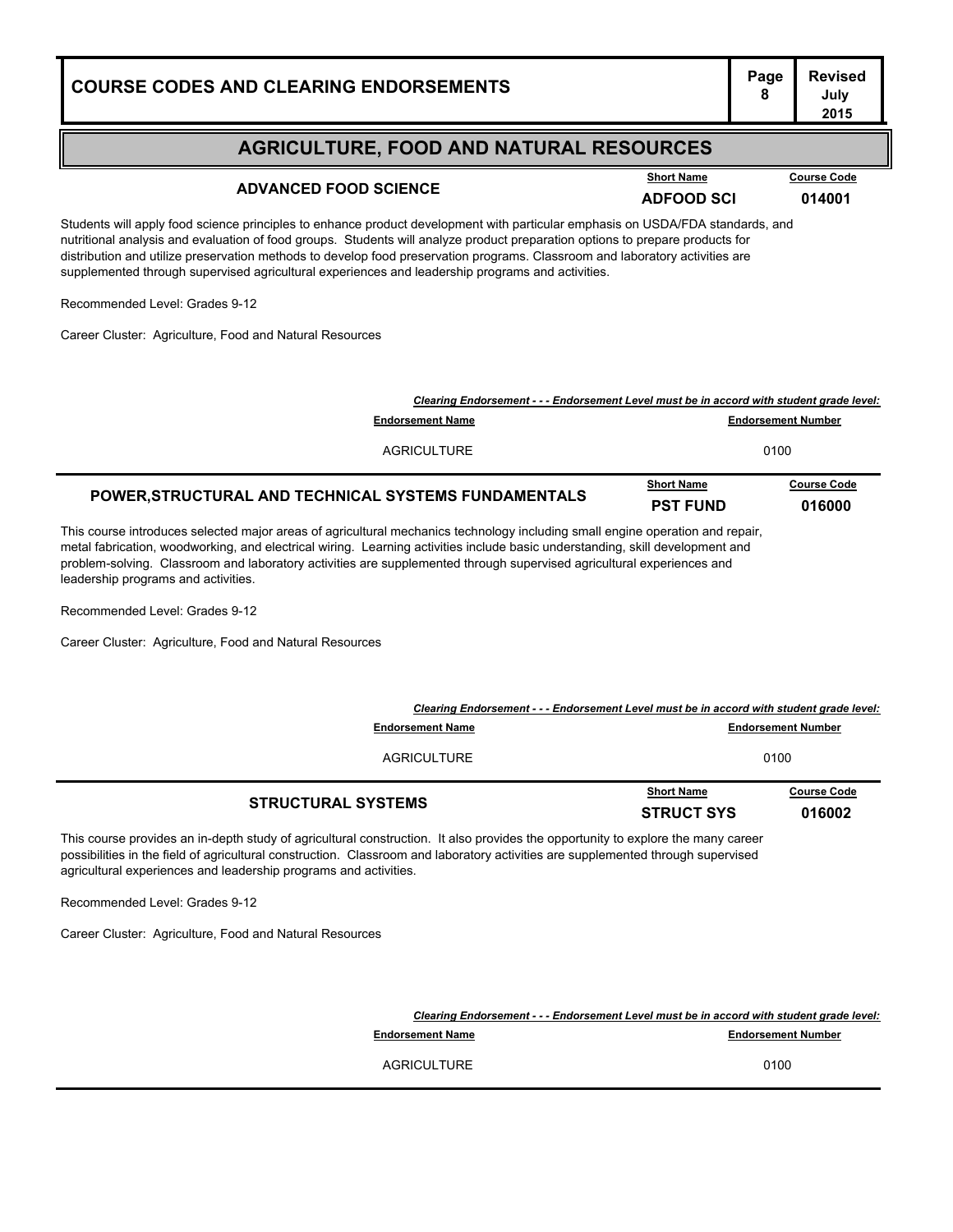## AGRICULTURE, FOOD AND NATURAL RESOURCES

### ADVANCED FOOD SCIENCE

| Short Name | Course Code |
|---|---|
| ADFOOD SCI | 014001 |

Students will apply food science principles to enhance product development with particular emphasis on USDA/FDA standards, and nutritional analysis and evaluation of food groups. Students will analyze product preparation options to prepare products for distribution and utilize preservation methods to develop food preservation programs. Classroom and laboratory activities are supplemented through supervised agricultural experiences and leadership programs and activities.

Recommended Level: Grades 9-12

Career Cluster: Agriculture, Food and Natural Resources

*Clearing Endorsement - - - Endorsement Level must be in accord with student grade level:*

| Endorsement Name | Endorsement Number |
|---|---|
| AGRICULTURE | 0100 |

### POWER,STRUCTURAL AND TECHNICAL SYSTEMS FUNDAMENTALS

| Short Name | Course Code |
|---|---|
| PST FUND | 016000 |

This course introduces selected major areas of agricultural mechanics technology including small engine operation and repair, metal fabrication, woodworking, and electrical wiring. Learning activities include basic understanding, skill development and problem-solving. Classroom and laboratory activities are supplemented through supervised agricultural experiences and leadership programs and activities.

Recommended Level: Grades 9-12

Career Cluster: Agriculture, Food and Natural Resources

*Clearing Endorsement - - - Endorsement Level must be in accord with student grade level:*

| Endorsement Name | Endorsement Number |
|---|---|
| AGRICULTURE | 0100 |

### STRUCTURAL SYSTEMS

| Short Name | Course Code |
|---|---|
| STRUCT SYS | 016002 |

This course provides an in-depth study of agricultural construction. It also provides the opportunity to explore the many career possibilities in the field of agricultural construction. Classroom and laboratory activities are supplemented through supervised agricultural experiences and leadership programs and activities.

Recommended Level: Grades 9-12

Career Cluster: Agriculture, Food and Natural Resources

*Clearing Endorsement - - - Endorsement Level must be in accord with student grade level:*

| Endorsement Name | Endorsement Number |
|---|---|
| AGRICULTURE | 0100 |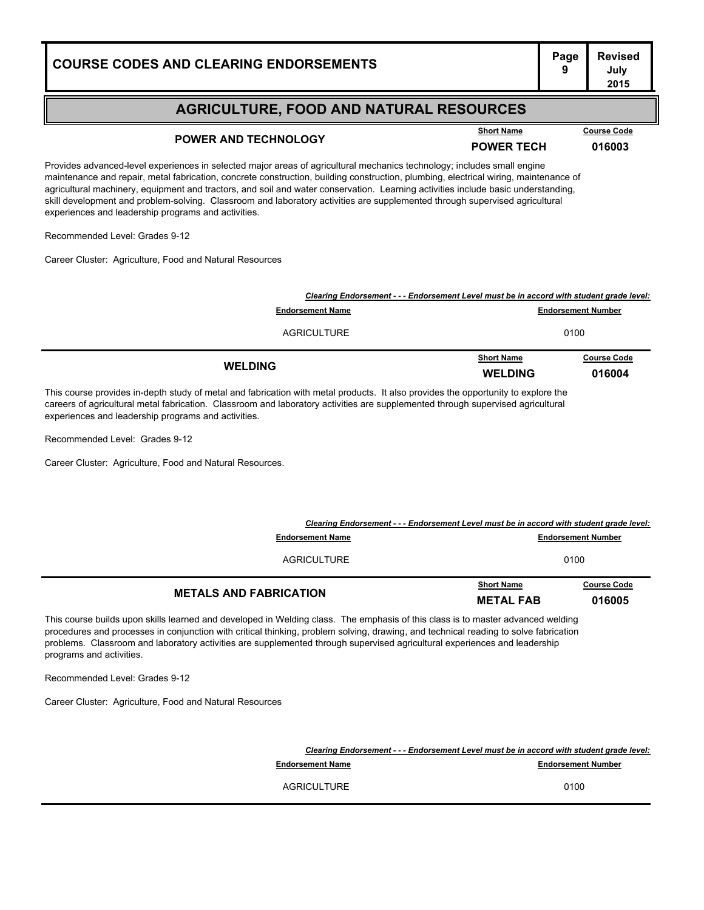## AGRICULTURE, FOOD AND NATURAL RESOURCES

### POWER AND TECHNOLOGY

| Short Name | Course Code |
|---|---|
| POWER TECH | 016003 |

Provides advanced-level experiences in selected major areas of agricultural mechanics technology; includes small engine maintenance and repair, metal fabrication, concrete construction, building construction, plumbing, electrical wiring, maintenance of agricultural machinery, equipment and tractors, and soil and water conservation. Learning activities include basic understanding, skill development and problem-solving. Classroom and laboratory activities are supplemented through supervised agricultural experiences and leadership programs and activities.

Recommended Level: Grades 9-12

Career Cluster: Agriculture, Food and Natural Resources

***Clearing Endorsement - - - Endorsement Level must be in accord with student grade level:***

| Endorsement Name | Endorsement Number |
|---|---|
| AGRICULTURE | 0100 |

### WELDING

| Short Name | Course Code |
|---|---|
| WELDING | 016004 |

This course provides in-depth study of metal and fabrication with metal products. It also provides the opportunity to explore the careers of agricultural metal fabrication. Classroom and laboratory activities are supplemented through supervised agricultural experiences and leadership programs and activities.

Recommended Level: Grades 9-12

Career Cluster: Agriculture, Food and Natural Resources.

***Clearing Endorsement - - - Endorsement Level must be in accord with student grade level:***

| Endorsement Name | Endorsement Number |
|---|---|
| AGRICULTURE | 0100 |

### METALS AND FABRICATION

| Short Name | Course Code |
|---|---|
| METAL FAB | 016005 |

This course builds upon skills learned and developed in Welding class. The emphasis of this class is to master advanced welding procedures and processes in conjunction with critical thinking, problem solving, drawing, and technical reading to solve fabrication problems. Classroom and laboratory activities are supplemented through supervised agricultural experiences and leadership programs and activities.

Recommended Level: Grades 9-12

Career Cluster: Agriculture, Food and Natural Resources

***Clearing Endorsement - - - Endorsement Level must be in accord with student grade level:***

| Endorsement Name | Endorsement Number |
|---|---|
| AGRICULTURE | 0100 |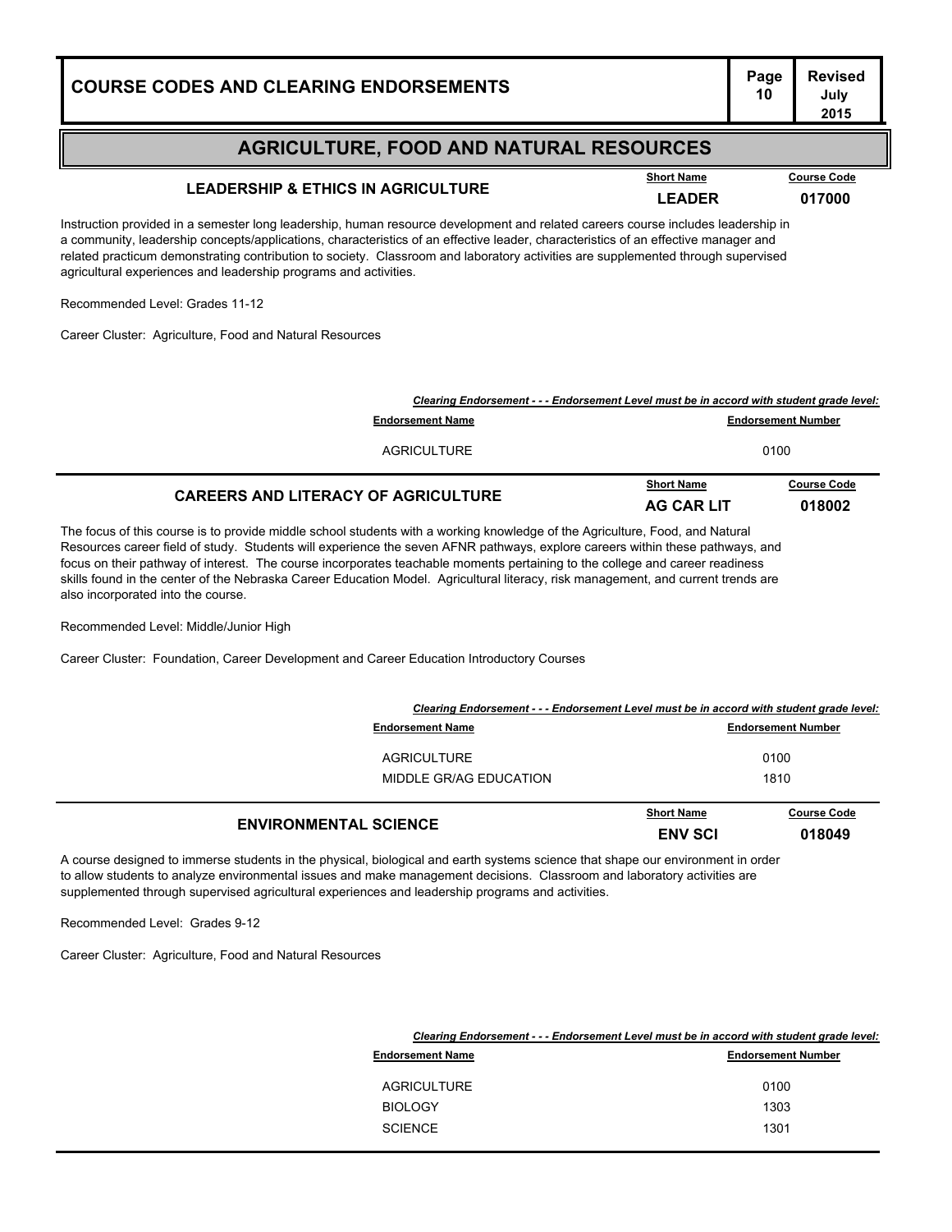# AGRICULTURE, FOOD AND NATURAL RESOURCES

## LEADERSHIP & ETHICS IN AGRICULTURE

| Short Name | Course Code |
|---|---|
| **LEADER** | **017000** |

Instruction provided in a semester long leadership, human resource development and related careers course includes leadership in a community, leadership concepts/applications, characteristics of an effective leader, characteristics of an effective manager and related practicum demonstrating contribution to society. Classroom and laboratory activities are supplemented through supervised agricultural experiences and leadership programs and activities.

Recommended Level: Grades 11-12

Career Cluster: Agriculture, Food and Natural Resources

***Clearing Endorsement - - - Endorsement Level must be in accord with student grade level:***

| Endorsement Name | Endorsement Number |
|---|---|
| AGRICULTURE | 0100 |

## CAREERS AND LITERACY OF AGRICULTURE

| Short Name | Course Code |
|---|---|
| **AG CAR LIT** | **018002** |

The focus of this course is to provide middle school students with a working knowledge of the Agriculture, Food, and Natural Resources career field of study. Students will experience the seven AFNR pathways, explore careers within these pathways, and focus on their pathway of interest. The course incorporates teachable moments pertaining to the college and career readiness skills found in the center of the Nebraska Career Education Model. Agricultural literacy, risk management, and current trends are also incorporated into the course.

Recommended Level: Middle/Junior High

Career Cluster: Foundation, Career Development and Career Education Introductory Courses

***Clearing Endorsement - - - Endorsement Level must be in accord with student grade level:***

| Endorsement Name | Endorsement Number |
|---|---|
| AGRICULTURE | 0100 |
| MIDDLE GR/AG EDUCATION | 1810 |

## ENVIRONMENTAL SCIENCE

| Short Name | Course Code |
|---|---|
| **ENV SCI** | **018049** |

A course designed to immerse students in the physical, biological and earth systems science that shape our environment in order to allow students to analyze environmental issues and make management decisions. Classroom and laboratory activities are supplemented through supervised agricultural experiences and leadership programs and activities.

Recommended Level: Grades 9-12

Career Cluster: Agriculture, Food and Natural Resources

***Clearing Endorsement - - - Endorsement Level must be in accord with student grade level:***

| Endorsement Name | Endorsement Number |
|---|---|
| AGRICULTURE | 0100 |
| BIOLOGY | 1303 |
| SCIENCE | 1301 |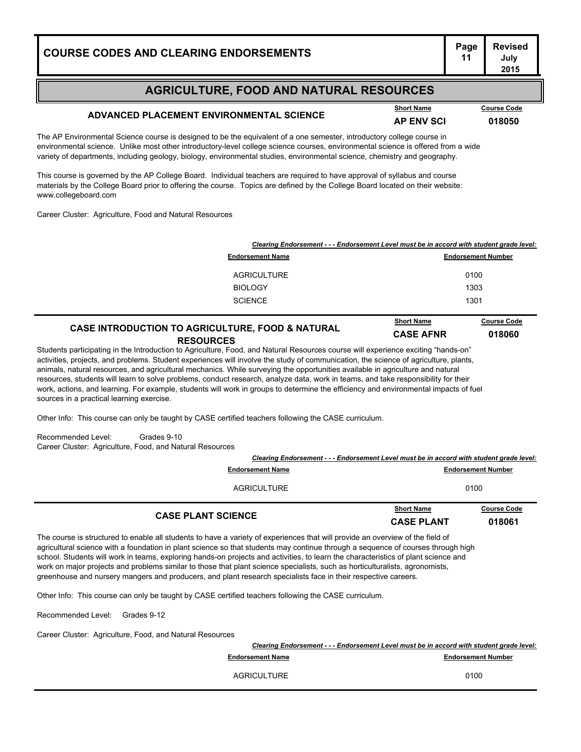## AGRICULTURE, FOOD AND NATURAL RESOURCES

### ADVANCED PLACEMENT ENVIRONMENTAL SCIENCE

| Short Name | Course Code |
|---|---|
| AP ENV SCI | 018050 |

The AP Environmental Science course is designed to be the equivalent of a one semester, introductory college course in environmental science. Unlike most other introductory-level college science courses, environmental science is offered from a wide variety of departments, including geology, biology, environmental studies, environmental science, chemistry and geography.

This course is governed by the AP College Board. Individual teachers are required to have approval of syllabus and course materials by the College Board prior to offering the course. Topics are defined by the College Board located on their website: www.collegeboard.com

Career Cluster: Agriculture, Food and Natural Resources

***Clearing Endorsement - - - Endorsement Level must be in accord with student grade level:***

| Endorsement Name | Endorsement Number |
|---|---|
| AGRICULTURE | 0100 |
| BIOLOGY | 1303 |
| SCIENCE | 1301 |

### CASE INTRODUCTION TO AGRICULTURE, FOOD & NATURAL RESOURCES

| Short Name | Course Code |
|---|---|
| CASE AFNR | 018060 |

Students participating in the Introduction to Agriculture, Food, and Natural Resources course will experience exciting "hands-on" activities, projects, and problems. Student experiences will involve the study of communication, the science of agriculture, plants, animals, natural resources, and agricultural mechanics. While surveying the opportunities available in agriculture and natural resources, students will learn to solve problems, conduct research, analyze data, work in teams, and take responsibility for their work, actions, and learning. For example, students will work in groups to determine the efficiency and environmental impacts of fuel sources in a practical learning exercise.

Other Info: This course can only be taught by CASE certified teachers following the CASE curriculum.

Recommended Level: Grades 9-10
Career Cluster: Agriculture, Food, and Natural Resources

***Clearing Endorsement - - - Endorsement Level must be in accord with student grade level:***

| Endorsement Name | Endorsement Number |
|---|---|
| AGRICULTURE | 0100 |

### CASE PLANT SCIENCE

| Short Name | Course Code |
|---|---|
| CASE PLANT | 018061 |

The course is structured to enable all students to have a variety of experiences that will provide an overview of the field of agricultural science with a foundation in plant science so that students may continue through a sequence of courses through high school. Students will work in teams, exploring hands-on projects and activities, to learn the characteristics of plant science and work on major projects and problems similar to those that plant science specialists, such as horticulturalists, agronomists, greenhouse and nursery mangers and producers, and plant research specialists face in their respective careers.

Other Info: This course can only be taught by CASE certified teachers following the CASE curriculum.

Recommended Level: Grades 9-12

Career Cluster: Agriculture, Food, and Natural Resources

***Clearing Endorsement - - - Endorsement Level must be in accord with student grade level:***

| Endorsement Name | Endorsement Number |
|---|---|
| AGRICULTURE | 0100 |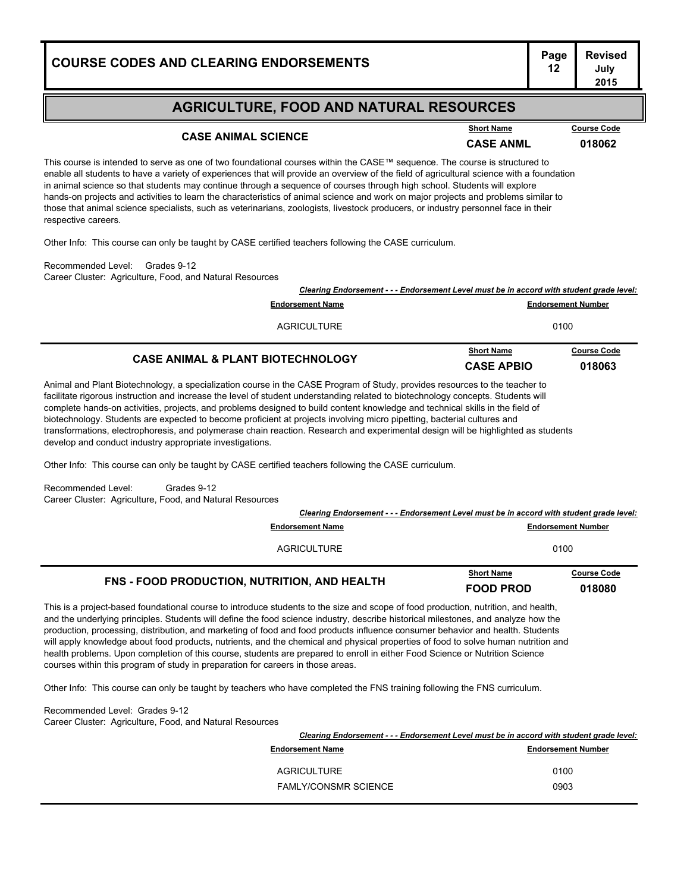## AGRICULTURE, FOOD AND NATURAL RESOURCES

### CASE ANIMAL SCIENCE

| Short Name | Course Code |
|---|---|
| **CASE ANML** | **018062** |

This course is intended to serve as one of two foundational courses within the CASE™ sequence. The course is structured to enable all students to have a variety of experiences that will provide an overview of the field of agricultural science with a foundation in animal science so that students may continue through a sequence of courses through high school. Students will explore hands-on projects and activities to learn the characteristics of animal science and work on major projects and problems similar to those that animal science specialists, such as veterinarians, zoologists, livestock producers, or industry personnel face in their respective careers.

Other Info: This course can only be taught by CASE certified teachers following the CASE curriculum.

Recommended Level: Grades 9-12
Career Cluster: Agriculture, Food, and Natural Resources

***Clearing Endorsement - - - Endorsement Level must be in accord with student grade level:***

| Endorsement Name | Endorsement Number |
|---|---|
| AGRICULTURE | 0100 |

### CASE ANIMAL & PLANT BIOTECHNOLOGY

| Short Name | Course Code |
|---|---|
| **CASE APBIO** | **018063** |

Animal and Plant Biotechnology, a specialization course in the CASE Program of Study, provides resources to the teacher to facilitate rigorous instruction and increase the level of student understanding related to biotechnology concepts. Students will complete hands-on activities, projects, and problems designed to build content knowledge and technical skills in the field of biotechnology. Students are expected to become proficient at projects involving micro pipetting, bacterial cultures and transformations, electrophoresis, and polymerase chain reaction. Research and experimental design will be highlighted as students develop and conduct industry appropriate investigations.

Other Info: This course can only be taught by CASE certified teachers following the CASE curriculum.

Recommended Level: Grades 9-12
Career Cluster: Agriculture, Food, and Natural Resources

***Clearing Endorsement - - - Endorsement Level must be in accord with student grade level:***

| Endorsement Name | Endorsement Number |
|---|---|
| AGRICULTURE | 0100 |

### FNS - FOOD PRODUCTION, NUTRITION, AND HEALTH

| Short Name | Course Code |
|---|---|
| **FOOD PROD** | **018080** |

This is a project-based foundational course to introduce students to the size and scope of food production, nutrition, and health, and the underlying principles. Students will define the food science industry, describe historical milestones, and analyze how the production, processing, distribution, and marketing of food and food products influence consumer behavior and health. Students will apply knowledge about food products, nutrients, and the chemical and physical properties of food to solve human nutrition and health problems. Upon completion of this course, students are prepared to enroll in either Food Science or Nutrition Science courses within this program of study in preparation for careers in those areas.

Other Info: This course can only be taught by teachers who have completed the FNS training following the FNS curriculum.

Recommended Level: Grades 9-12
Career Cluster: Agriculture, Food, and Natural Resources

***Clearing Endorsement - - - Endorsement Level must be in accord with student grade level:***

| Endorsement Name | Endorsement Number |
|---|---|
| AGRICULTURE | 0100 |
| FAMLY/CONSMR SCIENCE | 0903 |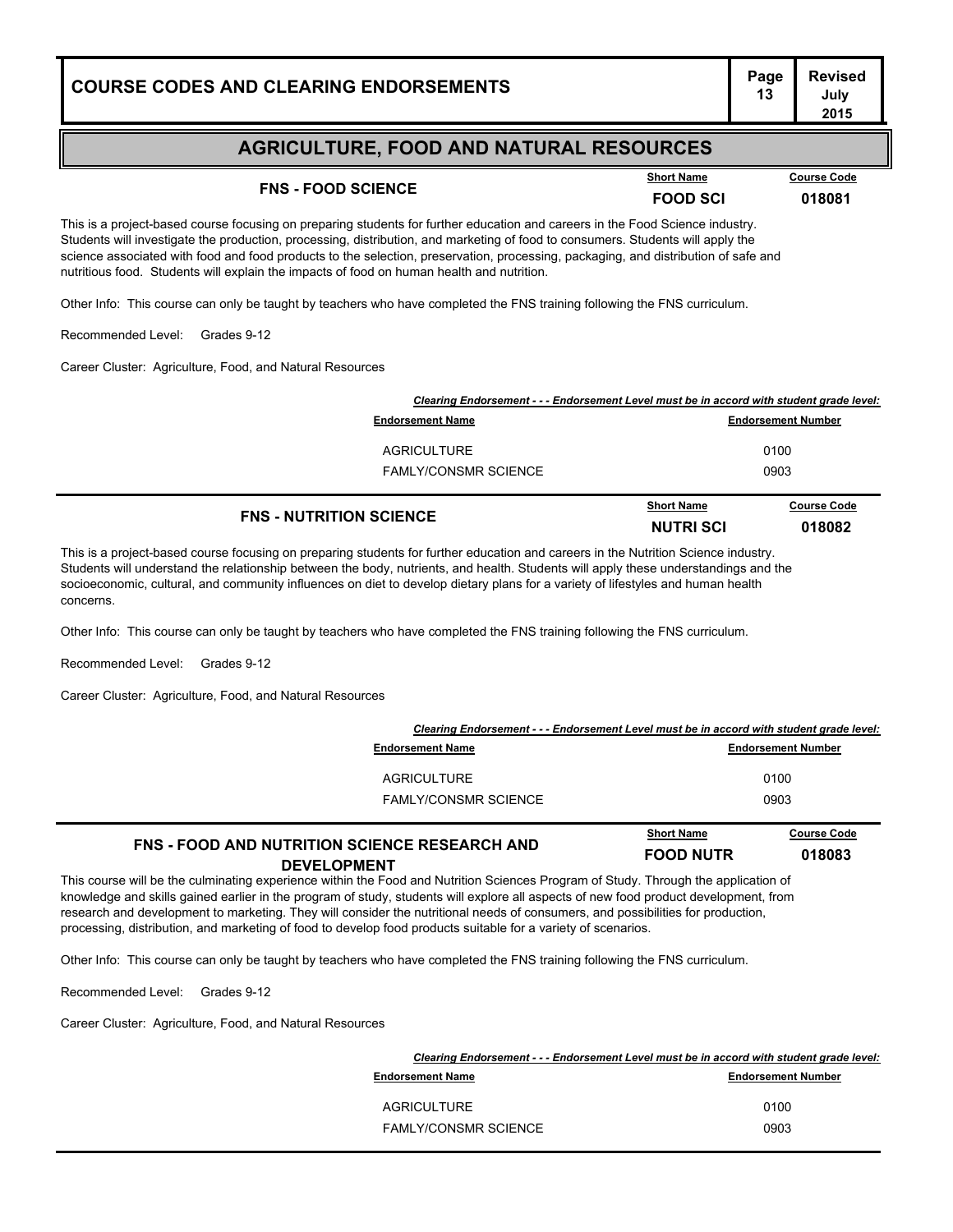## AGRICULTURE, FOOD AND NATURAL RESOURCES

### FNS - FOOD SCIENCE

| Short Name | Course Code |
|---|---|
| FOOD SCI | 018081 |

This is a project-based course focusing on preparing students for further education and careers in the Food Science industry. Students will investigate the production, processing, distribution, and marketing of food to consumers. Students will apply the science associated with food and food products to the selection, preservation, processing, packaging, and distribution of safe and nutritious food. Students will explain the impacts of food on human health and nutrition.

Other Info: This course can only be taught by teachers who have completed the FNS training following the FNS curriculum.

Recommended Level: Grades 9-12

Career Cluster: Agriculture, Food, and Natural Resources

*Clearing Endorsement - - - Endorsement Level must be in accord with student grade level:*

| Endorsement Name | Endorsement Number |
|---|---|
| AGRICULTURE | 0100 |
| FAMLY/CONSMR SCIENCE | 0903 |

### FNS - NUTRITION SCIENCE

| Short Name | Course Code |
|---|---|
| NUTRI SCI | 018082 |

This is a project-based course focusing on preparing students for further education and careers in the Nutrition Science industry. Students will understand the relationship between the body, nutrients, and health. Students will apply these understandings and the socioeconomic, cultural, and community influences on diet to develop dietary plans for a variety of lifestyles and human health concerns.

Other Info: This course can only be taught by teachers who have completed the FNS training following the FNS curriculum.

Recommended Level: Grades 9-12

Career Cluster: Agriculture, Food, and Natural Resources

*Clearing Endorsement - - - Endorsement Level must be in accord with student grade level:*

| Endorsement Name | Endorsement Number |
|---|---|
| AGRICULTURE | 0100 |
| FAMLY/CONSMR SCIENCE | 0903 |

### FNS - FOOD AND NUTRITION SCIENCE RESEARCH AND DEVELOPMENT

| Short Name | Course Code |
|---|---|
| FOOD NUTR | 018083 |

This course will be the culminating experience within the Food and Nutrition Sciences Program of Study. Through the application of knowledge and skills gained earlier in the program of study, students will explore all aspects of new food product development, from research and development to marketing. They will consider the nutritional needs of consumers, and possibilities for production, processing, distribution, and marketing of food to develop food products suitable for a variety of scenarios.

Other Info: This course can only be taught by teachers who have completed the FNS training following the FNS curriculum.

Recommended Level: Grades 9-12

Career Cluster: Agriculture, Food, and Natural Resources

*Clearing Endorsement - - - Endorsement Level must be in accord with student grade level:*

| Endorsement Name | Endorsement Number |
|---|---|
| AGRICULTURE | 0100 |
| FAMLY/CONSMR SCIENCE | 0903 |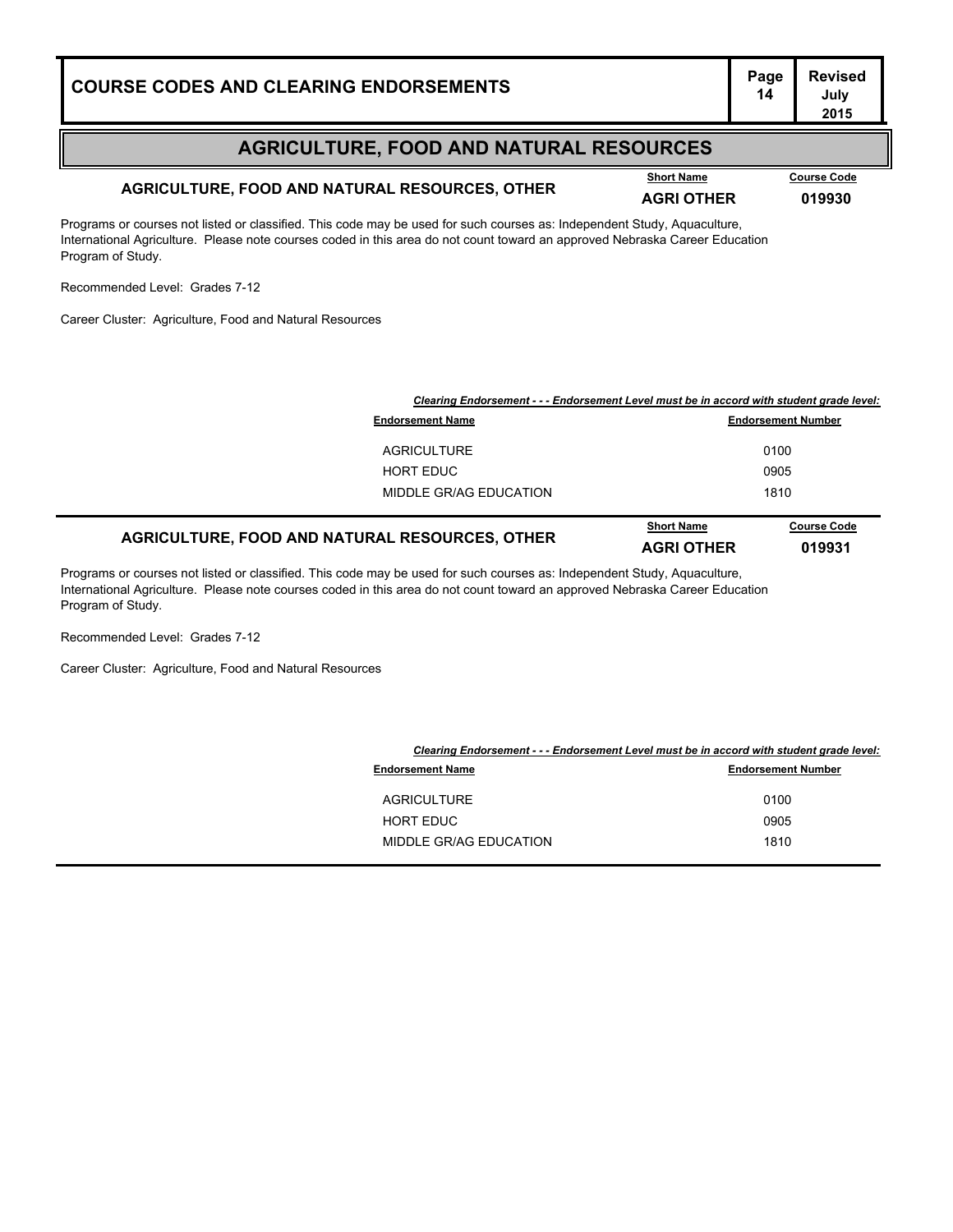## AGRICULTURE, FOOD AND NATURAL RESOURCES

### AGRICULTURE, FOOD AND NATURAL RESOURCES, OTHER

| Short Name | Course Code |
|---|---|
| AGRI OTHER | 019930 |

Programs or courses not listed or classified. This code may be used for such courses as: Independent Study, Aquaculture, International Agriculture. Please note courses coded in this area do not count toward an approved Nebraska Career Education Program of Study.

Recommended Level: Grades 7-12

Career Cluster: Agriculture, Food and Natural Resources

*Clearing Endorsement - - - Endorsement Level must be in accord with student grade level:*

| Endorsement Name | Endorsement Number |
|---|---|
| AGRICULTURE | 0100 |
| HORT EDUC | 0905 |
| MIDDLE GR/AG EDUCATION | 1810 |

### AGRICULTURE, FOOD AND NATURAL RESOURCES, OTHER

| Short Name | Course Code |
|---|---|
| AGRI OTHER | 019931 |

Programs or courses not listed or classified. This code may be used for such courses as: Independent Study, Aquaculture, International Agriculture. Please note courses coded in this area do not count toward an approved Nebraska Career Education Program of Study.

Recommended Level: Grades 7-12

Career Cluster: Agriculture, Food and Natural Resources

*Clearing Endorsement - - - Endorsement Level must be in accord with student grade level:*

| Endorsement Name | Endorsement Number |
|---|---|
| AGRICULTURE | 0100 |
| HORT EDUC | 0905 |
| MIDDLE GR/AG EDUCATION | 1810 |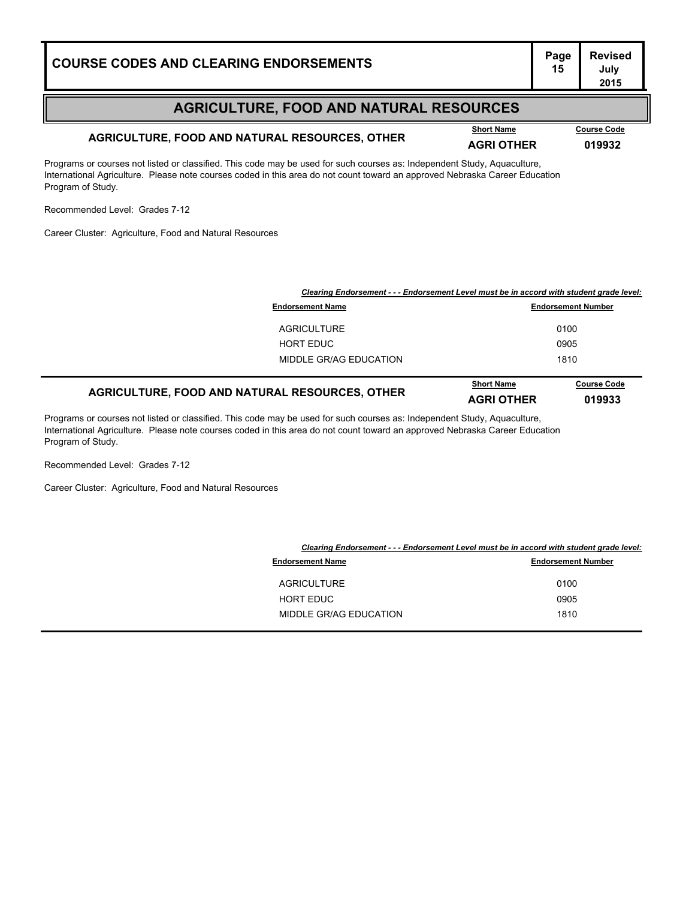# AGRICULTURE, FOOD AND NATURAL RESOURCES

## AGRICULTURE, FOOD AND NATURAL RESOURCES, OTHER

| Short Name | Course Code |
|---|---|
| AGRI OTHER | 019932 |

Programs or courses not listed or classified. This code may be used for such courses as: Independent Study, Aquaculture, International Agriculture. Please note courses coded in this area do not count toward an approved Nebraska Career Education Program of Study.

Recommended Level: Grades 7-12

Career Cluster: Agriculture, Food and Natural Resources

***Clearing Endorsement - - - Endorsement Level must be in accord with student grade level:***

| Endorsement Name | Endorsement Number |
|---|---|
| AGRICULTURE | 0100 |
| HORT EDUC | 0905 |
| MIDDLE GR/AG EDUCATION | 1810 |

## AGRICULTURE, FOOD AND NATURAL RESOURCES, OTHER

| Short Name | Course Code |
|---|---|
| AGRI OTHER | 019933 |

Programs or courses not listed or classified. This code may be used for such courses as: Independent Study, Aquaculture, International Agriculture. Please note courses coded in this area do not count toward an approved Nebraska Career Education Program of Study.

Recommended Level: Grades 7-12

Career Cluster: Agriculture, Food and Natural Resources

***Clearing Endorsement - - - Endorsement Level must be in accord with student grade level:***

| Endorsement Name | Endorsement Number |
|---|---|
| AGRICULTURE | 0100 |
| HORT EDUC | 0905 |
| MIDDLE GR/AG EDUCATION | 1810 |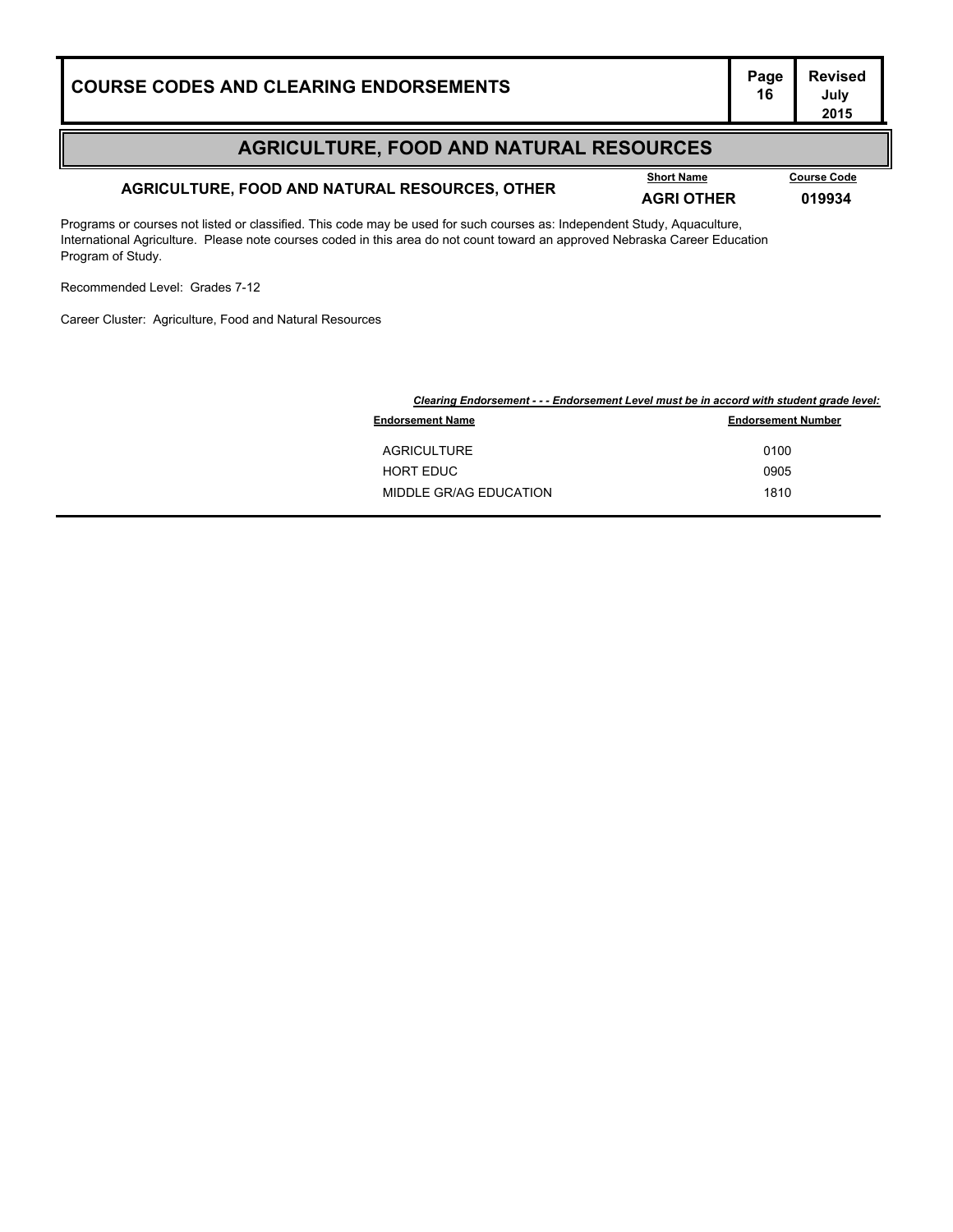# AGRICULTURE, FOOD AND NATURAL RESOURCES

## AGRICULTURE, FOOD AND NATURAL RESOURCES, OTHER

| Short Name | Course Code |
|---|---|
| AGRI OTHER | 019934 |

Programs or courses not listed or classified. This code may be used for such courses as: Independent Study, Aquaculture, International Agriculture. Please note courses coded in this area do not count toward an approved Nebraska Career Education Program of Study.

Recommended Level: Grades 7-12

Career Cluster: Agriculture, Food and Natural Resources

***Clearing Endorsement - - - Endorsement Level must be in accord with student grade level:***

| Endorsement Name | Endorsement Number |
|---|---|
| AGRICULTURE | 0100 |
| HORT EDUC | 0905 |
| MIDDLE GR/AG EDUCATION | 1810 |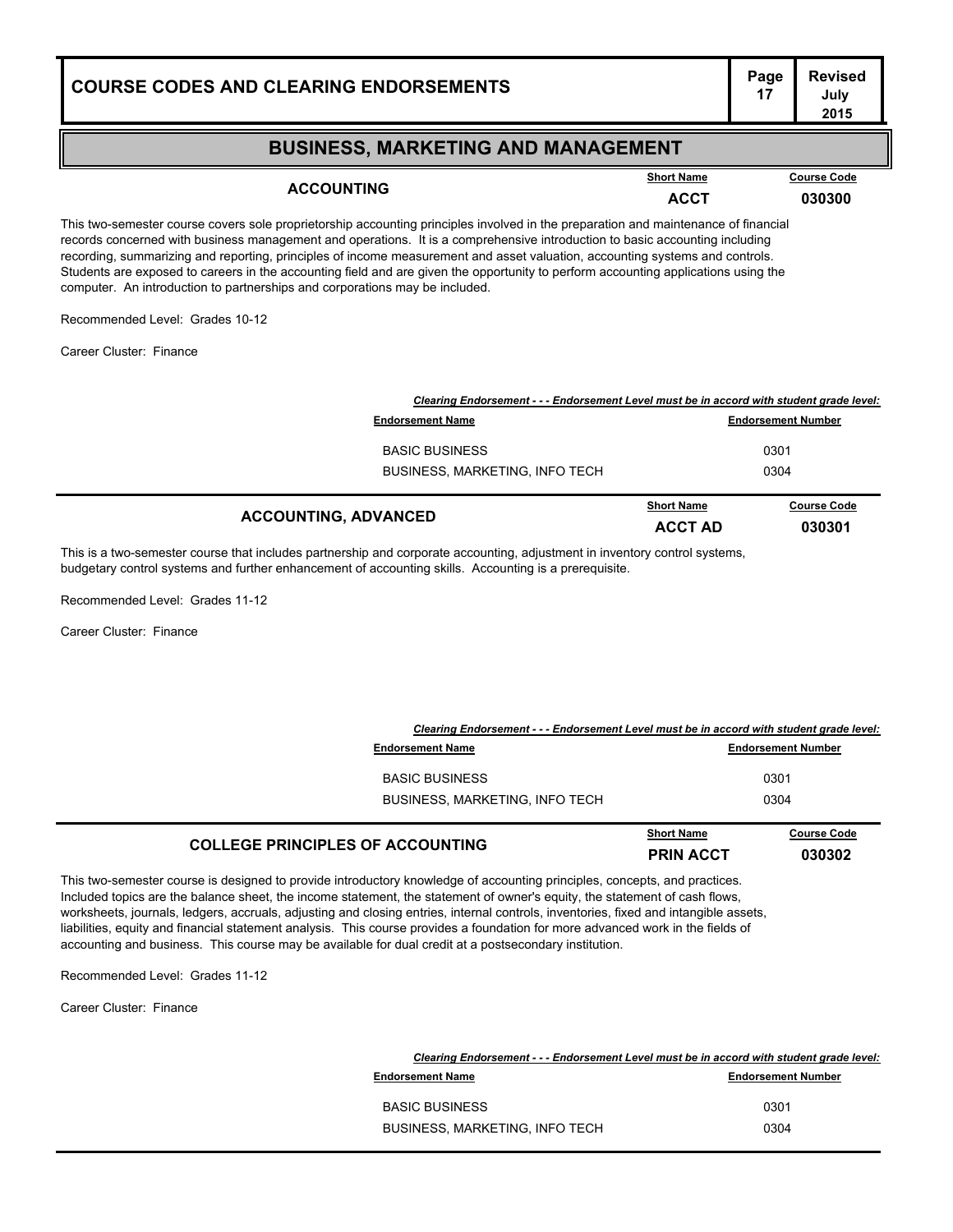## BUSINESS, MARKETING AND MANAGEMENT

### ACCOUNTING

| Short Name | Course Code |
|---|---|
| ACCT | 030300 |

This two-semester course covers sole proprietorship accounting principles involved in the preparation and maintenance of financial records concerned with business management and operations. It is a comprehensive introduction to basic accounting including recording, summarizing and reporting, principles of income measurement and asset valuation, accounting systems and controls. Students are exposed to careers in the accounting field and are given the opportunity to perform accounting applications using the computer. An introduction to partnerships and corporations may be included.

Recommended Level: Grades 10-12

Career Cluster: Finance

*Clearing Endorsement - - - Endorsement Level must be in accord with student grade level:*

| Endorsement Name | Endorsement Number |
|---|---|
| BASIC BUSINESS | 0301 |
| BUSINESS, MARKETING, INFO TECH | 0304 |

### ACCOUNTING, ADVANCED

| Short Name | Course Code |
|---|---|
| ACCT AD | 030301 |

This is a two-semester course that includes partnership and corporate accounting, adjustment in inventory control systems, budgetary control systems and further enhancement of accounting skills. Accounting is a prerequisite.

Recommended Level: Grades 11-12

Career Cluster: Finance

*Clearing Endorsement - - - Endorsement Level must be in accord with student grade level:*

| Endorsement Name | Endorsement Number |
|---|---|
| BASIC BUSINESS | 0301 |
| BUSINESS, MARKETING, INFO TECH | 0304 |

### COLLEGE PRINCIPLES OF ACCOUNTING

| Short Name | Course Code |
|---|---|
| PRIN ACCT | 030302 |

This two-semester course is designed to provide introductory knowledge of accounting principles, concepts, and practices. Included topics are the balance sheet, the income statement, the statement of owner's equity, the statement of cash flows, worksheets, journals, ledgers, accruals, adjusting and closing entries, internal controls, inventories, fixed and intangible assets, liabilities, equity and financial statement analysis. This course provides a foundation for more advanced work in the fields of accounting and business. This course may be available for dual credit at a postsecondary institution.

Recommended Level: Grades 11-12

Career Cluster: Finance

*Clearing Endorsement - - - Endorsement Level must be in accord with student grade level:*

| Endorsement Name | Endorsement Number |
|---|---|
| BASIC BUSINESS | 0301 |
| BUSINESS, MARKETING, INFO TECH | 0304 |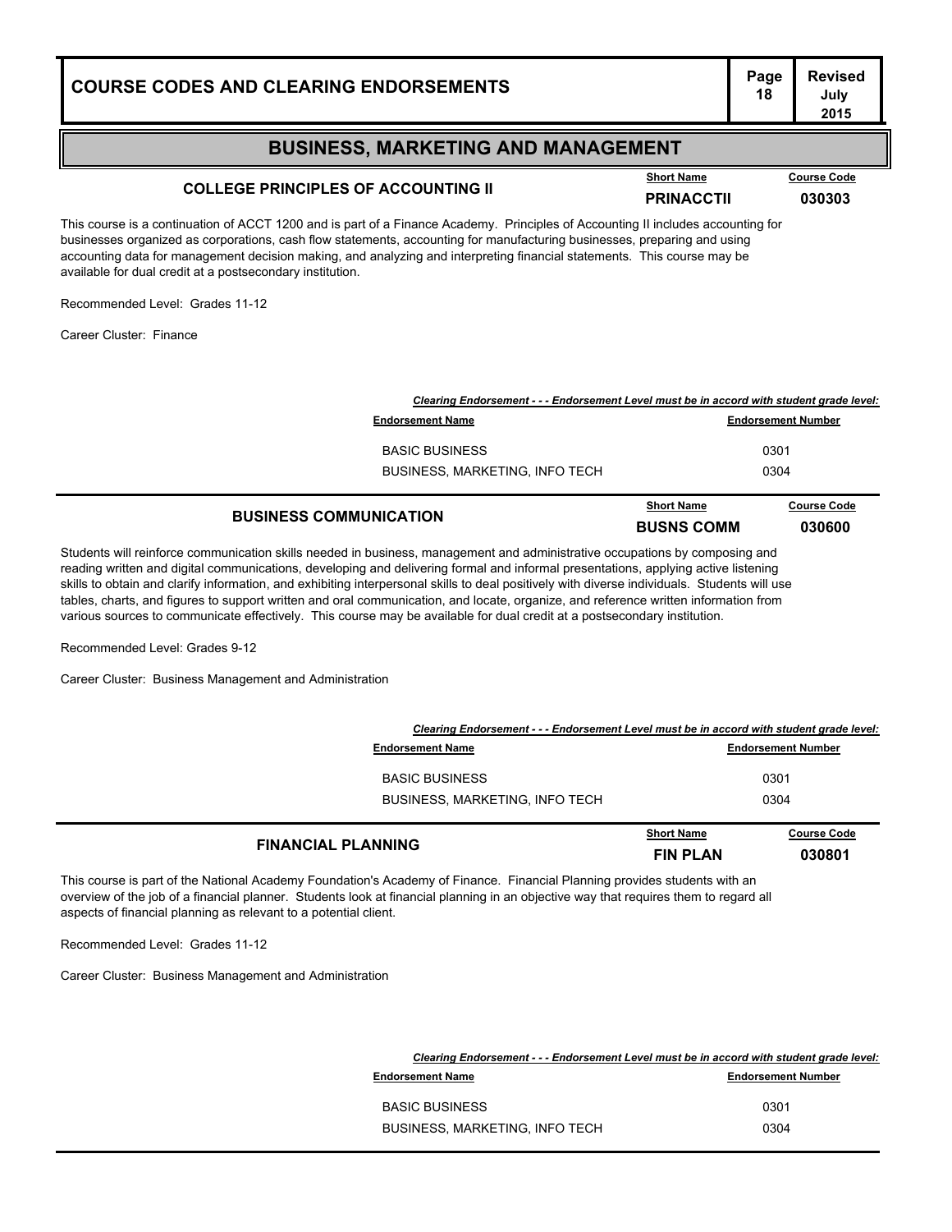## BUSINESS, MARKETING AND MANAGEMENT

### COLLEGE PRINCIPLES OF ACCOUNTING II

| Short Name | Course Code |
|---|---|
| PRINACCTII | 030303 |

This course is a continuation of ACCT 1200 and is part of a Finance Academy. Principles of Accounting II includes accounting for businesses organized as corporations, cash flow statements, accounting for manufacturing businesses, preparing and using accounting data for management decision making, and analyzing and interpreting financial statements. This course may be available for dual credit at a postsecondary institution.

Recommended Level: Grades 11-12

Career Cluster: Finance

***Clearing Endorsement - - - Endorsement Level must be in accord with student grade level:***

| Endorsement Name | Endorsement Number |
|---|---|
| BASIC BUSINESS | 0301 |
| BUSINESS, MARKETING, INFO TECH | 0304 |

### BUSINESS COMMUNICATION

| Short Name | Course Code |
|---|---|
| BUSNS COMM | 030600 |

Students will reinforce communication skills needed in business, management and administrative occupations by composing and reading written and digital communications, developing and delivering formal and informal presentations, applying active listening skills to obtain and clarify information, and exhibiting interpersonal skills to deal positively with diverse individuals. Students will use tables, charts, and figures to support written and oral communication, and locate, organize, and reference written information from various sources to communicate effectively. This course may be available for dual credit at a postsecondary institution.

Recommended Level: Grades 9-12

Career Cluster: Business Management and Administration

***Clearing Endorsement - - - Endorsement Level must be in accord with student grade level:***

| Endorsement Name | Endorsement Number |
|---|---|
| BASIC BUSINESS | 0301 |
| BUSINESS, MARKETING, INFO TECH | 0304 |

### FINANCIAL PLANNING

| Short Name | Course Code |
|---|---|
| FIN PLAN | 030801 |

This course is part of the National Academy Foundation's Academy of Finance. Financial Planning provides students with an overview of the job of a financial planner. Students look at financial planning in an objective way that requires them to regard all aspects of financial planning as relevant to a potential client.

Recommended Level: Grades 11-12

Career Cluster: Business Management and Administration

***Clearing Endorsement - - - Endorsement Level must be in accord with student grade level:***

| Endorsement Name | Endorsement Number |
|---|---|
| BASIC BUSINESS | 0301 |
| BUSINESS, MARKETING, INFO TECH | 0304 |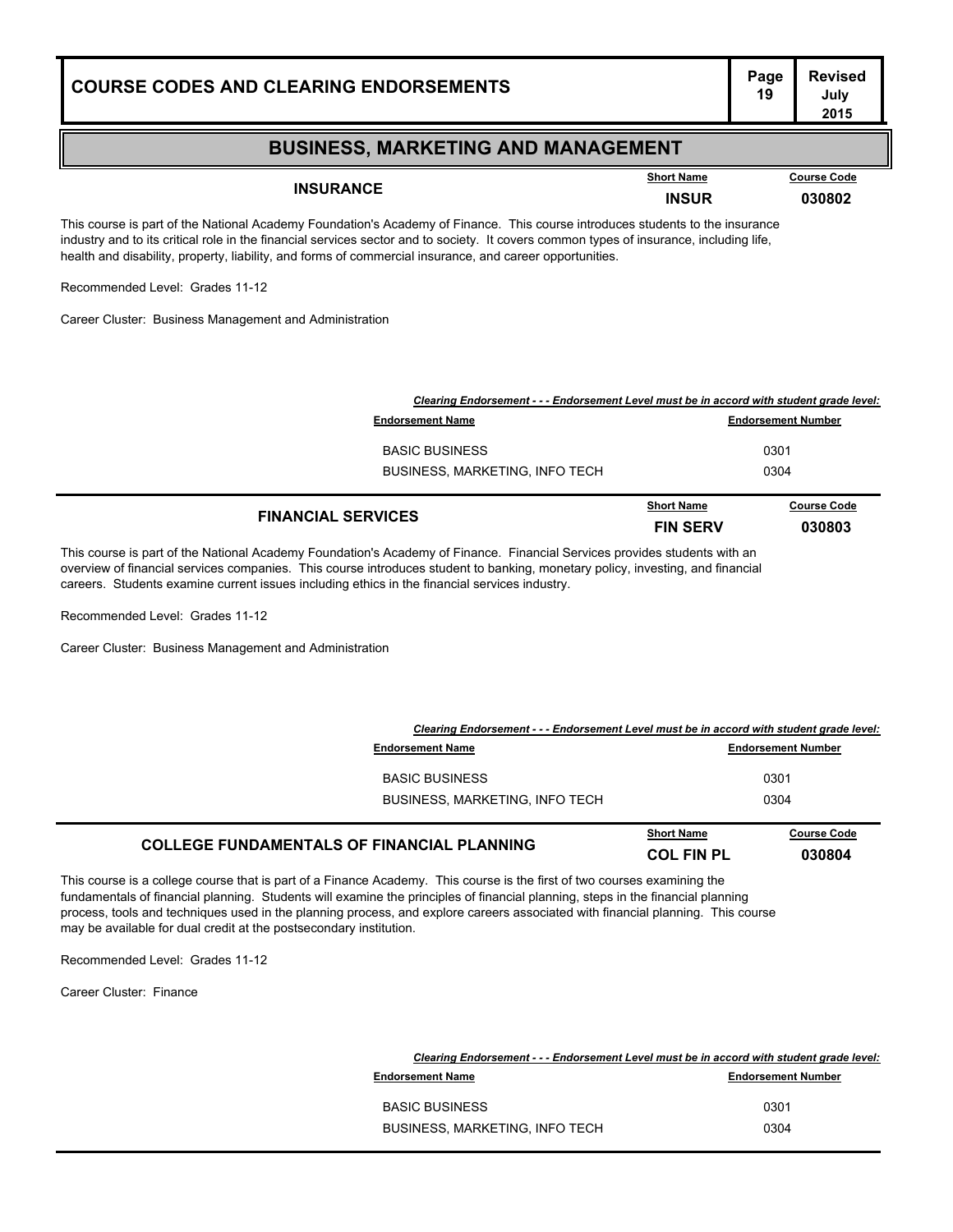## BUSINESS, MARKETING AND MANAGEMENT

### INSURANCE

| Short Name | Course Code |
|---|---|
| INSUR | 030802 |

This course is part of the National Academy Foundation's Academy of Finance. This course introduces students to the insurance industry and to its critical role in the financial services sector and to society. It covers common types of insurance, including life, health and disability, property, liability, and forms of commercial insurance, and career opportunities.

Recommended Level: Grades 11-12

Career Cluster: Business Management and Administration

***Clearing Endorsement - - - Endorsement Level must be in accord with student grade level:***

| Endorsement Name | Endorsement Number |
|---|---|
| BASIC BUSINESS | 0301 |
| BUSINESS, MARKETING, INFO TECH | 0304 |

### FINANCIAL SERVICES

| Short Name | Course Code |
|---|---|
| FIN SERV | 030803 |

This course is part of the National Academy Foundation's Academy of Finance. Financial Services provides students with an overview of financial services companies. This course introduces student to banking, monetary policy, investing, and financial careers. Students examine current issues including ethics in the financial services industry.

Recommended Level: Grades 11-12

Career Cluster: Business Management and Administration

***Clearing Endorsement - - - Endorsement Level must be in accord with student grade level:***

| Endorsement Name | Endorsement Number |
|---|---|
| BASIC BUSINESS | 0301 |
| BUSINESS, MARKETING, INFO TECH | 0304 |

### COLLEGE FUNDAMENTALS OF FINANCIAL PLANNING

| Short Name | Course Code |
|---|---|
| COL FIN PL | 030804 |

This course is a college course that is part of a Finance Academy. This course is the first of two courses examining the fundamentals of financial planning. Students will examine the principles of financial planning, steps in the financial planning process, tools and techniques used in the planning process, and explore careers associated with financial planning. This course may be available for dual credit at the postsecondary institution.

Recommended Level: Grades 11-12

Career Cluster: Finance

***Clearing Endorsement - - - Endorsement Level must be in accord with student grade level:***

| Endorsement Name | Endorsement Number |
|---|---|
| BASIC BUSINESS | 0301 |
| BUSINESS, MARKETING, INFO TECH | 0304 |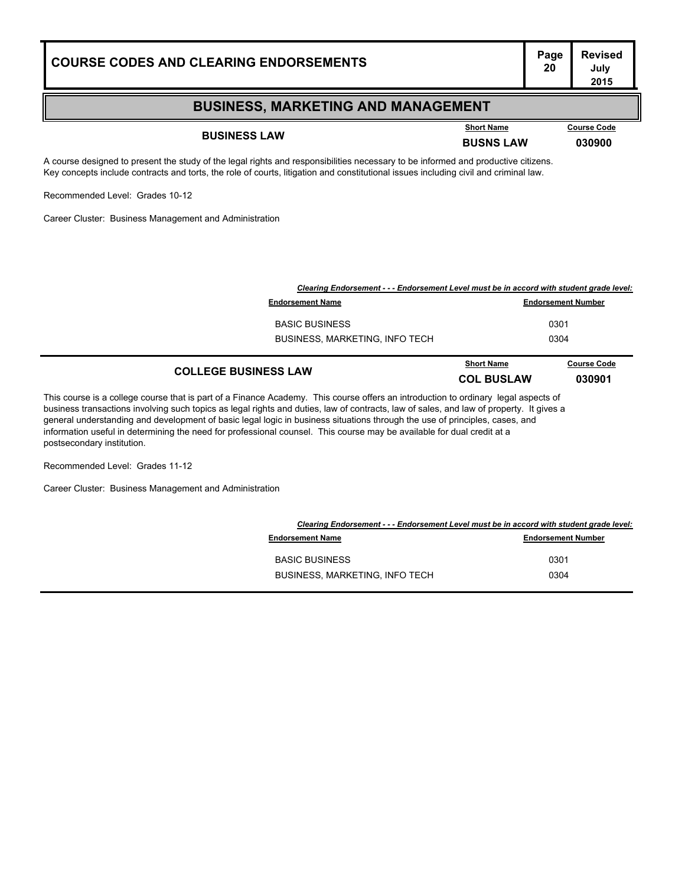## BUSINESS, MARKETING AND MANAGEMENT

### BUSINESS LAW

| Short Name | Course Code |
|---|---|
| BUSNS LAW | 030900 |

A course designed to present the study of the legal rights and responsibilities necessary to be informed and productive citizens. Key concepts include contracts and torts, the role of courts, litigation and constitutional issues including civil and criminal law.

Recommended Level: Grades 10-12

Career Cluster: Business Management and Administration

***Clearing Endorsement - - - Endorsement Level must be in accord with student grade level:***

| Endorsement Name | Endorsement Number |
|---|---|
| BASIC BUSINESS | 0301 |
| BUSINESS, MARKETING, INFO TECH | 0304 |

### COLLEGE BUSINESS LAW

| Short Name | Course Code |
|---|---|
| COL BUSLAW | 030901 |

This course is a college course that is part of a Finance Academy. This course offers an introduction to ordinary legal aspects of business transactions involving such topics as legal rights and duties, law of contracts, law of sales, and law of property. It gives a general understanding and development of basic legal logic in business situations through the use of principles, cases, and information useful in determining the need for professional counsel. This course may be available for dual credit at a postsecondary institution.

Recommended Level: Grades 11-12

Career Cluster: Business Management and Administration

***Clearing Endorsement - - - Endorsement Level must be in accord with student grade level:***

| Endorsement Name | Endorsement Number |
|---|---|
| BASIC BUSINESS | 0301 |
| BUSINESS, MARKETING, INFO TECH | 0304 |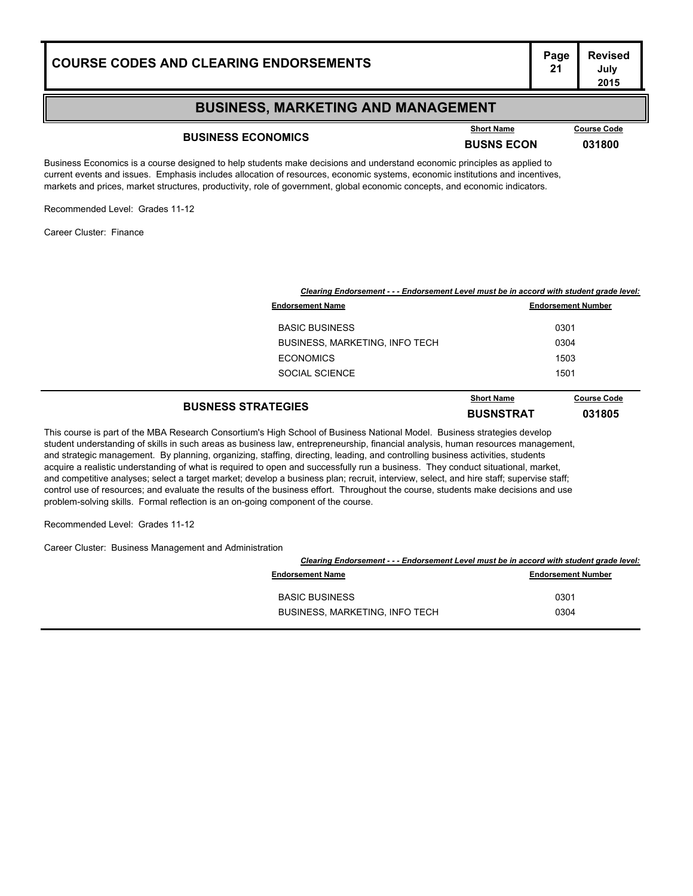## BUSINESS, MARKETING AND MANAGEMENT

### BUSINESS ECONOMICS

| Short Name | Course Code |
|---|---|
| BUSNS ECON | 031800 |

Business Economics is a course designed to help students make decisions and understand economic principles as applied to current events and issues. Emphasis includes allocation of resources, economic systems, economic institutions and incentives, markets and prices, market structures, productivity, role of government, global economic concepts, and economic indicators.

Recommended Level: Grades 11-12

Career Cluster: Finance

*Clearing Endorsement - - - Endorsement Level must be in accord with student grade level:*

| Endorsement Name | Endorsement Number |
|---|---|
| BASIC BUSINESS | 0301 |
| BUSINESS, MARKETING, INFO TECH | 0304 |
| ECONOMICS | 1503 |
| SOCIAL SCIENCE | 1501 |

### BUSNESS STRATEGIES

| Short Name | Course Code |
|---|---|
| BUSNSTRAT | 031805 |

This course is part of the MBA Research Consortium's High School of Business National Model. Business strategies develop student understanding of skills in such areas as business law, entrepreneurship, financial analysis, human resources management, and strategic management. By planning, organizing, staffing, directing, leading, and controlling business activities, students acquire a realistic understanding of what is required to open and successfully run a business. They conduct situational, market, and competitive analyses; select a target market; develop a business plan; recruit, interview, select, and hire staff; supervise staff; control use of resources; and evaluate the results of the business effort. Throughout the course, students make decisions and use problem-solving skills. Formal reflection is an on-going component of the course.

Recommended Level: Grades 11-12

Career Cluster: Business Management and Administration

*Clearing Endorsement - - - Endorsement Level must be in accord with student grade level:*

| Endorsement Name | Endorsement Number |
|---|---|
| BASIC BUSINESS | 0301 |
| BUSINESS, MARKETING, INFO TECH | 0304 |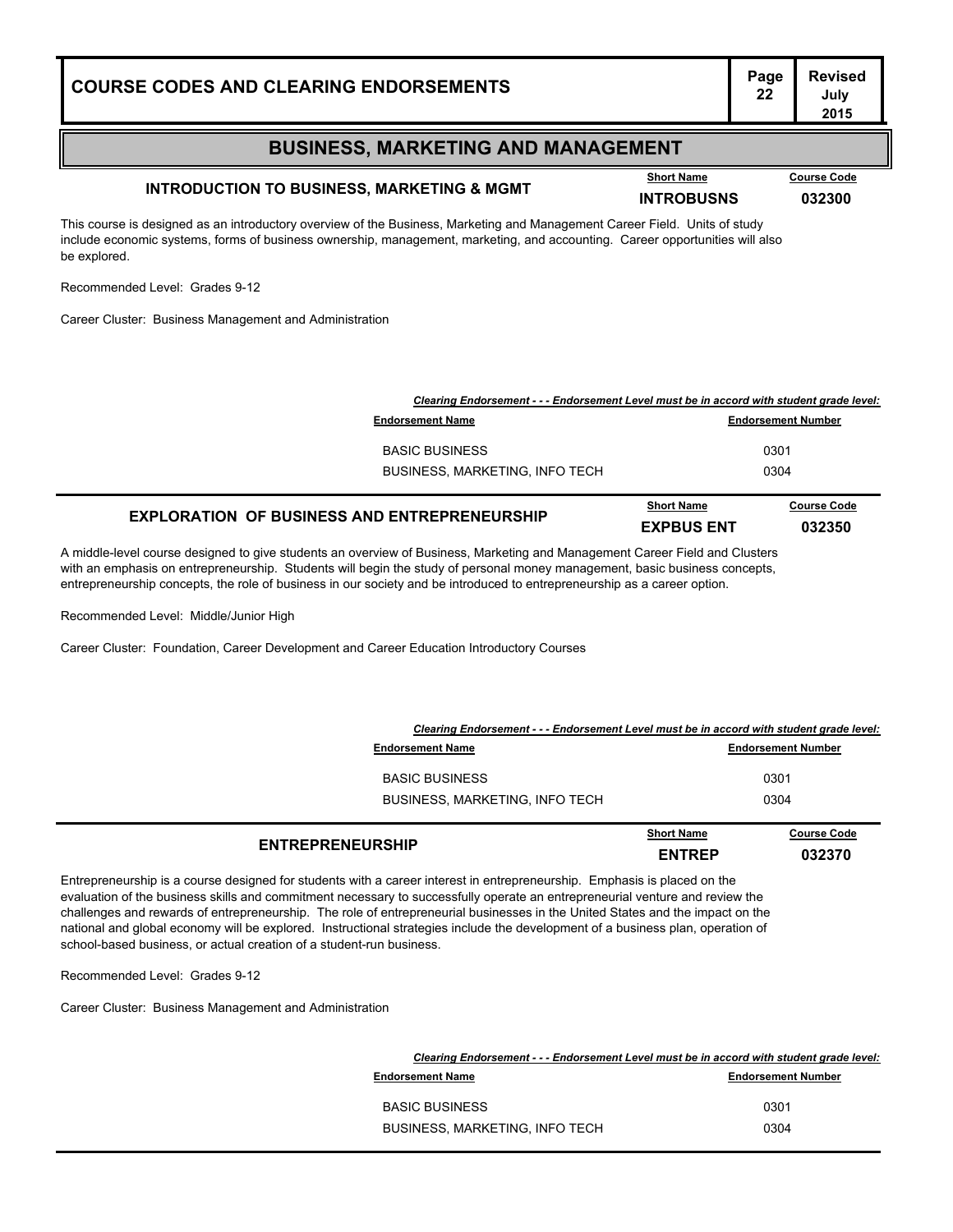## BUSINESS, MARKETING AND MANAGEMENT

### INTRODUCTION TO BUSINESS, MARKETING & MGMT

| Short Name | Course Code |
|---|---|
| INTROBUSNS | 032300 |

This course is designed as an introductory overview of the Business, Marketing and Management Career Field. Units of study include economic systems, forms of business ownership, management, marketing, and accounting. Career opportunities will also be explored.

Recommended Level: Grades 9-12

Career Cluster: Business Management and Administration

***Clearing Endorsement - - - Endorsement Level must be in accord with student grade level:***

| Endorsement Name | Endorsement Number |
|---|---|
| BASIC BUSINESS | 0301 |
| BUSINESS, MARKETING, INFO TECH | 0304 |

### EXPLORATION OF BUSINESS AND ENTREPRENEURSHIP

| Short Name | Course Code |
|---|---|
| EXPBUS ENT | 032350 |

A middle-level course designed to give students an overview of Business, Marketing and Management Career Field and Clusters with an emphasis on entrepreneurship. Students will begin the study of personal money management, basic business concepts, entrepreneurship concepts, the role of business in our society and be introduced to entrepreneurship as a career option.

Recommended Level: Middle/Junior High

Career Cluster: Foundation, Career Development and Career Education Introductory Courses

***Clearing Endorsement - - - Endorsement Level must be in accord with student grade level:***

| Endorsement Name | Endorsement Number |
|---|---|
| BASIC BUSINESS | 0301 |
| BUSINESS, MARKETING, INFO TECH | 0304 |

### ENTREPRENEURSHIP

| Short Name | Course Code |
|---|---|
| ENTREP | 032370 |

Entrepreneurship is a course designed for students with a career interest in entrepreneurship. Emphasis is placed on the evaluation of the business skills and commitment necessary to successfully operate an entrepreneurial venture and review the challenges and rewards of entrepreneurship. The role of entrepreneurial businesses in the United States and the impact on the national and global economy will be explored. Instructional strategies include the development of a business plan, operation of school-based business, or actual creation of a student-run business.

Recommended Level: Grades 9-12

Career Cluster: Business Management and Administration

***Clearing Endorsement - - - Endorsement Level must be in accord with student grade level:***

| Endorsement Name | Endorsement Number |
|---|---|
| BASIC BUSINESS | 0301 |
| BUSINESS, MARKETING, INFO TECH | 0304 |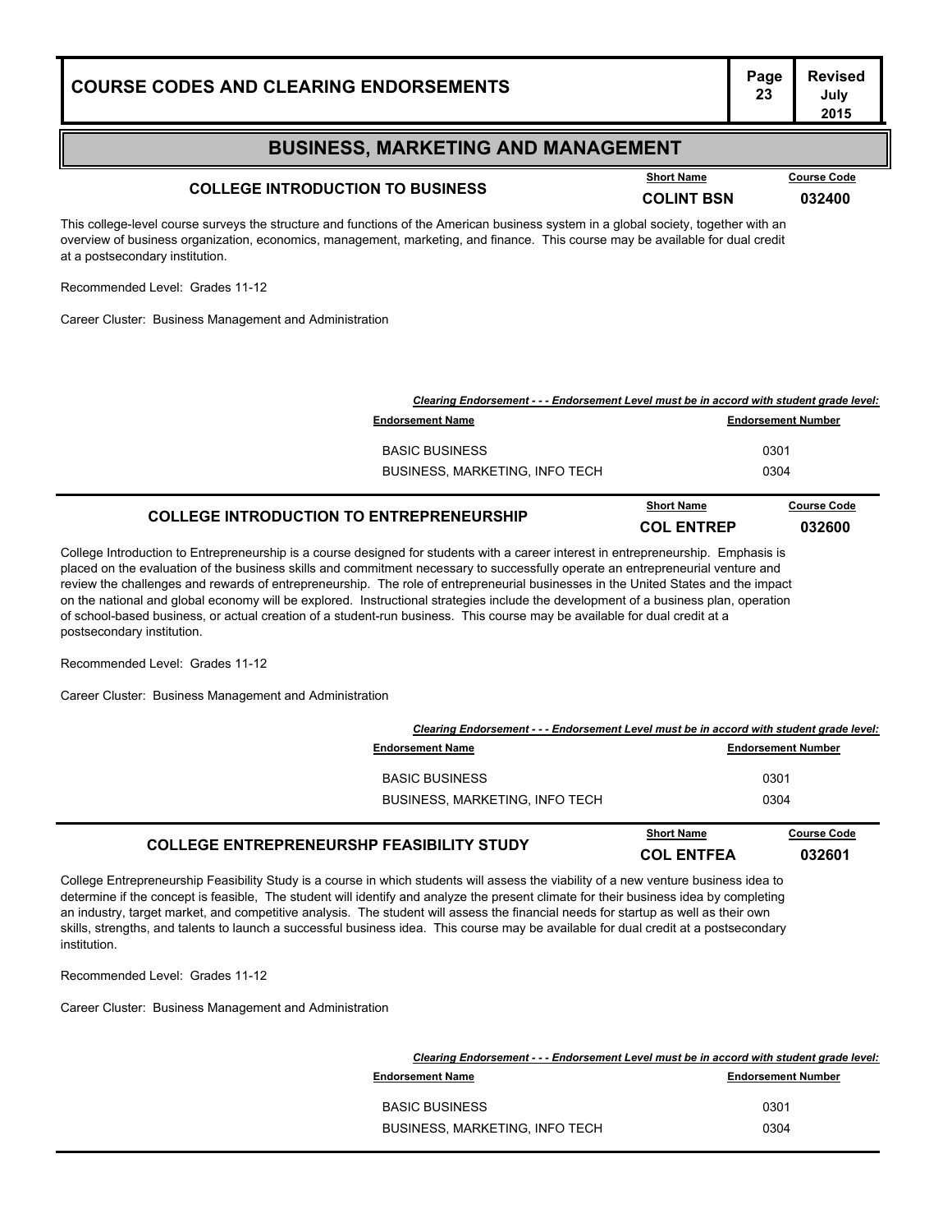## BUSINESS, MARKETING AND MANAGEMENT

### COLLEGE INTRODUCTION TO BUSINESS

| Short Name | Course Code |
|---|---|
| COLINT BSN | 032400 |

This college-level course surveys the structure and functions of the American business system in a global society, together with an overview of business organization, economics, management, marketing, and finance. This course may be available for dual credit at a postsecondary institution.

Recommended Level: Grades 11-12

Career Cluster: Business Management and Administration

*Clearing Endorsement - - - Endorsement Level must be in accord with student grade level:*

| Endorsement Name | Endorsement Number |
|---|---|
| BASIC BUSINESS | 0301 |
| BUSINESS, MARKETING, INFO TECH | 0304 |

### COLLEGE INTRODUCTION TO ENTREPRENEURSHIP

| Short Name | Course Code |
|---|---|
| COL ENTREP | 032600 |

College Introduction to Entrepreneurship is a course designed for students with a career interest in entrepreneurship. Emphasis is placed on the evaluation of the business skills and commitment necessary to successfully operate an entrepreneurial venture and review the challenges and rewards of entrepreneurship. The role of entrepreneurial businesses in the United States and the impact on the national and global economy will be explored. Instructional strategies include the development of a business plan, operation of school-based business, or actual creation of a student-run business. This course may be available for dual credit at a postsecondary institution.

Recommended Level: Grades 11-12

Career Cluster: Business Management and Administration

*Clearing Endorsement - - - Endorsement Level must be in accord with student grade level:*

| Endorsement Name | Endorsement Number |
|---|---|
| BASIC BUSINESS | 0301 |
| BUSINESS, MARKETING, INFO TECH | 0304 |

### COLLEGE ENTREPRENEURSHP FEASIBILITY STUDY

| Short Name | Course Code |
|---|---|
| COL ENTFEA | 032601 |

College Entrepreneurship Feasibility Study is a course in which students will assess the viability of a new venture business idea to determine if the concept is feasible, The student will identify and analyze the present climate for their business idea by completing an industry, target market, and competitive analysis. The student will assess the financial needs for startup as well as their own skills, strengths, and talents to launch a successful business idea. This course may be available for dual credit at a postsecondary institution.

Recommended Level: Grades 11-12

Career Cluster: Business Management and Administration

*Clearing Endorsement - - - Endorsement Level must be in accord with student grade level:*

| Endorsement Name | Endorsement Number |
|---|---|
| BASIC BUSINESS | 0301 |
| BUSINESS, MARKETING, INFO TECH | 0304 |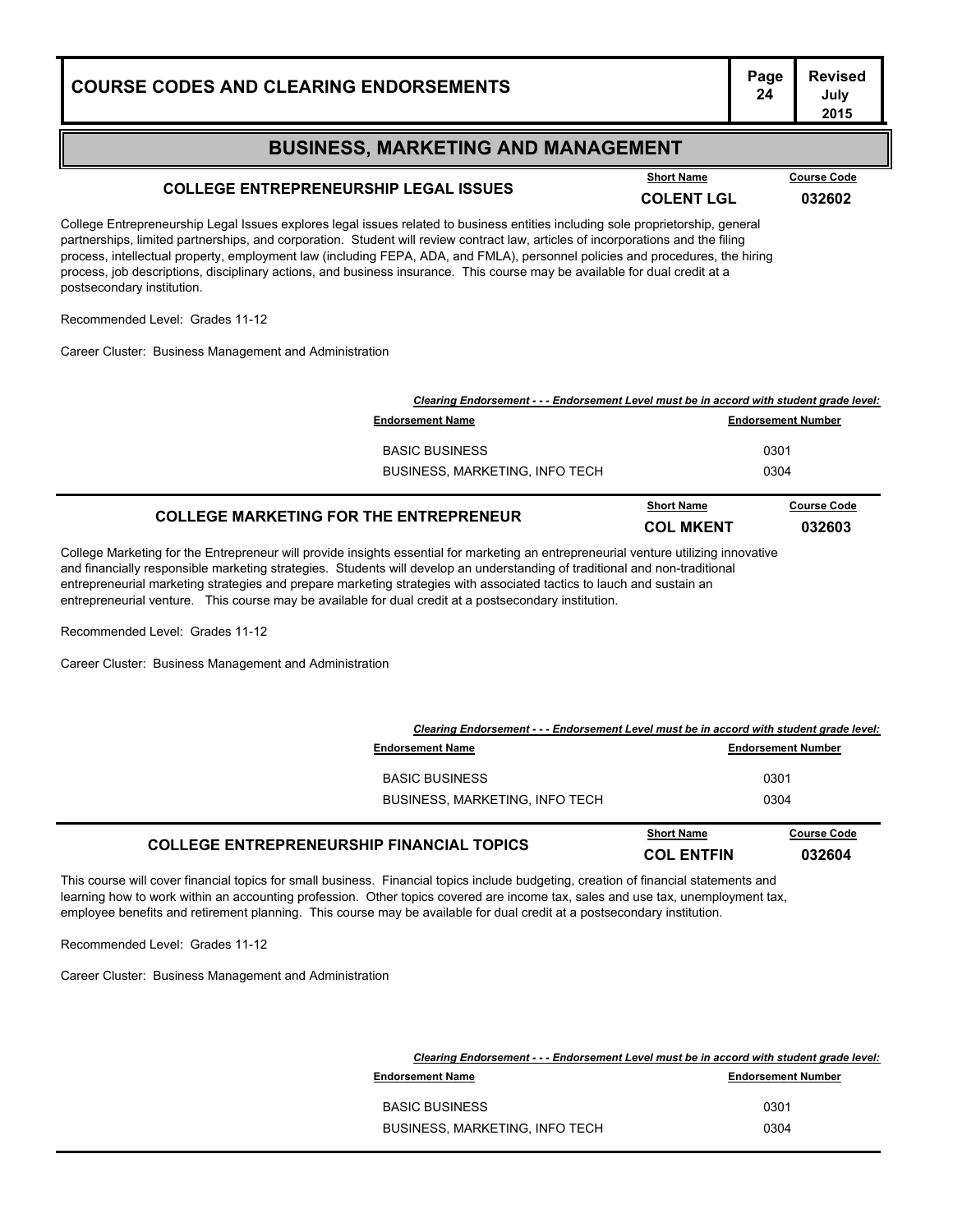## BUSINESS, MARKETING AND MANAGEMENT

### COLLEGE ENTREPRENEURSHIP LEGAL ISSUES

| Short Name | Course Code |
|---|---|
| COLENT LGL | 032602 |

College Entrepreneurship Legal Issues explores legal issues related to business entities including sole proprietorship, general partnerships, limited partnerships, and corporation. Student will review contract law, articles of incorporations and the filing process, intellectual property, employment law (including FEPA, ADA, and FMLA), personnel policies and procedures, the hiring process, job descriptions, disciplinary actions, and business insurance. This course may be available for dual credit at a postsecondary institution.

Recommended Level: Grades 11-12

Career Cluster: Business Management and Administration

*Clearing Endorsement - - - Endorsement Level must be in accord with student grade level:*

| Endorsement Name | Endorsement Number |
|---|---|
| BASIC BUSINESS | 0301 |
| BUSINESS, MARKETING, INFO TECH | 0304 |

### COLLEGE MARKETING FOR THE ENTREPRENEUR

| Short Name | Course Code |
|---|---|
| COL MKENT | 032603 |

College Marketing for the Entrepreneur will provide insights essential for marketing an entrepreneurial venture utilizing innovative and financially responsible marketing strategies. Students will develop an understanding of traditional and non-traditional entrepreneurial marketing strategies and prepare marketing strategies with associated tactics to lauch and sustain an entrepreneurial venture. This course may be available for dual credit at a postsecondary institution.

Recommended Level: Grades 11-12

Career Cluster: Business Management and Administration

*Clearing Endorsement - - - Endorsement Level must be in accord with student grade level:*

| Endorsement Name | Endorsement Number |
|---|---|
| BASIC BUSINESS | 0301 |
| BUSINESS, MARKETING, INFO TECH | 0304 |

### COLLEGE ENTREPRENEURSHIP FINANCIAL TOPICS

| Short Name | Course Code |
|---|---|
| COL ENTFIN | 032604 |

This course will cover financial topics for small business. Financial topics include budgeting, creation of financial statements and learning how to work within an accounting profession. Other topics covered are income tax, sales and use tax, unemployment tax, employee benefits and retirement planning. This course may be available for dual credit at a postsecondary institution.

Recommended Level: Grades 11-12

Career Cluster: Business Management and Administration

*Clearing Endorsement - - - Endorsement Level must be in accord with student grade level:*

| Endorsement Name | Endorsement Number |
|---|---|
| BASIC BUSINESS | 0301 |
| BUSINESS, MARKETING, INFO TECH | 0304 |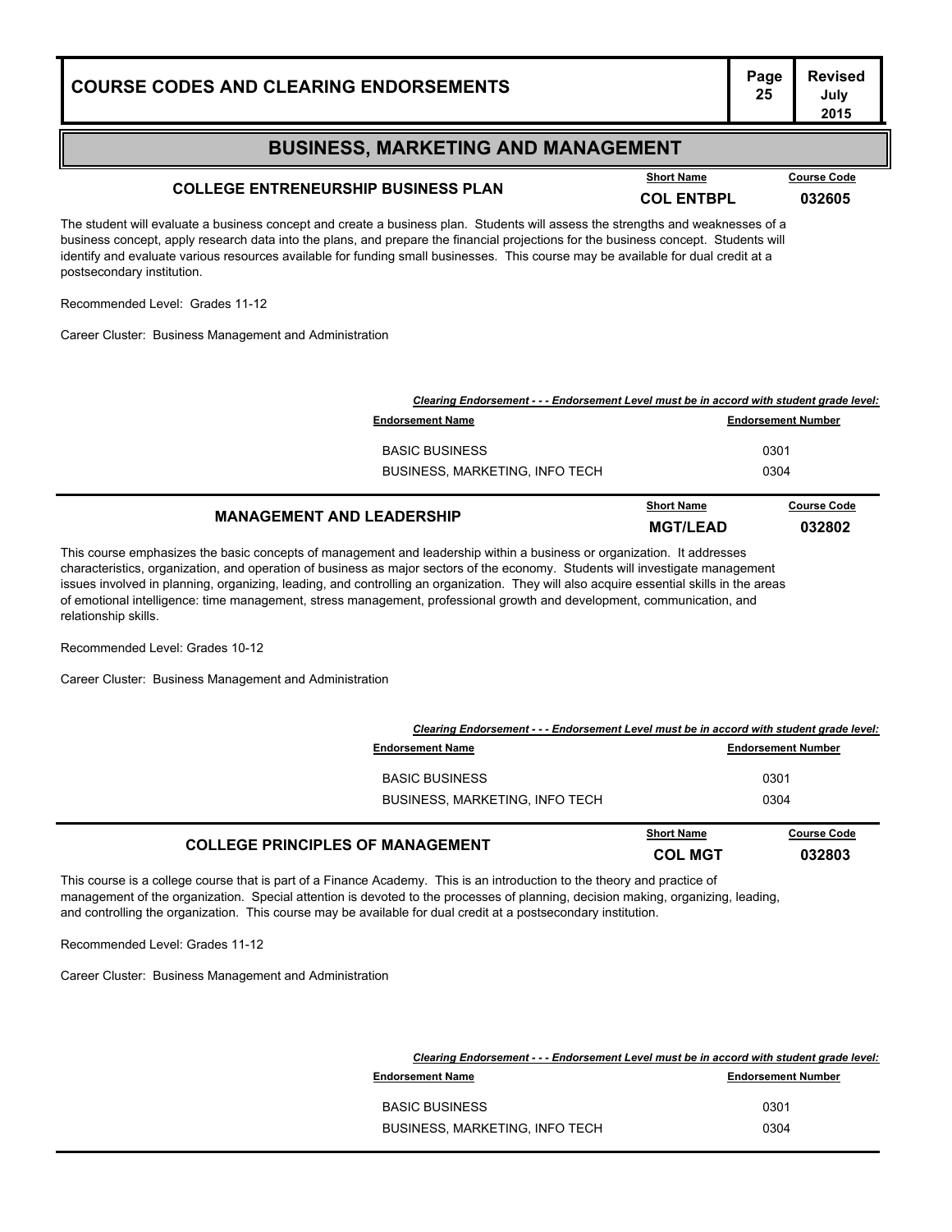## BUSINESS, MARKETING AND MANAGEMENT

### COLLEGE ENTRENEURSHIP BUSINESS PLAN

| Short Name | Course Code |
|---|---|
| COL ENTBPL | 032605 |

The student will evaluate a business concept and create a business plan. Students will assess the strengths and weaknesses of a business concept, apply research data into the plans, and prepare the financial projections for the business concept. Students will identify and evaluate various resources available for funding small businesses. This course may be available for dual credit at a postsecondary institution.

Recommended Level: Grades 11-12

Career Cluster: Business Management and Administration

***Clearing Endorsement - - - Endorsement Level must be in accord with student grade level:***

| Endorsement Name | Endorsement Number |
|---|---|
| BASIC BUSINESS | 0301 |
| BUSINESS, MARKETING, INFO TECH | 0304 |

### MANAGEMENT AND LEADERSHIP

| Short Name | Course Code |
|---|---|
| MGT/LEAD | 032802 |

This course emphasizes the basic concepts of management and leadership within a business or organization. It addresses characteristics, organization, and operation of business as major sectors of the economy. Students will investigate management issues involved in planning, organizing, leading, and controlling an organization. They will also acquire essential skills in the areas of emotional intelligence: time management, stress management, professional growth and development, communication, and relationship skills.

Recommended Level: Grades 10-12

Career Cluster: Business Management and Administration

***Clearing Endorsement - - - Endorsement Level must be in accord with student grade level:***

| Endorsement Name | Endorsement Number |
|---|---|
| BASIC BUSINESS | 0301 |
| BUSINESS, MARKETING, INFO TECH | 0304 |

### COLLEGE PRINCIPLES OF MANAGEMENT

| Short Name | Course Code |
|---|---|
| COL MGT | 032803 |

This course is a college course that is part of a Finance Academy. This is an introduction to the theory and practice of management of the organization. Special attention is devoted to the processes of planning, decision making, organizing, leading, and controlling the organization. This course may be available for dual credit at a postsecondary institution.

Recommended Level: Grades 11-12

Career Cluster: Business Management and Administration

***Clearing Endorsement - - - Endorsement Level must be in accord with student grade level:***

| Endorsement Name | Endorsement Number |
|---|---|
| BASIC BUSINESS | 0301 |
| BUSINESS, MARKETING, INFO TECH | 0304 |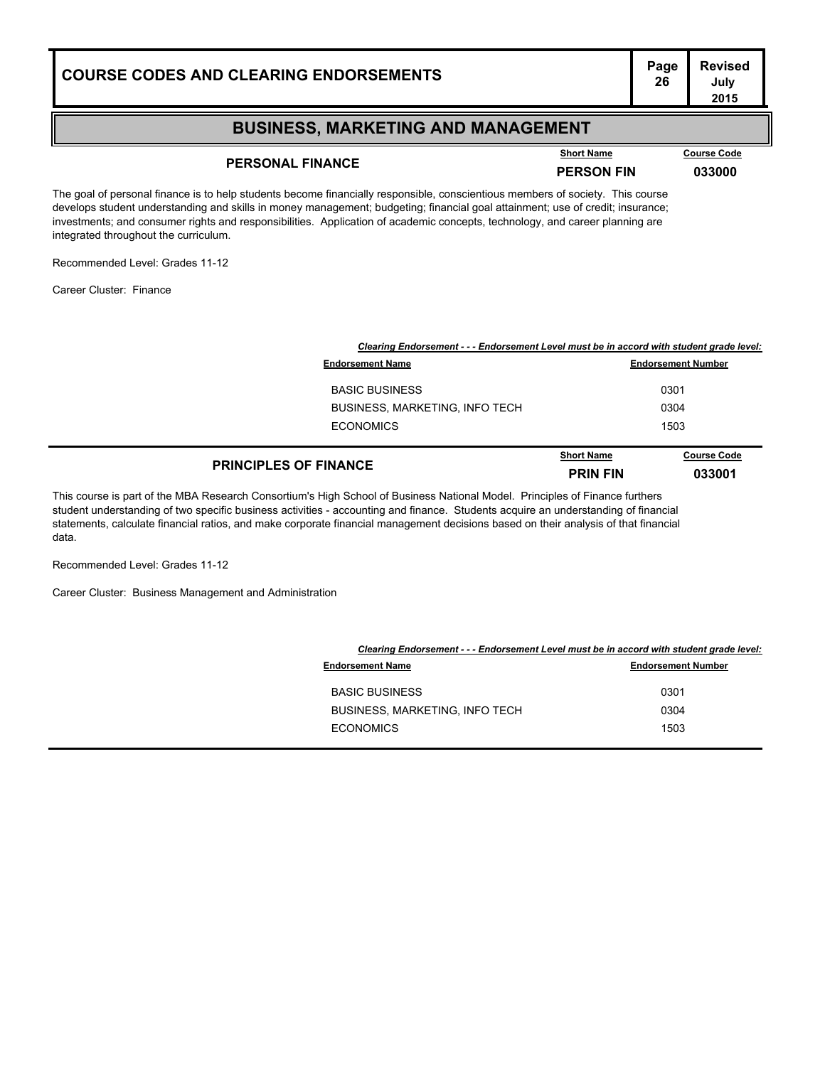## BUSINESS, MARKETING AND MANAGEMENT

### PERSONAL FINANCE

| Short Name | Course Code |
|---|---|
| **PERSON FIN** | **033000** |

The goal of personal finance is to help students become financially responsible, conscientious members of society. This course develops student understanding and skills in money management; budgeting; financial goal attainment; use of credit; insurance; investments; and consumer rights and responsibilities. Application of academic concepts, technology, and career planning are integrated throughout the curriculum.

Recommended Level: Grades 11-12

Career Cluster: Finance

***Clearing Endorsement - - - Endorsement Level must be in accord with student grade level:***

| Endorsement Name | Endorsement Number |
|---|---|
| BASIC BUSINESS | 0301 |
| BUSINESS, MARKETING, INFO TECH | 0304 |
| ECONOMICS | 1503 |

### PRINCIPLES OF FINANCE

| Short Name | Course Code |
|---|---|
| **PRIN FIN** | **033001** |

This course is part of the MBA Research Consortium's High School of Business National Model. Principles of Finance furthers student understanding of two specific business activities - accounting and finance. Students acquire an understanding of financial statements, calculate financial ratios, and make corporate financial management decisions based on their analysis of that financial data.

Recommended Level: Grades 11-12

Career Cluster: Business Management and Administration

***Clearing Endorsement - - - Endorsement Level must be in accord with student grade level:***

| Endorsement Name | Endorsement Number |
|---|---|
| BASIC BUSINESS | 0301 |
| BUSINESS, MARKETING, INFO TECH | 0304 |
| ECONOMICS | 1503 |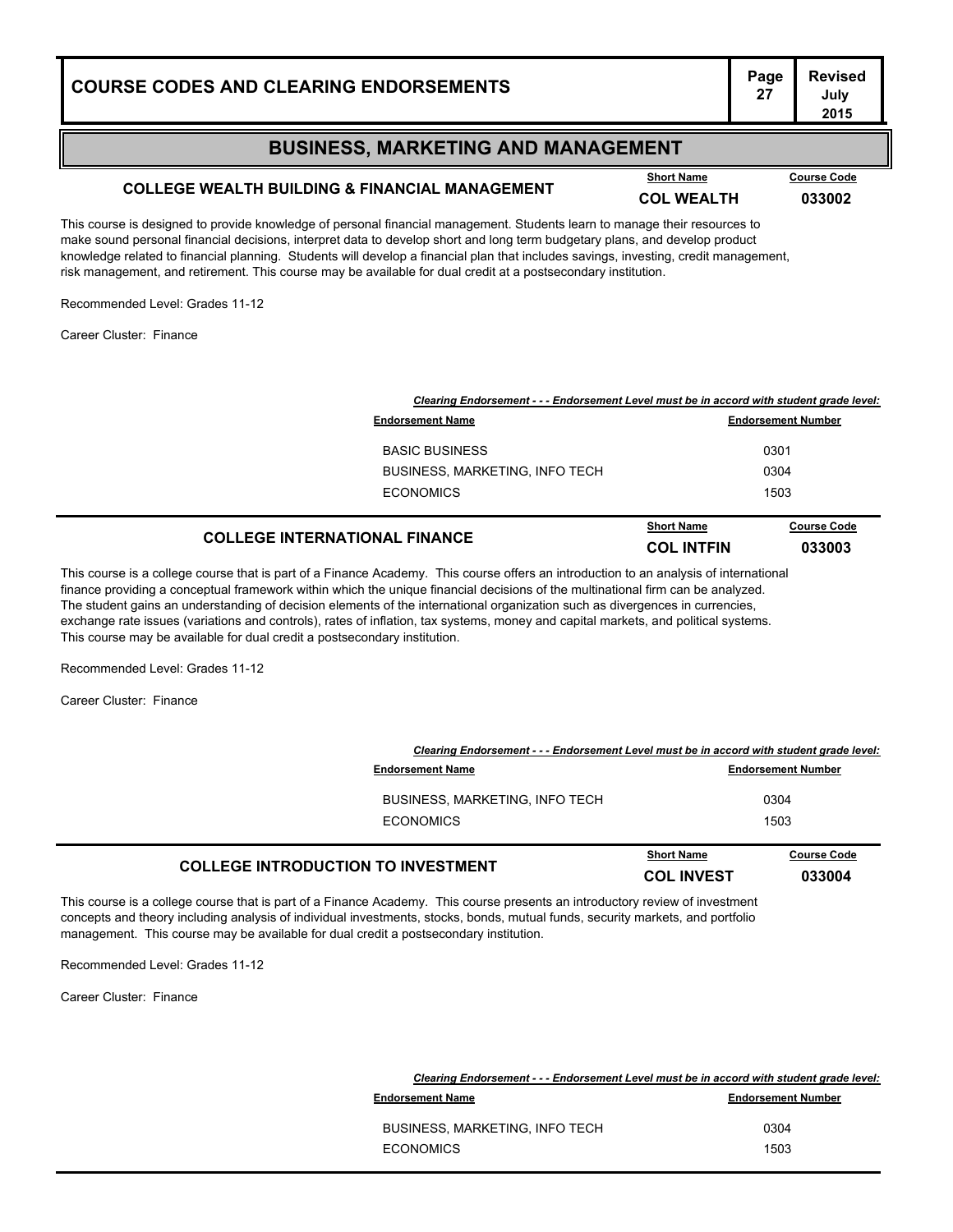# BUSINESS, MARKETING AND MANAGEMENT

## COLLEGE WEALTH BUILDING & FINANCIAL MANAGEMENT

| Short Name | Course Code |
|---|---|
| COL WEALTH | 033002 |

This course is designed to provide knowledge of personal financial management. Students learn to manage their resources to make sound personal financial decisions, interpret data to develop short and long term budgetary plans, and develop product knowledge related to financial planning. Students will develop a financial plan that includes savings, investing, credit management, risk management, and retirement. This course may be available for dual credit at a postsecondary institution.

Recommended Level: Grades 11-12

Career Cluster: Finance

***Clearing Endorsement - - - Endorsement Level must be in accord with student grade level:***

| Endorsement Name | Endorsement Number |
|---|---|
| BASIC BUSINESS | 0301 |
| BUSINESS, MARKETING, INFO TECH | 0304 |
| ECONOMICS | 1503 |

## COLLEGE INTERNATIONAL FINANCE

| Short Name | Course Code |
|---|---|
| COL INTFIN | 033003 |

This course is a college course that is part of a Finance Academy. This course offers an introduction to an analysis of international finance providing a conceptual framework within which the unique financial decisions of the multinational firm can be analyzed. The student gains an understanding of decision elements of the international organization such as divergences in currencies, exchange rate issues (variations and controls), rates of inflation, tax systems, money and capital markets, and political systems. This course may be available for dual credit a postsecondary institution.

Recommended Level: Grades 11-12

Career Cluster: Finance

***Clearing Endorsement - - - Endorsement Level must be in accord with student grade level:***

| Endorsement Name | Endorsement Number |
|---|---|
| BUSINESS, MARKETING, INFO TECH | 0304 |
| ECONOMICS | 1503 |

## COLLEGE INTRODUCTION TO INVESTMENT

| Short Name | Course Code |
|---|---|
| COL INVEST | 033004 |

This course is a college course that is part of a Finance Academy. This course presents an introductory review of investment concepts and theory including analysis of individual investments, stocks, bonds, mutual funds, security markets, and portfolio management. This course may be available for dual credit a postsecondary institution.

Recommended Level: Grades 11-12

Career Cluster: Finance

***Clearing Endorsement - - - Endorsement Level must be in accord with student grade level:***

| Endorsement Name | Endorsement Number |
|---|---|
| BUSINESS, MARKETING, INFO TECH | 0304 |
| ECONOMICS | 1503 |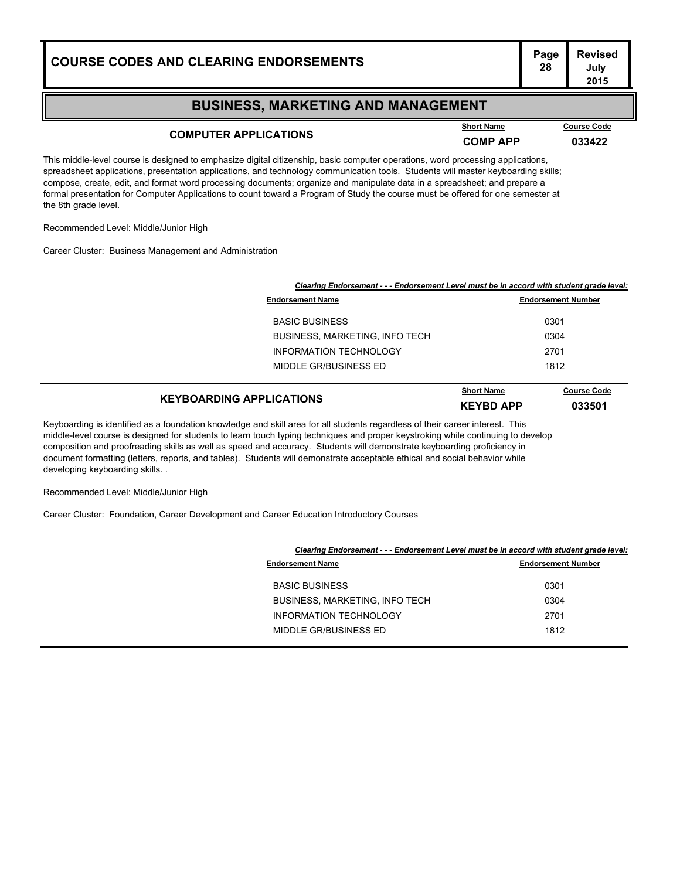## BUSINESS, MARKETING AND MANAGEMENT

### COMPUTER APPLICATIONS

| Short Name | Course Code |
|---|---|
| **COMP APP** | **033422** |

This middle-level course is designed to emphasize digital citizenship, basic computer operations, word processing applications, spreadsheet applications, presentation applications, and technology communication tools. Students will master keyboarding skills; compose, create, edit, and format word processing documents; organize and manipulate data in a spreadsheet; and prepare a formal presentation for Computer Applications to count toward a Program of Study the course must be offered for one semester at the 8th grade level.

Recommended Level: Middle/Junior High

Career Cluster: Business Management and Administration

***Clearing Endorsement - - - Endorsement Level must be in accord with student grade level:***

| Endorsement Name | Endorsement Number |
|---|---|
| BASIC BUSINESS | 0301 |
| BUSINESS, MARKETING, INFO TECH | 0304 |
| INFORMATION TECHNOLOGY | 2701 |
| MIDDLE GR/BUSINESS ED | 1812 |

### KEYBOARDING APPLICATIONS

| Short Name | Course Code |
|---|---|
| **KEYBD APP** | **033501** |

Keyboarding is identified as a foundation knowledge and skill area for all students regardless of their career interest. This middle-level course is designed for students to learn touch typing techniques and proper keystroking while continuing to develop composition and proofreading skills as well as speed and accuracy. Students will demonstrate keyboarding proficiency in document formatting (letters, reports, and tables). Students will demonstrate acceptable ethical and social behavior while developing keyboarding skills. .

Recommended Level: Middle/Junior High

Career Cluster: Foundation, Career Development and Career Education Introductory Courses

***Clearing Endorsement - - - Endorsement Level must be in accord with student grade level:***

| Endorsement Name | Endorsement Number |
|---|---|
| BASIC BUSINESS | 0301 |
| BUSINESS, MARKETING, INFO TECH | 0304 |
| INFORMATION TECHNOLOGY | 2701 |
| MIDDLE GR/BUSINESS ED | 1812 |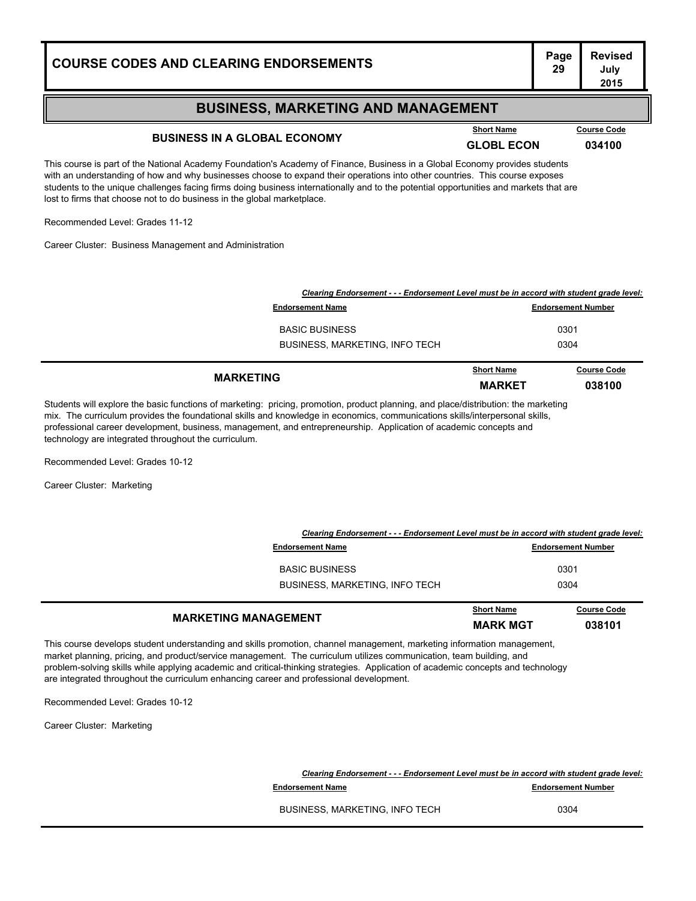## BUSINESS, MARKETING AND MANAGEMENT

### BUSINESS IN A GLOBAL ECONOMY

| Short Name | Course Code |
|---|---|
| GLOBL ECON | 034100 |

This course is part of the National Academy Foundation's Academy of Finance, Business in a Global Economy provides students with an understanding of how and why businesses choose to expand their operations into other countries. This course exposes students to the unique challenges facing firms doing business internationally and to the potential opportunities and markets that are lost to firms that choose not to do business in the global marketplace.

Recommended Level: Grades 11-12

Career Cluster: Business Management and Administration

***Clearing Endorsement - - - Endorsement Level must be in accord with student grade level:***

| Endorsement Name | Endorsement Number |
|---|---|
| BASIC BUSINESS | 0301 |
| BUSINESS, MARKETING, INFO TECH | 0304 |

### MARKETING

| Short Name | Course Code |
|---|---|
| MARKET | 038100 |

Students will explore the basic functions of marketing: pricing, promotion, product planning, and place/distribution: the marketing mix. The curriculum provides the foundational skills and knowledge in economics, communications skills/interpersonal skills, professional career development, business, management, and entrepreneurship. Application of academic concepts and technology are integrated throughout the curriculum.

Recommended Level: Grades 10-12

Career Cluster: Marketing

***Clearing Endorsement - - - Endorsement Level must be in accord with student grade level:***

| Endorsement Name | Endorsement Number |
|---|---|
| BASIC BUSINESS | 0301 |
| BUSINESS, MARKETING, INFO TECH | 0304 |

### MARKETING MANAGEMENT

| Short Name | Course Code |
|---|---|
| MARK MGT | 038101 |

This course develops student understanding and skills promotion, channel management, marketing information management, market planning, pricing, and product/service management. The curriculum utilizes communication, team building, and problem-solving skills while applying academic and critical-thinking strategies. Application of academic concepts and technology are integrated throughout the curriculum enhancing career and professional development.

Recommended Level: Grades 10-12

Career Cluster: Marketing

***Clearing Endorsement - - - Endorsement Level must be in accord with student grade level:***

| Endorsement Name | Endorsement Number |
|---|---|
| BUSINESS, MARKETING, INFO TECH | 0304 |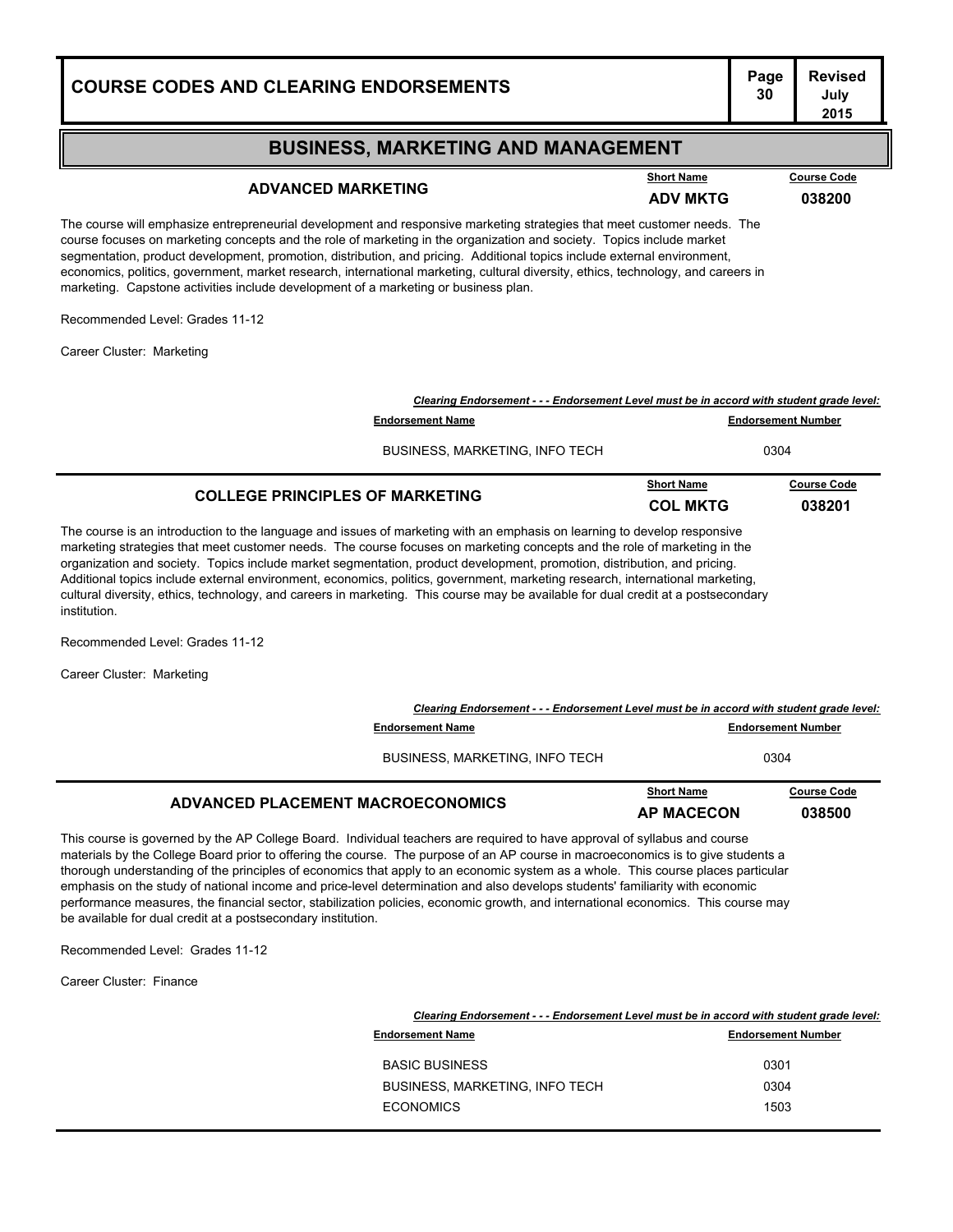## BUSINESS, MARKETING AND MANAGEMENT

### ADVANCED MARKETING

| Short Name | Course Code |
|---|---|
| **ADV MKTG** | **038200** |

The course will emphasize entrepreneurial development and responsive marketing strategies that meet customer needs. The course focuses on marketing concepts and the role of marketing in the organization and society. Topics include market segmentation, product development, promotion, distribution, and pricing. Additional topics include external environment, economics, politics, government, market research, international marketing, cultural diversity, ethics, technology, and careers in marketing. Capstone activities include development of a marketing or business plan.

Recommended Level: Grades 11-12

Career Cluster: Marketing

***Clearing Endorsement - - - Endorsement Level must be in accord with student grade level:***

| Endorsement Name | Endorsement Number |
|---|---|
| BUSINESS, MARKETING, INFO TECH | 0304 |

### COLLEGE PRINCIPLES OF MARKETING

| Short Name | Course Code |
|---|---|
| **COL MKTG** | **038201** |

The course is an introduction to the language and issues of marketing with an emphasis on learning to develop responsive marketing strategies that meet customer needs. The course focuses on marketing concepts and the role of marketing in the organization and society. Topics include market segmentation, product development, promotion, distribution, and pricing. Additional topics include external environment, economics, politics, government, marketing research, international marketing, cultural diversity, ethics, technology, and careers in marketing. This course may be available for dual credit at a postsecondary institution.

Recommended Level: Grades 11-12

Career Cluster: Marketing

***Clearing Endorsement - - - Endorsement Level must be in accord with student grade level:***

| Endorsement Name | Endorsement Number |
|---|---|
| BUSINESS, MARKETING, INFO TECH | 0304 |

### ADVANCED PLACEMENT MACROECONOMICS

| Short Name | Course Code |
|---|---|
| **AP MACECON** | **038500** |

This course is governed by the AP College Board. Individual teachers are required to have approval of syllabus and course materials by the College Board prior to offering the course. The purpose of an AP course in macroeconomics is to give students a thorough understanding of the principles of economics that apply to an economic system as a whole. This course places particular emphasis on the study of national income and price-level determination and also develops students' familiarity with economic performance measures, the financial sector, stabilization policies, economic growth, and international economics. This course may be available for dual credit at a postsecondary institution.

Recommended Level: Grades 11-12

Career Cluster: Finance

***Clearing Endorsement - - - Endorsement Level must be in accord with student grade level:***

| Endorsement Name | Endorsement Number |
|---|---|
| BASIC BUSINESS | 0301 |
| BUSINESS, MARKETING, INFO TECH | 0304 |
| ECONOMICS | 1503 |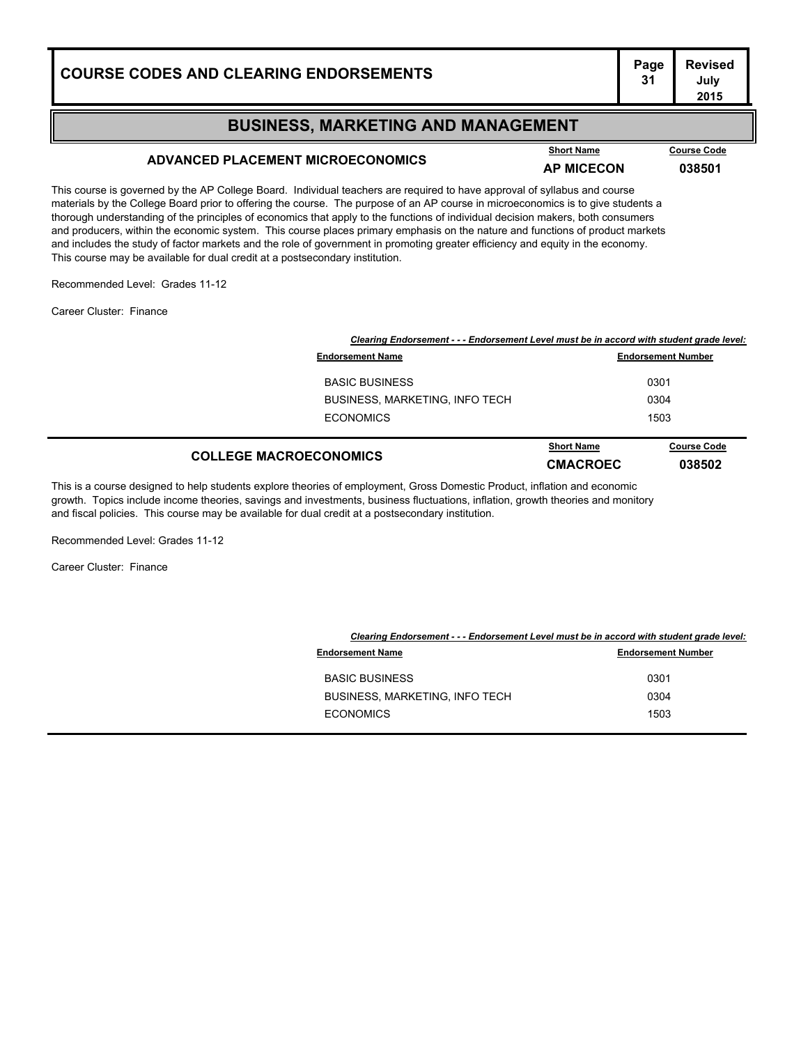## BUSINESS, MARKETING AND MANAGEMENT

### ADVANCED PLACEMENT MICROECONOMICS

| Short Name | Course Code |
|---|---|
| **AP MICECON** | **038501** |

This course is governed by the AP College Board. Individual teachers are required to have approval of syllabus and course materials by the College Board prior to offering the course. The purpose of an AP course in microeconomics is to give students a thorough understanding of the principles of economics that apply to the functions of individual decision makers, both consumers and producers, within the economic system. This course places primary emphasis on the nature and functions of product markets and includes the study of factor markets and the role of government in promoting greater efficiency and equity in the economy. This course may be available for dual credit at a postsecondary institution.

Recommended Level: Grades 11-12

Career Cluster: Finance

***Clearing Endorsement - - - Endorsement Level must be in accord with student grade level:***

| Endorsement Name | Endorsement Number |
|---|---|
| BASIC BUSINESS | 0301 |
| BUSINESS, MARKETING, INFO TECH | 0304 |
| ECONOMICS | 1503 |

### COLLEGE MACROECONOMICS

| Short Name | Course Code |
|---|---|
| **CMACROEC** | **038502** |

This is a course designed to help students explore theories of employment, Gross Domestic Product, inflation and economic growth. Topics include income theories, savings and investments, business fluctuations, inflation, growth theories and monitory and fiscal policies. This course may be available for dual credit at a postsecondary institution.

Recommended Level: Grades 11-12

Career Cluster: Finance

***Clearing Endorsement - - - Endorsement Level must be in accord with student grade level:***

| Endorsement Name | Endorsement Number |
|---|---|
| BASIC BUSINESS | 0301 |
| BUSINESS, MARKETING, INFO TECH | 0304 |
| ECONOMICS | 1503 |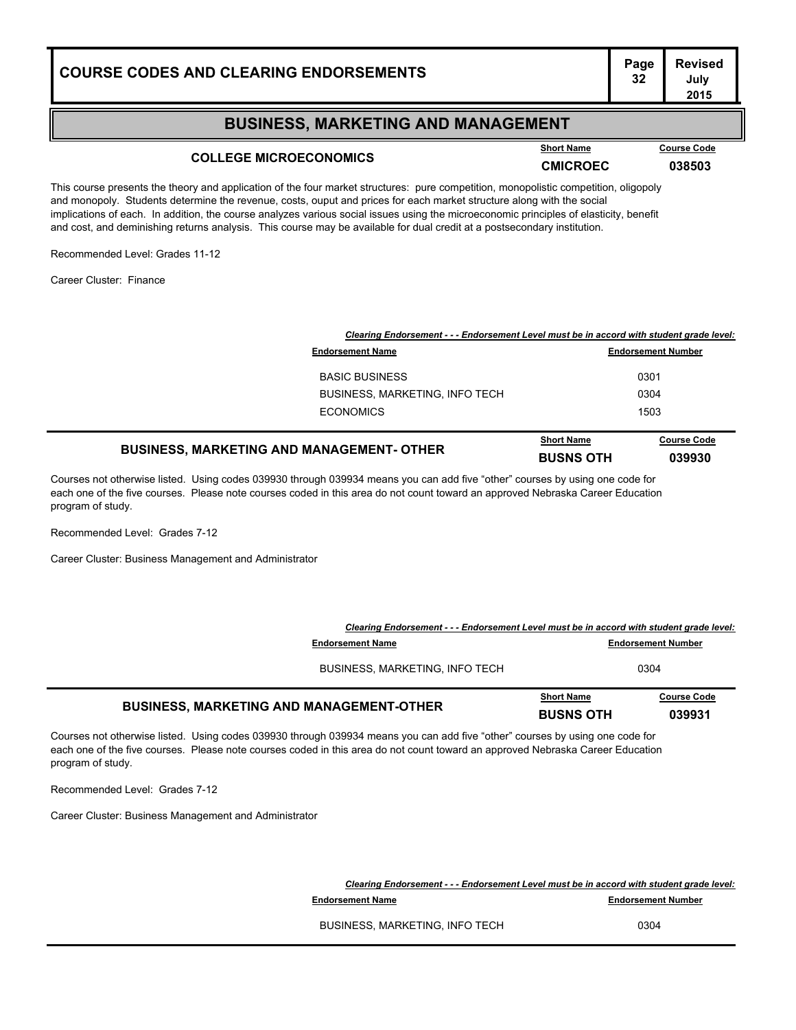## BUSINESS, MARKETING AND MANAGEMENT

### COLLEGE MICROECONOMICS

| Short Name | Course Code |
|---|---|
| CMICROEC | 038503 |

This course presents the theory and application of the four market structures: pure competition, monopolistic competition, oligopoly and monopoly. Students determine the revenue, costs, ouput and prices for each market structure along with the social implications of each. In addition, the course analyzes various social issues using the microeconomic principles of elasticity, benefit and cost, and deminishing returns analysis. This course may be available for dual credit at a postsecondary institution.

Recommended Level: Grades 11-12

Career Cluster: Finance

***Clearing Endorsement - - - Endorsement Level must be in accord with student grade level:***

| Endorsement Name | Endorsement Number |
|---|---|
| BASIC BUSINESS | 0301 |
| BUSINESS, MARKETING, INFO TECH | 0304 |
| ECONOMICS | 1503 |

### BUSINESS, MARKETING AND MANAGEMENT- OTHER

| Short Name | Course Code |
|---|---|
| BUSNS OTH | 039930 |

Courses not otherwise listed. Using codes 039930 through 039934 means you can add five "other" courses by using one code for each one of the five courses. Please note courses coded in this area do not count toward an approved Nebraska Career Education program of study.

Recommended Level: Grades 7-12

Career Cluster: Business Management and Administrator

***Clearing Endorsement - - - Endorsement Level must be in accord with student grade level:***

| Endorsement Name | Endorsement Number |
|---|---|
| BUSINESS, MARKETING, INFO TECH | 0304 |

### BUSINESS, MARKETING AND MANAGEMENT-OTHER

| Short Name | Course Code |
|---|---|
| BUSNS OTH | 039931 |

Courses not otherwise listed. Using codes 039930 through 039934 means you can add five "other" courses by using one code for each one of the five courses. Please note courses coded in this area do not count toward an approved Nebraska Career Education program of study.

Recommended Level: Grades 7-12

Career Cluster: Business Management and Administrator

***Clearing Endorsement - - - Endorsement Level must be in accord with student grade level:***

| Endorsement Name | Endorsement Number |
|---|---|
| BUSINESS, MARKETING, INFO TECH | 0304 |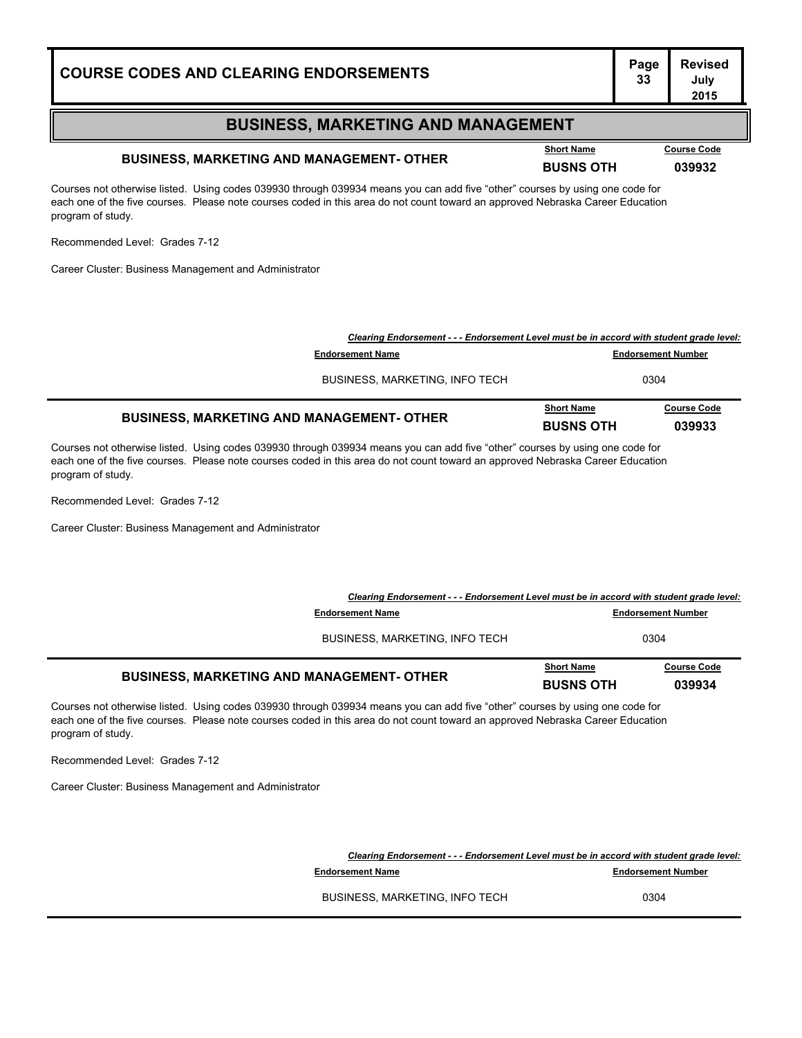## BUSINESS, MARKETING AND MANAGEMENT

### BUSINESS, MARKETING AND MANAGEMENT- OTHER

| Short Name | Course Code |
|---|---|
| BUSNS OTH | 039932 |

Courses not otherwise listed. Using codes 039930 through 039934 means you can add five “other” courses by using one code for each one of the five courses. Please note courses coded in this area do not count toward an approved Nebraska Career Education program of study.

Recommended Level: Grades 7-12

Career Cluster: Business Management and Administrator

***Clearing Endorsement - - - Endorsement Level must be in accord with student grade level:***

| Endorsement Name | Endorsement Number |
|---|---|
| BUSINESS, MARKETING, INFO TECH | 0304 |

### BUSINESS, MARKETING AND MANAGEMENT- OTHER

| Short Name | Course Code |
|---|---|
| BUSNS OTH | 039933 |

Courses not otherwise listed. Using codes 039930 through 039934 means you can add five “other” courses by using one code for each one of the five courses. Please note courses coded in this area do not count toward an approved Nebraska Career Education program of study.

Recommended Level: Grades 7-12

Career Cluster: Business Management and Administrator

***Clearing Endorsement - - - Endorsement Level must be in accord with student grade level:***

| Endorsement Name | Endorsement Number |
|---|---|
| BUSINESS, MARKETING, INFO TECH | 0304 |

### BUSINESS, MARKETING AND MANAGEMENT- OTHER

| Short Name | Course Code |
|---|---|
| BUSNS OTH | 039934 |

Courses not otherwise listed. Using codes 039930 through 039934 means you can add five “other” courses by using one code for each one of the five courses. Please note courses coded in this area do not count toward an approved Nebraska Career Education program of study.

Recommended Level: Grades 7-12

Career Cluster: Business Management and Administrator

***Clearing Endorsement - - - Endorsement Level must be in accord with student grade level:***

| Endorsement Name | Endorsement Number |
|---|---|
| BUSINESS, MARKETING, INFO TECH | 0304 |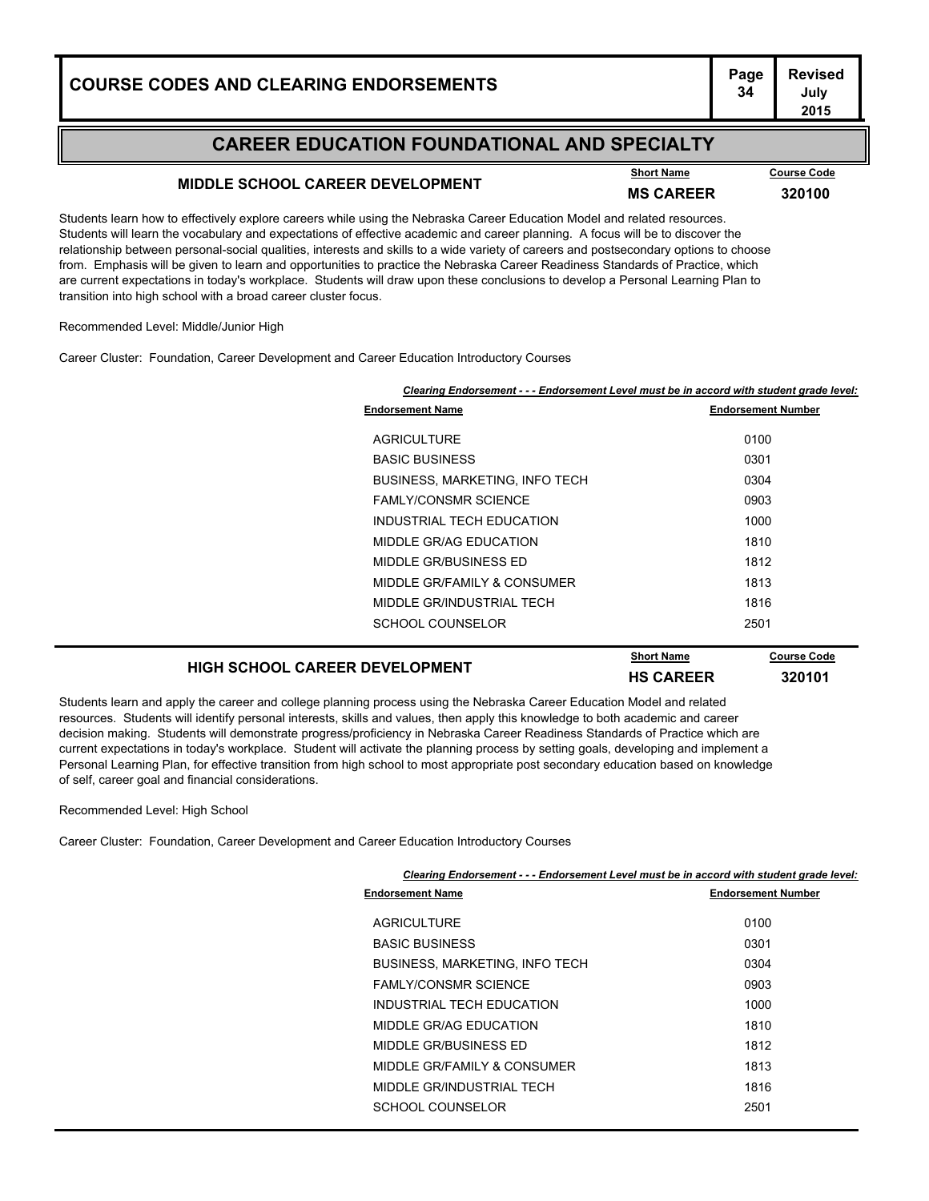## CAREER EDUCATION FOUNDATIONAL AND SPECIALTY

### MIDDLE SCHOOL CAREER DEVELOPMENT

| Short Name | Course Code |
|---|---|
| MS CAREER | 320100 |

Students learn how to effectively explore careers while using the Nebraska Career Education Model and related resources. Students will learn the vocabulary and expectations of effective academic and career planning. A focus will be to discover the relationship between personal-social qualities, interests and skills to a wide variety of careers and postsecondary options to choose from. Emphasis will be given to learn and opportunities to practice the Nebraska Career Readiness Standards of Practice, which are current expectations in today's workplace. Students will draw upon these conclusions to develop a Personal Learning Plan to transition into high school with a broad career cluster focus.

Recommended Level: Middle/Junior High

Career Cluster: Foundation, Career Development and Career Education Introductory Courses

***Clearing Endorsement - - - Endorsement Level must be in accord with student grade level:***

| Endorsement Name | Endorsement Number |
|---|---|
| AGRICULTURE | 0100 |
| BASIC BUSINESS | 0301 |
| BUSINESS, MARKETING, INFO TECH | 0304 |
| FAMLY/CONSMR SCIENCE | 0903 |
| INDUSTRIAL TECH EDUCATION | 1000 |
| MIDDLE GR/AG EDUCATION | 1810 |
| MIDDLE GR/BUSINESS ED | 1812 |
| MIDDLE GR/FAMILY & CONSUMER | 1813 |
| MIDDLE GR/INDUSTRIAL TECH | 1816 |
| SCHOOL COUNSELOR | 2501 |

### HIGH SCHOOL CAREER DEVELOPMENT

| Short Name | Course Code |
|---|---|
| HS CAREER | 320101 |

Students learn and apply the career and college planning process using the Nebraska Career Education Model and related resources. Students will identify personal interests, skills and values, then apply this knowledge to both academic and career decision making. Students will demonstrate progress/proficiency in Nebraska Career Readiness Standards of Practice which are current expectations in today's workplace. Student will activate the planning process by setting goals, developing and implement a Personal Learning Plan, for effective transition from high school to most appropriate post secondary education based on knowledge of self, career goal and financial considerations.

Recommended Level: High School

Career Cluster: Foundation, Career Development and Career Education Introductory Courses

***Clearing Endorsement - - - Endorsement Level must be in accord with student grade level:***

| Endorsement Name | Endorsement Number |
|---|---|
| AGRICULTURE | 0100 |
| BASIC BUSINESS | 0301 |
| BUSINESS, MARKETING, INFO TECH | 0304 |
| FAMLY/CONSMR SCIENCE | 0903 |
| INDUSTRIAL TECH EDUCATION | 1000 |
| MIDDLE GR/AG EDUCATION | 1810 |
| MIDDLE GR/BUSINESS ED | 1812 |
| MIDDLE GR/FAMILY & CONSUMER | 1813 |
| MIDDLE GR/INDUSTRIAL TECH | 1816 |
| SCHOOL COUNSELOR | 2501 |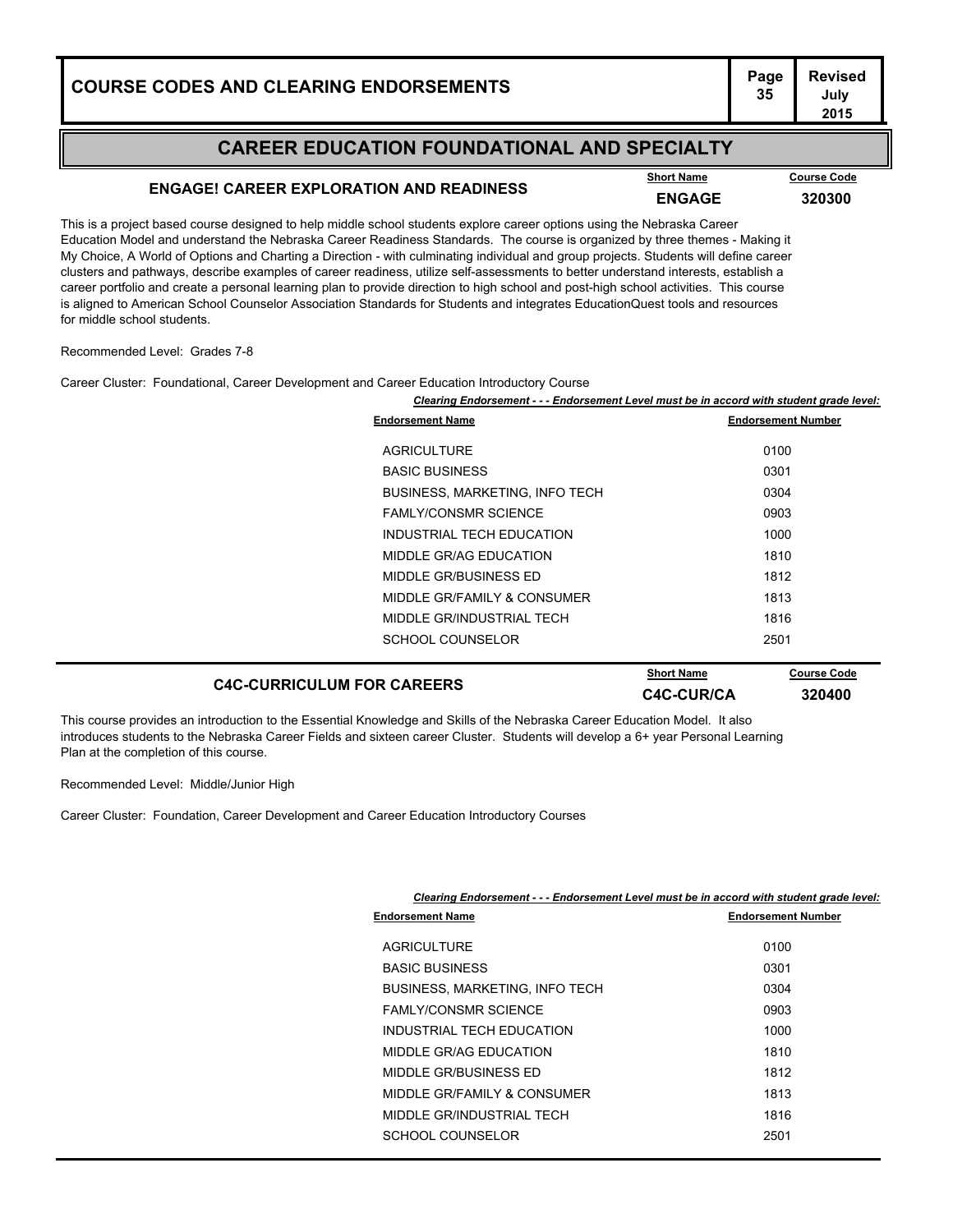# CAREER EDUCATION FOUNDATIONAL AND SPECIALTY

## ENGAGE! CAREER EXPLORATION AND READINESS

| Short Name | Course Code |
|---|---|
| ENGAGE | 320300 |

This is a project based course designed to help middle school students explore career options using the Nebraska Career Education Model and understand the Nebraska Career Readiness Standards. The course is organized by three themes - Making it My Choice, A World of Options and Charting a Direction - with culminating individual and group projects. Students will define career clusters and pathways, describe examples of career readiness, utilize self-assessments to better understand interests, establish a career portfolio and create a personal learning plan to provide direction to high school and post-high school activities. This course is aligned to American School Counselor Association Standards for Students and integrates EducationQuest tools and resources for middle school students.

Recommended Level: Grades 7-8

Career Cluster: Foundational, Career Development and Career Education Introductory Course

***Clearing Endorsement - - - Endorsement Level must be in accord with student grade level:***

| Endorsement Name | Endorsement Number |
|---|---|
| AGRICULTURE | 0100 |
| BASIC BUSINESS | 0301 |
| BUSINESS, MARKETING, INFO TECH | 0304 |
| FAMLY/CONSMR SCIENCE | 0903 |
| INDUSTRIAL TECH EDUCATION | 1000 |
| MIDDLE GR/AG EDUCATION | 1810 |
| MIDDLE GR/BUSINESS ED | 1812 |
| MIDDLE GR/FAMILY & CONSUMER | 1813 |
| MIDDLE GR/INDUSTRIAL TECH | 1816 |
| SCHOOL COUNSELOR | 2501 |

## C4C-CURRICULUM FOR CAREERS

| Short Name | Course Code |
|---|---|
| C4C-CUR/CA | 320400 |

This course provides an introduction to the Essential Knowledge and Skills of the Nebraska Career Education Model. It also introduces students to the Nebraska Career Fields and sixteen career Cluster. Students will develop a 6+ year Personal Learning Plan at the completion of this course.

Recommended Level: Middle/Junior High

Career Cluster: Foundation, Career Development and Career Education Introductory Courses

***Clearing Endorsement - - - Endorsement Level must be in accord with student grade level:***

| Endorsement Name | Endorsement Number |
|---|---|
| AGRICULTURE | 0100 |
| BASIC BUSINESS | 0301 |
| BUSINESS, MARKETING, INFO TECH | 0304 |
| FAMLY/CONSMR SCIENCE | 0903 |
| INDUSTRIAL TECH EDUCATION | 1000 |
| MIDDLE GR/AG EDUCATION | 1810 |
| MIDDLE GR/BUSINESS ED | 1812 |
| MIDDLE GR/FAMILY & CONSUMER | 1813 |
| MIDDLE GR/INDUSTRIAL TECH | 1816 |
| SCHOOL COUNSELOR | 2501 |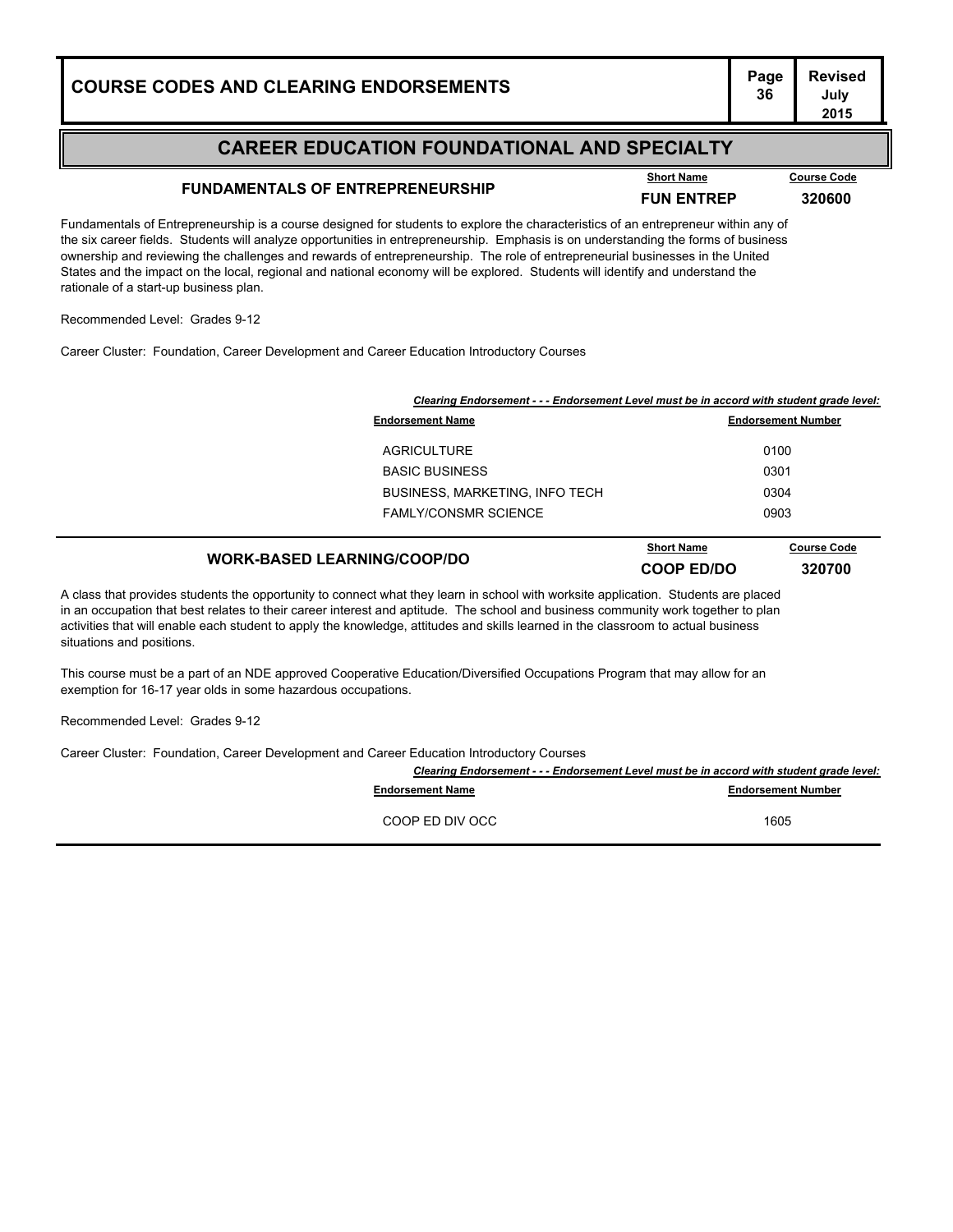## CAREER EDUCATION FOUNDATIONAL AND SPECIALTY

### FUNDAMENTALS OF ENTREPRENEURSHIP

| Short Name | Course Code |
|---|---|
| **FUN ENTREP** | **320600** |

Fundamentals of Entrepreneurship is a course designed for students to explore the characteristics of an entrepreneur within any of the six career fields. Students will analyze opportunities in entrepreneurship. Emphasis is on understanding the forms of business ownership and reviewing the challenges and rewards of entrepreneurship. The role of entrepreneurial businesses in the United States and the impact on the local, regional and national economy will be explored. Students will identify and understand the rationale of a start-up business plan.

Recommended Level: Grades 9-12

Career Cluster: Foundation, Career Development and Career Education Introductory Courses

***Clearing Endorsement - - - Endorsement Level must be in accord with student grade level:***

| Endorsement Name | Endorsement Number |
|---|---|
| AGRICULTURE | 0100 |
| BASIC BUSINESS | 0301 |
| BUSINESS, MARKETING, INFO TECH | 0304 |
| FAMLY/CONSMR SCIENCE | 0903 |

### WORK-BASED LEARNING/COOP/DO

| Short Name | Course Code |
|---|---|
| **COOP ED/DO** | **320700** |

A class that provides students the opportunity to connect what they learn in school with worksite application. Students are placed in an occupation that best relates to their career interest and aptitude. The school and business community work together to plan activities that will enable each student to apply the knowledge, attitudes and skills learned in the classroom to actual business situations and positions.

This course must be a part of an NDE approved Cooperative Education/Diversified Occupations Program that may allow for an exemption for 16-17 year olds in some hazardous occupations.

Recommended Level: Grades 9-12

Career Cluster: Foundation, Career Development and Career Education Introductory Courses

***Clearing Endorsement - - - Endorsement Level must be in accord with student grade level:***

| Endorsement Name | Endorsement Number |
|---|---|
| COOP ED DIV OCC | 1605 |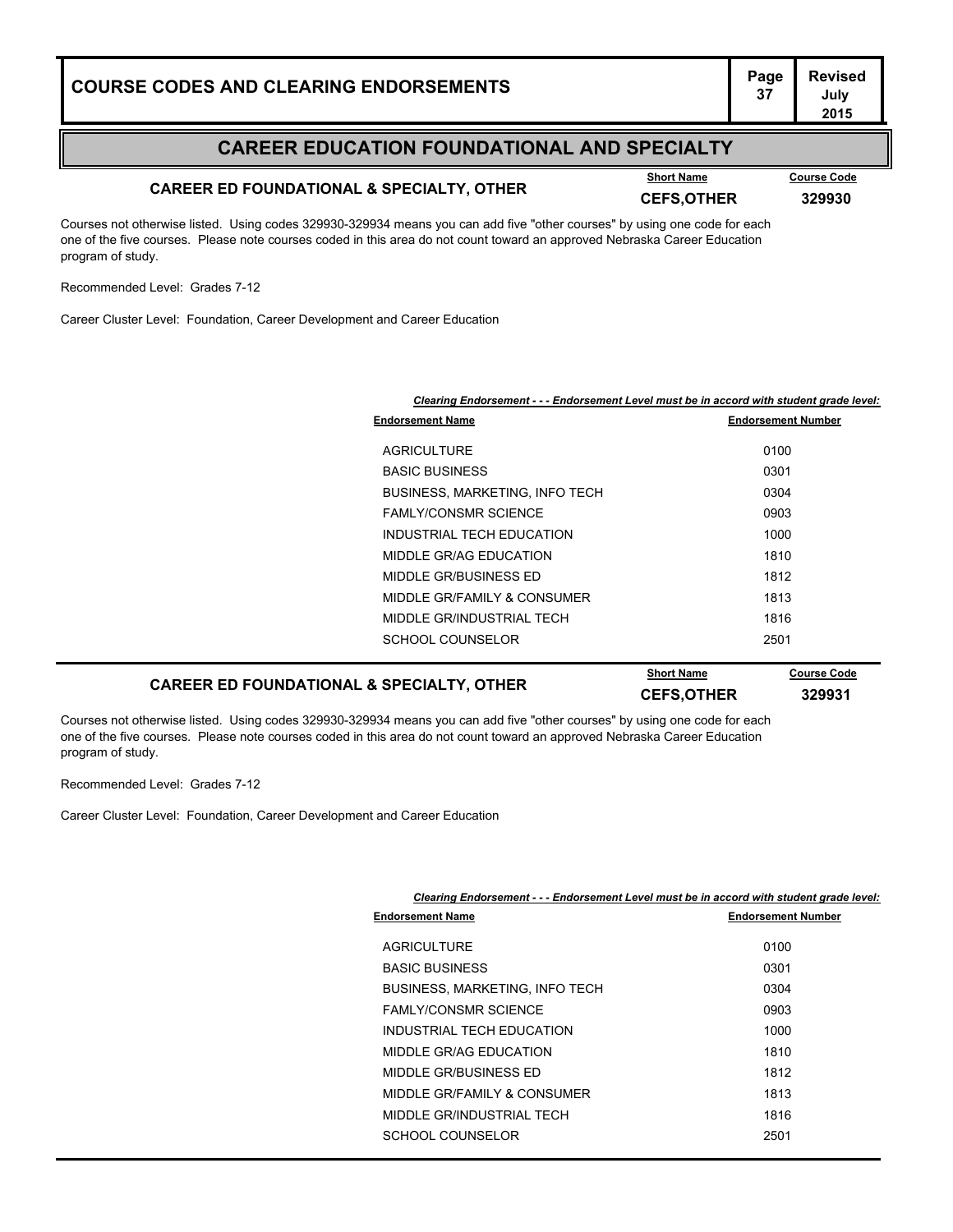## CAREER EDUCATION FOUNDATIONAL AND SPECIALTY

### CAREER ED FOUNDATIONAL & SPECIALTY, OTHER

**Short Name:** CEFS,OTHER
**Course Code:** 329930

Courses not otherwise listed. Using codes 329930-329934 means you can add five "other courses" by using one code for each one of the five courses. Please note courses coded in this area do not count toward an approved Nebraska Career Education program of study.

Recommended Level: Grades 7-12

Career Cluster Level: Foundation, Career Development and Career Education

*Clearing Endorsement - - - Endorsement Level must be in accord with student grade level:*

| Endorsement Name | Endorsement Number |
|---|---|
| AGRICULTURE | 0100 |
| BASIC BUSINESS | 0301 |
| BUSINESS, MARKETING, INFO TECH | 0304 |
| FAMLY/CONSMR SCIENCE | 0903 |
| INDUSTRIAL TECH EDUCATION | 1000 |
| MIDDLE GR/AG EDUCATION | 1810 |
| MIDDLE GR/BUSINESS ED | 1812 |
| MIDDLE GR/FAMILY & CONSUMER | 1813 |
| MIDDLE GR/INDUSTRIAL TECH | 1816 |
| SCHOOL COUNSELOR | 2501 |

### CAREER ED FOUNDATIONAL & SPECIALTY, OTHER

**Short Name:** CEFS,OTHER
**Course Code:** 329931

Courses not otherwise listed. Using codes 329930-329934 means you can add five "other courses" by using one code for each one of the five courses. Please note courses coded in this area do not count toward an approved Nebraska Career Education program of study.

Recommended Level: Grades 7-12

Career Cluster Level: Foundation, Career Development and Career Education

*Clearing Endorsement - - - Endorsement Level must be in accord with student grade level:*

| Endorsement Name | Endorsement Number |
|---|---|
| AGRICULTURE | 0100 |
| BASIC BUSINESS | 0301 |
| BUSINESS, MARKETING, INFO TECH | 0304 |
| FAMLY/CONSMR SCIENCE | 0903 |
| INDUSTRIAL TECH EDUCATION | 1000 |
| MIDDLE GR/AG EDUCATION | 1810 |
| MIDDLE GR/BUSINESS ED | 1812 |
| MIDDLE GR/FAMILY & CONSUMER | 1813 |
| MIDDLE GR/INDUSTRIAL TECH | 1816 |
| SCHOOL COUNSELOR | 2501 |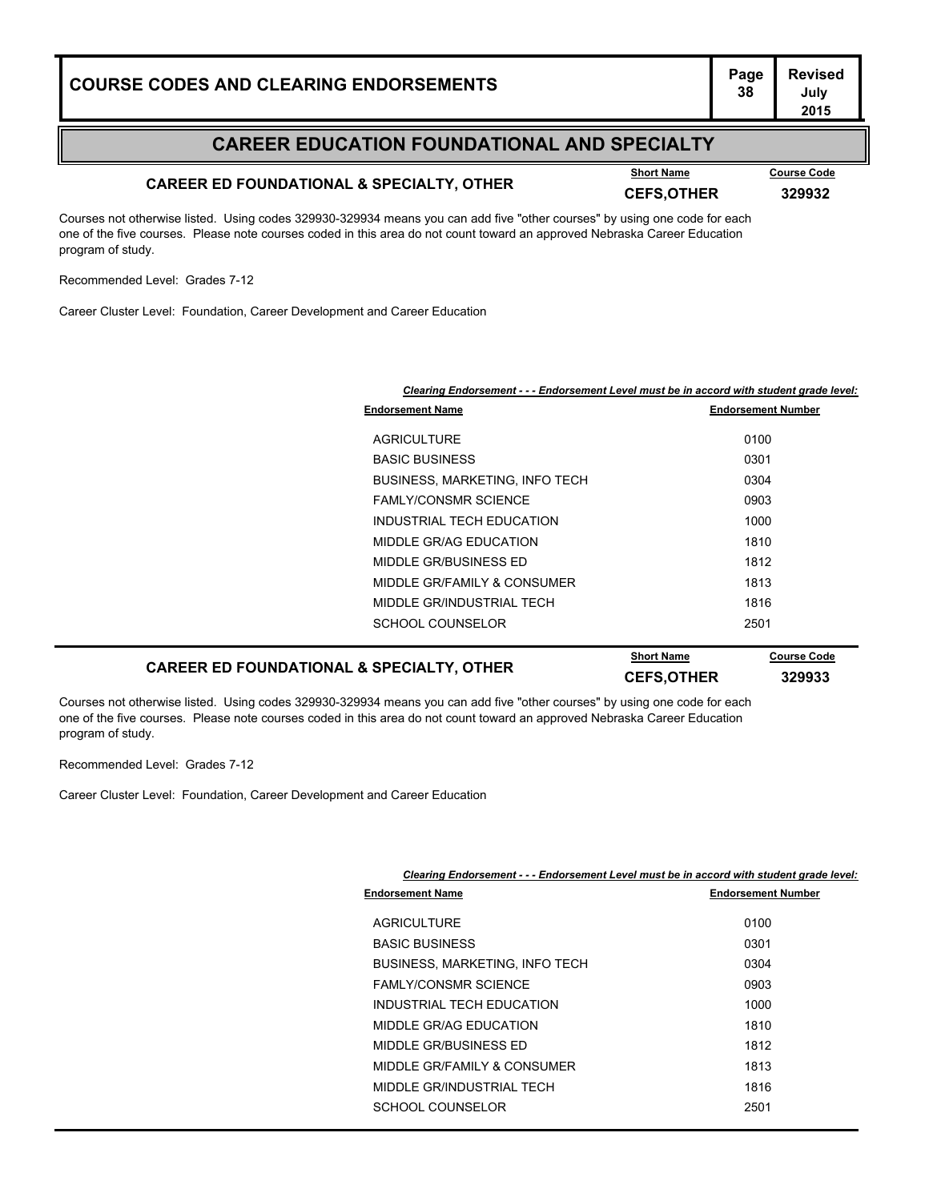## CAREER EDUCATION FOUNDATIONAL AND SPECIALTY

### CAREER ED FOUNDATIONAL & SPECIALTY, OTHER

**Short Name:** CEFS,OTHER
**Course Code:** 329932

Courses not otherwise listed. Using codes 329930-329934 means you can add five "other courses" by using one code for each one of the five courses. Please note courses coded in this area do not count toward an approved Nebraska Career Education program of study.

Recommended Level: Grades 7-12

Career Cluster Level: Foundation, Career Development and Career Education

*Clearing Endorsement - - - Endorsement Level must be in accord with student grade level:*

| Endorsement Name | Endorsement Number |
|---|---|
| AGRICULTURE | 0100 |
| BASIC BUSINESS | 0301 |
| BUSINESS, MARKETING, INFO TECH | 0304 |
| FAMLY/CONSMR SCIENCE | 0903 |
| INDUSTRIAL TECH EDUCATION | 1000 |
| MIDDLE GR/AG EDUCATION | 1810 |
| MIDDLE GR/BUSINESS ED | 1812 |
| MIDDLE GR/FAMILY & CONSUMER | 1813 |
| MIDDLE GR/INDUSTRIAL TECH | 1816 |
| SCHOOL COUNSELOR | 2501 |

### CAREER ED FOUNDATIONAL & SPECIALTY, OTHER

**Short Name:** CEFS,OTHER
**Course Code:** 329933

Courses not otherwise listed. Using codes 329930-329934 means you can add five "other courses" by using one code for each one of the five courses. Please note courses coded in this area do not count toward an approved Nebraska Career Education program of study.

Recommended Level: Grades 7-12

Career Cluster Level: Foundation, Career Development and Career Education

*Clearing Endorsement - - - Endorsement Level must be in accord with student grade level:*

| Endorsement Name | Endorsement Number |
|---|---|
| AGRICULTURE | 0100 |
| BASIC BUSINESS | 0301 |
| BUSINESS, MARKETING, INFO TECH | 0304 |
| FAMLY/CONSMR SCIENCE | 0903 |
| INDUSTRIAL TECH EDUCATION | 1000 |
| MIDDLE GR/AG EDUCATION | 1810 |
| MIDDLE GR/BUSINESS ED | 1812 |
| MIDDLE GR/FAMILY & CONSUMER | 1813 |
| MIDDLE GR/INDUSTRIAL TECH | 1816 |
| SCHOOL COUNSELOR | 2501 |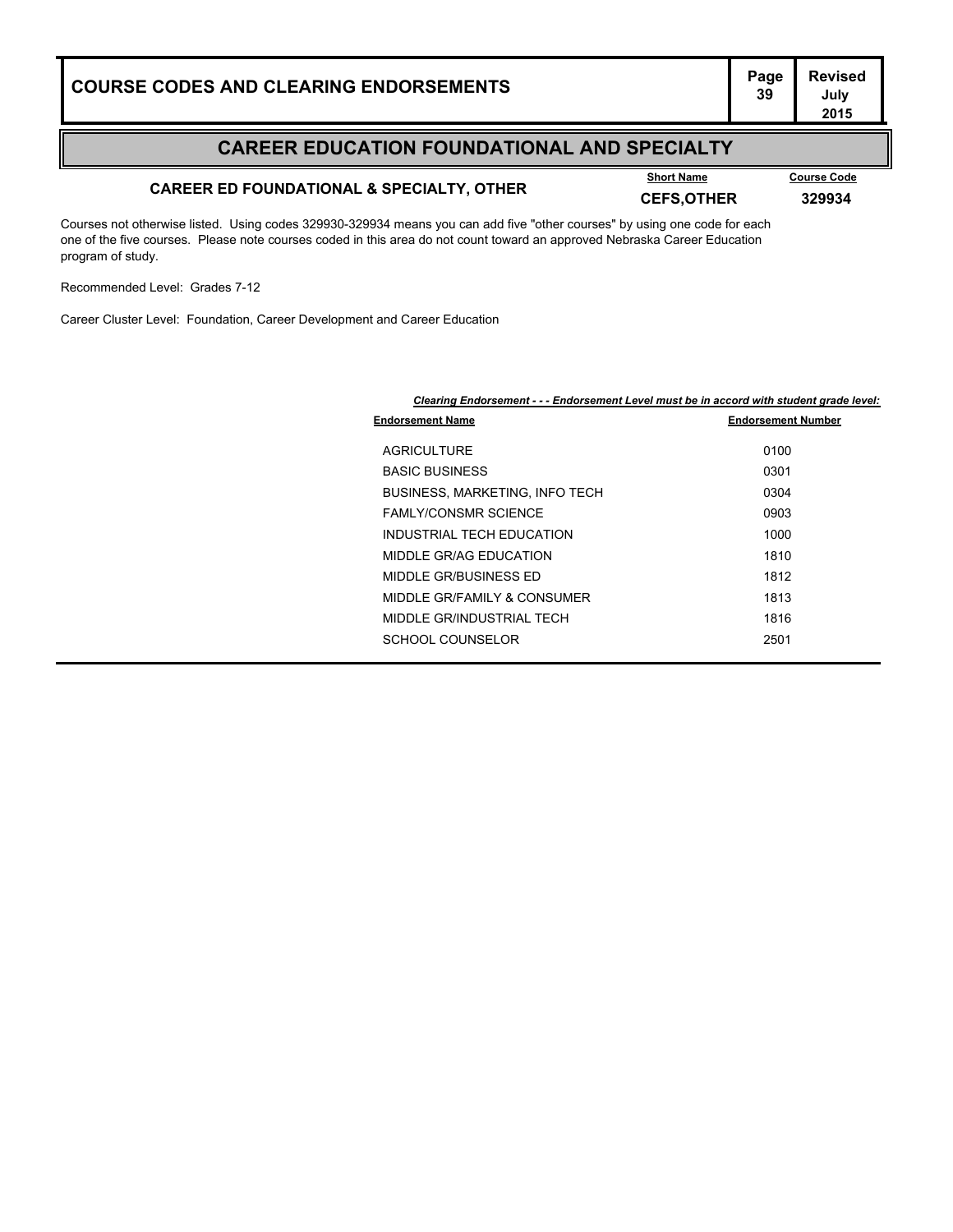## CAREER EDUCATION FOUNDATIONAL AND SPECIALTY

### CAREER ED FOUNDATIONAL & SPECIALTY, OTHER

| Short Name | Course Code |
|---|---|
| CEFS,OTHER | 329934 |

Courses not otherwise listed. Using codes 329930-329934 means you can add five "other courses" by using one code for each one of the five courses. Please note courses coded in this area do not count toward an approved Nebraska Career Education program of study.

Recommended Level: Grades 7-12

Career Cluster Level: Foundation, Career Development and Career Education

***Clearing Endorsement - - - Endorsement Level must be in accord with student grade level:***

| Endorsement Name | Endorsement Number |
|---|---|
| AGRICULTURE | 0100 |
| BASIC BUSINESS | 0301 |
| BUSINESS, MARKETING, INFO TECH | 0304 |
| FAMLY/CONSMR SCIENCE | 0903 |
| INDUSTRIAL TECH EDUCATION | 1000 |
| MIDDLE GR/AG EDUCATION | 1810 |
| MIDDLE GR/BUSINESS ED | 1812 |
| MIDDLE GR/FAMILY & CONSUMER | 1813 |
| MIDDLE GR/INDUSTRIAL TECH | 1816 |
| SCHOOL COUNSELOR | 2501 |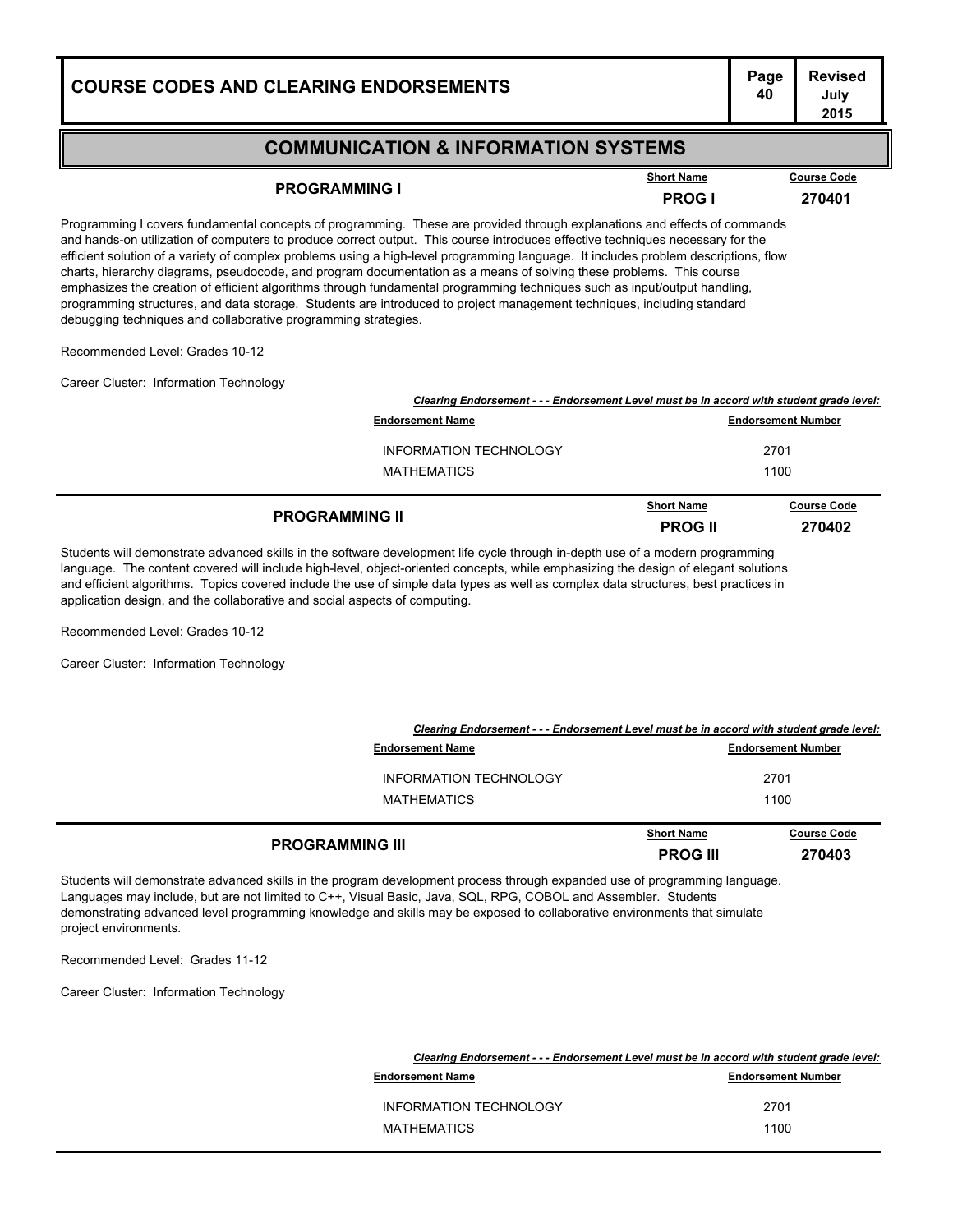## COMMUNICATION & INFORMATION SYSTEMS

### PROGRAMMING I

| Short Name | Course Code |
|---|---|
| PROG I | 270401 |

Programming I covers fundamental concepts of programming. These are provided through explanations and effects of commands and hands-on utilization of computers to produce correct output. This course introduces effective techniques necessary for the efficient solution of a variety of complex problems using a high-level programming language. It includes problem descriptions, flow charts, hierarchy diagrams, pseudocode, and program documentation as a means of solving these problems. This course emphasizes the creation of efficient algorithms through fundamental programming techniques such as input/output handling, programming structures, and data storage. Students are introduced to project management techniques, including standard debugging techniques and collaborative programming strategies.

Recommended Level: Grades 10-12

Career Cluster: Information Technology

***Clearing Endorsement - - - Endorsement Level must be in accord with student grade level:***

| Endorsement Name | Endorsement Number |
|---|---|
| INFORMATION TECHNOLOGY | 2701 |
| MATHEMATICS | 1100 |

### PROGRAMMING II

| Short Name | Course Code |
|---|---|
| PROG II | 270402 |

Students will demonstrate advanced skills in the software development life cycle through in-depth use of a modern programming language. The content covered will include high-level, object-oriented concepts, while emphasizing the design of elegant solutions and efficient algorithms. Topics covered include the use of simple data types as well as complex data structures, best practices in application design, and the collaborative and social aspects of computing.

Recommended Level: Grades 10-12

Career Cluster: Information Technology

***Clearing Endorsement - - - Endorsement Level must be in accord with student grade level:***

| Endorsement Name | Endorsement Number |
|---|---|
| INFORMATION TECHNOLOGY | 2701 |
| MATHEMATICS | 1100 |

### PROGRAMMING III

| Short Name | Course Code |
|---|---|
| PROG III | 270403 |

Students will demonstrate advanced skills in the program development process through expanded use of programming language. Languages may include, but are not limited to C++, Visual Basic, Java, SQL, RPG, COBOL and Assembler. Students demonstrating advanced level programming knowledge and skills may be exposed to collaborative environments that simulate project environments.

Recommended Level: Grades 11-12

Career Cluster: Information Technology

***Clearing Endorsement - - - Endorsement Level must be in accord with student grade level:***

| Endorsement Name | Endorsement Number |
|---|---|
| INFORMATION TECHNOLOGY | 2701 |
| MATHEMATICS | 1100 |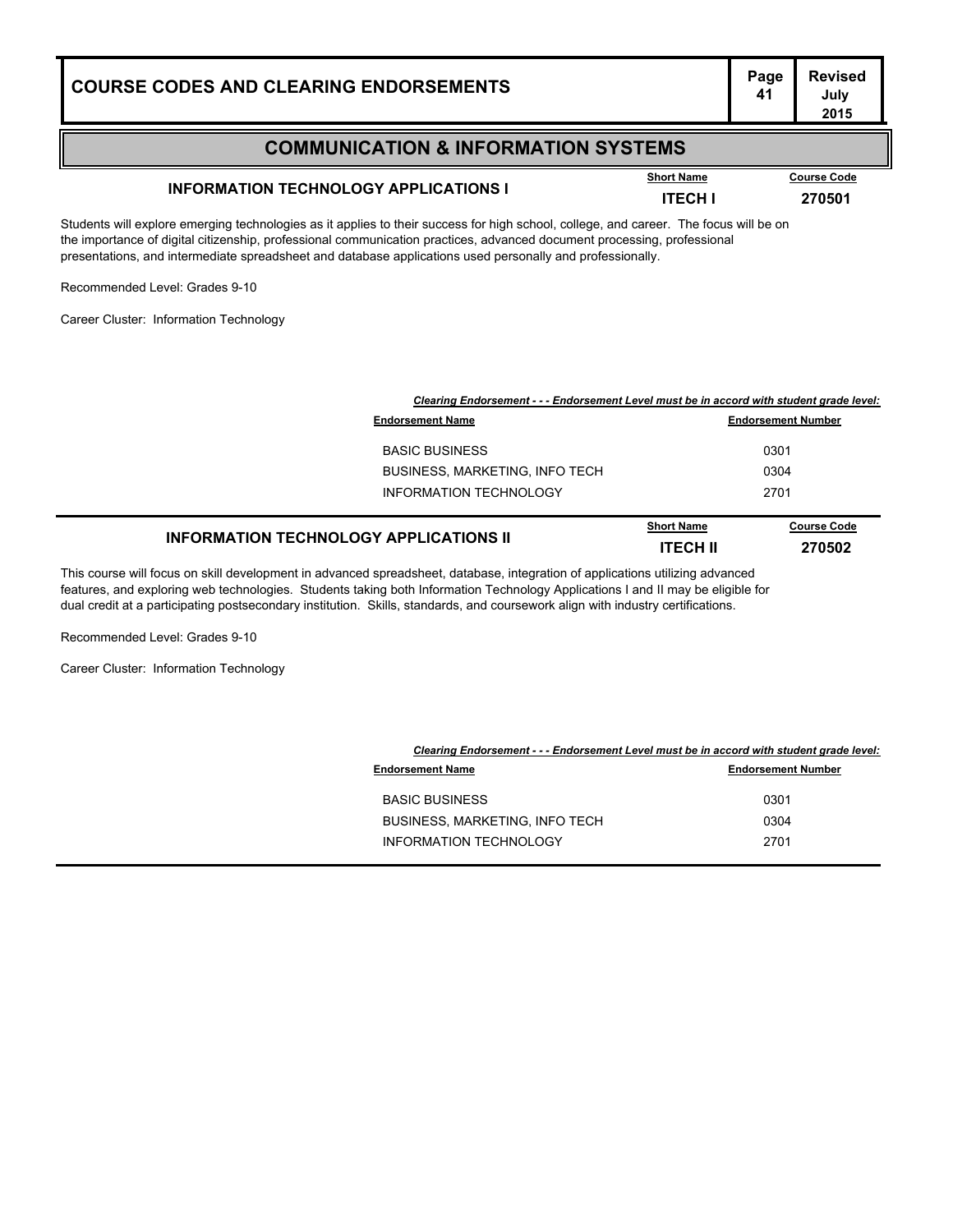## COMMUNICATION & INFORMATION SYSTEMS

### INFORMATION TECHNOLOGY APPLICATIONS I

| Short Name | Course Code |
|---|---|
| **ITECH I** | **270501** |

Students will explore emerging technologies as it applies to their success for high school, college, and career. The focus will be on the importance of digital citizenship, professional communication practices, advanced document processing, professional presentations, and intermediate spreadsheet and database applications used personally and professionally.

Recommended Level: Grades 9-10

Career Cluster: Information Technology

***Clearing Endorsement - - - Endorsement Level must be in accord with student grade level:***

| Endorsement Name | Endorsement Number |
|---|---|
| BASIC BUSINESS | 0301 |
| BUSINESS, MARKETING, INFO TECH | 0304 |
| INFORMATION TECHNOLOGY | 2701 |

### INFORMATION TECHNOLOGY APPLICATIONS II

| Short Name | Course Code |
|---|---|
| **ITECH II** | **270502** |

This course will focus on skill development in advanced spreadsheet, database, integration of applications utilizing advanced features, and exploring web technologies. Students taking both Information Technology Applications I and II may be eligible for dual credit at a participating postsecondary institution. Skills, standards, and coursework align with industry certifications.

Recommended Level: Grades 9-10

Career Cluster: Information Technology

***Clearing Endorsement - - - Endorsement Level must be in accord with student grade level:***

| Endorsement Name | Endorsement Number |
|---|---|
| BASIC BUSINESS | 0301 |
| BUSINESS, MARKETING, INFO TECH | 0304 |
| INFORMATION TECHNOLOGY | 2701 |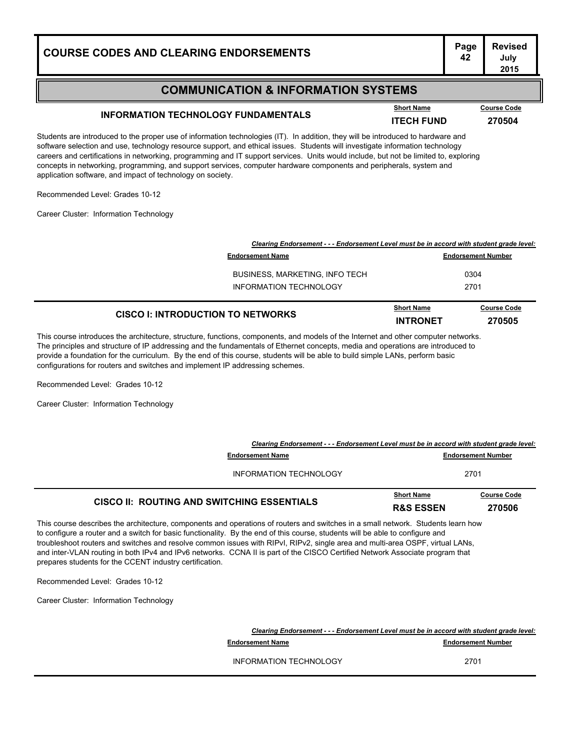## COMMUNICATION & INFORMATION SYSTEMS

### INFORMATION TECHNOLOGY FUNDAMENTALS

| Short Name | Course Code |
|---|---|
| ITECH FUND | 270504 |

Students are introduced to the proper use of information technologies (IT). In addition, they will be introduced to hardware and software selection and use, technology resource support, and ethical issues. Students will investigate information technology careers and certifications in networking, programming and IT support services. Units would include, but not be limited to, exploring concepts in networking, programming, and support services, computer hardware components and peripherals, system and application software, and impact of technology on society.

Recommended Level: Grades 10-12

Career Cluster: Information Technology

*Clearing Endorsement - - - Endorsement Level must be in accord with student grade level:*

| Endorsement Name | Endorsement Number |
|---|---|
| BUSINESS, MARKETING, INFO TECH | 0304 |
| INFORMATION TECHNOLOGY | 2701 |

### CISCO I: INTRODUCTION TO NETWORKS

| Short Name | Course Code |
|---|---|
| INTRONET | 270505 |

This course introduces the architecture, structure, functions, components, and models of the Internet and other computer networks. The principles and structure of IP addressing and the fundamentals of Ethernet concepts, media and operations are introduced to provide a foundation for the curriculum. By the end of this course, students will be able to build simple LANs, perform basic configurations for routers and switches and implement IP addressing schemes.

Recommended Level: Grades 10-12

Career Cluster: Information Technology

*Clearing Endorsement - - - Endorsement Level must be in accord with student grade level:*

| Endorsement Name | Endorsement Number |
|---|---|
| INFORMATION TECHNOLOGY | 2701 |

### CISCO II: ROUTING AND SWITCHING ESSENTIALS

| Short Name | Course Code |
|---|---|
| R&S ESSEN | 270506 |

This course describes the architecture, components and operations of routers and switches in a small network. Students learn how to configure a router and a switch for basic functionality. By the end of this course, students will be able to configure and troubleshoot routers and switches and resolve common issues with RIPvI, RIPv2, single area and multi-area OSPF, virtual LANs, and inter-VLAN routing in both IPv4 and IPv6 networks. CCNA II is part of the CISCO Certified Network Associate program that prepares students for the CCENT industry certification.

Recommended Level: Grades 10-12

Career Cluster: Information Technology

*Clearing Endorsement - - - Endorsement Level must be in accord with student grade level:*

| Endorsement Name | Endorsement Number |
|---|---|
| INFORMATION TECHNOLOGY | 2701 |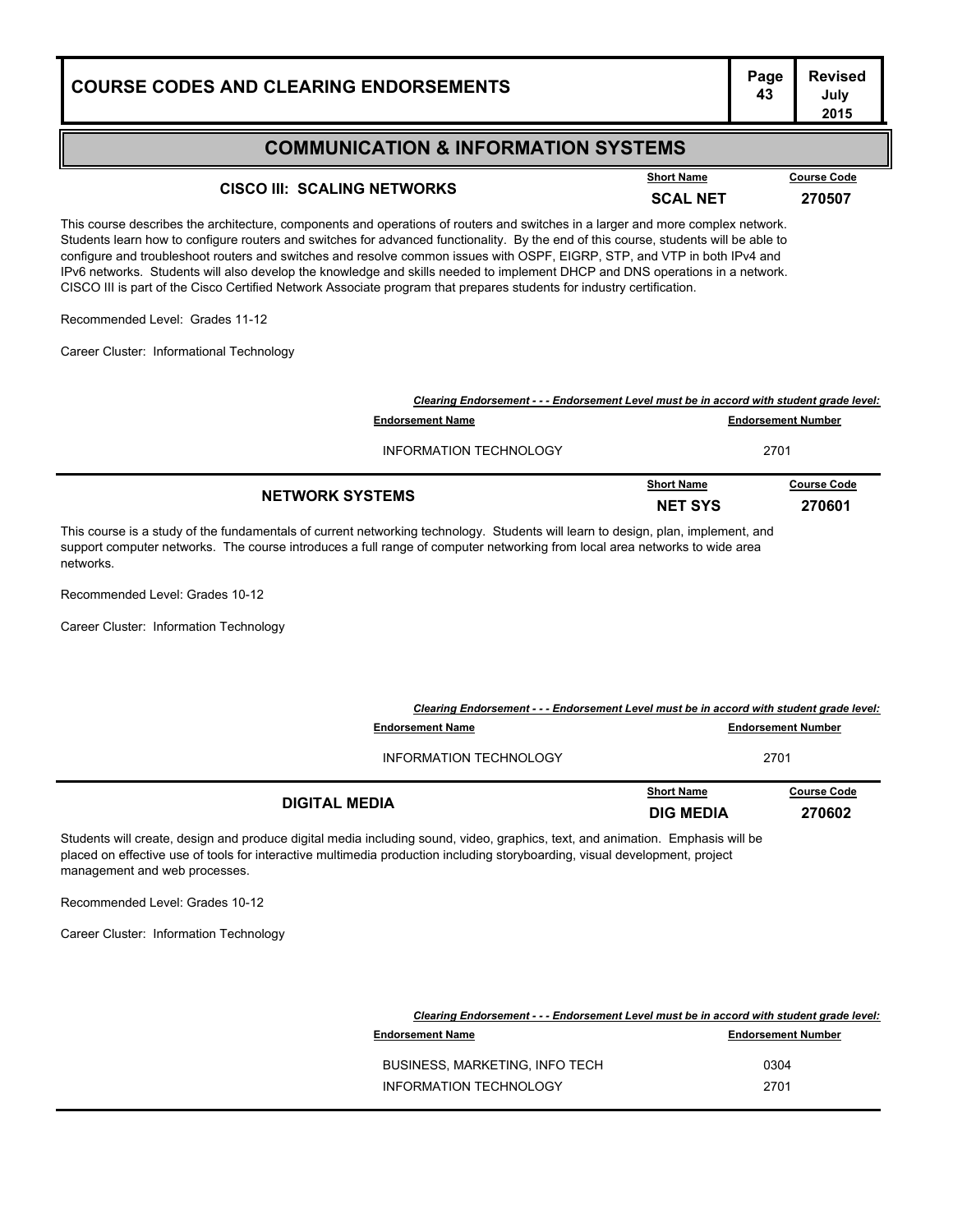## COMMUNICATION & INFORMATION SYSTEMS

### CISCO III: SCALING NETWORKS

| Short Name | Course Code |
|---|---|
| SCAL NET | 270507 |

This course describes the architecture, components and operations of routers and switches in a larger and more complex network. Students learn how to configure routers and switches for advanced functionality. By the end of this course, students will be able to configure and troubleshoot routers and switches and resolve common issues with OSPF, EIGRP, STP, and VTP in both IPv4 and IPv6 networks. Students will also develop the knowledge and skills needed to implement DHCP and DNS operations in a network. CISCO III is part of the Cisco Certified Network Associate program that prepares students for industry certification.

Recommended Level: Grades 11-12

Career Cluster: Informational Technology

***Clearing Endorsement - - - Endorsement Level must be in accord with student grade level:***

| Endorsement Name | Endorsement Number |
|---|---|
| INFORMATION TECHNOLOGY | 2701 |

### NETWORK SYSTEMS

| Short Name | Course Code |
|---|---|
| NET SYS | 270601 |

This course is a study of the fundamentals of current networking technology. Students will learn to design, plan, implement, and support computer networks. The course introduces a full range of computer networking from local area networks to wide area networks.

Recommended Level: Grades 10-12

Career Cluster: Information Technology

***Clearing Endorsement - - - Endorsement Level must be in accord with student grade level:***

| Endorsement Name | Endorsement Number |
|---|---|
| INFORMATION TECHNOLOGY | 2701 |

### DIGITAL MEDIA

| Short Name | Course Code |
|---|---|
| DIG MEDIA | 270602 |

Students will create, design and produce digital media including sound, video, graphics, text, and animation. Emphasis will be placed on effective use of tools for interactive multimedia production including storyboarding, visual development, project management and web processes.

Recommended Level: Grades 10-12

Career Cluster: Information Technology

***Clearing Endorsement - - - Endorsement Level must be in accord with student grade level:***

| Endorsement Name | Endorsement Number |
|---|---|
| BUSINESS, MARKETING, INFO TECH | 0304 |
| INFORMATION TECHNOLOGY | 2701 |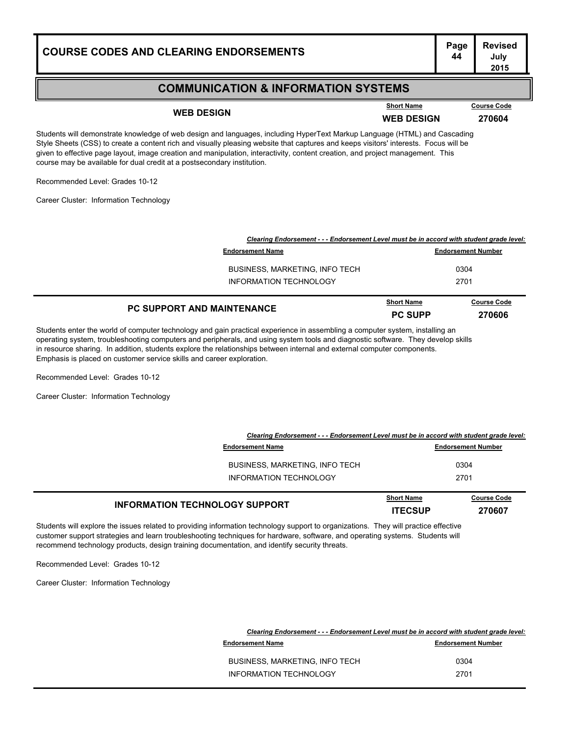## COMMUNICATION & INFORMATION SYSTEMS

### WEB DESIGN

| Short Name | Course Code |
|---|---|
| WEB DESIGN | 270604 |

Students will demonstrate knowledge of web design and languages, including HyperText Markup Language (HTML) and Cascading Style Sheets (CSS) to create a content rich and visually pleasing website that captures and keeps visitors' interests. Focus will be given to effective page layout, image creation and manipulation, interactivity, content creation, and project management. This course may be available for dual credit at a postsecondary institution.

Recommended Level: Grades 10-12

Career Cluster: Information Technology

***Clearing Endorsement - - - Endorsement Level must be in accord with student grade level:***

| Endorsement Name | Endorsement Number |
|---|---|
| BUSINESS, MARKETING, INFO TECH | 0304 |
| INFORMATION TECHNOLOGY | 2701 |

### PC SUPPORT AND MAINTENANCE

| Short Name | Course Code |
|---|---|
| PC SUPP | 270606 |

Students enter the world of computer technology and gain practical experience in assembling a computer system, installing an operating system, troubleshooting computers and peripherals, and using system tools and diagnostic software. They develop skills in resource sharing. In addition, students explore the relationships between internal and external computer components. Emphasis is placed on customer service skills and career exploration.

Recommended Level: Grades 10-12

Career Cluster: Information Technology

***Clearing Endorsement - - - Endorsement Level must be in accord with student grade level:***

| Endorsement Name | Endorsement Number |
|---|---|
| BUSINESS, MARKETING, INFO TECH | 0304 |
| INFORMATION TECHNOLOGY | 2701 |

### INFORMATION TECHNOLOGY SUPPORT

| Short Name | Course Code |
|---|---|
| ITECSUP | 270607 |

Students will explore the issues related to providing information technology support to organizations. They will practice effective customer support strategies and learn troubleshooting techniques for hardware, software, and operating systems. Students will recommend technology products, design training documentation, and identify security threats.

Recommended Level: Grades 10-12

Career Cluster: Information Technology

***Clearing Endorsement - - - Endorsement Level must be in accord with student grade level:***

| Endorsement Name | Endorsement Number |
|---|---|
| BUSINESS, MARKETING, INFO TECH | 0304 |
| INFORMATION TECHNOLOGY | 2701 |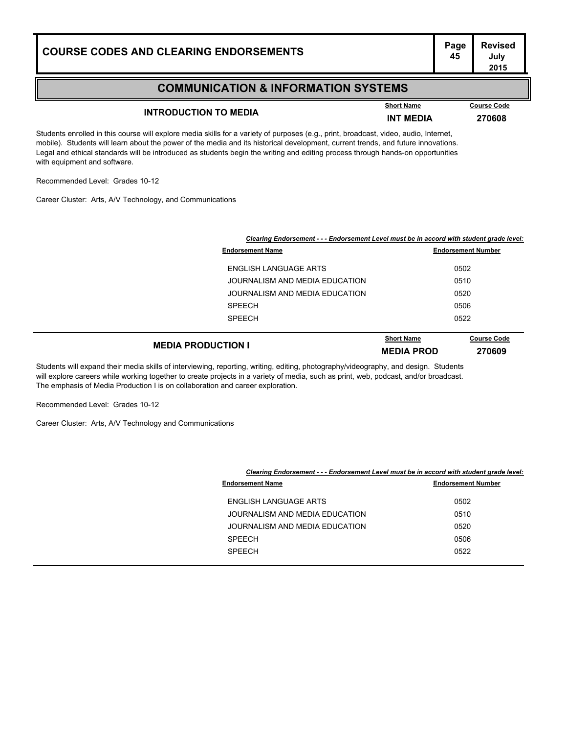## COMMUNICATION & INFORMATION SYSTEMS

### INTRODUCTION TO MEDIA

| Short Name | Course Code |
|---|---|
| INT MEDIA | 270608 |

Students enrolled in this course will explore media skills for a variety of purposes (e.g., print, broadcast, video, audio, Internet, mobile). Students will learn about the power of the media and its historical development, current trends, and future innovations. Legal and ethical standards will be introduced as students begin the writing and editing process through hands-on opportunities with equipment and software.

Recommended Level: Grades 10-12

Career Cluster: Arts, A/V Technology, and Communications

***Clearing Endorsement - - - Endorsement Level must be in accord with student grade level:***

| Endorsement Name | Endorsement Number |
|---|---|
| ENGLISH LANGUAGE ARTS | 0502 |
| JOURNALISM AND MEDIA EDUCATION | 0510 |
| JOURNALISM AND MEDIA EDUCATION | 0520 |
| SPEECH | 0506 |
| SPEECH | 0522 |

### MEDIA PRODUCTION I

| Short Name | Course Code |
|---|---|
| MEDIA PROD | 270609 |

Students will expand their media skills of interviewing, reporting, writing, editing, photography/videography, and design. Students will explore careers while working together to create projects in a variety of media, such as print, web, podcast, and/or broadcast. The emphasis of Media Production I is on collaboration and career exploration.

Recommended Level: Grades 10-12

Career Cluster: Arts, A/V Technology and Communications

***Clearing Endorsement - - - Endorsement Level must be in accord with student grade level:***

| Endorsement Name | Endorsement Number |
|---|---|
| ENGLISH LANGUAGE ARTS | 0502 |
| JOURNALISM AND MEDIA EDUCATION | 0510 |
| JOURNALISM AND MEDIA EDUCATION | 0520 |
| SPEECH | 0506 |
| SPEECH | 0522 |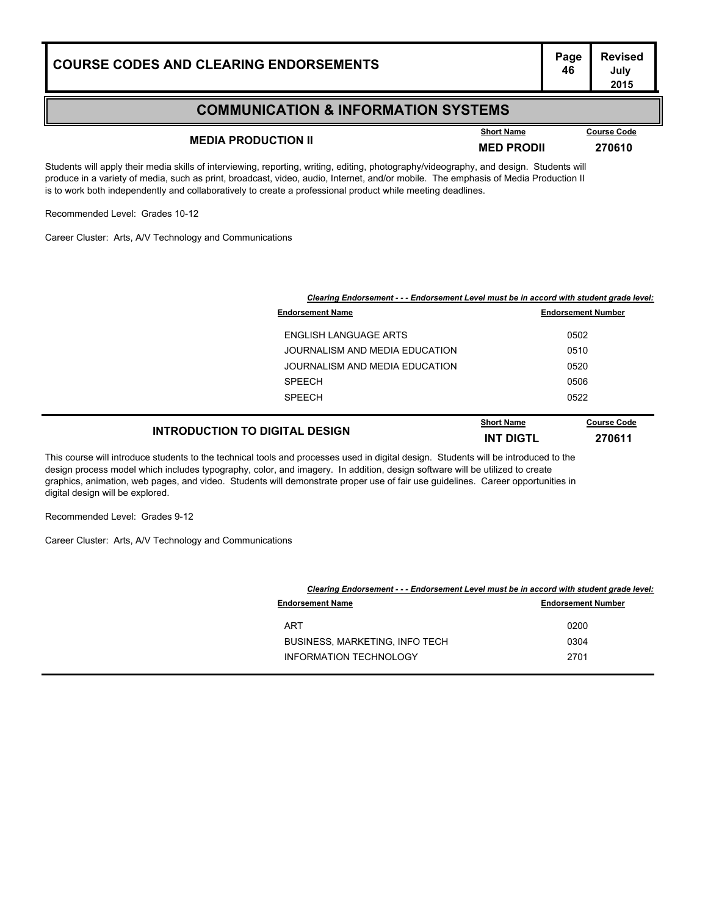## COMMUNICATION & INFORMATION SYSTEMS

### MEDIA PRODUCTION II

| Short Name | Course Code |
| --- | --- |
| MED PRODII | 270610 |

Students will apply their media skills of interviewing, reporting, writing, editing, photography/videography, and design. Students will produce in a variety of media, such as print, broadcast, video, audio, Internet, and/or mobile. The emphasis of Media Production II is to work both independently and collaboratively to create a professional product while meeting deadlines.

Recommended Level: Grades 10-12

Career Cluster: Arts, A/V Technology and Communications

***Clearing Endorsement - - - Endorsement Level must be in accord with student grade level:***

| Endorsement Name | Endorsement Number |
| --- | --- |
| ENGLISH LANGUAGE ARTS | 0502 |
| JOURNALISM AND MEDIA EDUCATION | 0510 |
| JOURNALISM AND MEDIA EDUCATION | 0520 |
| SPEECH | 0506 |
| SPEECH | 0522 |

### INTRODUCTION TO DIGITAL DESIGN

| Short Name | Course Code |
| --- | --- |
| INT DIGTL | 270611 |

This course will introduce students to the technical tools and processes used in digital design. Students will be introduced to the design process model which includes typography, color, and imagery. In addition, design software will be utilized to create graphics, animation, web pages, and video. Students will demonstrate proper use of fair use guidelines. Career opportunities in digital design will be explored.

Recommended Level: Grades 9-12

Career Cluster: Arts, A/V Technology and Communications

***Clearing Endorsement - - - Endorsement Level must be in accord with student grade level:***

| Endorsement Name | Endorsement Number |
| --- | --- |
| ART | 0200 |
| BUSINESS, MARKETING, INFO TECH | 0304 |
| INFORMATION TECHNOLOGY | 2701 |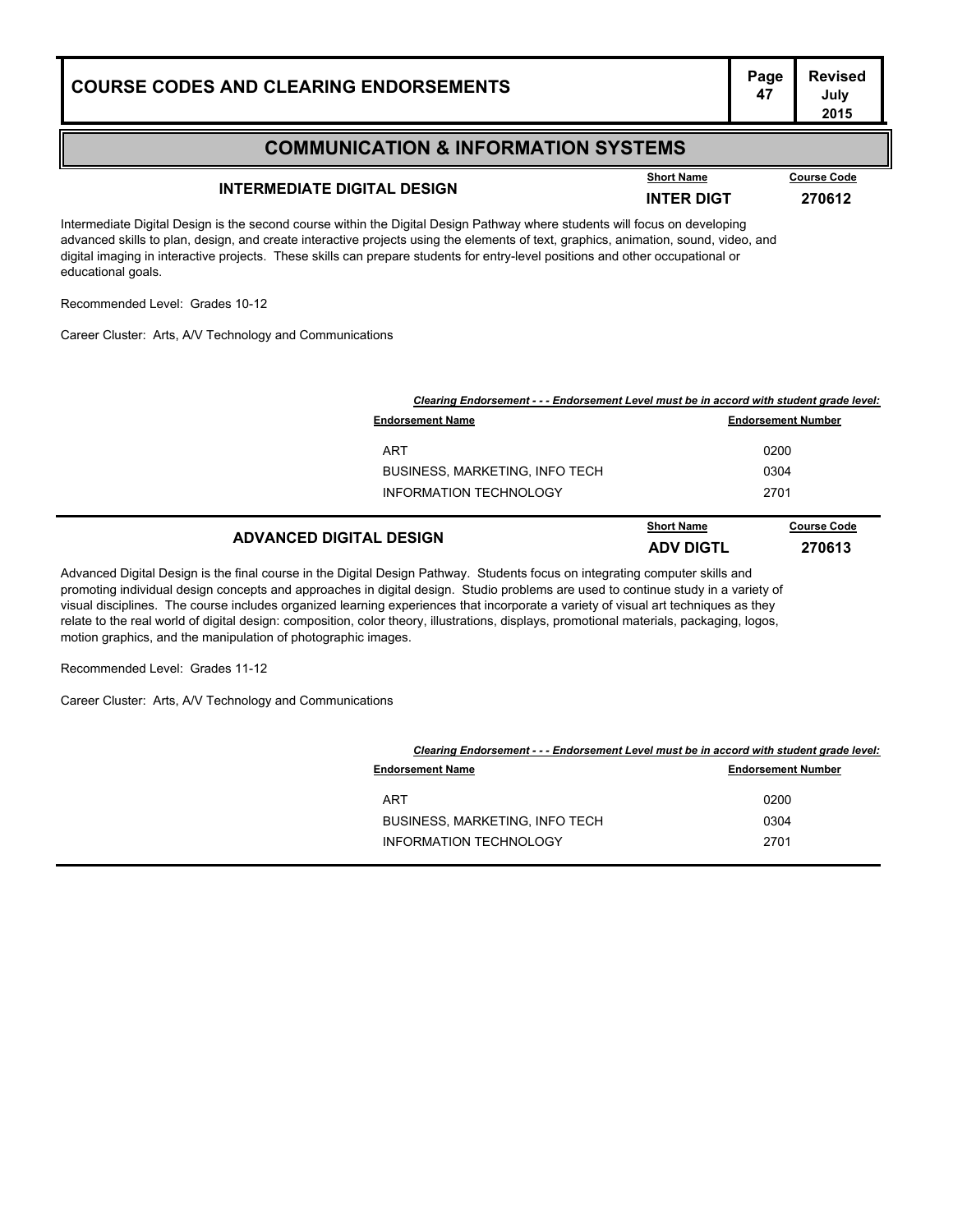## COMMUNICATION & INFORMATION SYSTEMS

### INTERMEDIATE DIGITAL DESIGN

| Short Name | Course Code |
|---|---|
| **INTER DIGT** | **270612** |

Intermediate Digital Design is the second course within the Digital Design Pathway where students will focus on developing advanced skills to plan, design, and create interactive projects using the elements of text, graphics, animation, sound, video, and digital imaging in interactive projects. These skills can prepare students for entry-level positions and other occupational or educational goals.

Recommended Level: Grades 10-12

Career Cluster: Arts, A/V Technology and Communications

***Clearing Endorsement - - - Endorsement Level must be in accord with student grade level:***

| Endorsement Name | Endorsement Number |
|---|---|
| ART | 0200 |
| BUSINESS, MARKETING, INFO TECH | 0304 |
| INFORMATION TECHNOLOGY | 2701 |

### ADVANCED DIGITAL DESIGN

| Short Name | Course Code |
|---|---|
| **ADV DIGTL** | **270613** |

Advanced Digital Design is the final course in the Digital Design Pathway. Students focus on integrating computer skills and promoting individual design concepts and approaches in digital design. Studio problems are used to continue study in a variety of visual disciplines. The course includes organized learning experiences that incorporate a variety of visual art techniques as they relate to the real world of digital design: composition, color theory, illustrations, displays, promotional materials, packaging, logos, motion graphics, and the manipulation of photographic images.

Recommended Level: Grades 11-12

Career Cluster: Arts, A/V Technology and Communications

***Clearing Endorsement - - - Endorsement Level must be in accord with student grade level:***

| Endorsement Name | Endorsement Number |
|---|---|
| ART | 0200 |
| BUSINESS, MARKETING, INFO TECH | 0304 |
| INFORMATION TECHNOLOGY | 2701 |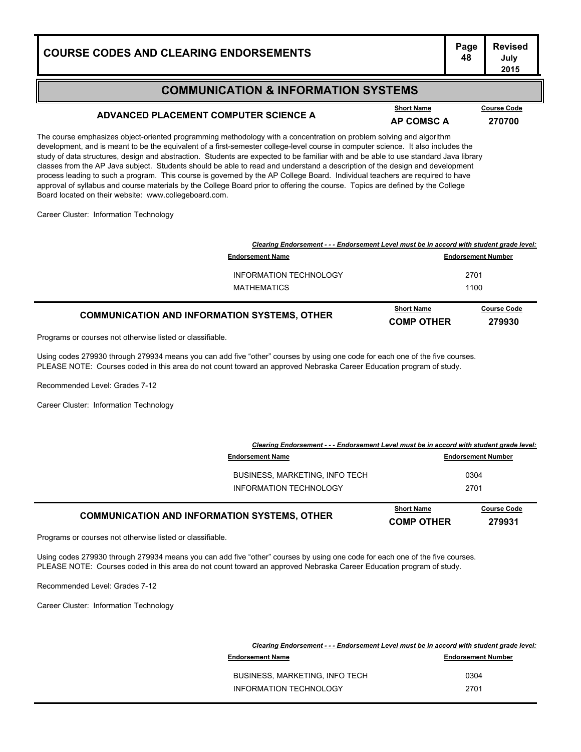## COMMUNICATION & INFORMATION SYSTEMS

### ADVANCED PLACEMENT COMPUTER SCIENCE A

| Short Name | Course Code |
|---|---|
| AP COMSC A | 270700 |

The course emphasizes object-oriented programming methodology with a concentration on problem solving and algorithm development, and is meant to be the equivalent of a first-semester college-level course in computer science. It also includes the study of data structures, design and abstraction. Students are expected to be familiar with and be able to use standard Java library classes from the AP Java subject. Students should be able to read and understand a description of the design and development process leading to such a program. This course is governed by the AP College Board. Individual teachers are required to have approval of syllabus and course materials by the College Board prior to offering the course. Topics are defined by the College Board located on their website: www.collegeboard.com.

Career Cluster: Information Technology

*Clearing Endorsement - - - Endorsement Level must be in accord with student grade level:*

| Endorsement Name | Endorsement Number |
|---|---|
| INFORMATION TECHNOLOGY | 2701 |
| MATHEMATICS | 1100 |

### COMMUNICATION AND INFORMATION SYSTEMS, OTHER

| Short Name | Course Code |
|---|---|
| COMP OTHER | 279930 |

Programs or courses not otherwise listed or classifiable.

Using codes 279930 through 279934 means you can add five "other" courses by using one code for each one of the five courses. PLEASE NOTE: Courses coded in this area do not count toward an approved Nebraska Career Education program of study.

Recommended Level: Grades 7-12

Career Cluster: Information Technology

*Clearing Endorsement - - - Endorsement Level must be in accord with student grade level:*

| Endorsement Name | Endorsement Number |
|---|---|
| BUSINESS, MARKETING, INFO TECH | 0304 |
| INFORMATION TECHNOLOGY | 2701 |

### COMMUNICATION AND INFORMATION SYSTEMS, OTHER

| Short Name | Course Code |
|---|---|
| COMP OTHER | 279931 |

Programs or courses not otherwise listed or classifiable.

Using codes 279930 through 279934 means you can add five "other" courses by using one code for each one of the five courses. PLEASE NOTE: Courses coded in this area do not count toward an approved Nebraska Career Education program of study.

Recommended Level: Grades 7-12

Career Cluster: Information Technology

*Clearing Endorsement - - - Endorsement Level must be in accord with student grade level:*

| Endorsement Name | Endorsement Number |
|---|---|
| BUSINESS, MARKETING, INFO TECH | 0304 |
| INFORMATION TECHNOLOGY | 2701 |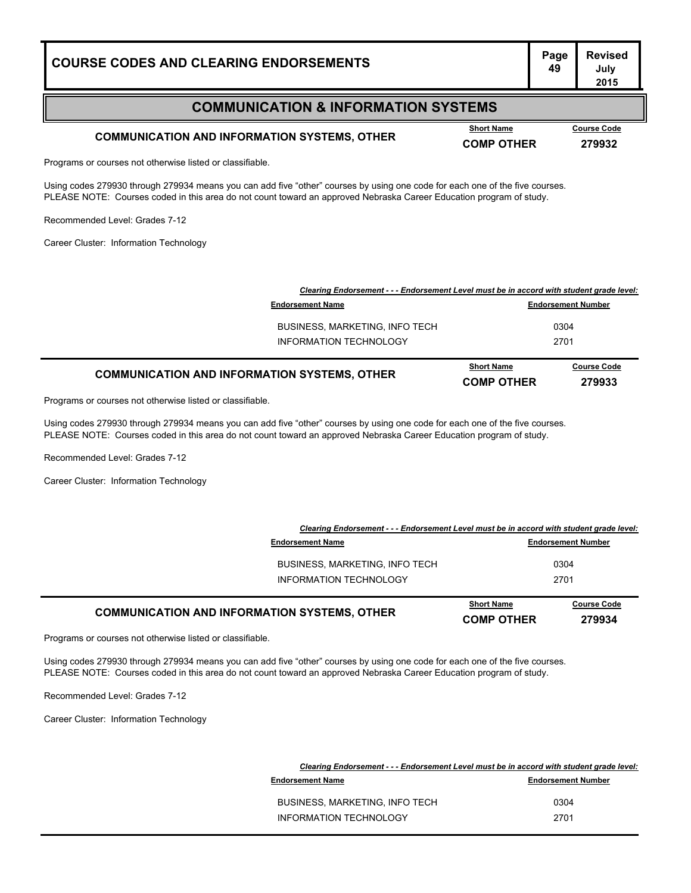## COMMUNICATION & INFORMATION SYSTEMS

### COMMUNICATION AND INFORMATION SYSTEMS, OTHER

| Short Name | Course Code |
|---|---|
| COMP OTHER | 279932 |

Programs or courses not otherwise listed or classifiable.

Using codes 279930 through 279934 means you can add five “other” courses by using one code for each one of the five courses.
PLEASE NOTE: Courses coded in this area do not count toward an approved Nebraska Career Education program of study.

Recommended Level: Grades 7-12

Career Cluster: Information Technology

***Clearing Endorsement - - - Endorsement Level must be in accord with student grade level:***

| Endorsement Name | Endorsement Number |
|---|---|
| BUSINESS, MARKETING, INFO TECH | 0304 |
| INFORMATION TECHNOLOGY | 2701 |

### COMMUNICATION AND INFORMATION SYSTEMS, OTHER

| Short Name | Course Code |
|---|---|
| COMP OTHER | 279933 |

Programs or courses not otherwise listed or classifiable.

Using codes 279930 through 279934 means you can add five “other” courses by using one code for each one of the five courses.
PLEASE NOTE: Courses coded in this area do not count toward an approved Nebraska Career Education program of study.

Recommended Level: Grades 7-12

Career Cluster: Information Technology

***Clearing Endorsement - - - Endorsement Level must be in accord with student grade level:***

| Endorsement Name | Endorsement Number |
|---|---|
| BUSINESS, MARKETING, INFO TECH | 0304 |
| INFORMATION TECHNOLOGY | 2701 |

### COMMUNICATION AND INFORMATION SYSTEMS, OTHER

| Short Name | Course Code |
|---|---|
| COMP OTHER | 279934 |

Programs or courses not otherwise listed or classifiable.

Using codes 279930 through 279934 means you can add five “other” courses by using one code for each one of the five courses.
PLEASE NOTE: Courses coded in this area do not count toward an approved Nebraska Career Education program of study.

Recommended Level: Grades 7-12

Career Cluster: Information Technology

***Clearing Endorsement - - - Endorsement Level must be in accord with student grade level:***

| Endorsement Name | Endorsement Number |
|---|---|
| BUSINESS, MARKETING, INFO TECH | 0304 |
| INFORMATION TECHNOLOGY | 2701 |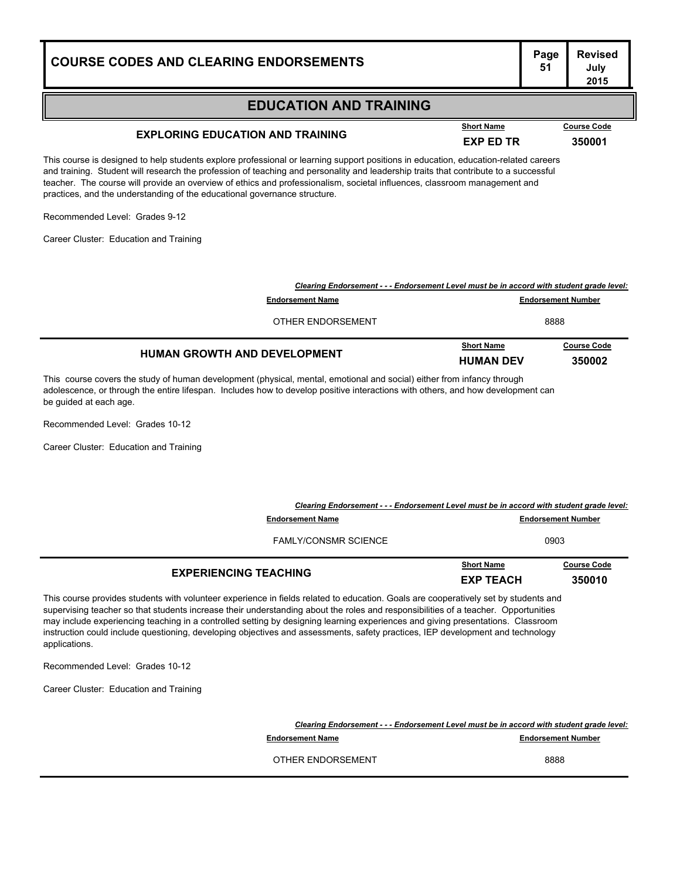## EDUCATION AND TRAINING

### EXPLORING EDUCATION AND TRAINING

| Short Name | Course Code |
|---|---|
| EXP ED TR | 350001 |

This course is designed to help students explore professional or learning support positions in education, education-related careers and training. Student will research the profession of teaching and personality and leadership traits that contribute to a successful teacher. The course will provide an overview of ethics and professionalism, societal influences, classroom management and practices, and the understanding of the educational governance structure.

Recommended Level: Grades 9-12

Career Cluster: Education and Training

*Clearing Endorsement - - - Endorsement Level must be in accord with student grade level:*

| Endorsement Name | Endorsement Number |
|---|---|
| OTHER ENDORSEMENT | 8888 |

### HUMAN GROWTH AND DEVELOPMENT

| Short Name | Course Code |
|---|---|
| HUMAN DEV | 350002 |

This course covers the study of human development (physical, mental, emotional and social) either from infancy through adolescence, or through the entire lifespan. Includes how to develop positive interactions with others, and how development can be guided at each age.

Recommended Level: Grades 10-12

Career Cluster: Education and Training

*Clearing Endorsement - - - Endorsement Level must be in accord with student grade level:*

| Endorsement Name | Endorsement Number |
|---|---|
| FAMLY/CONSMR SCIENCE | 0903 |

### EXPERIENCING TEACHING

| Short Name | Course Code |
|---|---|
| EXP TEACH | 350010 |

This course provides students with volunteer experience in fields related to education. Goals are cooperatively set by students and supervising teacher so that students increase their understanding about the roles and responsibilities of a teacher. Opportunities may include experiencing teaching in a controlled setting by designing learning experiences and giving presentations. Classroom instruction could include questioning, developing objectives and assessments, safety practices, IEP development and technology applications.

Recommended Level: Grades 10-12

Career Cluster: Education and Training

*Clearing Endorsement - - - Endorsement Level must be in accord with student grade level:*

| Endorsement Name | Endorsement Number |
|---|---|
| OTHER ENDORSEMENT | 8888 |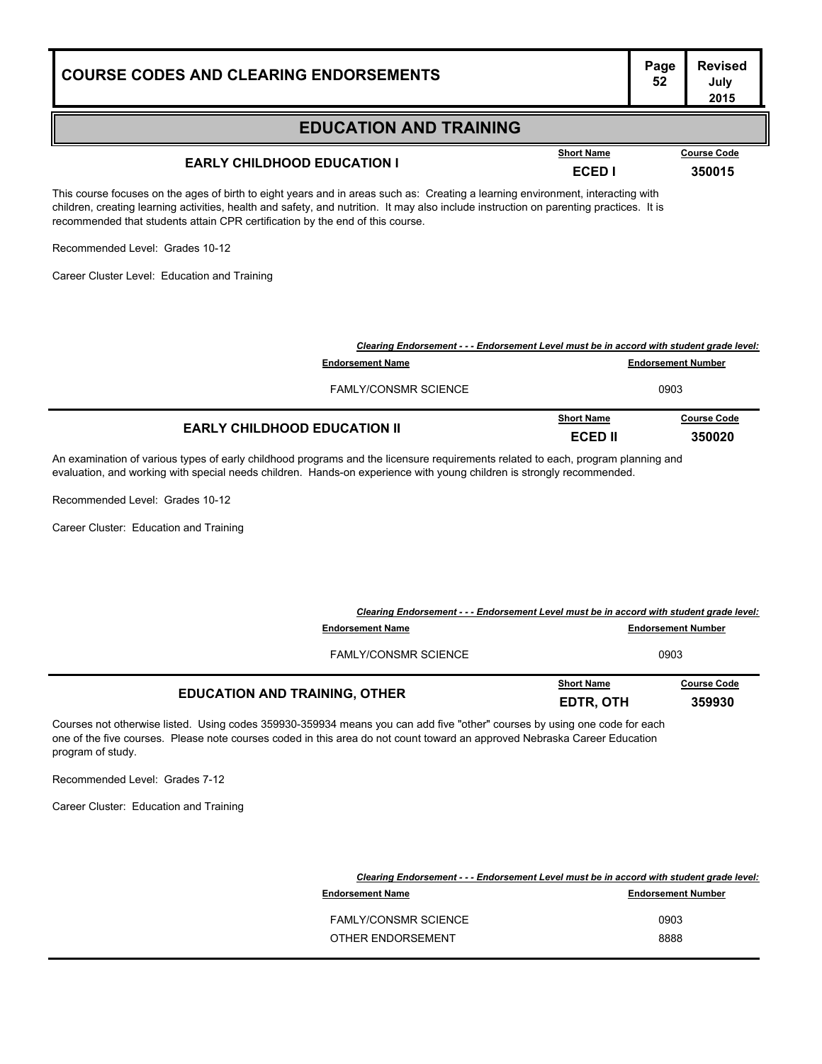## EDUCATION AND TRAINING

### EARLY CHILDHOOD EDUCATION I

| Short Name | Course Code |
|---|---|
| **ECED I** | **350015** |

This course focuses on the ages of birth to eight years and in areas such as: Creating a learning environment, interacting with children, creating learning activities, health and safety, and nutrition. It may also include instruction on parenting practices. It is recommended that students attain CPR certification by the end of this course.

Recommended Level: Grades 10-12

Career Cluster Level: Education and Training

***Clearing Endorsement - - - Endorsement Level must be in accord with student grade level:***

| Endorsement Name | Endorsement Number |
|---|---|
| FAMLY/CONSMR SCIENCE | 0903 |

### EARLY CHILDHOOD EDUCATION II

| Short Name | Course Code |
|---|---|
| **ECED II** | **350020** |

An examination of various types of early childhood programs and the licensure requirements related to each, program planning and evaluation, and working with special needs children. Hands-on experience with young children is strongly recommended.

Recommended Level: Grades 10-12

Career Cluster: Education and Training

***Clearing Endorsement - - - Endorsement Level must be in accord with student grade level:***

| Endorsement Name | Endorsement Number |
|---|---|
| FAMLY/CONSMR SCIENCE | 0903 |

### EDUCATION AND TRAINING, OTHER

| Short Name | Course Code |
|---|---|
| **EDTR, OTH** | **359930** |

Courses not otherwise listed. Using codes 359930-359934 means you can add five "other" courses by using one code for each one of the five courses. Please note courses coded in this area do not count toward an approved Nebraska Career Education program of study.

Recommended Level: Grades 7-12

Career Cluster: Education and Training

***Clearing Endorsement - - - Endorsement Level must be in accord with student grade level:***

| Endorsement Name | Endorsement Number |
|---|---|
| FAMLY/CONSMR SCIENCE | 0903 |
| OTHER ENDORSEMENT | 8888 |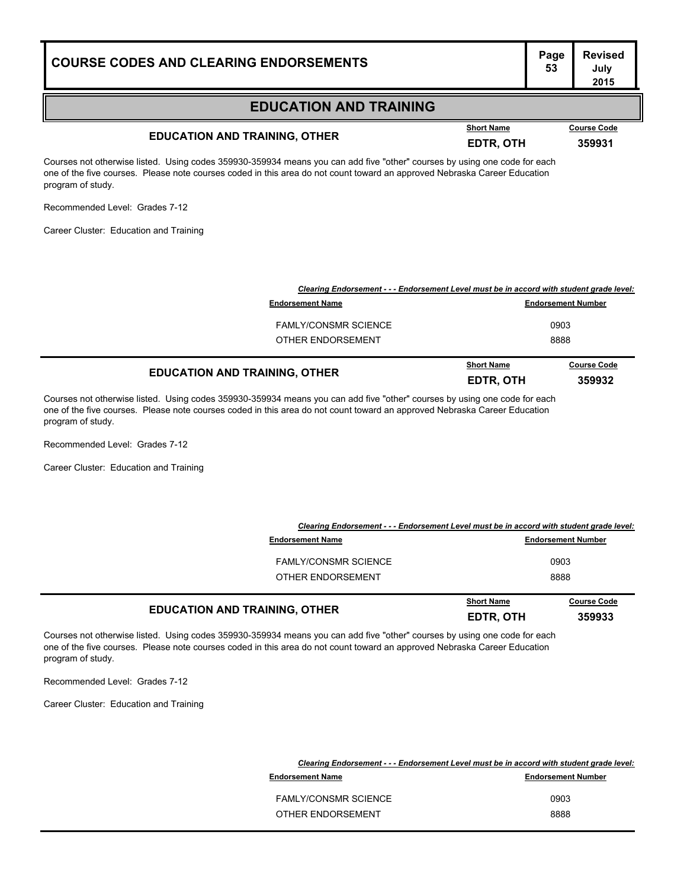## EDUCATION AND TRAINING

### EDUCATION AND TRAINING, OTHER

**Short Name:** EDTR, OTH
**Course Code:** 359931

Courses not otherwise listed. Using codes 359930-359934 means you can add five "other" courses by using one code for each one of the five courses. Please note courses coded in this area do not count toward an approved Nebraska Career Education program of study.

Recommended Level: Grades 7-12

Career Cluster: Education and Training

***Clearing Endorsement - - - Endorsement Level must be in accord with student grade level:***

| Endorsement Name | Endorsement Number |
|---|---|
| FAMLY/CONSMR SCIENCE | 0903 |
| OTHER ENDORSEMENT | 8888 |

### EDUCATION AND TRAINING, OTHER

**Short Name:** EDTR, OTH
**Course Code:** 359932

Courses not otherwise listed. Using codes 359930-359934 means you can add five "other" courses by using one code for each one of the five courses. Please note courses coded in this area do not count toward an approved Nebraska Career Education program of study.

Recommended Level: Grades 7-12

Career Cluster: Education and Training

***Clearing Endorsement - - - Endorsement Level must be in accord with student grade level:***

| Endorsement Name | Endorsement Number |
|---|---|
| FAMLY/CONSMR SCIENCE | 0903 |
| OTHER ENDORSEMENT | 8888 |

### EDUCATION AND TRAINING, OTHER

**Short Name:** EDTR, OTH
**Course Code:** 359933

Courses not otherwise listed. Using codes 359930-359934 means you can add five "other" courses by using one code for each one of the five courses. Please note courses coded in this area do not count toward an approved Nebraska Career Education program of study.

Recommended Level: Grades 7-12

Career Cluster: Education and Training

***Clearing Endorsement - - - Endorsement Level must be in accord with student grade level:***

| Endorsement Name | Endorsement Number |
|---|---|
| FAMLY/CONSMR SCIENCE | 0903 |
| OTHER ENDORSEMENT | 8888 |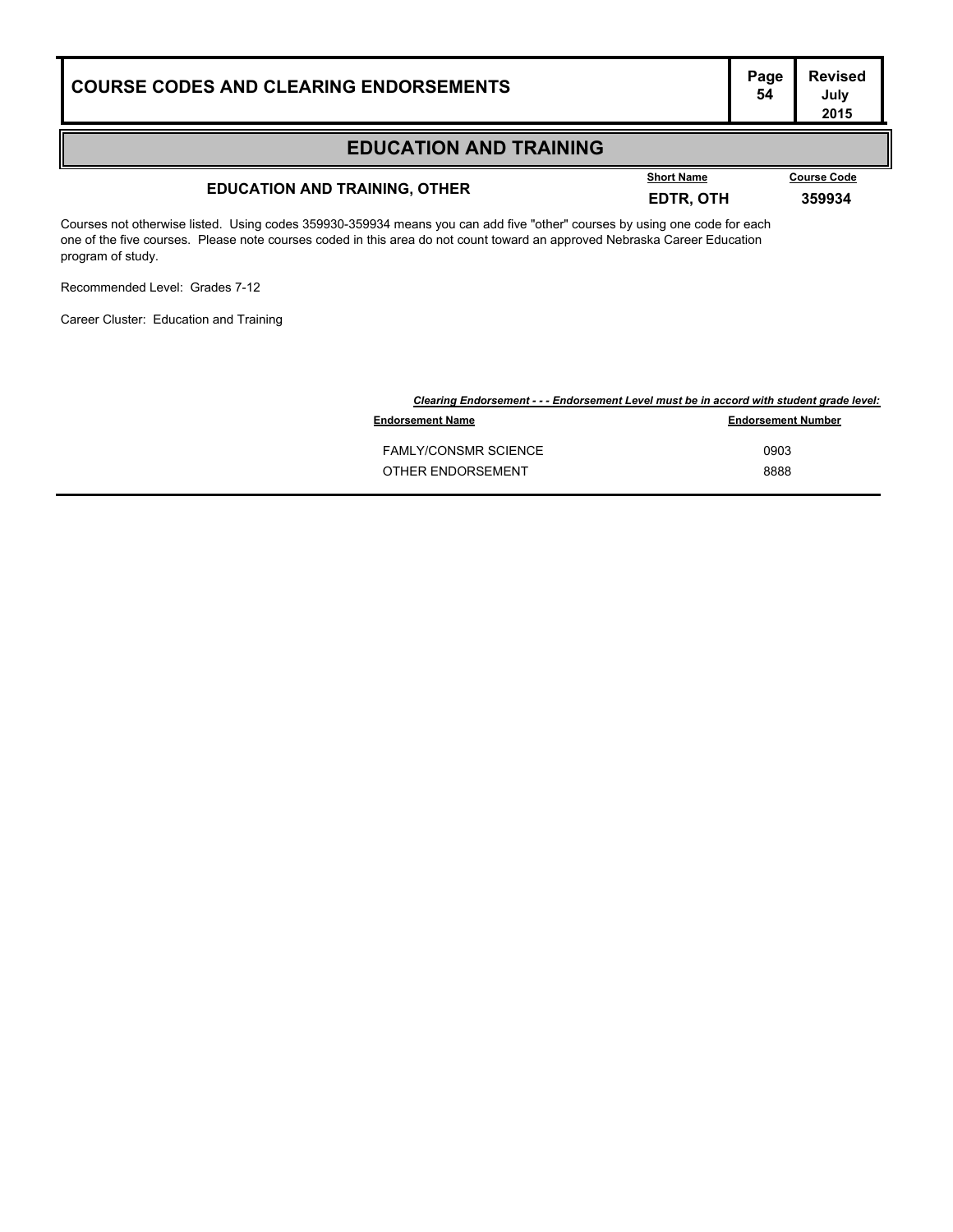## EDUCATION AND TRAINING

### EDUCATION AND TRAINING, OTHER

| Short Name | Course Code |
|---|---|
| EDTR, OTH | 359934 |

Courses not otherwise listed. Using codes 359930-359934 means you can add five "other" courses by using one code for each one of the five courses. Please note courses coded in this area do not count toward an approved Nebraska Career Education program of study.

Recommended Level: Grades 7-12

Career Cluster: Education and Training

***Clearing Endorsement - - - Endorsement Level must be in accord with student grade level:***

| Endorsement Name | Endorsement Number |
|---|---|
| FAMLY/CONSMR SCIENCE | 0903 |
| OTHER ENDORSEMENT | 8888 |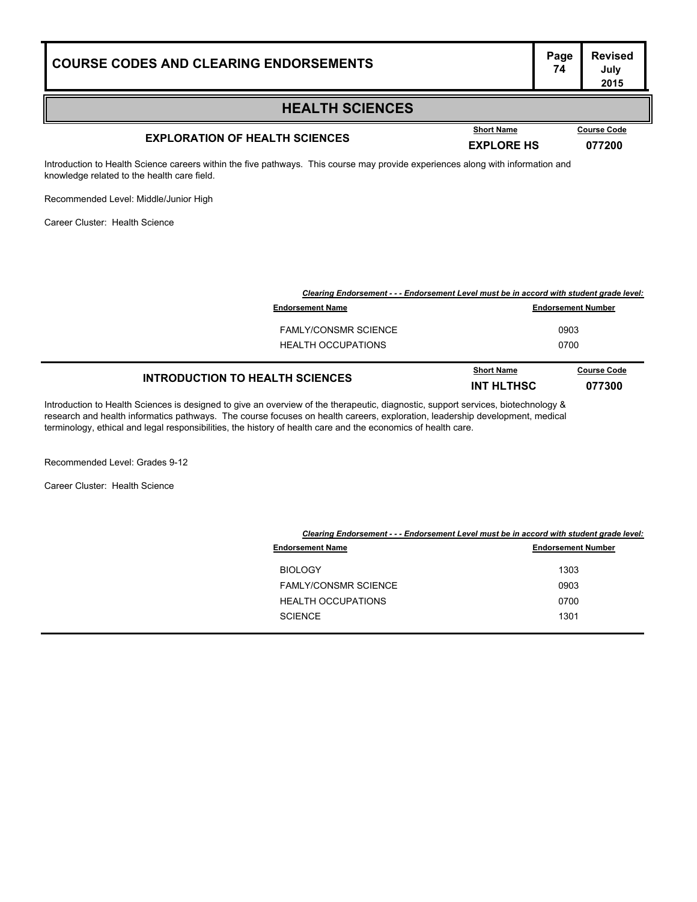## HEALTH SCIENCES

### EXPLORATION OF HEALTH SCIENCES

| Short Name | Course Code |
|---|---|
| EXPLORE HS | 077200 |

Introduction to Health Science careers within the five pathways. This course may provide experiences along with information and knowledge related to the health care field.

Recommended Level: Middle/Junior High

Career Cluster: Health Science

***Clearing Endorsement - - - Endorsement Level must be in accord with student grade level:***

| Endorsement Name | Endorsement Number |
|---|---|
| FAMLY/CONSMR SCIENCE | 0903 |
| HEALTH OCCUPATIONS | 0700 |

### INTRODUCTION TO HEALTH SCIENCES

| Short Name | Course Code |
|---|---|
| INT HLTHSC | 077300 |

Introduction to Health Sciences is designed to give an overview of the therapeutic, diagnostic, support services, biotechnology & research and health informatics pathways. The course focuses on health careers, exploration, leadership development, medical terminology, ethical and legal responsibilities, the history of health care and the economics of health care.

Recommended Level: Grades 9-12

Career Cluster: Health Science

***Clearing Endorsement - - - Endorsement Level must be in accord with student grade level:***

| Endorsement Name | Endorsement Number |
|---|---|
| BIOLOGY | 1303 |
| FAMLY/CONSMR SCIENCE | 0903 |
| HEALTH OCCUPATIONS | 0700 |
| SCIENCE | 1301 |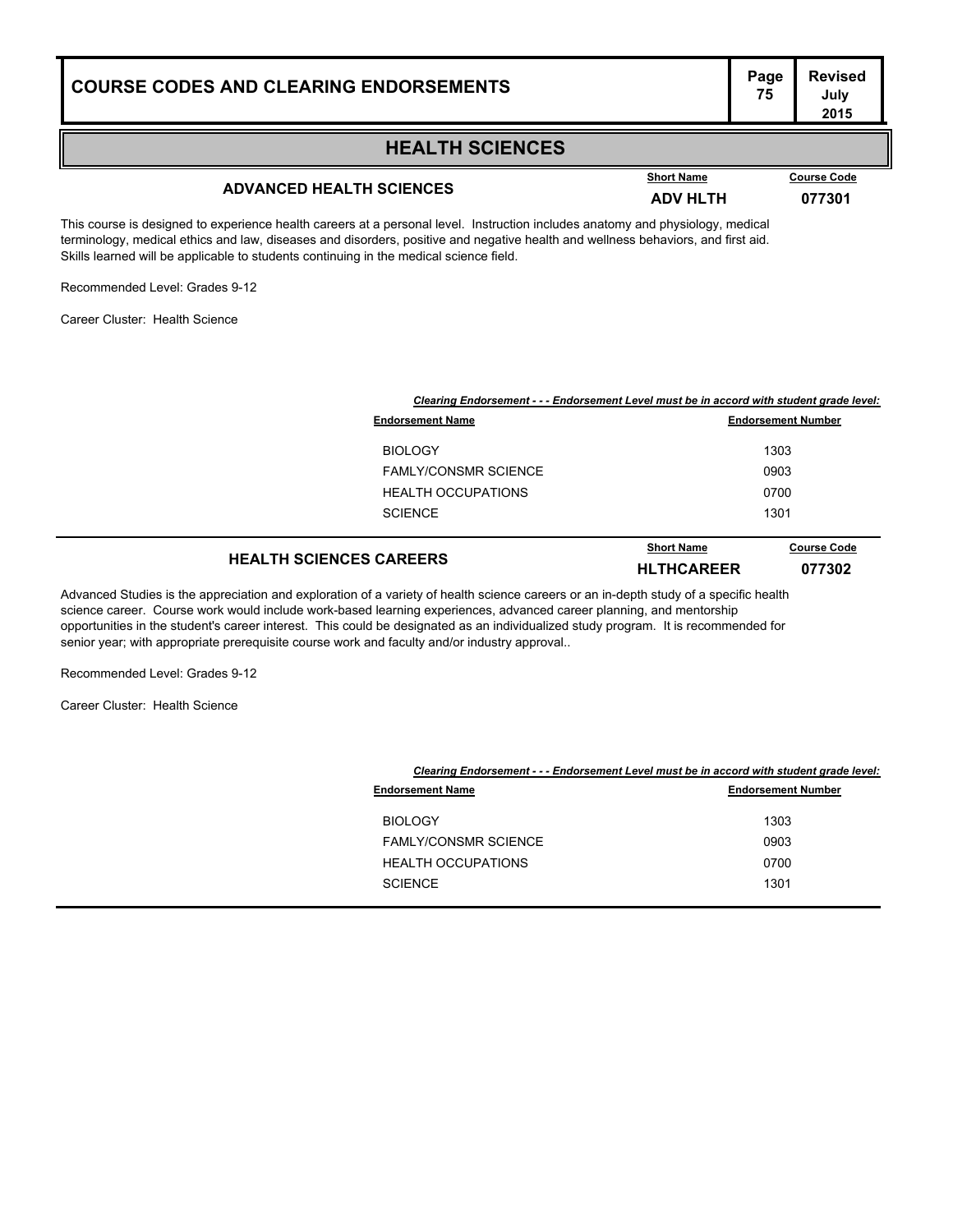# HEALTH SCIENCES

## ADVANCED HEALTH SCIENCES

| Short Name | Course Code |
|---|---|
| ADV HLTH | 077301 |

This course is designed to experience health careers at a personal level. Instruction includes anatomy and physiology, medical terminology, medical ethics and law, diseases and disorders, positive and negative health and wellness behaviors, and first aid. Skills learned will be applicable to students continuing in the medical science field.

Recommended Level: Grades 9-12

Career Cluster: Health Science

***Clearing Endorsement - - - Endorsement Level must be in accord with student grade level:***

| Endorsement Name | Endorsement Number |
|---|---|
| BIOLOGY | 1303 |
| FAMLY/CONSMR SCIENCE | 0903 |
| HEALTH OCCUPATIONS | 0700 |
| SCIENCE | 1301 |

## HEALTH SCIENCES CAREERS

| Short Name | Course Code |
|---|---|
| HLTHCAREER | 077302 |

Advanced Studies is the appreciation and exploration of a variety of health science careers or an in-depth study of a specific health science career. Course work would include work-based learning experiences, advanced career planning, and mentorship opportunities in the student's career interest. This could be designated as an individualized study program. It is recommended for senior year; with appropriate prerequisite course work and faculty and/or industry approval..

Recommended Level: Grades 9-12

Career Cluster: Health Science

***Clearing Endorsement - - - Endorsement Level must be in accord with student grade level:***

| Endorsement Name | Endorsement Number |
|---|---|
| BIOLOGY | 1303 |
| FAMLY/CONSMR SCIENCE | 0903 |
| HEALTH OCCUPATIONS | 0700 |
| SCIENCE | 1301 |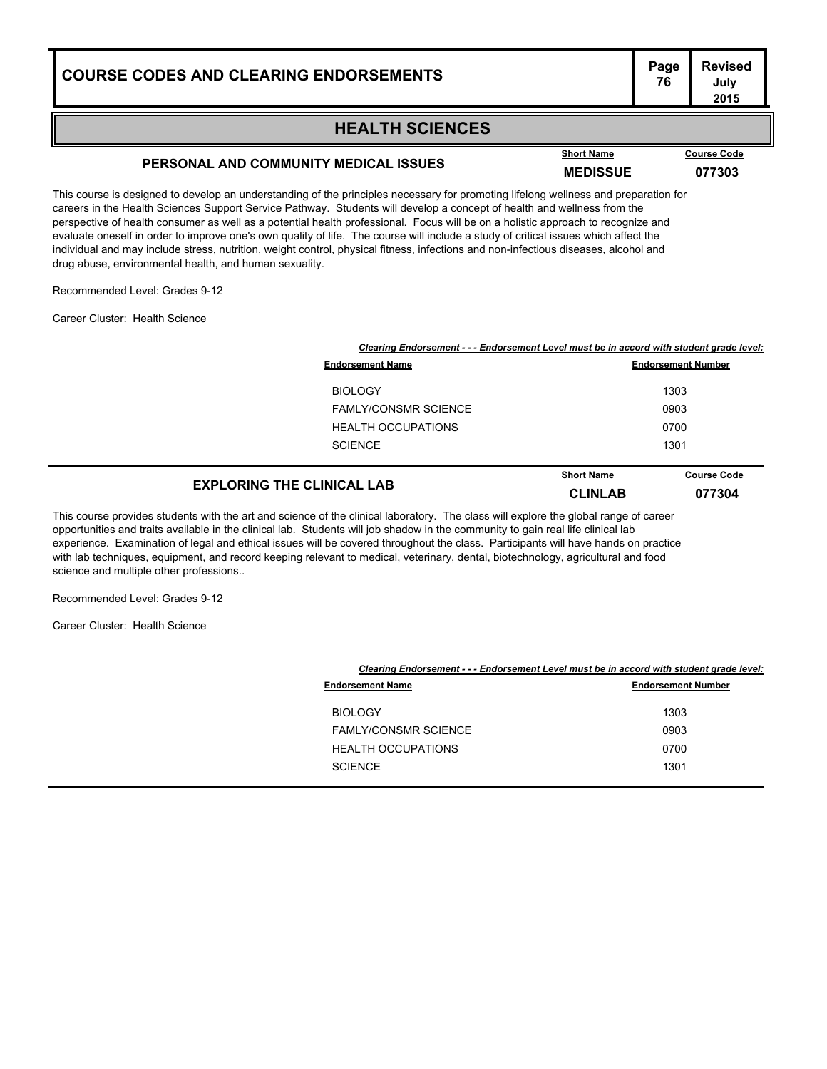## HEALTH SCIENCES

### PERSONAL AND COMMUNITY MEDICAL ISSUES

| Short Name | Course Code |
|---|---|
| MEDISSUE | 077303 |

This course is designed to develop an understanding of the principles necessary for promoting lifelong wellness and preparation for careers in the Health Sciences Support Service Pathway. Students will develop a concept of health and wellness from the perspective of health consumer as well as a potential health professional. Focus will be on a holistic approach to recognize and evaluate oneself in order to improve one's own quality of life. The course will include a study of critical issues which affect the individual and may include stress, nutrition, weight control, physical fitness, infections and non-infectious diseases, alcohol and drug abuse, environmental health, and human sexuality.

Recommended Level: Grades 9-12

Career Cluster: Health Science

*Clearing Endorsement - - - Endorsement Level must be in accord with student grade level:*

| Endorsement Name | Endorsement Number |
|---|---|
| BIOLOGY | 1303 |
| FAMLY/CONSMR SCIENCE | 0903 |
| HEALTH OCCUPATIONS | 0700 |
| SCIENCE | 1301 |

### EXPLORING THE CLINICAL LAB

| Short Name | Course Code |
|---|---|
| CLINLAB | 077304 |

This course provides students with the art and science of the clinical laboratory. The class will explore the global range of career opportunities and traits available in the clinical lab. Students will job shadow in the community to gain real life clinical lab experience. Examination of legal and ethical issues will be covered throughout the class. Participants will have hands on practice with lab techniques, equipment, and record keeping relevant to medical, veterinary, dental, biotechnology, agricultural and food science and multiple other professions..

Recommended Level: Grades 9-12

Career Cluster: Health Science

*Clearing Endorsement - - - Endorsement Level must be in accord with student grade level:*

| Endorsement Name | Endorsement Number |
|---|---|
| BIOLOGY | 1303 |
| FAMLY/CONSMR SCIENCE | 0903 |
| HEALTH OCCUPATIONS | 0700 |
| SCIENCE | 1301 |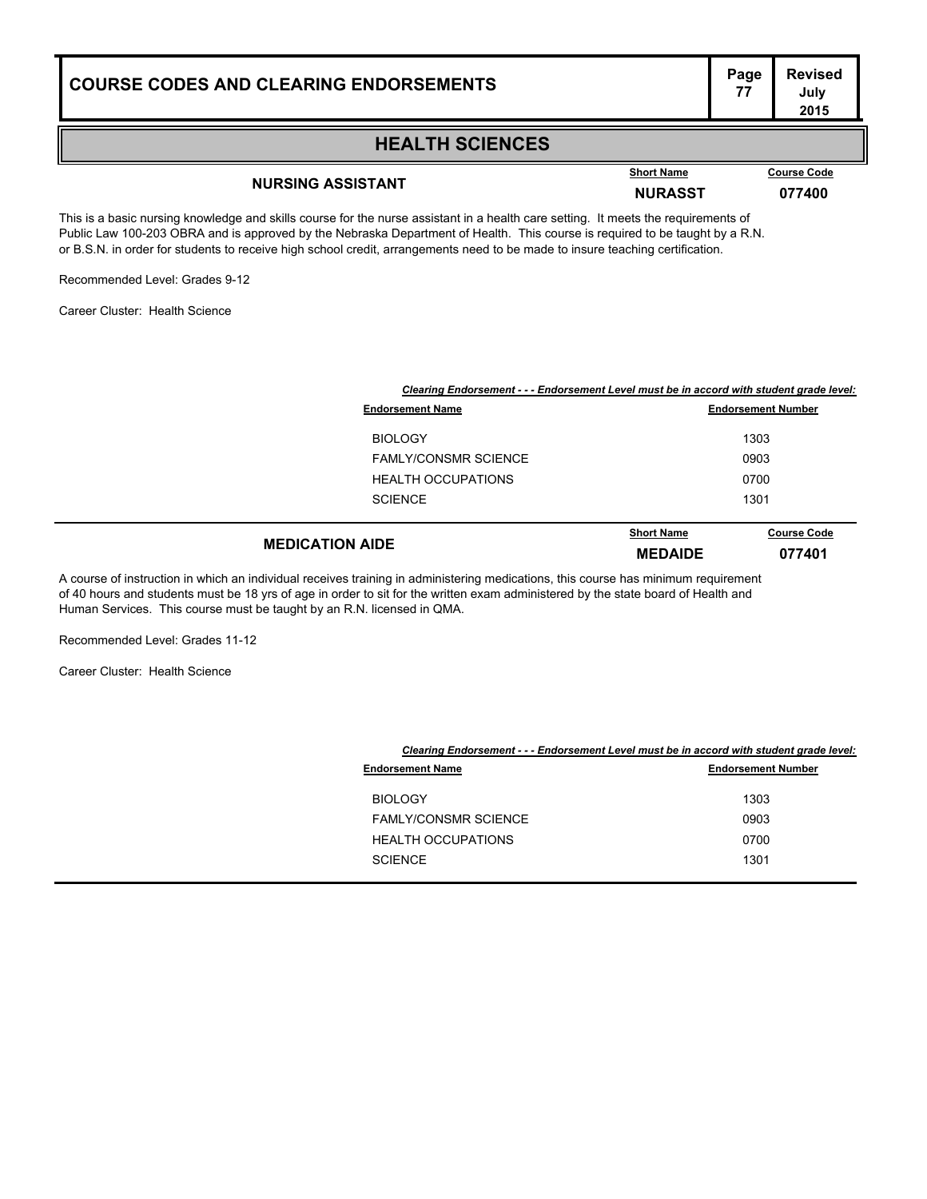## HEALTH SCIENCES

### NURSING ASSISTANT

| Short Name | Course Code |
|---|---|
| NURASST | 077400 |

This is a basic nursing knowledge and skills course for the nurse assistant in a health care setting. It meets the requirements of Public Law 100-203 OBRA and is approved by the Nebraska Department of Health. This course is required to be taught by a R.N. or B.S.N. in order for students to receive high school credit, arrangements need to be made to insure teaching certification.

Recommended Level: Grades 9-12

Career Cluster: Health Science

***Clearing Endorsement - - - Endorsement Level must be in accord with student grade level:***

| Endorsement Name | Endorsement Number |
|---|---|
| BIOLOGY | 1303 |
| FAMLY/CONSMR SCIENCE | 0903 |
| HEALTH OCCUPATIONS | 0700 |
| SCIENCE | 1301 |

### MEDICATION AIDE

| Short Name | Course Code |
|---|---|
| MEDAIDE | 077401 |

A course of instruction in which an individual receives training in administering medications, this course has minimum requirement of 40 hours and students must be 18 yrs of age in order to sit for the written exam administered by the state board of Health and Human Services. This course must be taught by an R.N. licensed in QMA.

Recommended Level: Grades 11-12

Career Cluster: Health Science

***Clearing Endorsement - - - Endorsement Level must be in accord with student grade level:***

| Endorsement Name | Endorsement Number |
|---|---|
| BIOLOGY | 1303 |
| FAMLY/CONSMR SCIENCE | 0903 |
| HEALTH OCCUPATIONS | 0700 |
| SCIENCE | 1301 |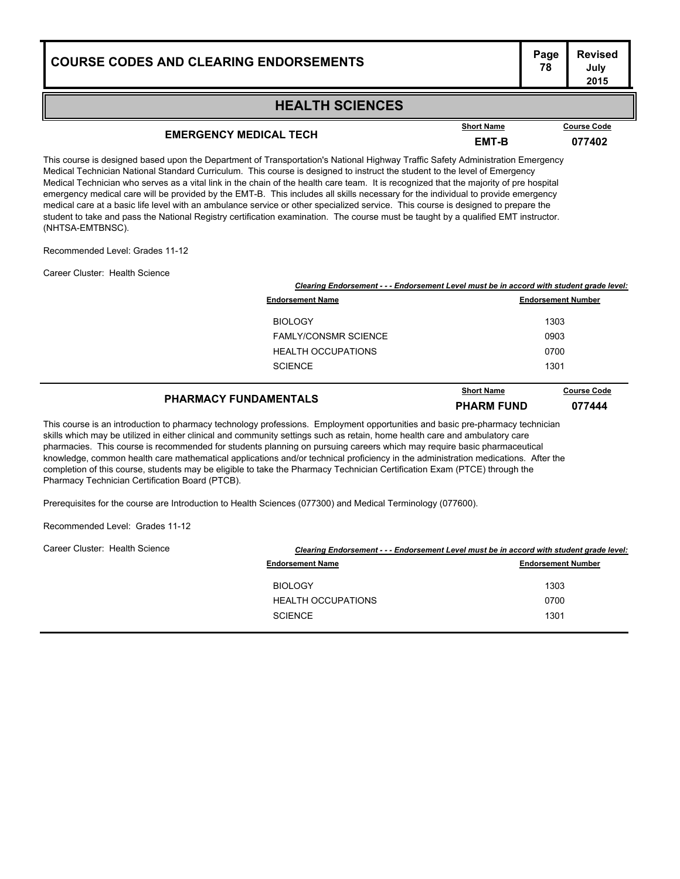# HEALTH SCIENCES

## EMERGENCY MEDICAL TECH

**Short Name:** EMT-B
**Course Code:** 077402

This course is designed based upon the Department of Transportation's National Highway Traffic Safety Administration Emergency Medical Technician National Standard Curriculum. This course is designed to instruct the student to the level of Emergency Medical Technician who serves as a vital link in the chain of the health care team. It is recognized that the majority of pre hospital emergency medical care will be provided by the EMT-B. This includes all skills necessary for the individual to provide emergency medical care at a basic life level with an ambulance service or other specialized service. This course is designed to prepare the student to take and pass the National Registry certification examination. The course must be taught by a qualified EMT instructor. (NHTSA-EMTBNSC).

Recommended Level: Grades 11-12

Career Cluster: Health Science

***Clearing Endorsement - - - Endorsement Level must be in accord with student grade level:***

| Endorsement Name | Endorsement Number |
|---|---|
| BIOLOGY | 1303 |
| FAMLY/CONSMR SCIENCE | 0903 |
| HEALTH OCCUPATIONS | 0700 |
| SCIENCE | 1301 |

## PHARMACY FUNDAMENTALS

**Short Name:** PHARM FUND
**Course Code:** 077444

This course is an introduction to pharmacy technology professions. Employment opportunities and basic pre-pharmacy technician skills which may be utilized in either clinical and community settings such as retain, home health care and ambulatory care pharmacies. This course is recommended for students planning on pursuing careers which may require basic pharmaceutical knowledge, common health care mathematical applications and/or technical proficiency in the administration medications. After the completion of this course, students may be eligible to take the Pharmacy Technician Certification Exam (PTCE) through the Pharmacy Technician Certification Board (PTCB).

Prerequisites for the course are Introduction to Health Sciences (077300) and Medical Terminology (077600).

Recommended Level: Grades 11-12

Career Cluster: Health Science

***Clearing Endorsement - - - Endorsement Level must be in accord with student grade level:***

| Endorsement Name | Endorsement Number |
|---|---|
| BIOLOGY | 1303 |
| HEALTH OCCUPATIONS | 0700 |
| SCIENCE | 1301 |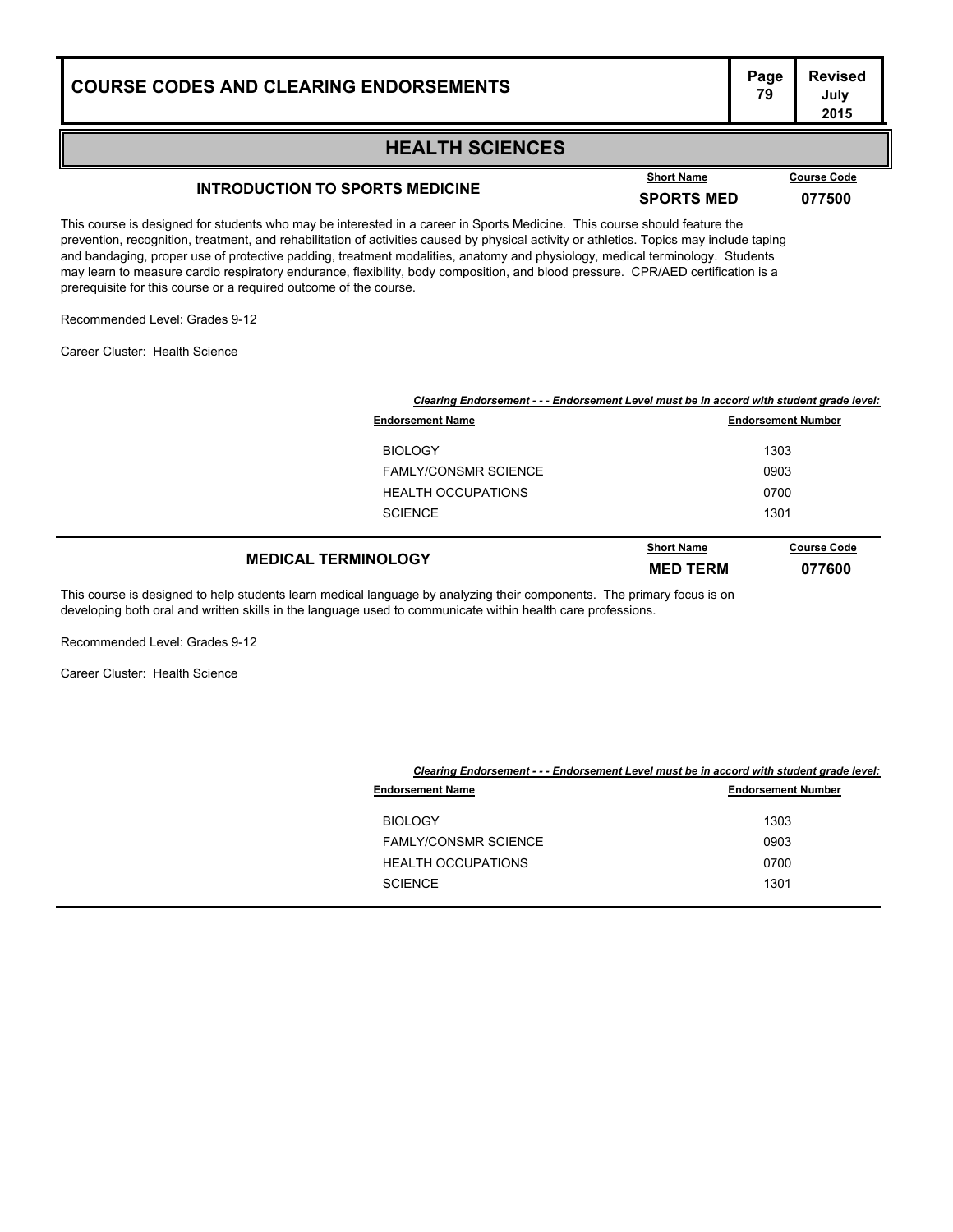## HEALTH SCIENCES

### INTRODUCTION TO SPORTS MEDICINE

| Short Name | Course Code |
|---|---|
| **SPORTS MED** | **077500** |

This course is designed for students who may be interested in a career in Sports Medicine. This course should feature the prevention, recognition, treatment, and rehabilitation of activities caused by physical activity or athletics. Topics may include taping and bandaging, proper use of protective padding, treatment modalities, anatomy and physiology, medical terminology. Students may learn to measure cardio respiratory endurance, flexibility, body composition, and blood pressure. CPR/AED certification is a prerequisite for this course or a required outcome of the course.

Recommended Level: Grades 9-12

Career Cluster: Health Science

***Clearing Endorsement - - - Endorsement Level must be in accord with student grade level:***

| Endorsement Name | Endorsement Number |
|---|---|
| BIOLOGY | 1303 |
| FAMLY/CONSMR SCIENCE | 0903 |
| HEALTH OCCUPATIONS | 0700 |
| SCIENCE | 1301 |

### MEDICAL TERMINOLOGY

| Short Name | Course Code |
|---|---|
| **MED TERM** | **077600** |

This course is designed to help students learn medical language by analyzing their components. The primary focus is on developing both oral and written skills in the language used to communicate within health care professions.

Recommended Level: Grades 9-12

Career Cluster: Health Science

***Clearing Endorsement - - - Endorsement Level must be in accord with student grade level:***

| Endorsement Name | Endorsement Number |
|---|---|
| BIOLOGY | 1303 |
| FAMLY/CONSMR SCIENCE | 0903 |
| HEALTH OCCUPATIONS | 0700 |
| SCIENCE | 1301 |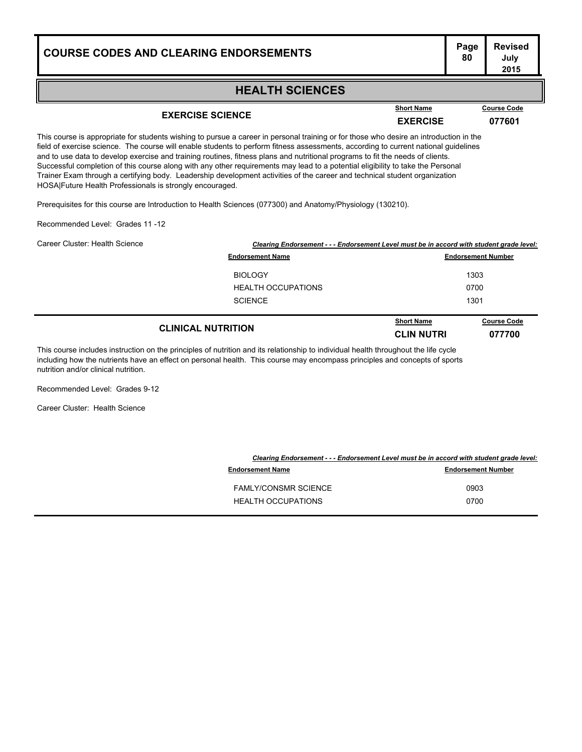## HEALTH SCIENCES

### EXERCISE SCIENCE

| Short Name | Course Code |
|---|---|
| **EXERCISE** | **077601** |

This course is appropriate for students wishing to pursue a career in personal training or for those who desire an introduction in the field of exercise science. The course will enable students to perform fitness assessments, according to current national guidelines and to use data to develop exercise and training routines, fitness plans and nutritional programs to fit the needs of clients. Successful completion of this course along with any other requirements may lead to a potential eligibility to take the Personal Trainer Exam through a certifying body. Leadership development activities of the career and technical student organization HOSA|Future Health Professionals is strongly encouraged.

Prerequisites for this course are Introduction to Health Sciences (077300) and Anatomy/Physiology (130210).

Recommended Level: Grades 11 -12

Career Cluster: Health Science

***Clearing Endorsement - - - Endorsement Level must be in accord with student grade level:***

| Endorsement Name | Endorsement Number |
|---|---|
| BIOLOGY | 1303 |
| HEALTH OCCUPATIONS | 0700 |
| SCIENCE | 1301 |

### CLINICAL NUTRITION

| Short Name | Course Code |
|---|---|
| **CLIN NUTRI** | **077700** |

This course includes instruction on the principles of nutrition and its relationship to individual health throughout the life cycle including how the nutrients have an effect on personal health. This course may encompass principles and concepts of sports nutrition and/or clinical nutrition.

Recommended Level: Grades 9-12

Career Cluster: Health Science

***Clearing Endorsement - - - Endorsement Level must be in accord with student grade level:***

| Endorsement Name | Endorsement Number |
|---|---|
| FAMLY/CONSMR SCIENCE | 0903 |
| HEALTH OCCUPATIONS | 0700 |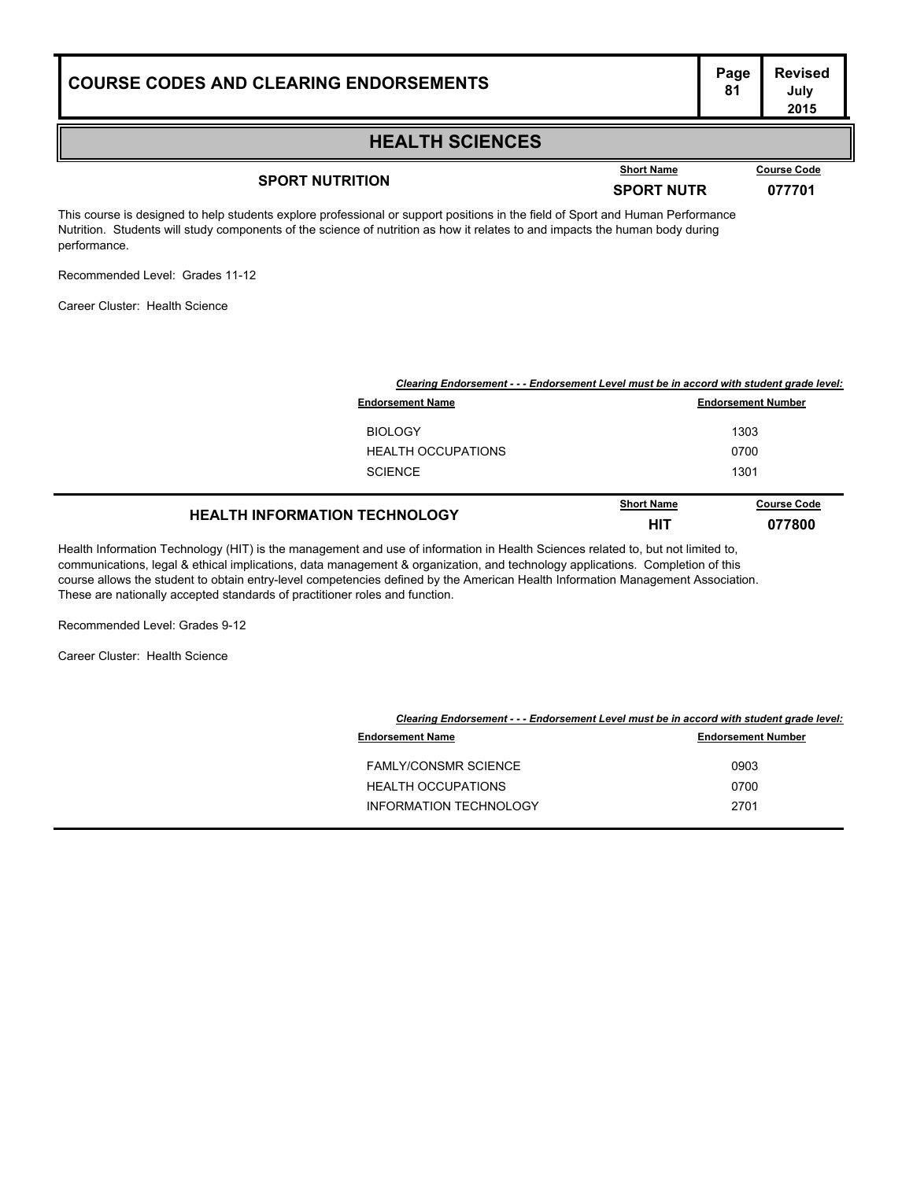## HEALTH SCIENCES

### SPORT NUTRITION

| Short Name | Course Code |
|---|---|
| SPORT NUTR | 077701 |

This course is designed to help students explore professional or support positions in the field of Sport and Human Performance Nutrition. Students will study components of the science of nutrition as how it relates to and impacts the human body during performance.

Recommended Level: Grades 11-12

Career Cluster: Health Science

***Clearing Endorsement - - - Endorsement Level must be in accord with student grade level:***

| Endorsement Name | Endorsement Number |
|---|---|
| BIOLOGY | 1303 |
| HEALTH OCCUPATIONS | 0700 |
| SCIENCE | 1301 |

### HEALTH INFORMATION TECHNOLOGY

| Short Name | Course Code |
|---|---|
| HIT | 077800 |

Health Information Technology (HIT) is the management and use of information in Health Sciences related to, but not limited to, communications, legal & ethical implications, data management & organization, and technology applications. Completion of this course allows the student to obtain entry-level competencies defined by the American Health Information Management Association. These are nationally accepted standards of practitioner roles and function.

Recommended Level: Grades 9-12

Career Cluster: Health Science

***Clearing Endorsement - - - Endorsement Level must be in accord with student grade level:***

| Endorsement Name | Endorsement Number |
|---|---|
| FAMLY/CONSMR SCIENCE | 0903 |
| HEALTH OCCUPATIONS | 0700 |
| INFORMATION TECHNOLOGY | 2701 |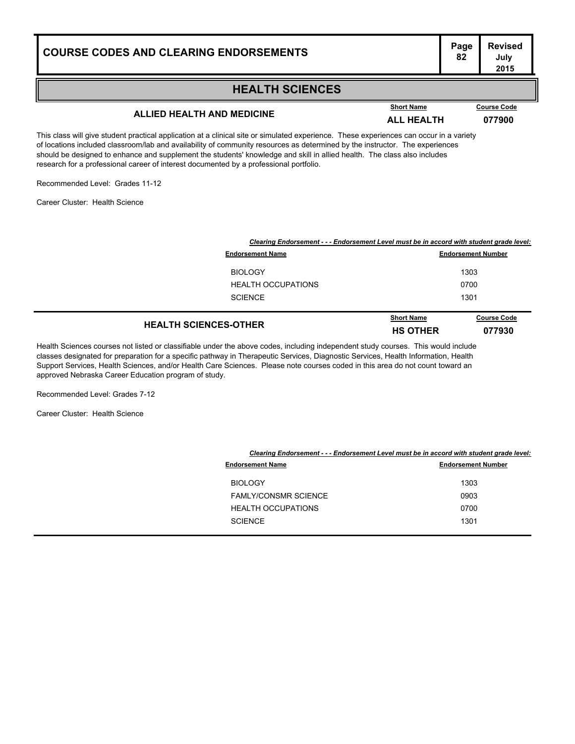## HEALTH SCIENCES

### ALLIED HEALTH AND MEDICINE

| Short Name | Course Code |
|---|---|
| ALL HEALTH | 077900 |

This class will give student practical application at a clinical site or simulated experience. These experiences can occur in a variety of locations included classroom/lab and availability of community resources as determined by the instructor. The experiences should be designed to enhance and supplement the students' knowledge and skill in allied health. The class also includes research for a professional career of interest documented by a professional portfolio.

Recommended Level: Grades 11-12

Career Cluster: Health Science

***Clearing Endorsement - - - Endorsement Level must be in accord with student grade level:***

| Endorsement Name | Endorsement Number |
|---|---|
| BIOLOGY | 1303 |
| HEALTH OCCUPATIONS | 0700 |
| SCIENCE | 1301 |

### HEALTH SCIENCES-OTHER

| Short Name | Course Code |
|---|---|
| HS OTHER | 077930 |

Health Sciences courses not listed or classifiable under the above codes, including independent study courses. This would include classes designated for preparation for a specific pathway in Therapeutic Services, Diagnostic Services, Health Information, Health Support Services, Health Sciences, and/or Health Care Sciences. Please note courses coded in this area do not count toward an approved Nebraska Career Education program of study.

Recommended Level: Grades 7-12

Career Cluster: Health Science

***Clearing Endorsement - - - Endorsement Level must be in accord with student grade level:***

| Endorsement Name | Endorsement Number |
|---|---|
| BIOLOGY | 1303 |
| FAMLY/CONSMR SCIENCE | 0903 |
| HEALTH OCCUPATIONS | 0700 |
| SCIENCE | 1301 |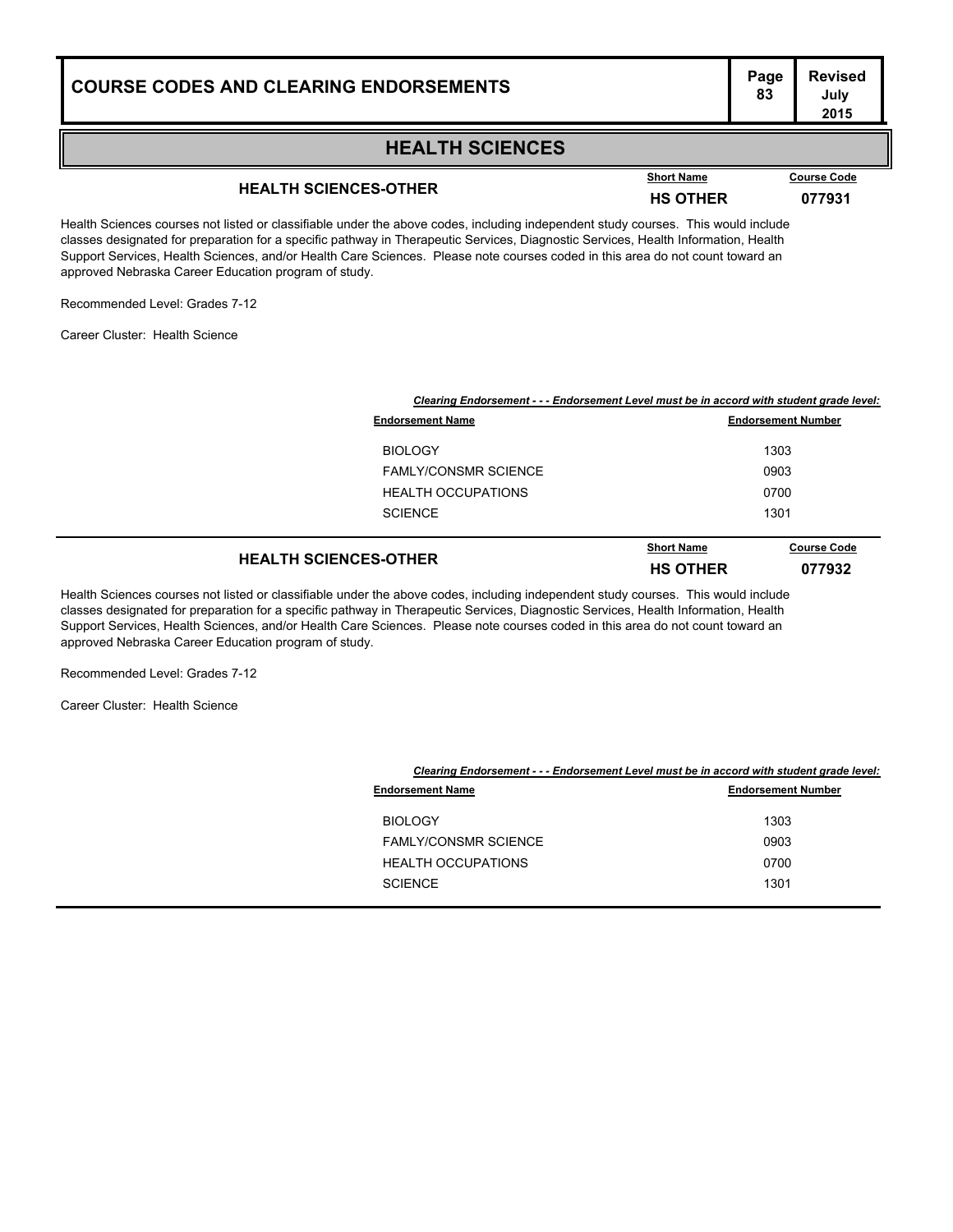## HEALTH SCIENCES

### HEALTH SCIENCES-OTHER

| Short Name | Course Code |
|---|---|
| **HS OTHER** | **077931** |

Health Sciences courses not listed or classifiable under the above codes, including independent study courses. This would include classes designated for preparation for a specific pathway in Therapeutic Services, Diagnostic Services, Health Information, Health Support Services, Health Sciences, and/or Health Care Sciences. Please note courses coded in this area do not count toward an approved Nebraska Career Education program of study.

Recommended Level: Grades 7-12

Career Cluster: Health Science

***Clearing Endorsement - - - Endorsement Level must be in accord with student grade level:***

| Endorsement Name | Endorsement Number |
|---|---|
| BIOLOGY | 1303 |
| FAMLY/CONSMR SCIENCE | 0903 |
| HEALTH OCCUPATIONS | 0700 |
| SCIENCE | 1301 |

### HEALTH SCIENCES-OTHER

| Short Name | Course Code |
|---|---|
| **HS OTHER** | **077932** |

Health Sciences courses not listed or classifiable under the above codes, including independent study courses. This would include classes designated for preparation for a specific pathway in Therapeutic Services, Diagnostic Services, Health Information, Health Support Services, Health Sciences, and/or Health Care Sciences. Please note courses coded in this area do not count toward an approved Nebraska Career Education program of study.

Recommended Level: Grades 7-12

Career Cluster: Health Science

***Clearing Endorsement - - - Endorsement Level must be in accord with student grade level:***

| Endorsement Name | Endorsement Number |
|---|---|
| BIOLOGY | 1303 |
| FAMLY/CONSMR SCIENCE | 0903 |
| HEALTH OCCUPATIONS | 0700 |
| SCIENCE | 1301 |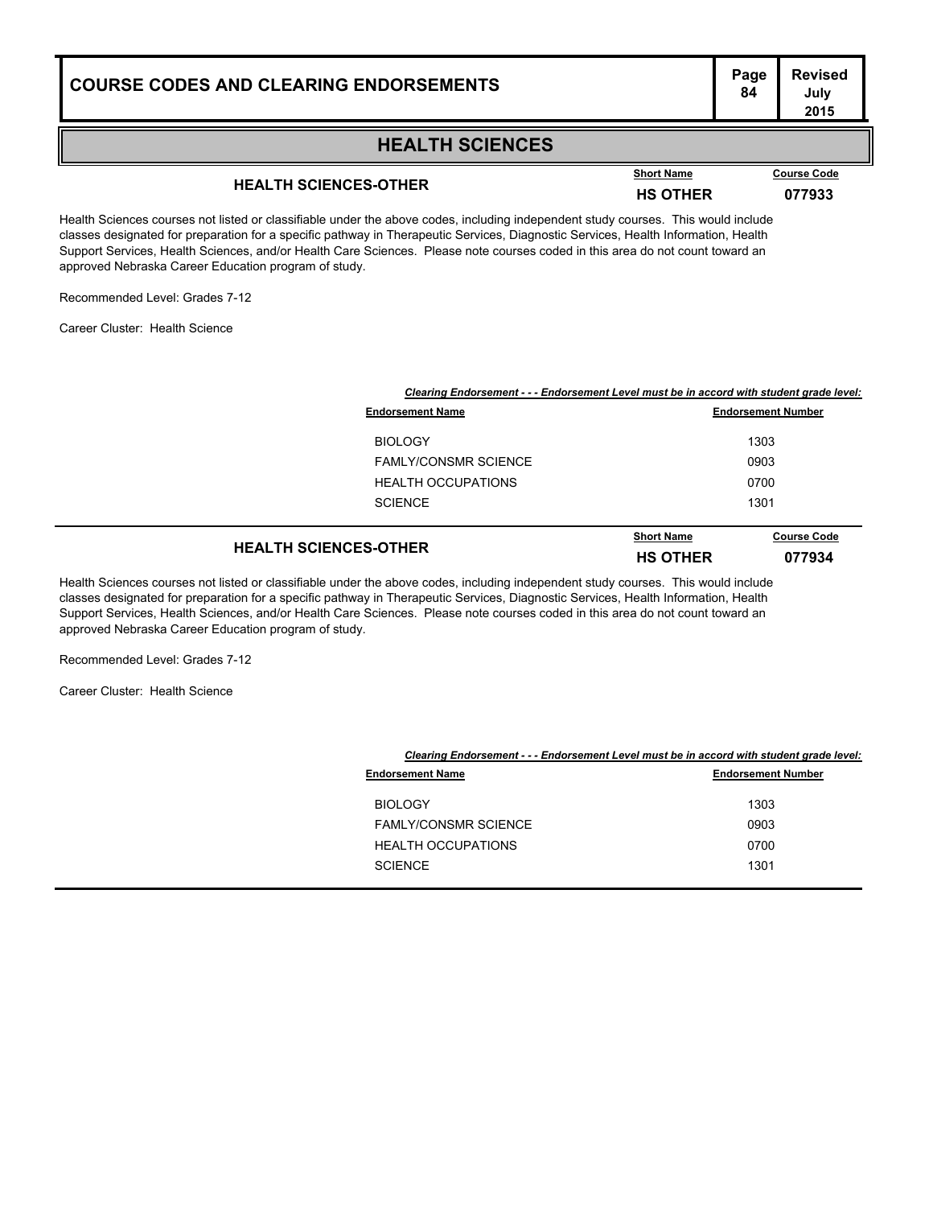## HEALTH SCIENCES

### HEALTH SCIENCES-OTHER

**Short Name:** HS OTHER
**Course Code:** 077933

Health Sciences courses not listed or classifiable under the above codes, including independent study courses. This would include classes designated for preparation for a specific pathway in Therapeutic Services, Diagnostic Services, Health Information, Health Support Services, Health Sciences, and/or Health Care Sciences. Please note courses coded in this area do not count toward an approved Nebraska Career Education program of study.

Recommended Level: Grades 7-12

Career Cluster: Health Science

***Clearing Endorsement - - - Endorsement Level must be in accord with student grade level:***

| Endorsement Name | Endorsement Number |
|---|---|
| BIOLOGY | 1303 |
| FAMLY/CONSMR SCIENCE | 0903 |
| HEALTH OCCUPATIONS | 0700 |
| SCIENCE | 1301 |

### HEALTH SCIENCES-OTHER

**Short Name:** HS OTHER
**Course Code:** 077934

Health Sciences courses not listed or classifiable under the above codes, including independent study courses. This would include classes designated for preparation for a specific pathway in Therapeutic Services, Diagnostic Services, Health Information, Health Support Services, Health Sciences, and/or Health Care Sciences. Please note courses coded in this area do not count toward an approved Nebraska Career Education program of study.

Recommended Level: Grades 7-12

Career Cluster: Health Science

***Clearing Endorsement - - - Endorsement Level must be in accord with student grade level:***

| Endorsement Name | Endorsement Number |
|---|---|
| BIOLOGY | 1303 |
| FAMLY/CONSMR SCIENCE | 0903 |
| HEALTH OCCUPATIONS | 0700 |
| SCIENCE | 1301 |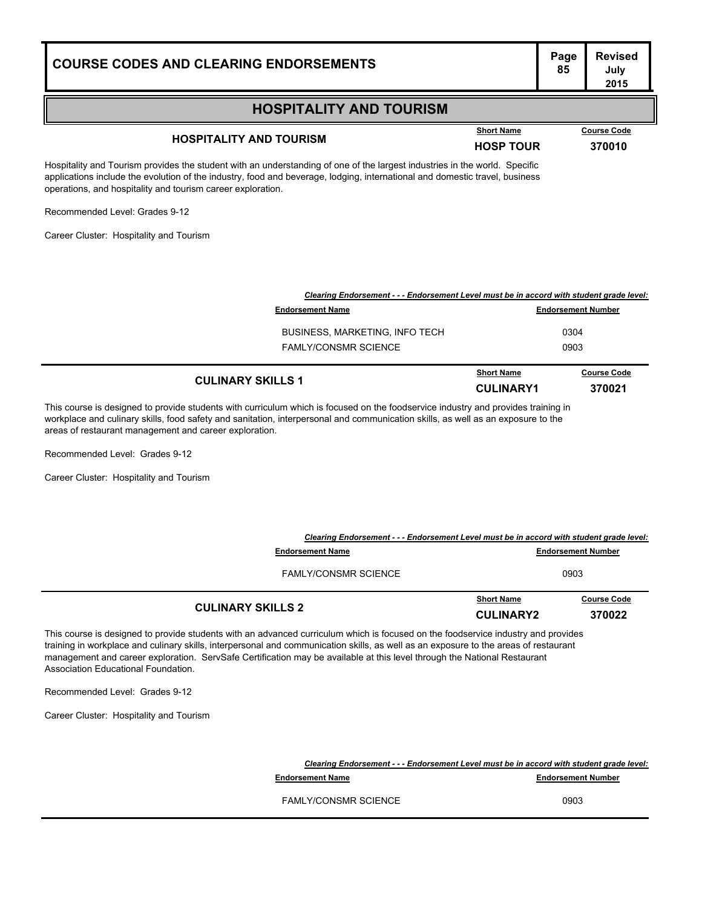# HOSPITALITY AND TOURISM

## HOSPITALITY AND TOURISM

| Short Name | Course Code |
|---|---|
| HOSP TOUR | 370010 |

Hospitality and Tourism provides the student with an understanding of one of the largest industries in the world. Specific applications include the evolution of the industry, food and beverage, lodging, international and domestic travel, business operations, and hospitality and tourism career exploration.

Recommended Level: Grades 9-12

Career Cluster: Hospitality and Tourism

***Clearing Endorsement - - - Endorsement Level must be in accord with student grade level:***

| Endorsement Name | Endorsement Number |
|---|---|
| BUSINESS, MARKETING, INFO TECH | 0304 |
| FAMLY/CONSMR SCIENCE | 0903 |

## CULINARY SKILLS 1

| Short Name | Course Code |
|---|---|
| CULINARY1 | 370021 |

This course is designed to provide students with curriculum which is focused on the foodservice industry and provides training in workplace and culinary skills, food safety and sanitation, interpersonal and communication skills, as well as an exposure to the areas of restaurant management and career exploration.

Recommended Level: Grades 9-12

Career Cluster: Hospitality and Tourism

***Clearing Endorsement - - - Endorsement Level must be in accord with student grade level:***

| Endorsement Name | Endorsement Number |
|---|---|
| FAMLY/CONSMR SCIENCE | 0903 |

## CULINARY SKILLS 2

| Short Name | Course Code |
|---|---|
| CULINARY2 | 370022 |

This course is designed to provide students with an advanced curriculum which is focused on the foodservice industry and provides training in workplace and culinary skills, interpersonal and communication skills, as well as an exposure to the areas of restaurant management and career exploration. ServSafe Certification may be available at this level through the National Restaurant Association Educational Foundation.

Recommended Level: Grades 9-12

Career Cluster: Hospitality and Tourism

***Clearing Endorsement - - - Endorsement Level must be in accord with student grade level:***

| Endorsement Name | Endorsement Number |
|---|---|
| FAMLY/CONSMR SCIENCE | 0903 |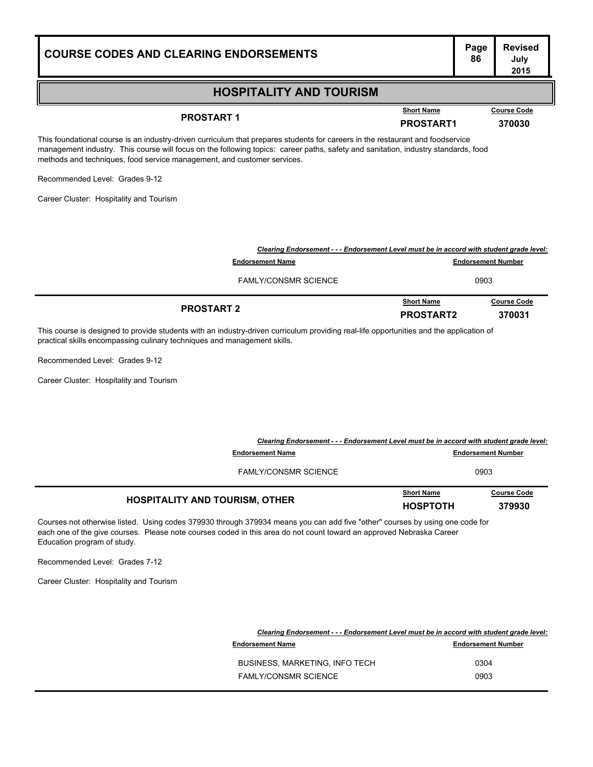## HOSPITALITY AND TOURISM

### PROSTART 1

| Short Name | Course Code |
|---|---|
| PROSTART1 | 370030 |

This foundational course is an industry-driven curriculum that prepares students for careers in the restaurant and foodservice management industry. This course will focus on the following topics: career paths, safety and sanitation, industry standards, food methods and techniques, food service management, and customer services.

Recommended Level: Grades 9-12

Career Cluster: Hospitality and Tourism

*Clearing Endorsement - - - Endorsement Level must be in accord with student grade level:*

| Endorsement Name | Endorsement Number |
|---|---|
| FAMLY/CONSMR SCIENCE | 0903 |

### PROSTART 2

| Short Name | Course Code |
|---|---|
| PROSTART2 | 370031 |

This course is designed to provide students with an industry-driven curriculum providing real-life opportunities and the application of practical skills encompassing culinary techniques and management skills.

Recommended Level: Grades 9-12

Career Cluster: Hospitality and Tourism

*Clearing Endorsement - - - Endorsement Level must be in accord with student grade level:*

| Endorsement Name | Endorsement Number |
|---|---|
| FAMLY/CONSMR SCIENCE | 0903 |

### HOSPITALITY AND TOURISM, OTHER

| Short Name | Course Code |
|---|---|
| HOSPTOTH | 379930 |

Courses not otherwise listed. Using codes 379930 through 379934 means you can add five "other" courses by using one code for each one of the give courses. Please note courses coded in this area do not count toward an approved Nebraska Career Education program of study.

Recommended Level: Grades 7-12

Career Cluster: Hospitality and Tourism

*Clearing Endorsement - - - Endorsement Level must be in accord with student grade level:*

| Endorsement Name | Endorsement Number |
|---|---|
| BUSINESS, MARKETING, INFO TECH | 0304 |
| FAMLY/CONSMR SCIENCE | 0903 |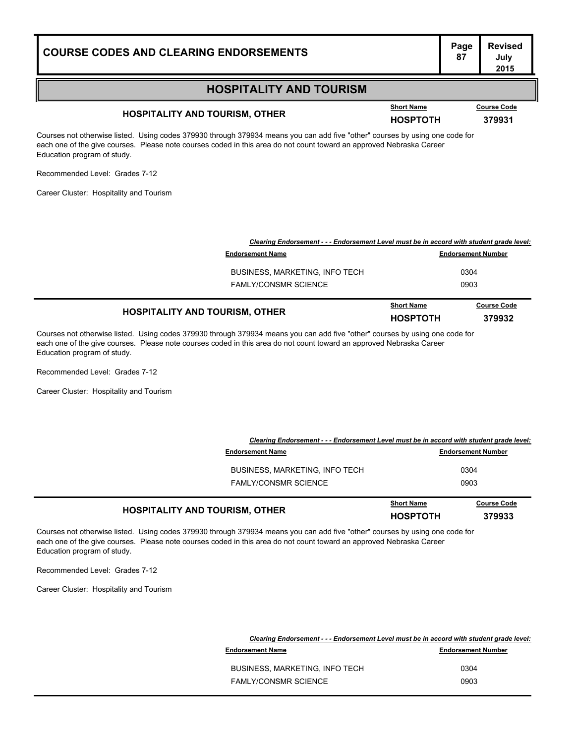## HOSPITALITY AND TOURISM

### HOSPITALITY AND TOURISM, OTHER

**Short Name:** HOSPTOTH  
**Course Code:** 379931

Courses not otherwise listed. Using codes 379930 through 379934 means you can add five "other" courses by using one code for each one of the give courses. Please note courses coded in this area do not count toward an approved Nebraska Career Education program of study.

Recommended Level: Grades 7-12

Career Cluster: Hospitality and Tourism

*Clearing Endorsement - - - Endorsement Level must be in accord with student grade level:*

| Endorsement Name | Endorsement Number |
|---|---|
| BUSINESS, MARKETING, INFO TECH | 0304 |
| FAMLY/CONSMR SCIENCE | 0903 |

### HOSPITALITY AND TOURISM, OTHER

**Short Name:** HOSPTOTH  
**Course Code:** 379932

Courses not otherwise listed. Using codes 379930 through 379934 means you can add five "other" courses by using one code for each one of the give courses. Please note courses coded in this area do not count toward an approved Nebraska Career Education program of study.

Recommended Level: Grades 7-12

Career Cluster: Hospitality and Tourism

*Clearing Endorsement - - - Endorsement Level must be in accord with student grade level:*

| Endorsement Name | Endorsement Number |
|---|---|
| BUSINESS, MARKETING, INFO TECH | 0304 |
| FAMLY/CONSMR SCIENCE | 0903 |

### HOSPITALITY AND TOURISM, OTHER

**Short Name:** HOSPTOTH  
**Course Code:** 379933

Courses not otherwise listed. Using codes 379930 through 379934 means you can add five "other" courses by using one code for each one of the give courses. Please note courses coded in this area do not count toward an approved Nebraska Career Education program of study.

Recommended Level: Grades 7-12

Career Cluster: Hospitality and Tourism

*Clearing Endorsement - - - Endorsement Level must be in accord with student grade level:*

| Endorsement Name | Endorsement Number |
|---|---|
| BUSINESS, MARKETING, INFO TECH | 0304 |
| FAMLY/CONSMR SCIENCE | 0903 |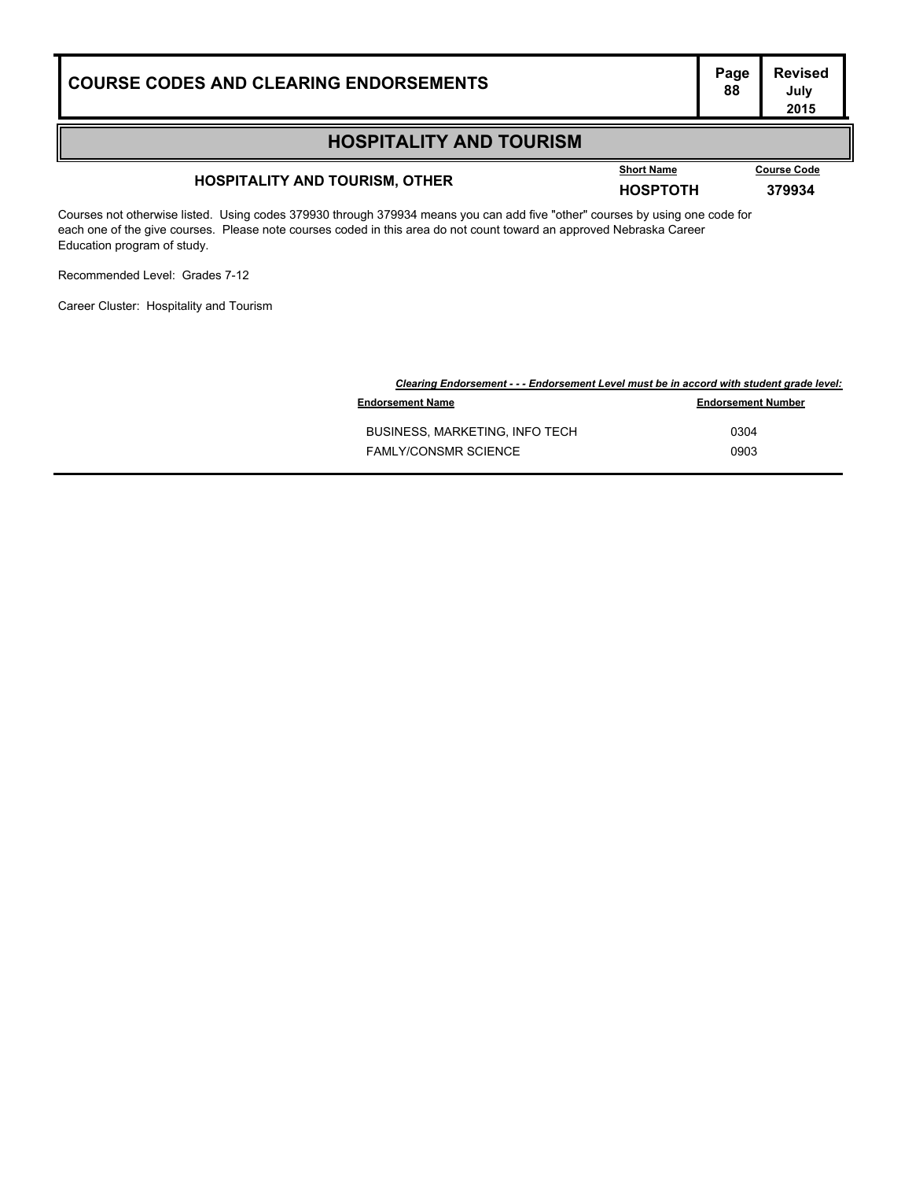## HOSPITALITY AND TOURISM

### HOSPITALITY AND TOURISM, OTHER

**Short Name:** HOSPTOTH
**Course Code:** 379934

Courses not otherwise listed. Using codes 379930 through 379934 means you can add five "other" courses by using one code for each one of the give courses. Please note courses coded in this area do not count toward an approved Nebraska Career Education program of study.

Recommended Level: Grades 7-12

Career Cluster: Hospitality and Tourism

***Clearing Endorsement - - - Endorsement Level must be in accord with student grade level:***

| Endorsement Name | Endorsement Number |
|---|---|
| BUSINESS, MARKETING, INFO TECH | 0304 |
| FAMLY/CONSMR SCIENCE | 0903 |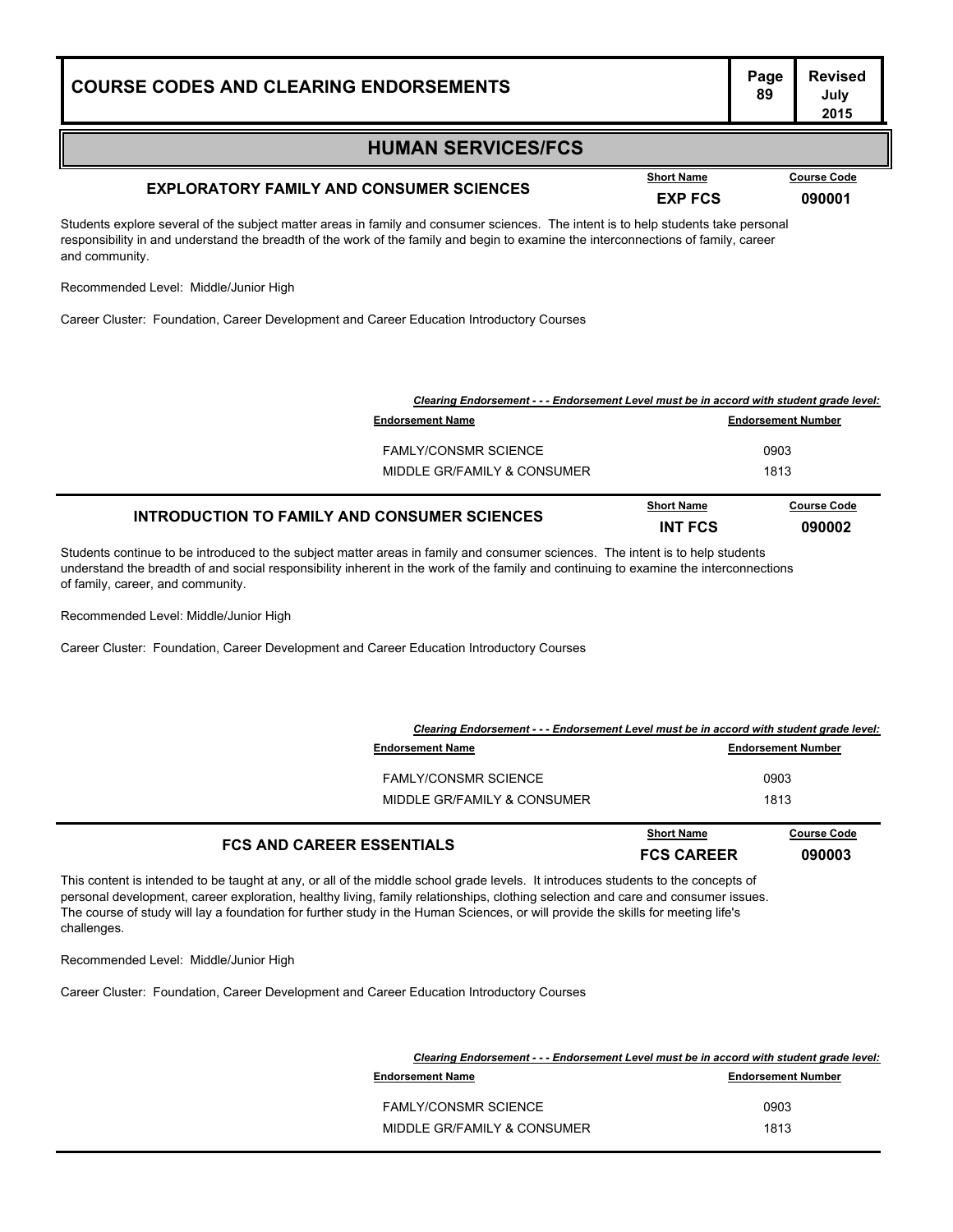## HUMAN SERVICES/FCS

### EXPLORATORY FAMILY AND CONSUMER SCIENCES

| Short Name | Course Code |
|---|---|
| EXP FCS | 090001 |

Students explore several of the subject matter areas in family and consumer sciences. The intent is to help students take personal responsibility in and understand the breadth of the work of the family and begin to examine the interconnections of family, career and community.

Recommended Level: Middle/Junior High

Career Cluster: Foundation, Career Development and Career Education Introductory Courses

***Clearing Endorsement - - - Endorsement Level must be in accord with student grade level:***

| Endorsement Name | Endorsement Number |
|---|---|
| FAMLY/CONSMR SCIENCE | 0903 |
| MIDDLE GR/FAMILY & CONSUMER | 1813 |

### INTRODUCTION TO FAMILY AND CONSUMER SCIENCES

| Short Name | Course Code |
|---|---|
| INT FCS | 090002 |

Students continue to be introduced to the subject matter areas in family and consumer sciences. The intent is to help students understand the breadth of and social responsibility inherent in the work of the family and continuing to examine the interconnections of family, career, and community.

Recommended Level: Middle/Junior High

Career Cluster: Foundation, Career Development and Career Education Introductory Courses

***Clearing Endorsement - - - Endorsement Level must be in accord with student grade level:***

| Endorsement Name | Endorsement Number |
|---|---|
| FAMLY/CONSMR SCIENCE | 0903 |
| MIDDLE GR/FAMILY & CONSUMER | 1813 |

### FCS AND CAREER ESSENTIALS

| Short Name | Course Code |
|---|---|
| FCS CAREER | 090003 |

This content is intended to be taught at any, or all of the middle school grade levels. It introduces students to the concepts of personal development, career exploration, healthy living, family relationships, clothing selection and care and consumer issues. The course of study will lay a foundation for further study in the Human Sciences, or will provide the skills for meeting life's challenges.

Recommended Level: Middle/Junior High

Career Cluster: Foundation, Career Development and Career Education Introductory Courses

***Clearing Endorsement - - - Endorsement Level must be in accord with student grade level:***

| Endorsement Name | Endorsement Number |
|---|---|
| FAMLY/CONSMR SCIENCE | 0903 |
| MIDDLE GR/FAMILY & CONSUMER | 1813 |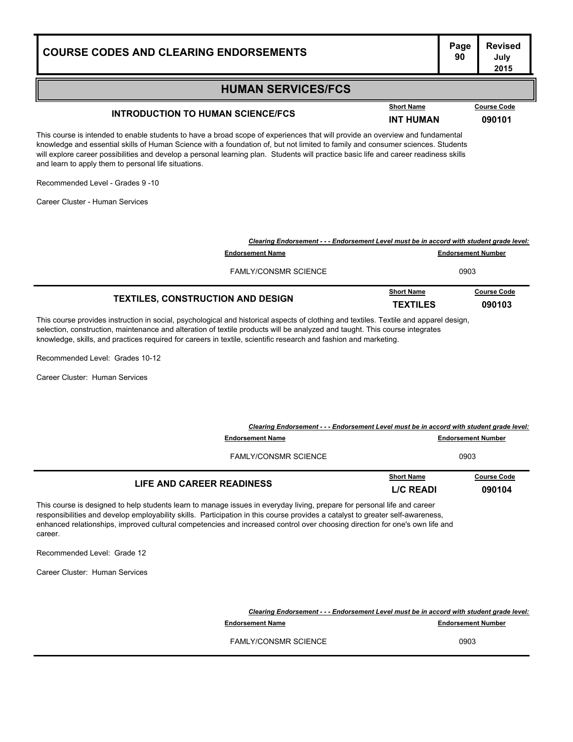## HUMAN SERVICES/FCS

### INTRODUCTION TO HUMAN SCIENCE/FCS

| Short Name | Course Code |
|---|---|
| INT HUMAN | 090101 |

This course is intended to enable students to have a broad scope of experiences that will provide an overview and fundamental knowledge and essential skills of Human Science with a foundation of, but not limited to family and consumer sciences. Students will explore career possibilities and develop a personal learning plan. Students will practice basic life and career readiness skills and learn to apply them to personal life situations.

Recommended Level - Grades 9 -10

Career Cluster - Human Services

***Clearing Endorsement - - - Endorsement Level must be in accord with student grade level:***

| Endorsement Name | Endorsement Number |
|---|---|
| FAMLY/CONSMR SCIENCE | 0903 |

### TEXTILES, CONSTRUCTION AND DESIGN

| Short Name | Course Code |
|---|---|
| TEXTILES | 090103 |

This course provides instruction in social, psychological and historical aspects of clothing and textiles. Textile and apparel design, selection, construction, maintenance and alteration of textile products will be analyzed and taught. This course integrates knowledge, skills, and practices required for careers in textile, scientific research and fashion and marketing.

Recommended Level: Grades 10-12

Career Cluster: Human Services

***Clearing Endorsement - - - Endorsement Level must be in accord with student grade level:***

| Endorsement Name | Endorsement Number |
|---|---|
| FAMLY/CONSMR SCIENCE | 0903 |

### LIFE AND CAREER READINESS

| Short Name | Course Code |
|---|---|
| L/C READI | 090104 |

This course is designed to help students learn to manage issues in everyday living, prepare for personal life and career responsibilities and develop employability skills. Participation in this course provides a catalyst to greater self-awareness, enhanced relationships, improved cultural competencies and increased control over choosing direction for one's own life and career.

Recommended Level: Grade 12

Career Cluster: Human Services

***Clearing Endorsement - - - Endorsement Level must be in accord with student grade level:***

| Endorsement Name | Endorsement Number |
|---|---|
| FAMLY/CONSMR SCIENCE | 0903 |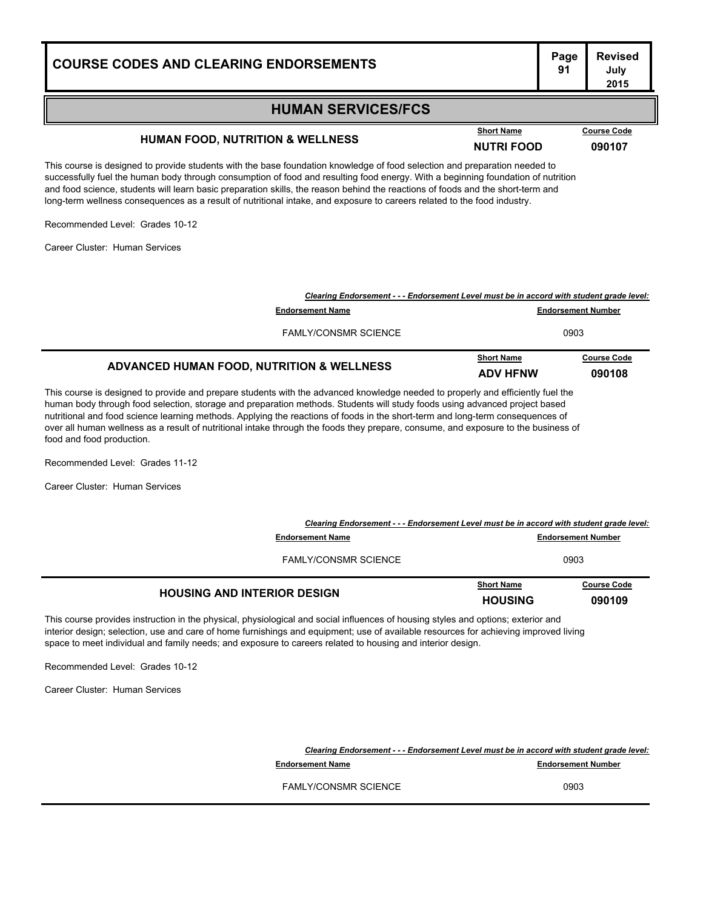## HUMAN SERVICES/FCS

### HUMAN FOOD, NUTRITION & WELLNESS

| Short Name | Course Code |
|---|---|
| NUTRI FOOD | 090107 |

This course is designed to provide students with the base foundation knowledge of food selection and preparation needed to successfully fuel the human body through consumption of food and resulting food energy. With a beginning foundation of nutrition and food science, students will learn basic preparation skills, the reason behind the reactions of foods and the short-term and long-term wellness consequences as a result of nutritional intake, and exposure to careers related to the food industry.

Recommended Level: Grades 10-12

Career Cluster: Human Services

***Clearing Endorsement - - - Endorsement Level must be in accord with student grade level:***

| Endorsement Name | Endorsement Number |
|---|---|
| FAMLY/CONSMR SCIENCE | 0903 |

### ADVANCED HUMAN FOOD, NUTRITION & WELLNESS

| Short Name | Course Code |
|---|---|
| ADV HFNW | 090108 |

This course is designed to provide and prepare students with the advanced knowledge needed to properly and efficiently fuel the human body through food selection, storage and preparation methods. Students will study foods using advanced project based nutritional and food science learning methods. Applying the reactions of foods in the short-term and long-term consequences of over all human wellness as a result of nutritional intake through the foods they prepare, consume, and exposure to the business of food and food production.

Recommended Level: Grades 11-12

Career Cluster: Human Services

***Clearing Endorsement - - - Endorsement Level must be in accord with student grade level:***

| Endorsement Name | Endorsement Number |
|---|---|
| FAMLY/CONSMR SCIENCE | 0903 |

### HOUSING AND INTERIOR DESIGN

| Short Name | Course Code |
|---|---|
| HOUSING | 090109 |

This course provides instruction in the physical, physiological and social influences of housing styles and options; exterior and interior design; selection, use and care of home furnishings and equipment; use of available resources for achieving improved living space to meet individual and family needs; and exposure to careers related to housing and interior design.

Recommended Level: Grades 10-12

Career Cluster: Human Services

***Clearing Endorsement - - - Endorsement Level must be in accord with student grade level:***

| Endorsement Name | Endorsement Number |
|---|---|
| FAMLY/CONSMR SCIENCE | 0903 |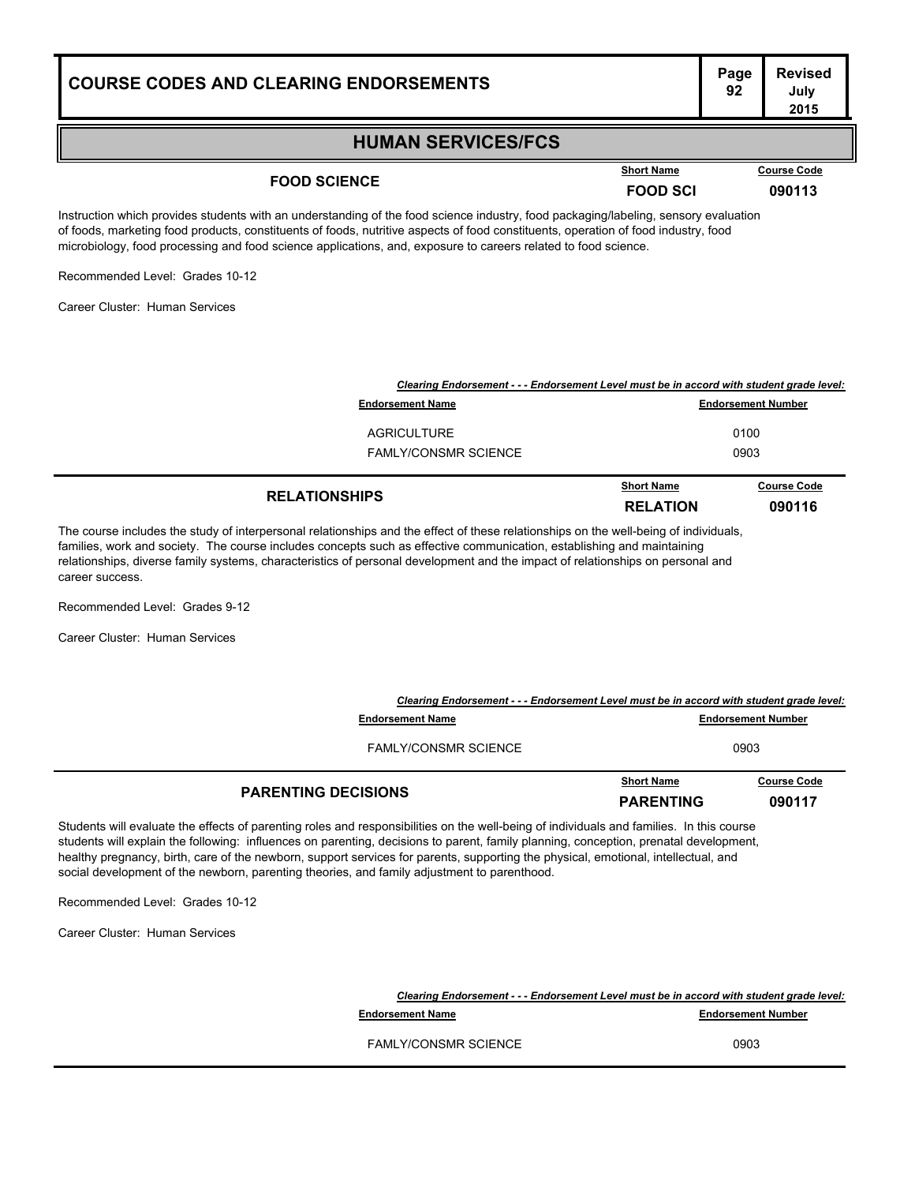## HUMAN SERVICES/FCS

### FOOD SCIENCE

| Short Name | Course Code |
|---|---|
| FOOD SCI | 090113 |

Instruction which provides students with an understanding of the food science industry, food packaging/labeling, sensory evaluation of foods, marketing food products, constituents of foods, nutritive aspects of food constituents, operation of food industry, food microbiology, food processing and food science applications, and, exposure to careers related to food science.

Recommended Level: Grades 10-12

Career Cluster: Human Services

***Clearing Endorsement - - - Endorsement Level must be in accord with student grade level:***

| Endorsement Name | Endorsement Number |
|---|---|
| AGRICULTURE | 0100 |
| FAMLY/CONSMR SCIENCE | 0903 |

### RELATIONSHIPS

| Short Name | Course Code |
|---|---|
| RELATION | 090116 |

The course includes the study of interpersonal relationships and the effect of these relationships on the well-being of individuals, families, work and society. The course includes concepts such as effective communication, establishing and maintaining relationships, diverse family systems, characteristics of personal development and the impact of relationships on personal and career success.

Recommended Level: Grades 9-12

Career Cluster: Human Services

***Clearing Endorsement - - - Endorsement Level must be in accord with student grade level:***

| Endorsement Name | Endorsement Number |
|---|---|
| FAMLY/CONSMR SCIENCE | 0903 |

### PARENTING DECISIONS

| Short Name | Course Code |
|---|---|
| PARENTING | 090117 |

Students will evaluate the effects of parenting roles and responsibilities on the well-being of individuals and families. In this course students will explain the following: influences on parenting, decisions to parent, family planning, conception, prenatal development, healthy pregnancy, birth, care of the newborn, support services for parents, supporting the physical, emotional, intellectual, and social development of the newborn, parenting theories, and family adjustment to parenthood.

Recommended Level: Grades 10-12

Career Cluster: Human Services

***Clearing Endorsement - - - Endorsement Level must be in accord with student grade level:***

| Endorsement Name | Endorsement Number |
|---|---|
| FAMLY/CONSMR SCIENCE | 0903 |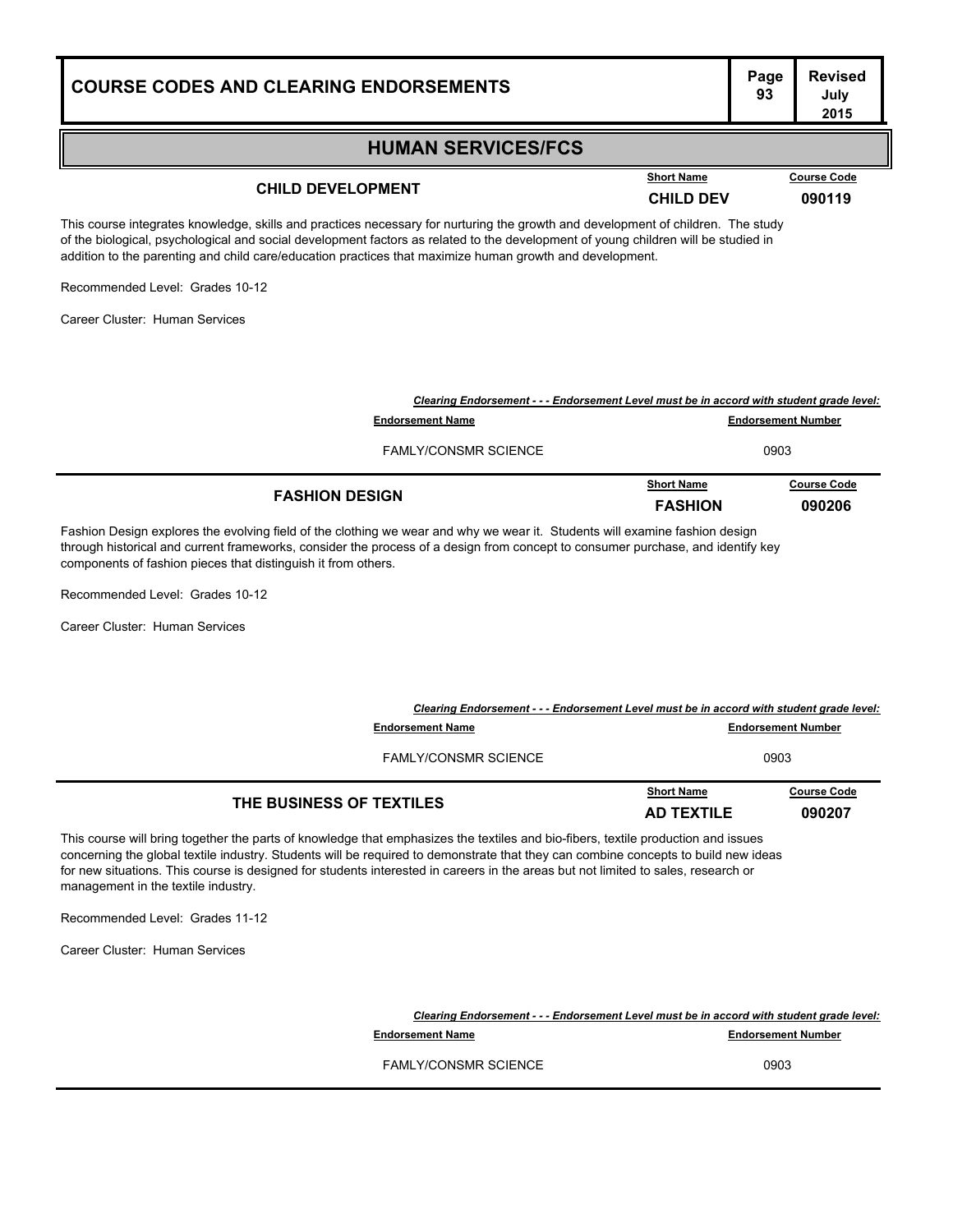## HUMAN SERVICES/FCS

### CHILD DEVELOPMENT

| Short Name | Course Code |
|---|---|
| CHILD DEV | 090119 |

This course integrates knowledge, skills and practices necessary for nurturing the growth and development of children. The study of the biological, psychological and social development factors as related to the development of young children will be studied in addition to the parenting and child care/education practices that maximize human growth and development.

Recommended Level: Grades 10-12

Career Cluster: Human Services

*Clearing Endorsement - - - Endorsement Level must be in accord with student grade level:*

| Endorsement Name | Endorsement Number |
|---|---|
| FAMLY/CONSMR SCIENCE | 0903 |

### FASHION DESIGN

| Short Name | Course Code |
|---|---|
| FASHION | 090206 |

Fashion Design explores the evolving field of the clothing we wear and why we wear it. Students will examine fashion design through historical and current frameworks, consider the process of a design from concept to consumer purchase, and identify key components of fashion pieces that distinguish it from others.

Recommended Level: Grades 10-12

Career Cluster: Human Services

*Clearing Endorsement - - - Endorsement Level must be in accord with student grade level:*

| Endorsement Name | Endorsement Number |
|---|---|
| FAMLY/CONSMR SCIENCE | 0903 |

### THE BUSINESS OF TEXTILES

| Short Name | Course Code |
|---|---|
| AD TEXTILE | 090207 |

This course will bring together the parts of knowledge that emphasizes the textiles and bio-fibers, textile production and issues concerning the global textile industry. Students will be required to demonstrate that they can combine concepts to build new ideas for new situations. This course is designed for students interested in careers in the areas but not limited to sales, research or management in the textile industry.

Recommended Level: Grades 11-12

Career Cluster: Human Services

*Clearing Endorsement - - - Endorsement Level must be in accord with student grade level:*

| Endorsement Name | Endorsement Number |
|---|---|
| FAMLY/CONSMR SCIENCE | 0903 |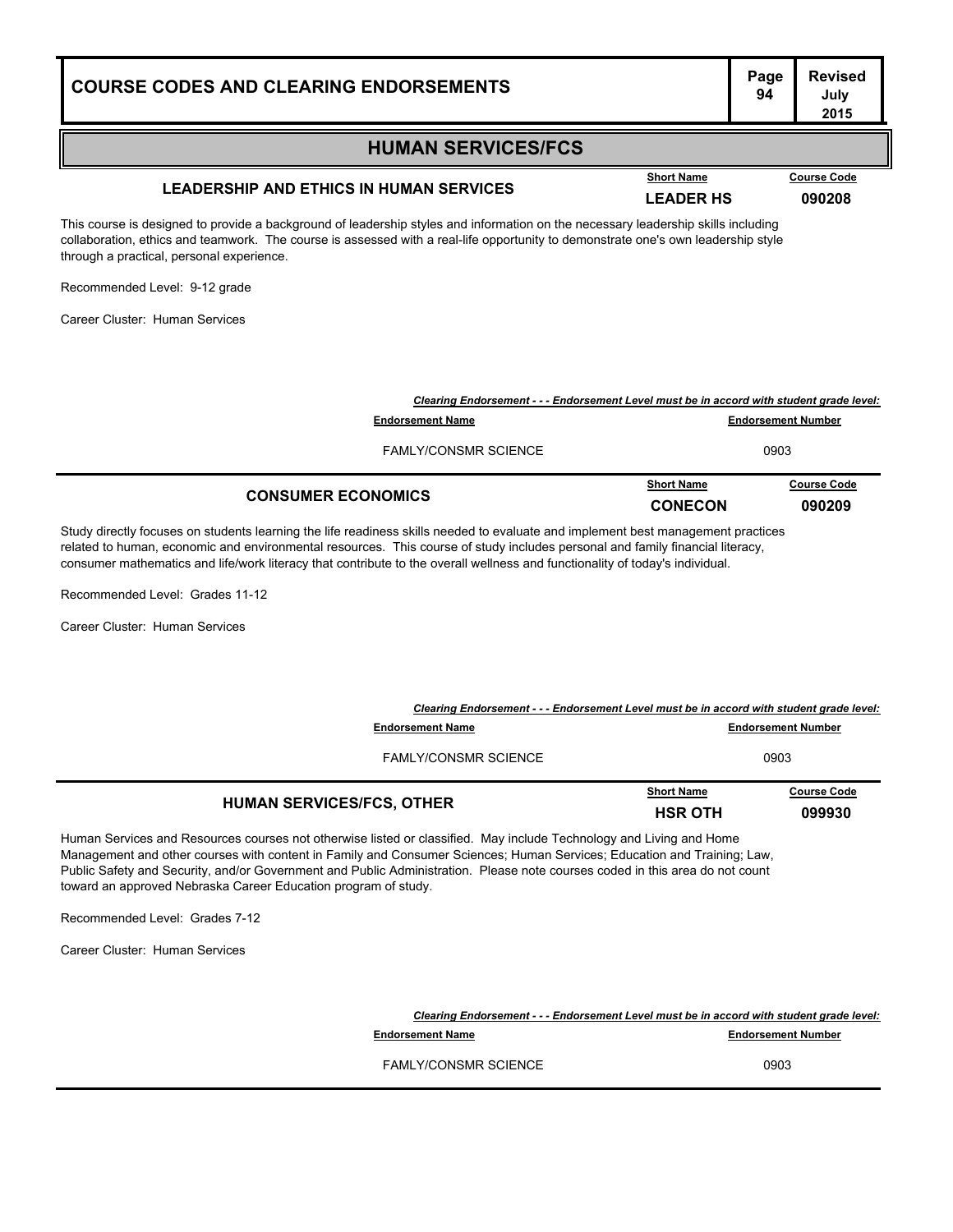## HUMAN SERVICES/FCS

### LEADERSHIP AND ETHICS IN HUMAN SERVICES

| Short Name | Course Code |
|---|---|
| LEADER HS | 090208 |

This course is designed to provide a background of leadership styles and information on the necessary leadership skills including collaboration, ethics and teamwork. The course is assessed with a real-life opportunity to demonstrate one's own leadership style through a practical, personal experience.

Recommended Level: 9-12 grade

Career Cluster: Human Services

*Clearing Endorsement - - - Endorsement Level must be in accord with student grade level:*

| Endorsement Name | Endorsement Number |
|---|---|
| FAMLY/CONSMR SCIENCE | 0903 |

### CONSUMER ECONOMICS

| Short Name | Course Code |
|---|---|
| CONECON | 090209 |

Study directly focuses on students learning the life readiness skills needed to evaluate and implement best management practices related to human, economic and environmental resources. This course of study includes personal and family financial literacy, consumer mathematics and life/work literacy that contribute to the overall wellness and functionality of today's individual.

Recommended Level: Grades 11-12

Career Cluster: Human Services

*Clearing Endorsement - - - Endorsement Level must be in accord with student grade level:*

| Endorsement Name | Endorsement Number |
|---|---|
| FAMLY/CONSMR SCIENCE | 0903 |

### HUMAN SERVICES/FCS, OTHER

| Short Name | Course Code |
|---|---|
| HSR OTH | 099930 |

Human Services and Resources courses not otherwise listed or classified. May include Technology and Living and Home Management and other courses with content in Family and Consumer Sciences; Human Services; Education and Training; Law, Public Safety and Security, and/or Government and Public Administration. Please note courses coded in this area do not count toward an approved Nebraska Career Education program of study.

Recommended Level: Grades 7-12

Career Cluster: Human Services

*Clearing Endorsement - - - Endorsement Level must be in accord with student grade level:*

| Endorsement Name | Endorsement Number |
|---|---|
| FAMLY/CONSMR SCIENCE | 0903 |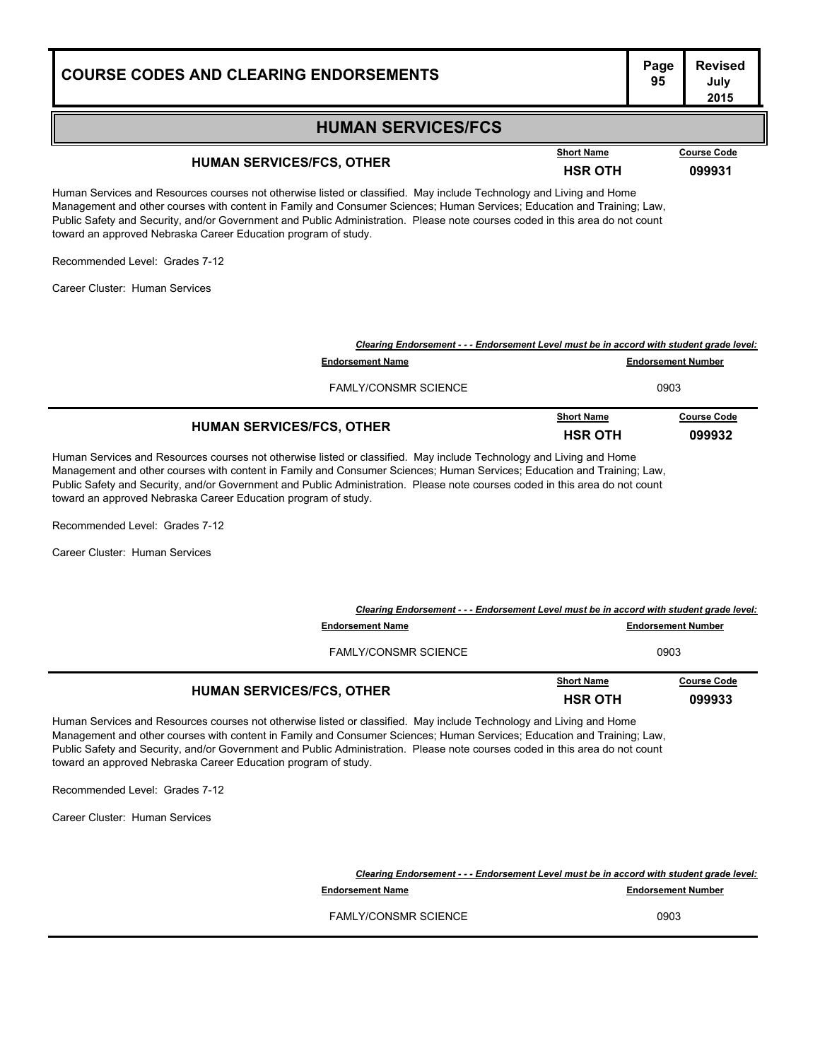## HUMAN SERVICES/FCS

### HUMAN SERVICES/FCS, OTHER

| Short Name | Course Code |
|---|---|
| **HSR OTH** | **099931** |

Human Services and Resources courses not otherwise listed or classified. May include Technology and Living and Home Management and other courses with content in Family and Consumer Sciences; Human Services; Education and Training; Law, Public Safety and Security, and/or Government and Public Administration. Please note courses coded in this area do not count toward an approved Nebraska Career Education program of study.

Recommended Level: Grades 7-12

Career Cluster: Human Services

*Clearing Endorsement - - - Endorsement Level must be in accord with student grade level:*

| Endorsement Name | Endorsement Number |
|---|---|
| FAMLY/CONSMR SCIENCE | 0903 |

### HUMAN SERVICES/FCS, OTHER

| Short Name | Course Code |
|---|---|
| **HSR OTH** | **099932** |

Human Services and Resources courses not otherwise listed or classified. May include Technology and Living and Home Management and other courses with content in Family and Consumer Sciences; Human Services; Education and Training; Law, Public Safety and Security, and/or Government and Public Administration. Please note courses coded in this area do not count toward an approved Nebraska Career Education program of study.

Recommended Level: Grades 7-12

Career Cluster: Human Services

*Clearing Endorsement - - - Endorsement Level must be in accord with student grade level:*

| Endorsement Name | Endorsement Number |
|---|---|
| FAMLY/CONSMR SCIENCE | 0903 |

### HUMAN SERVICES/FCS, OTHER

| Short Name | Course Code |
|---|---|
| **HSR OTH** | **099933** |

Human Services and Resources courses not otherwise listed or classified. May include Technology and Living and Home Management and other courses with content in Family and Consumer Sciences; Human Services; Education and Training; Law, Public Safety and Security, and/or Government and Public Administration. Please note courses coded in this area do not count toward an approved Nebraska Career Education program of study.

Recommended Level: Grades 7-12

Career Cluster: Human Services

*Clearing Endorsement - - - Endorsement Level must be in accord with student grade level:*

| Endorsement Name | Endorsement Number |
|---|---|
| FAMLY/CONSMR SCIENCE | 0903 |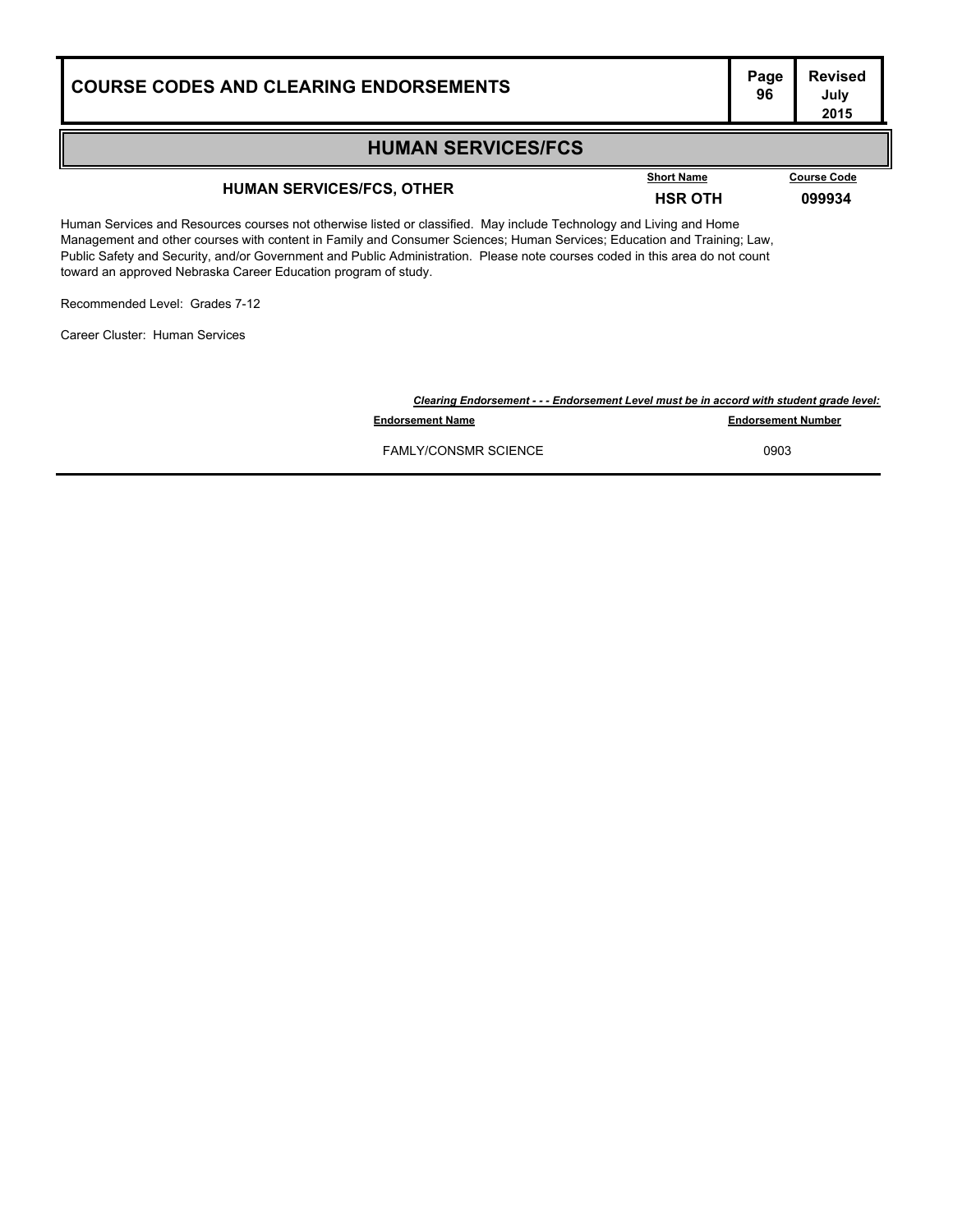## HUMAN SERVICES/FCS

### HUMAN SERVICES/FCS, OTHER

| Short Name | Course Code |
|---|---|
| **HSR OTH** | **099934** |

Human Services and Resources courses not otherwise listed or classified. May include Technology and Living and Home Management and other courses with content in Family and Consumer Sciences; Human Services; Education and Training; Law, Public Safety and Security, and/or Government and Public Administration. Please note courses coded in this area do not count toward an approved Nebraska Career Education program of study.

Recommended Level: Grades 7-12

Career Cluster: Human Services

***Clearing Endorsement - - - Endorsement Level must be in accord with student grade level:***

| Endorsement Name | Endorsement Number |
|---|---|
| FAMLY/CONSMR SCIENCE | 0903 |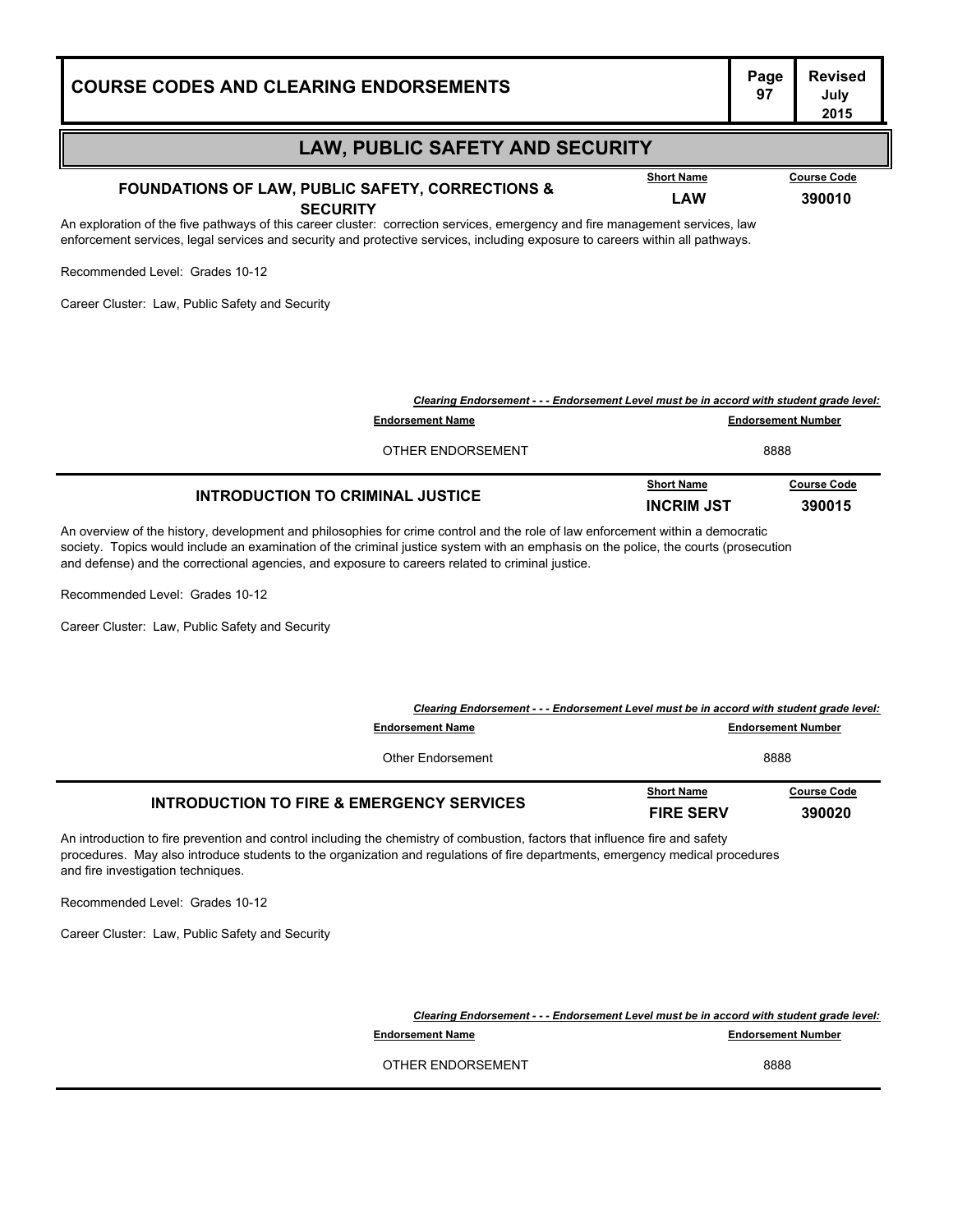## LAW, PUBLIC SAFETY AND SECURITY

### FOUNDATIONS OF LAW, PUBLIC SAFETY, CORRECTIONS & SECURITY

| Short Name | Course Code |
|---|---|
| LAW | 390010 |

An exploration of the five pathways of this career cluster: correction services, emergency and fire management services, law enforcement services, legal services and security and protective services, including exposure to careers within all pathways.

Recommended Level: Grades 10-12

Career Cluster: Law, Public Safety and Security

***Clearing Endorsement - - - Endorsement Level must be in accord with student grade level:***

| Endorsement Name | Endorsement Number |
|---|---|
| OTHER ENDORSEMENT | 8888 |

### INTRODUCTION TO CRIMINAL JUSTICE

| Short Name | Course Code |
|---|---|
| INCRIM JST | 390015 |

An overview of the history, development and philosophies for crime control and the role of law enforcement within a democratic society. Topics would include an examination of the criminal justice system with an emphasis on the police, the courts (prosecution and defense) and the correctional agencies, and exposure to careers related to criminal justice.

Recommended Level: Grades 10-12

Career Cluster: Law, Public Safety and Security

***Clearing Endorsement - - - Endorsement Level must be in accord with student grade level:***

| Endorsement Name | Endorsement Number |
|---|---|
| Other Endorsement | 8888 |

### INTRODUCTION TO FIRE & EMERGENCY SERVICES

| Short Name | Course Code |
|---|---|
| FIRE SERV | 390020 |

An introduction to fire prevention and control including the chemistry of combustion, factors that influence fire and safety procedures. May also introduce students to the organization and regulations of fire departments, emergency medical procedures and fire investigation techniques.

Recommended Level: Grades 10-12

Career Cluster: Law, Public Safety and Security

***Clearing Endorsement - - - Endorsement Level must be in accord with student grade level:***

| Endorsement Name | Endorsement Number |
|---|---|
| OTHER ENDORSEMENT | 8888 |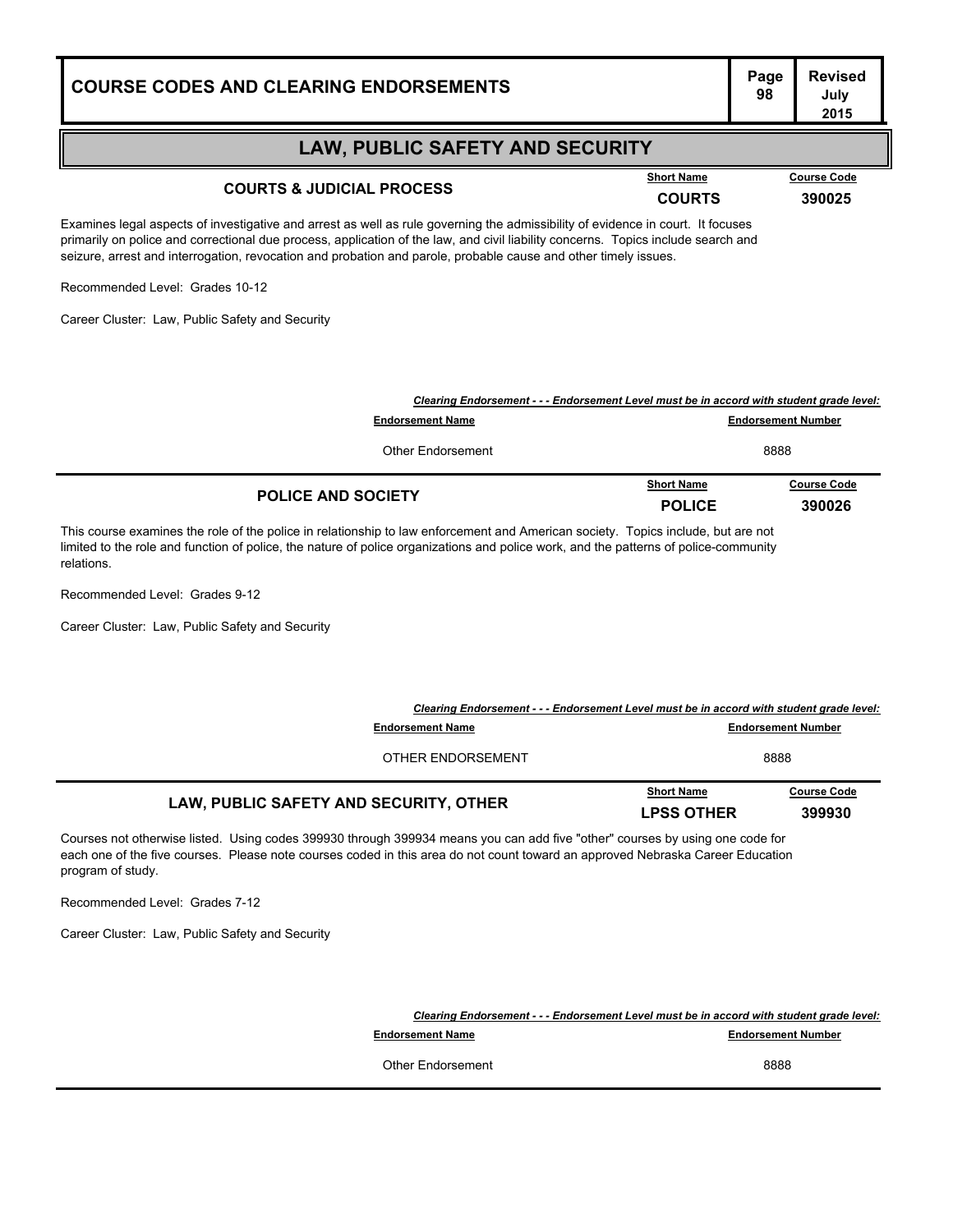## LAW, PUBLIC SAFETY AND SECURITY

### COURTS & JUDICIAL PROCESS

| Short Name | Course Code |
|---|---|
| COURTS | 390025 |

Examines legal aspects of investigative and arrest as well as rule governing the admissibility of evidence in court. It focuses primarily on police and correctional due process, application of the law, and civil liability concerns. Topics include search and seizure, arrest and interrogation, revocation and probation and parole, probable cause and other timely issues.

Recommended Level: Grades 10-12

Career Cluster: Law, Public Safety and Security

*Clearing Endorsement - - - Endorsement Level must be in accord with student grade level:*

| Endorsement Name | Endorsement Number |
|---|---|
| Other Endorsement | 8888 |

### POLICE AND SOCIETY

| Short Name | Course Code |
|---|---|
| POLICE | 390026 |

This course examines the role of the police in relationship to law enforcement and American society. Topics include, but are not limited to the role and function of police, the nature of police organizations and police work, and the patterns of police-community relations.

Recommended Level: Grades 9-12

Career Cluster: Law, Public Safety and Security

*Clearing Endorsement - - - Endorsement Level must be in accord with student grade level:*

| Endorsement Name | Endorsement Number |
|---|---|
| OTHER ENDORSEMENT | 8888 |

### LAW, PUBLIC SAFETY AND SECURITY, OTHER

| Short Name | Course Code |
|---|---|
| LPSS OTHER | 399930 |

Courses not otherwise listed. Using codes 399930 through 399934 means you can add five "other" courses by using one code for each one of the five courses. Please note courses coded in this area do not count toward an approved Nebraska Career Education program of study.

Recommended Level: Grades 7-12

Career Cluster: Law, Public Safety and Security

*Clearing Endorsement - - - Endorsement Level must be in accord with student grade level:*

| Endorsement Name | Endorsement Number |
|---|---|
| Other Endorsement | 8888 |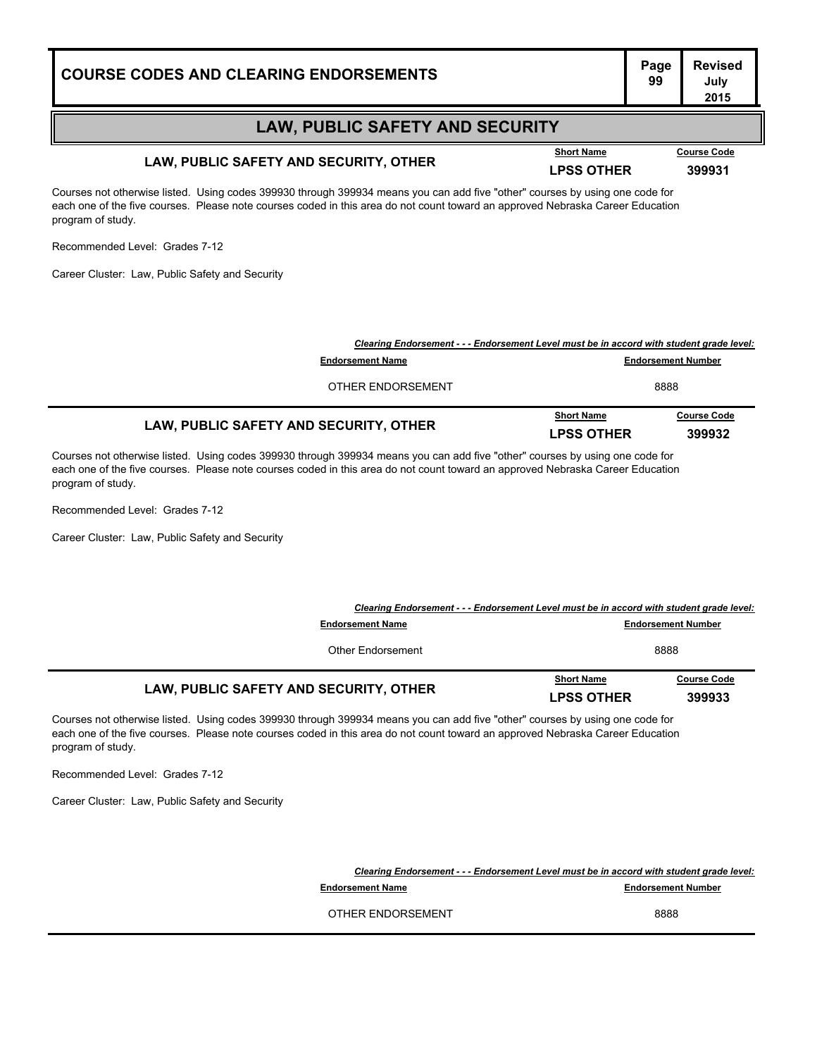## LAW, PUBLIC SAFETY AND SECURITY

### LAW, PUBLIC SAFETY AND SECURITY, OTHER

| Short Name | Course Code |
|---|---|
| LPSS OTHER | 399931 |

Courses not otherwise listed. Using codes 399930 through 399934 means you can add five "other" courses by using one code for each one of the five courses. Please note courses coded in this area do not count toward an approved Nebraska Career Education program of study.

Recommended Level: Grades 7-12

Career Cluster: Law, Public Safety and Security

***Clearing Endorsement - - - Endorsement Level must be in accord with student grade level:***

| Endorsement Name | Endorsement Number |
|---|---|
| OTHER ENDORSEMENT | 8888 |

### LAW, PUBLIC SAFETY AND SECURITY, OTHER

| Short Name | Course Code |
|---|---|
| LPSS OTHER | 399932 |

Courses not otherwise listed. Using codes 399930 through 399934 means you can add five "other" courses by using one code for each one of the five courses. Please note courses coded in this area do not count toward an approved Nebraska Career Education program of study.

Recommended Level: Grades 7-12

Career Cluster: Law, Public Safety and Security

***Clearing Endorsement - - - Endorsement Level must be in accord with student grade level:***

| Endorsement Name | Endorsement Number |
|---|---|
| Other Endorsement | 8888 |

### LAW, PUBLIC SAFETY AND SECURITY, OTHER

| Short Name | Course Code |
|---|---|
| LPSS OTHER | 399933 |

Courses not otherwise listed. Using codes 399930 through 399934 means you can add five "other" courses by using one code for each one of the five courses. Please note courses coded in this area do not count toward an approved Nebraska Career Education program of study.

Recommended Level: Grades 7-12

Career Cluster: Law, Public Safety and Security

***Clearing Endorsement - - - Endorsement Level must be in accord with student grade level:***

| Endorsement Name | Endorsement Number |
|---|---|
| OTHER ENDORSEMENT | 8888 |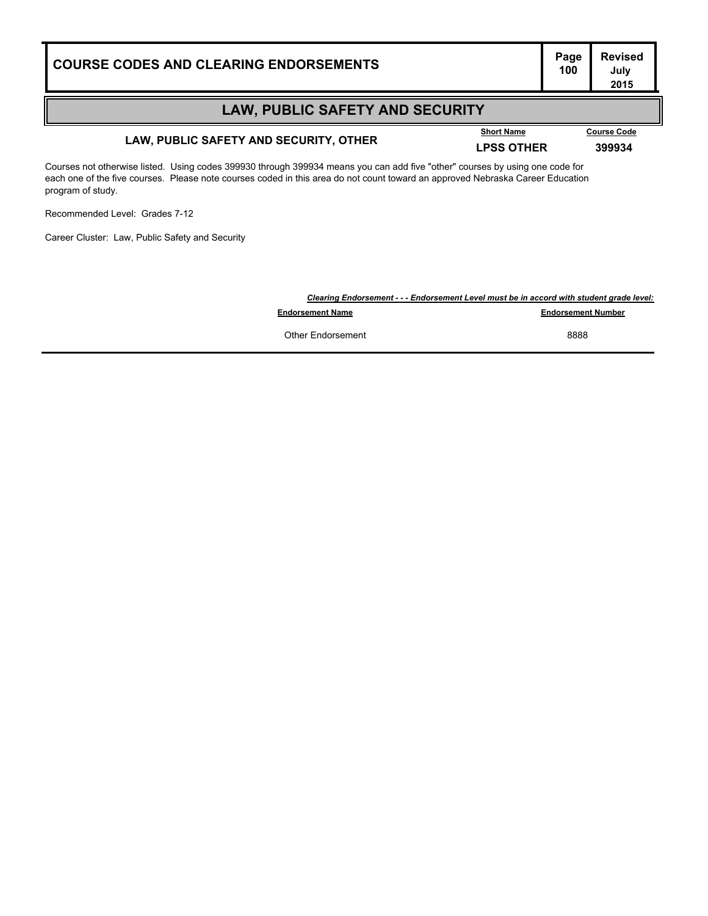## LAW, PUBLIC SAFETY AND SECURITY

### LAW, PUBLIC SAFETY AND SECURITY, OTHER

| Short Name | Course Code |
|---|---|
| **LPSS OTHER** | **399934** |

Courses not otherwise listed. Using codes 399930 through 399934 means you can add five "other" courses by using one code for each one of the five courses. Please note courses coded in this area do not count toward an approved Nebraska Career Education program of study.

Recommended Level: Grades 7-12

Career Cluster: Law, Public Safety and Security

***Clearing Endorsement - - - Endorsement Level must be in accord with student grade level:***

| Endorsement Name | Endorsement Number |
|---|---|
| Other Endorsement | 8888 |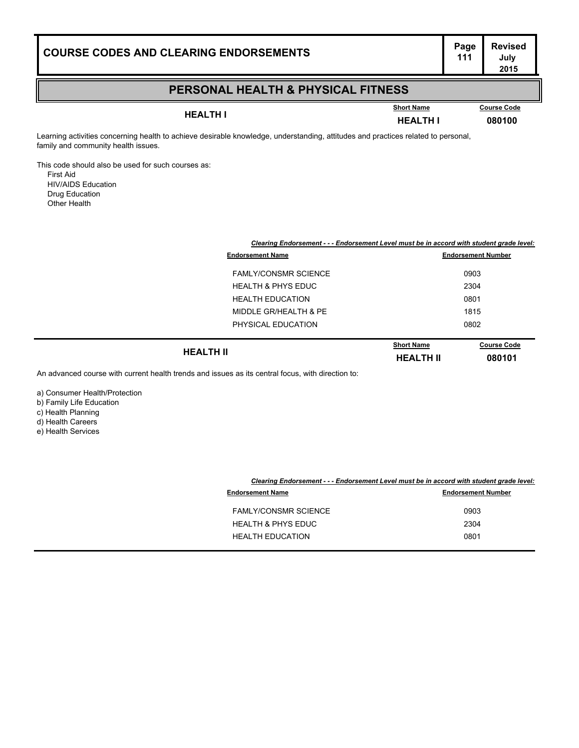## PERSONAL HEALTH & PHYSICAL FITNESS

### HEALTH I

| Short Name | Course Code |
|---|---|
| HEALTH I | 080100 |

Learning activities concerning health to achieve desirable knowledge, understanding, attitudes and practices related to personal, family and community health issues.

This code should also be used for such courses as:

- First Aid
- HIV/AIDS Education
- Drug Education
- Other Health

*Clearing Endorsement - - - Endorsement Level must be in accord with student grade level:*

| Endorsement Name | Endorsement Number |
|---|---|
| FAMLY/CONSMR SCIENCE | 0903 |
| HEALTH & PHYS EDUC | 2304 |
| HEALTH EDUCATION | 0801 |
| MIDDLE GR/HEALTH & PE | 1815 |
| PHYSICAL EDUCATION | 0802 |

### HEALTH II

| Short Name | Course Code |
|---|---|
| HEALTH II | 080101 |

An advanced course with current health trends and issues as its central focus, with direction to:

a) Consumer Health/Protection
b) Family Life Education
c) Health Planning
d) Health Careers
e) Health Services

*Clearing Endorsement - - - Endorsement Level must be in accord with student grade level:*

| Endorsement Name | Endorsement Number |
|---|---|
| FAMLY/CONSMR SCIENCE | 0903 |
| HEALTH & PHYS EDUC | 2304 |
| HEALTH EDUCATION | 0801 |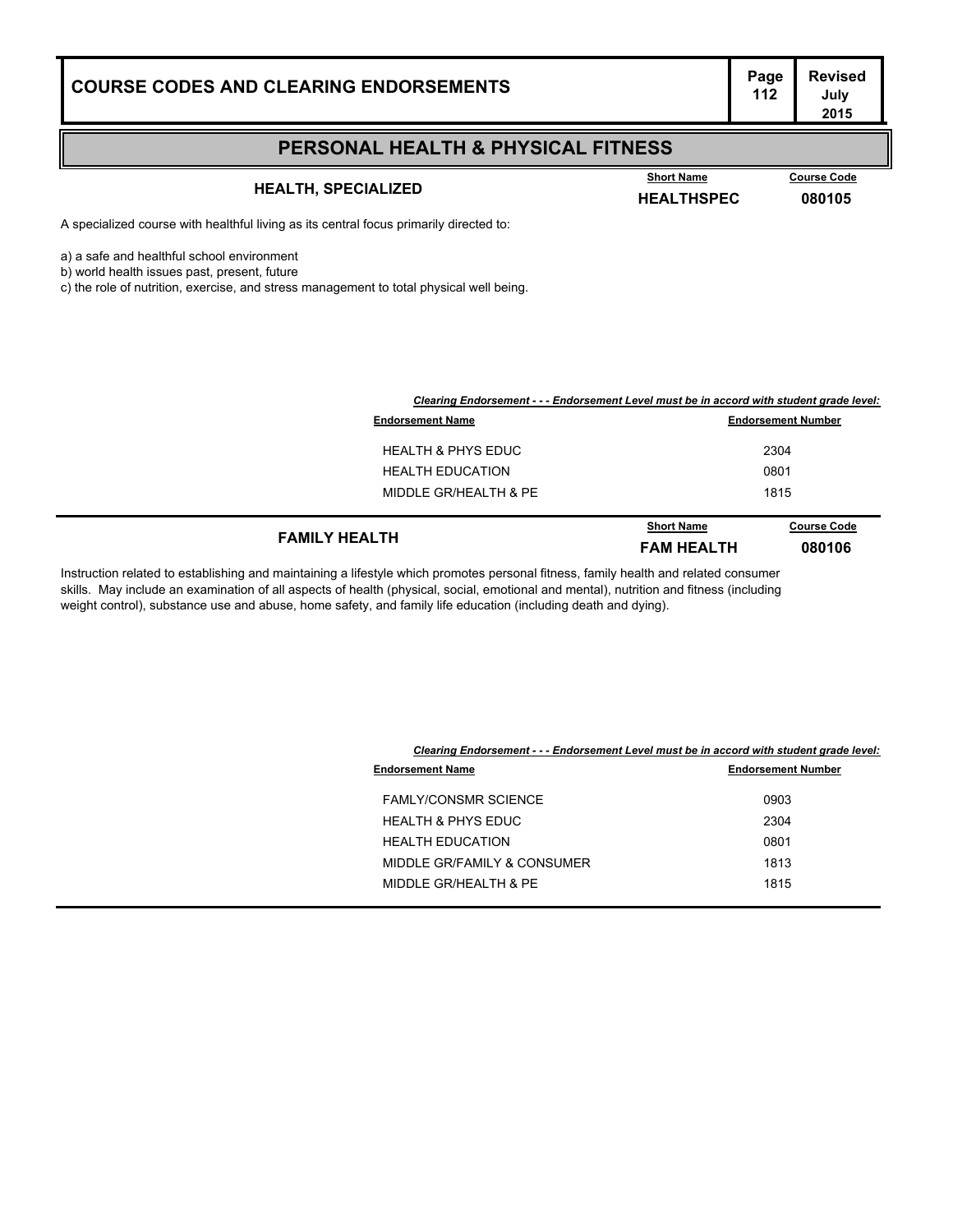## PERSONAL HEALTH & PHYSICAL FITNESS

### HEALTH, SPECIALIZED

**Short Name:** HEALTHSPEC
**Course Code:** 080105

A specialized course with healthful living as its central focus primarily directed to:

a) a safe and healthful school environment
b) world health issues past, present, future
c) the role of nutrition, exercise, and stress management to total physical well being.

***Clearing Endorsement - - - Endorsement Level must be in accord with student grade level:***

| Endorsement Name | Endorsement Number |
|---|---|
| HEALTH & PHYS EDUC | 2304 |
| HEALTH EDUCATION | 0801 |
| MIDDLE GR/HEALTH & PE | 1815 |

### FAMILY HEALTH

**Short Name:** FAM HEALTH
**Course Code:** 080106

Instruction related to establishing and maintaining a lifestyle which promotes personal fitness, family health and related consumer skills. May include an examination of all aspects of health (physical, social, emotional and mental), nutrition and fitness (including weight control), substance use and abuse, home safety, and family life education (including death and dying).

***Clearing Endorsement - - - Endorsement Level must be in accord with student grade level:***

| Endorsement Name | Endorsement Number |
|---|---|
| FAMLY/CONSMR SCIENCE | 0903 |
| HEALTH & PHYS EDUC | 2304 |
| HEALTH EDUCATION | 0801 |
| MIDDLE GR/FAMILY & CONSUMER | 1813 |
| MIDDLE GR/HEALTH & PE | 1815 |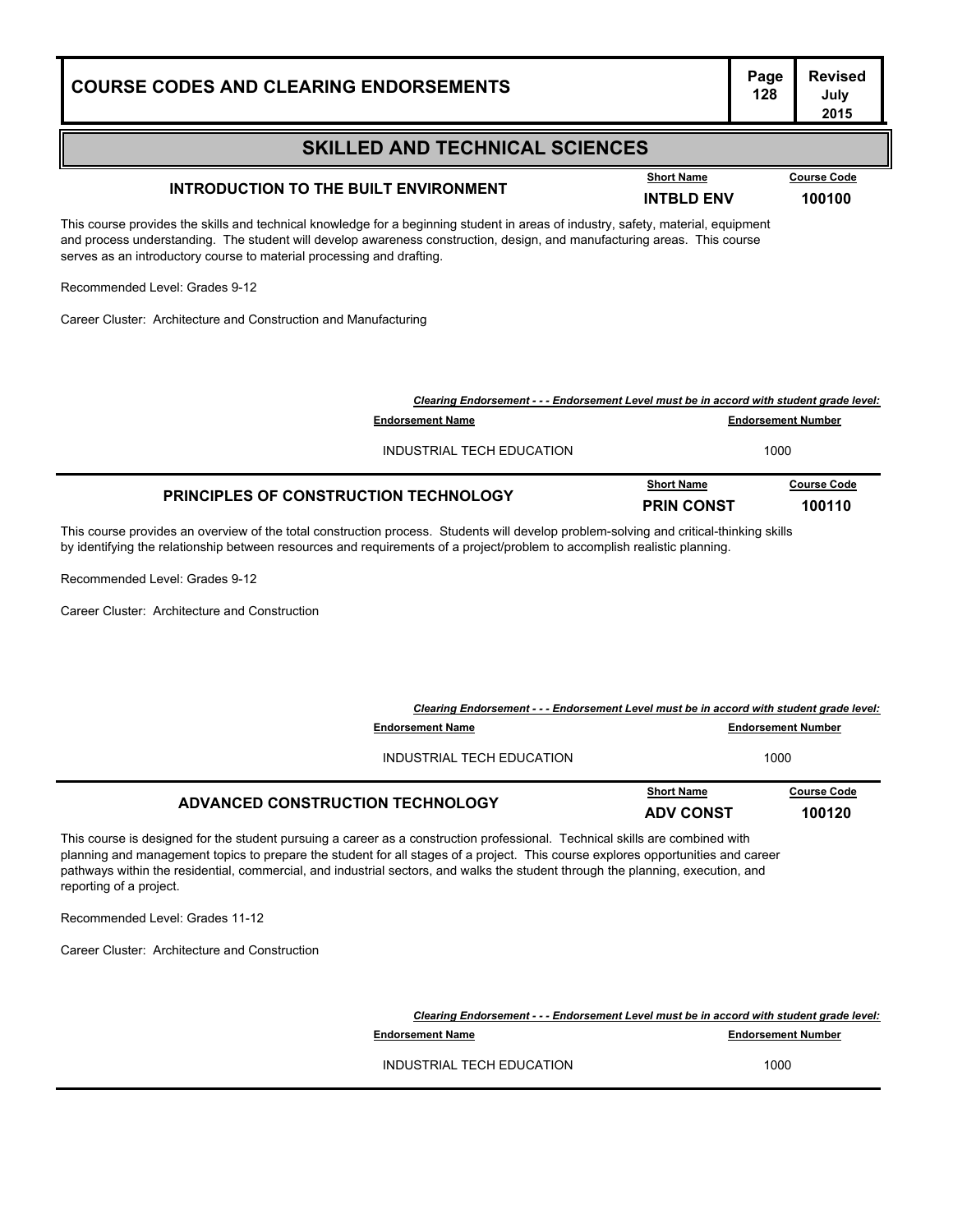## SKILLED AND TECHNICAL SCIENCES

### INTRODUCTION TO THE BUILT ENVIRONMENT

| Short Name | Course Code |
|---|---|
| **INTBLD ENV** | **100100** |

This course provides the skills and technical knowledge for a beginning student in areas of industry, safety, material, equipment and process understanding. The student will develop awareness construction, design, and manufacturing areas. This course serves as an introductory course to material processing and drafting.

Recommended Level: Grades 9-12

Career Cluster: Architecture and Construction and Manufacturing

***Clearing Endorsement - - - Endorsement Level must be in accord with student grade level:***

| Endorsement Name | Endorsement Number |
|---|---|
| INDUSTRIAL TECH EDUCATION | 1000 |

### PRINCIPLES OF CONSTRUCTION TECHNOLOGY

| Short Name | Course Code |
|---|---|
| **PRIN CONST** | **100110** |

This course provides an overview of the total construction process. Students will develop problem-solving and critical-thinking skills by identifying the relationship between resources and requirements of a project/problem to accomplish realistic planning.

Recommended Level: Grades 9-12

Career Cluster: Architecture and Construction

***Clearing Endorsement - - - Endorsement Level must be in accord with student grade level:***

| Endorsement Name | Endorsement Number |
|---|---|
| INDUSTRIAL TECH EDUCATION | 1000 |

### ADVANCED CONSTRUCTION TECHNOLOGY

| Short Name | Course Code |
|---|---|
| **ADV CONST** | **100120** |

This course is designed for the student pursuing a career as a construction professional. Technical skills are combined with planning and management topics to prepare the student for all stages of a project. This course explores opportunities and career pathways within the residential, commercial, and industrial sectors, and walks the student through the planning, execution, and reporting of a project.

Recommended Level: Grades 11-12

Career Cluster: Architecture and Construction

***Clearing Endorsement - - - Endorsement Level must be in accord with student grade level:***

| Endorsement Name | Endorsement Number |
|---|---|
| INDUSTRIAL TECH EDUCATION | 1000 |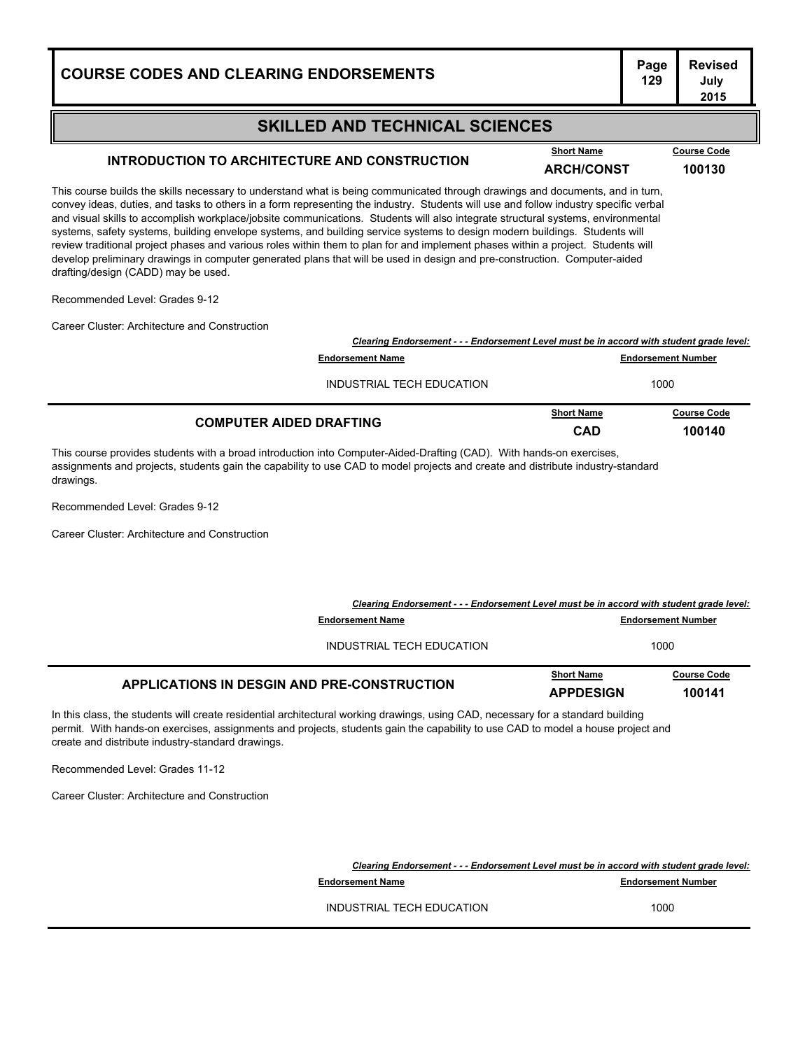## SKILLED AND TECHNICAL SCIENCES

### INTRODUCTION TO ARCHITECTURE AND CONSTRUCTION

| Short Name | Course Code |
|---|---|
| ARCH/CONST | 100130 |

This course builds the skills necessary to understand what is being communicated through drawings and documents, and in turn, convey ideas, duties, and tasks to others in a form representing the industry. Students will use and follow industry specific verbal and visual skills to accomplish workplace/jobsite communications. Students will also integrate structural systems, environmental systems, safety systems, building envelope systems, and building service systems to design modern buildings. Students will review traditional project phases and various roles within them to plan for and implement phases within a project. Students will develop preliminary drawings in computer generated plans that will be used in design and pre-construction. Computer-aided drafting/design (CADD) may be used.

Recommended Level: Grades 9-12

Career Cluster: Architecture and Construction

***Clearing Endorsement - - - Endorsement Level must be in accord with student grade level:***

| Endorsement Name | Endorsement Number |
|---|---|
| INDUSTRIAL TECH EDUCATION | 1000 |

### COMPUTER AIDED DRAFTING

| Short Name | Course Code |
|---|---|
| CAD | 100140 |

This course provides students with a broad introduction into Computer-Aided-Drafting (CAD). With hands-on exercises, assignments and projects, students gain the capability to use CAD to model projects and create and distribute industry-standard drawings.

Recommended Level: Grades 9-12

Career Cluster: Architecture and Construction

***Clearing Endorsement - - - Endorsement Level must be in accord with student grade level:***

| Endorsement Name | Endorsement Number |
|---|---|
| INDUSTRIAL TECH EDUCATION | 1000 |

### APPLICATIONS IN DESGIN AND PRE-CONSTRUCTION

| Short Name | Course Code |
|---|---|
| APPDESIGN | 100141 |

In this class, the students will create residential architectural working drawings, using CAD, necessary for a standard building permit. With hands-on exercises, assignments and projects, students gain the capability to use CAD to model a house project and create and distribute industry-standard drawings.

Recommended Level: Grades 11-12

Career Cluster: Architecture and Construction

***Clearing Endorsement - - - Endorsement Level must be in accord with student grade level:***

| Endorsement Name | Endorsement Number |
|---|---|
| INDUSTRIAL TECH EDUCATION | 1000 |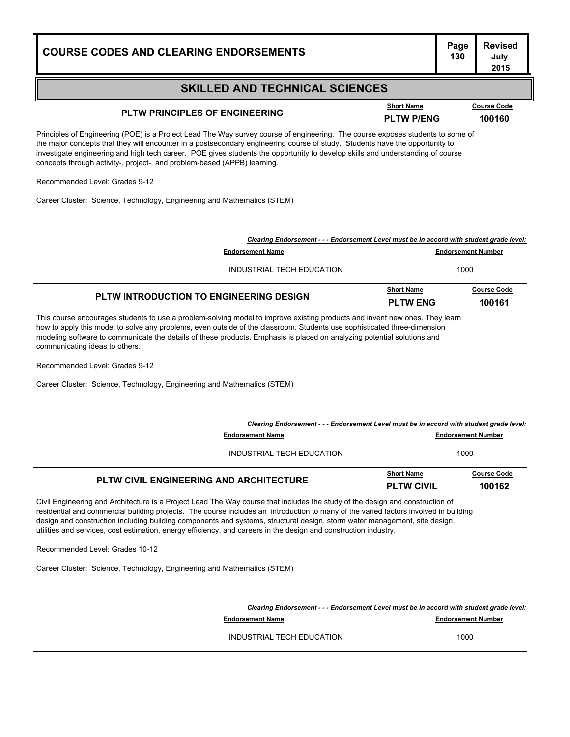## SKILLED AND TECHNICAL SCIENCES

### PLTW PRINCIPLES OF ENGINEERING

| Short Name | Course Code |
|---|---|
| PLTW P/ENG | 100160 |

Principles of Engineering (POE) is a Project Lead The Way survey course of engineering. The course exposes students to some of the major concepts that they will encounter in a postsecondary engineering course of study. Students have the opportunity to investigate engineering and high tech career. POE gives students the opportunity to develop skills and understanding of course concepts through activity-, project-, and problem-based (APPB) learning.

Recommended Level: Grades 9-12

Career Cluster: Science, Technology, Engineering and Mathematics (STEM)

***Clearing Endorsement - - - Endorsement Level must be in accord with student grade level:***

| Endorsement Name | Endorsement Number |
|---|---|
| INDUSTRIAL TECH EDUCATION | 1000 |

### PLTW INTRODUCTION TO ENGINEERING DESIGN

| Short Name | Course Code |
|---|---|
| PLTW ENG | 100161 |

This course encourages students to use a problem-solving model to improve existing products and invent new ones. They learn how to apply this model to solve any problems, even outside of the classroom. Students use sophisticated three-dimension modeling software to communicate the details of these products. Emphasis is placed on analyzing potential solutions and communicating ideas to others.

Recommended Level: Grades 9-12

Career Cluster: Science, Technology, Engineering and Mathematics (STEM)

***Clearing Endorsement - - - Endorsement Level must be in accord with student grade level:***

| Endorsement Name | Endorsement Number |
|---|---|
| INDUSTRIAL TECH EDUCATION | 1000 |

### PLTW CIVIL ENGINEERING AND ARCHITECTURE

| Short Name | Course Code |
|---|---|
| PLTW CIVIL | 100162 |

Civil Engineering and Architecture is a Project Lead The Way course that includes the study of the design and construction of residential and commercial building projects. The course includes an introduction to many of the varied factors involved in building design and construction including building components and systems, structural design, storm water management, site design, utilities and services, cost estimation, energy efficiency, and careers in the design and construction industry.

Recommended Level: Grades 10-12

Career Cluster: Science, Technology, Engineering and Mathematics (STEM)

***Clearing Endorsement - - - Endorsement Level must be in accord with student grade level:***

| Endorsement Name | Endorsement Number |
|---|---|
| INDUSTRIAL TECH EDUCATION | 1000 |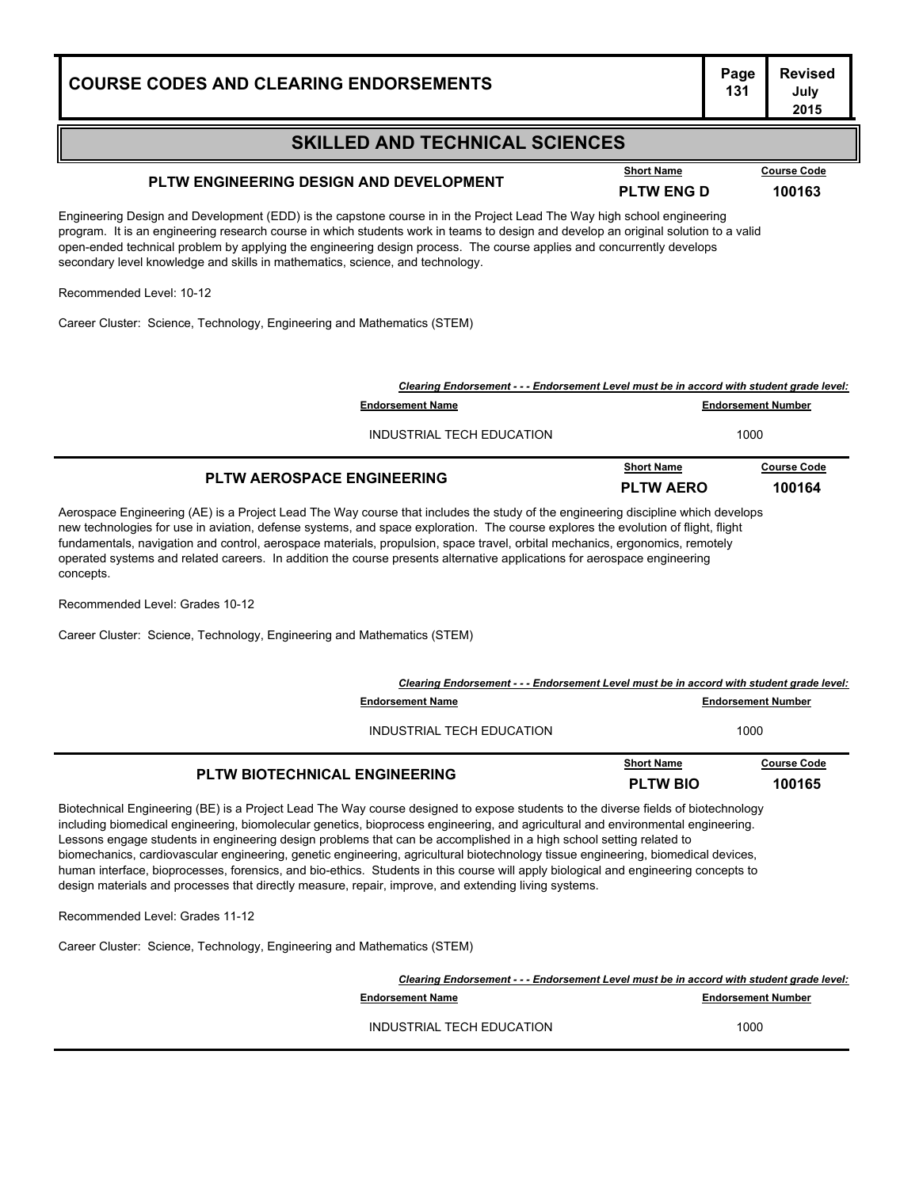## SKILLED AND TECHNICAL SCIENCES

### PLTW ENGINEERING DESIGN AND DEVELOPMENT

| Short Name | Course Code |
|---|---|
| PLTW ENG D | 100163 |

Engineering Design and Development (EDD) is the capstone course in in the Project Lead The Way high school engineering program. It is an engineering research course in which students work in teams to design and develop an original solution to a valid open-ended technical problem by applying the engineering design process. The course applies and concurrently develops secondary level knowledge and skills in mathematics, science, and technology.

Recommended Level: 10-12

Career Cluster: Science, Technology, Engineering and Mathematics (STEM)

***Clearing Endorsement - - - Endorsement Level must be in accord with student grade level:***

| Endorsement Name | Endorsement Number |
|---|---|
| INDUSTRIAL TECH EDUCATION | 1000 |

### PLTW AEROSPACE ENGINEERING

| Short Name | Course Code |
|---|---|
| PLTW AERO | 100164 |

Aerospace Engineering (AE) is a Project Lead The Way course that includes the study of the engineering discipline which develops new technologies for use in aviation, defense systems, and space exploration. The course explores the evolution of flight, flight fundamentals, navigation and control, aerospace materials, propulsion, space travel, orbital mechanics, ergonomics, remotely operated systems and related careers. In addition the course presents alternative applications for aerospace engineering concepts.

Recommended Level: Grades 10-12

Career Cluster: Science, Technology, Engineering and Mathematics (STEM)

***Clearing Endorsement - - - Endorsement Level must be in accord with student grade level:***

| Endorsement Name | Endorsement Number |
|---|---|
| INDUSTRIAL TECH EDUCATION | 1000 |

### PLTW BIOTECHNICAL ENGINEERING

| Short Name | Course Code |
|---|---|
| PLTW BIO | 100165 |

Biotechnical Engineering (BE) is a Project Lead The Way course designed to expose students to the diverse fields of biotechnology including biomedical engineering, biomolecular genetics, bioprocess engineering, and agricultural and environmental engineering. Lessons engage students in engineering design problems that can be accomplished in a high school setting related to biomechanics, cardiovascular engineering, genetic engineering, agricultural biotechnology tissue engineering, biomedical devices, human interface, bioprocesses, forensics, and bio-ethics. Students in this course will apply biological and engineering concepts to design materials and processes that directly measure, repair, improve, and extending living systems.

Recommended Level: Grades 11-12

Career Cluster: Science, Technology, Engineering and Mathematics (STEM)

***Clearing Endorsement - - - Endorsement Level must be in accord with student grade level:***

| Endorsement Name | Endorsement Number |
|---|---|
| INDUSTRIAL TECH EDUCATION | 1000 |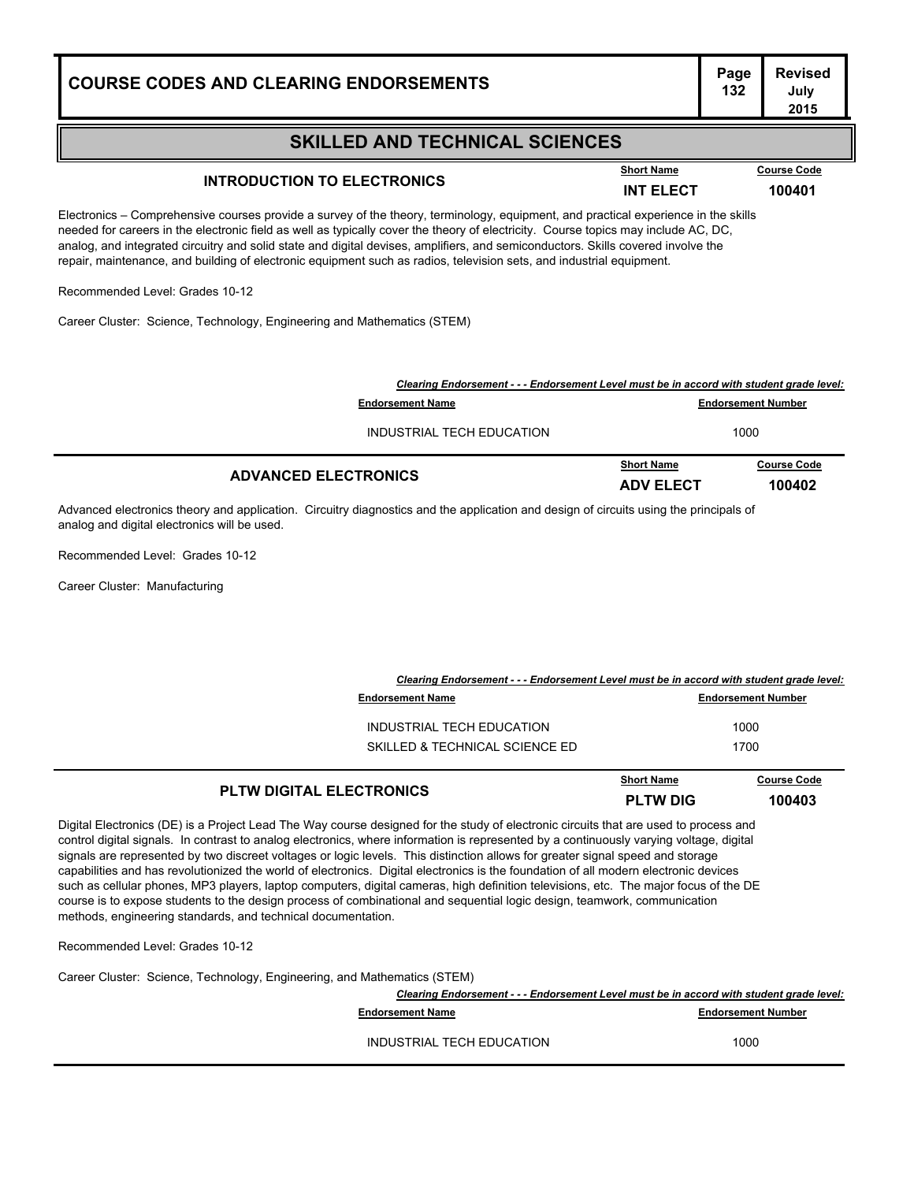## SKILLED AND TECHNICAL SCIENCES

### INTRODUCTION TO ELECTRONICS

| Short Name | Course Code |
|---|---|
| INT ELECT | 100401 |

Electronics – Comprehensive courses provide a survey of the theory, terminology, equipment, and practical experience in the skills needed for careers in the electronic field as well as typically cover the theory of electricity. Course topics may include AC, DC, analog, and integrated circuitry and solid state and digital devises, amplifiers, and semiconductors. Skills covered involve the repair, maintenance, and building of electronic equipment such as radios, television sets, and industrial equipment.

Recommended Level: Grades 10-12

Career Cluster: Science, Technology, Engineering and Mathematics (STEM)

***Clearing Endorsement - - - Endorsement Level must be in accord with student grade level:***

| Endorsement Name | Endorsement Number |
|---|---|
| INDUSTRIAL TECH EDUCATION | 1000 |

### ADVANCED ELECTRONICS

| Short Name | Course Code |
|---|---|
| ADV ELECT | 100402 |

Advanced electronics theory and application. Circuitry diagnostics and the application and design of circuits using the principals of analog and digital electronics will be used.

Recommended Level: Grades 10-12

Career Cluster: Manufacturing

***Clearing Endorsement - - - Endorsement Level must be in accord with student grade level:***

| Endorsement Name | Endorsement Number |
|---|---|
| INDUSTRIAL TECH EDUCATION | 1000 |
| SKILLED & TECHNICAL SCIENCE ED | 1700 |

### PLTW DIGITAL ELECTRONICS

| Short Name | Course Code |
|---|---|
| PLTW DIG | 100403 |

Digital Electronics (DE) is a Project Lead The Way course designed for the study of electronic circuits that are used to process and control digital signals. In contrast to analog electronics, where information is represented by a continuously varying voltage, digital signals are represented by two discreet voltages or logic levels. This distinction allows for greater signal speed and storage capabilities and has revolutionized the world of electronics. Digital electronics is the foundation of all modern electronic devices such as cellular phones, MP3 players, laptop computers, digital cameras, high definition televisions, etc. The major focus of the DE course is to expose students to the design process of combinational and sequential logic design, teamwork, communication methods, engineering standards, and technical documentation.

Recommended Level: Grades 10-12

Career Cluster: Science, Technology, Engineering, and Mathematics (STEM)

***Clearing Endorsement - - - Endorsement Level must be in accord with student grade level:***

| Endorsement Name | Endorsement Number |
|---|---|
| INDUSTRIAL TECH EDUCATION | 1000 |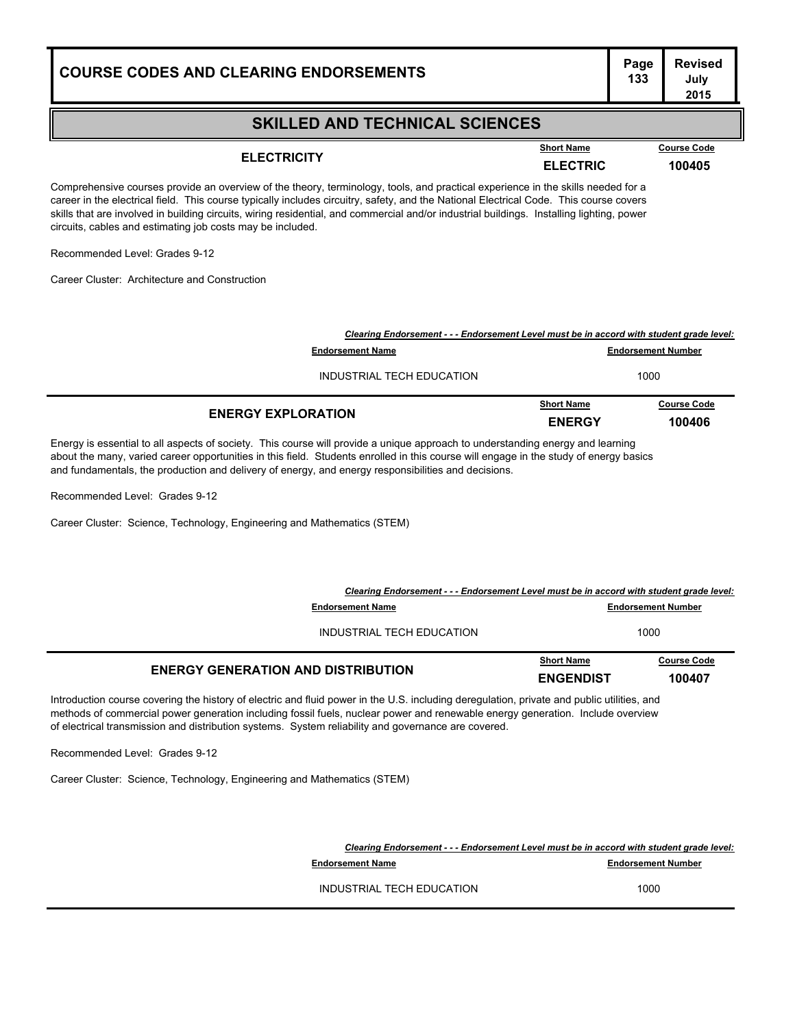## SKILLED AND TECHNICAL SCIENCES

### ELECTRICITY

| Short Name | Course Code |
|---|---|
| ELECTRIC | 100405 |

Comprehensive courses provide an overview of the theory, terminology, tools, and practical experience in the skills needed for a career in the electrical field. This course typically includes circuitry, safety, and the National Electrical Code. This course covers skills that are involved in building circuits, wiring residential, and commercial and/or industrial buildings. Installing lighting, power circuits, cables and estimating job costs may be included.

Recommended Level: Grades 9-12

Career Cluster: Architecture and Construction

***Clearing Endorsement - - - Endorsement Level must be in accord with student grade level:***

| Endorsement Name | Endorsement Number |
|---|---|
| INDUSTRIAL TECH EDUCATION | 1000 |

### ENERGY EXPLORATION

| Short Name | Course Code |
|---|---|
| ENERGY | 100406 |

Energy is essential to all aspects of society. This course will provide a unique approach to understanding energy and learning about the many, varied career opportunities in this field. Students enrolled in this course will engage in the study of energy basics and fundamentals, the production and delivery of energy, and energy responsibilities and decisions.

Recommended Level: Grades 9-12

Career Cluster: Science, Technology, Engineering and Mathematics (STEM)

***Clearing Endorsement - - - Endorsement Level must be in accord with student grade level:***

| Endorsement Name | Endorsement Number |
|---|---|
| INDUSTRIAL TECH EDUCATION | 1000 |

### ENERGY GENERATION AND DISTRIBUTION

| Short Name | Course Code |
|---|---|
| ENGENDIST | 100407 |

Introduction course covering the history of electric and fluid power in the U.S. including deregulation, private and public utilities, and methods of commercial power generation including fossil fuels, nuclear power and renewable energy generation. Include overview of electrical transmission and distribution systems. System reliability and governance are covered.

Recommended Level: Grades 9-12

Career Cluster: Science, Technology, Engineering and Mathematics (STEM)

***Clearing Endorsement - - - Endorsement Level must be in accord with student grade level:***

| Endorsement Name | Endorsement Number |
|---|---|
| INDUSTRIAL TECH EDUCATION | 1000 |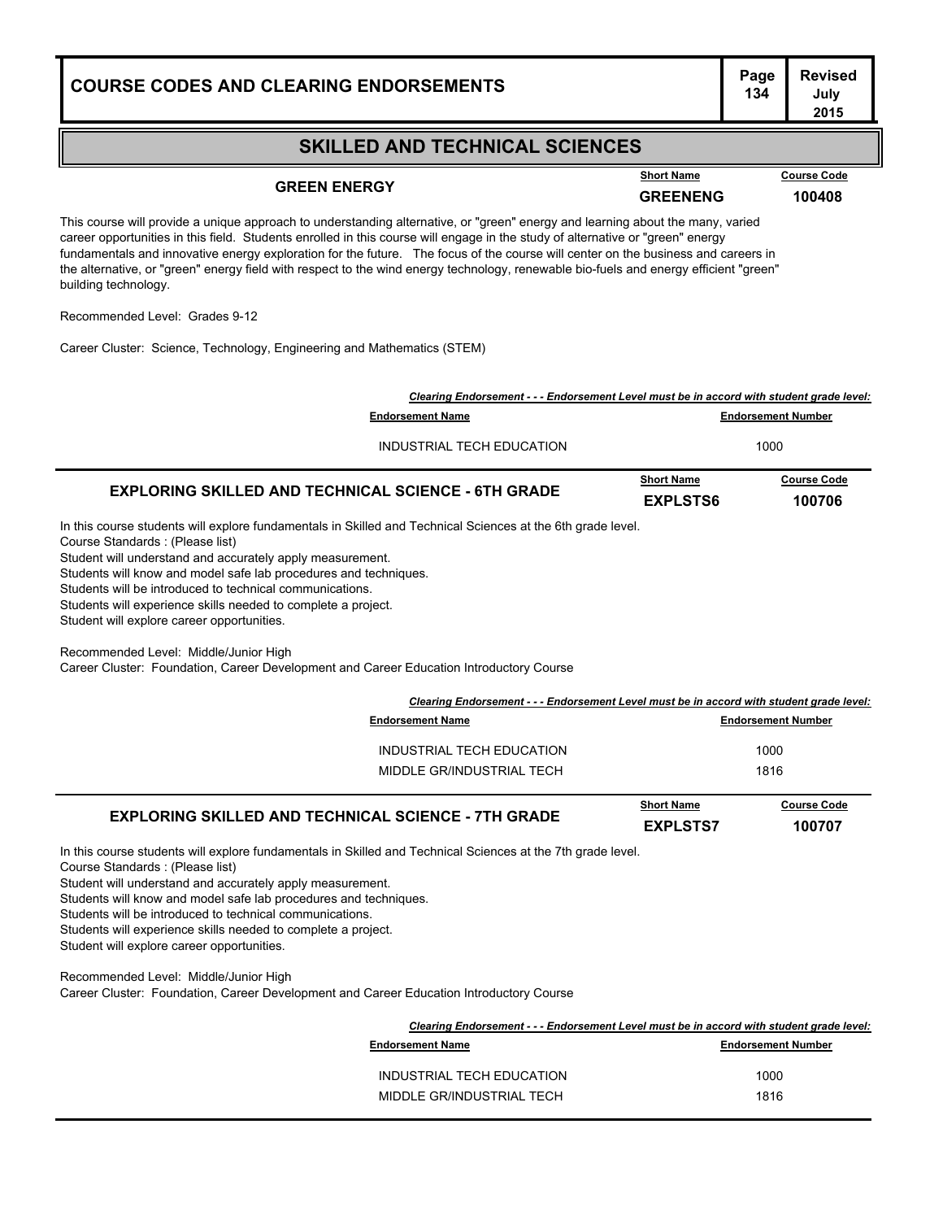## SKILLED AND TECHNICAL SCIENCES

### GREEN ENERGY

| Short Name | Course Code |
|---|---|
| GREENENG | 100408 |

This course will provide a unique approach to understanding alternative, or "green" energy and learning about the many, varied career opportunities in this field. Students enrolled in this course will engage in the study of alternative or "green" energy fundamentals and innovative energy exploration for the future. The focus of the course will center on the business and careers in the alternative, or "green" energy field with respect to the wind energy technology, renewable bio-fuels and energy efficient "green" building technology.

Recommended Level: Grades 9-12

Career Cluster: Science, Technology, Engineering and Mathematics (STEM)

***Clearing Endorsement - - - Endorsement Level must be in accord with student grade level:***

| Endorsement Name | Endorsement Number |
|---|---|
| INDUSTRIAL TECH EDUCATION | 1000 |

### EXPLORING SKILLED AND TECHNICAL SCIENCE - 6TH GRADE

| Short Name | Course Code |
|---|---|
| EXPLSTS6 | 100706 |

In this course students will explore fundamentals in Skilled and Technical Sciences at the 6th grade level.
Course Standards : (Please list)
Student will understand and accurately apply measurement.
Students will know and model safe lab procedures and techniques.
Students will be introduced to technical communications.
Students will experience skills needed to complete a project.
Student will explore career opportunities.

Recommended Level: Middle/Junior High
Career Cluster: Foundation, Career Development and Career Education Introductory Course

***Clearing Endorsement - - - Endorsement Level must be in accord with student grade level:***

| Endorsement Name | Endorsement Number |
|---|---|
| INDUSTRIAL TECH EDUCATION | 1000 |
| MIDDLE GR/INDUSTRIAL TECH | 1816 |

### EXPLORING SKILLED AND TECHNICAL SCIENCE - 7TH GRADE

| Short Name | Course Code |
|---|---|
| EXPLSTS7 | 100707 |

In this course students will explore fundamentals in Skilled and Technical Sciences at the 7th grade level.
Course Standards : (Please list)
Student will understand and accurately apply measurement.
Students will know and model safe lab procedures and techniques.
Students will be introduced to technical communications.
Students will experience skills needed to complete a project.
Student will explore career opportunities.

Recommended Level: Middle/Junior High
Career Cluster: Foundation, Career Development and Career Education Introductory Course

***Clearing Endorsement - - - Endorsement Level must be in accord with student grade level:***

| Endorsement Name | Endorsement Number |
|---|---|
| INDUSTRIAL TECH EDUCATION | 1000 |
| MIDDLE GR/INDUSTRIAL TECH | 1816 |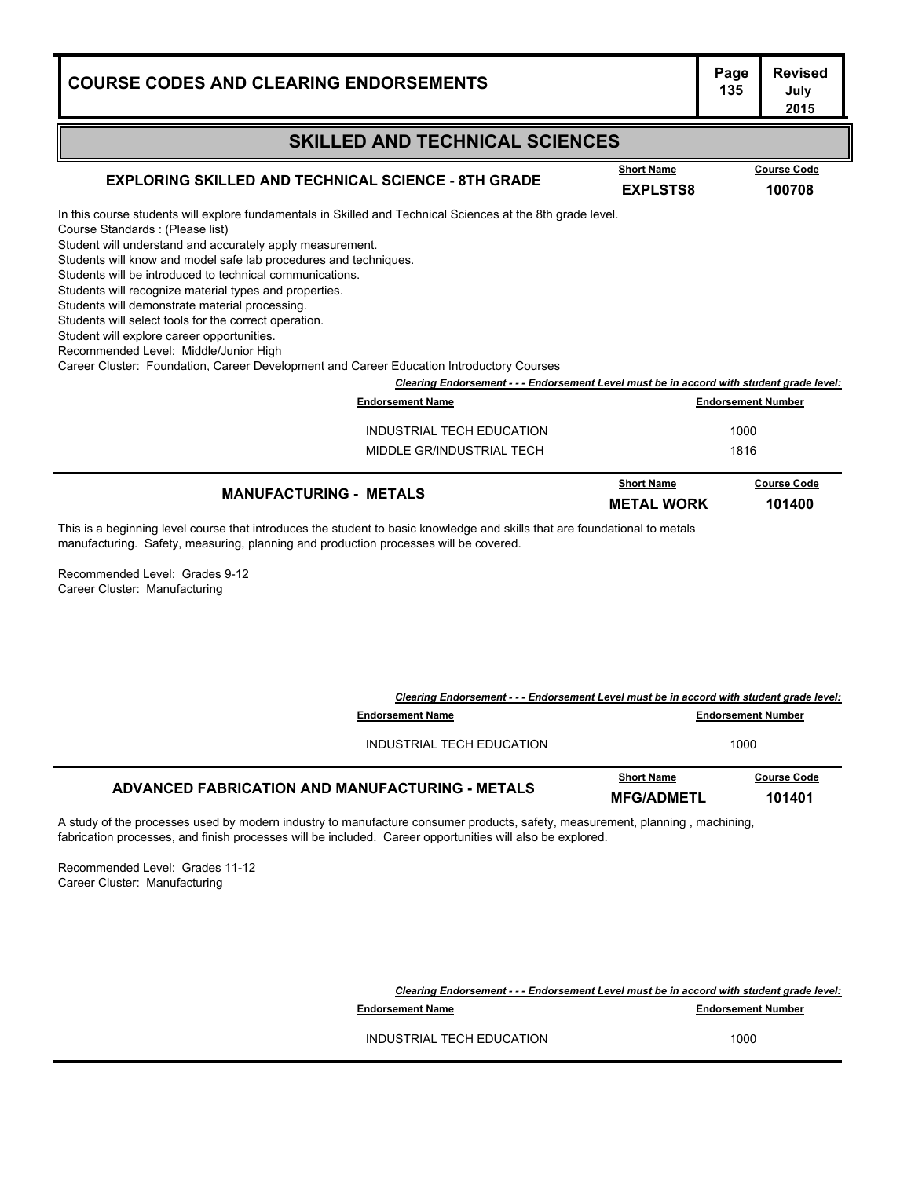## SKILLED AND TECHNICAL SCIENCES

### EXPLORING SKILLED AND TECHNICAL SCIENCE - 8TH GRADE

| Short Name | Course Code |
|---|---|
| EXPLSTS8 | 100708 |

In this course students will explore fundamentals in Skilled and Technical Sciences at the 8th grade level.
Course Standards : (Please list)
Student will understand and accurately apply measurement.
Students will know and model safe lab procedures and techniques.
Students will be introduced to technical communications.
Students will recognize material types and properties.
Students will demonstrate material processing.
Students will select tools for the correct operation.
Student will explore career opportunities.
Recommended Level: Middle/Junior High
Career Cluster: Foundation, Career Development and Career Education Introductory Courses

***Clearing Endorsement - - - Endorsement Level must be in accord with student grade level:***

| Endorsement Name | Endorsement Number |
|---|---|
| INDUSTRIAL TECH EDUCATION | 1000 |
| MIDDLE GR/INDUSTRIAL TECH | 1816 |

### MANUFACTURING - METALS

| Short Name | Course Code |
|---|---|
| METAL WORK | 101400 |

This is a beginning level course that introduces the student to basic knowledge and skills that are foundational to metals manufacturing. Safety, measuring, planning and production processes will be covered.

Recommended Level: Grades 9-12
Career Cluster: Manufacturing

***Clearing Endorsement - - - Endorsement Level must be in accord with student grade level:***

| Endorsement Name | Endorsement Number |
|---|---|
| INDUSTRIAL TECH EDUCATION | 1000 |

### ADVANCED FABRICATION AND MANUFACTURING - METALS

| Short Name | Course Code |
|---|---|
| MFG/ADMETL | 101401 |

A study of the processes used by modern industry to manufacture consumer products, safety, measurement, planning , machining, fabrication processes, and finish processes will be included. Career opportunities will also be explored.

Recommended Level: Grades 11-12
Career Cluster: Manufacturing

***Clearing Endorsement - - - Endorsement Level must be in accord with student grade level:***

| Endorsement Name | Endorsement Number |
|---|---|
| INDUSTRIAL TECH EDUCATION | 1000 |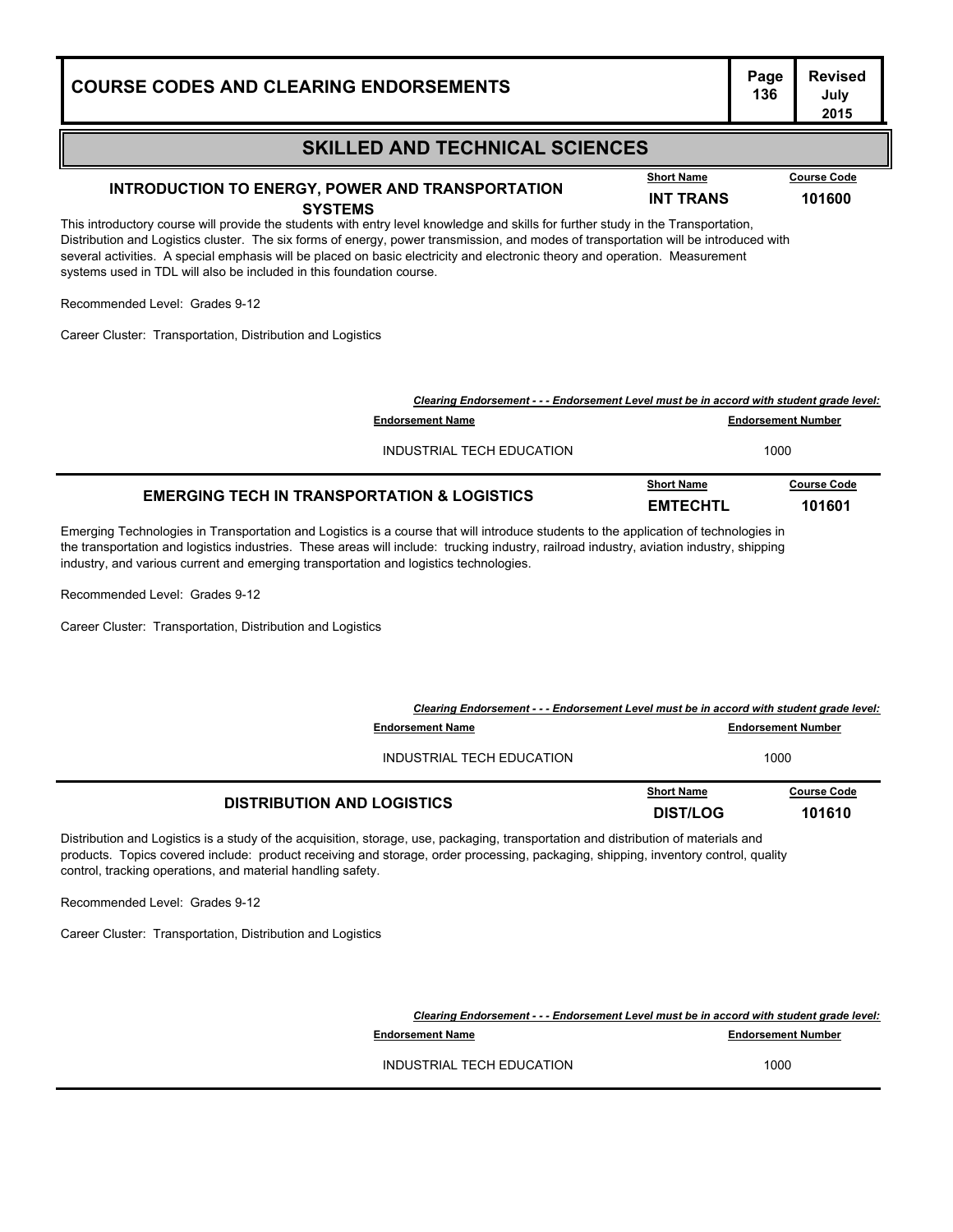## SKILLED AND TECHNICAL SCIENCES

### INTRODUCTION TO ENERGY, POWER AND TRANSPORTATION SYSTEMS

| Short Name | Course Code |
|---|---|
| INT TRANS | 101600 |

This introductory course will provide the students with entry level knowledge and skills for further study in the Transportation, Distribution and Logistics cluster. The six forms of energy, power transmission, and modes of transportation will be introduced with several activities. A special emphasis will be placed on basic electricity and electronic theory and operation. Measurement systems used in TDL will also be included in this foundation course.

Recommended Level: Grades 9-12

Career Cluster: Transportation, Distribution and Logistics

*Clearing Endorsement - - - Endorsement Level must be in accord with student grade level:*

| Endorsement Name | Endorsement Number |
|---|---|
| INDUSTRIAL TECH EDUCATION | 1000 |

### EMERGING TECH IN TRANSPORTATION & LOGISTICS

| Short Name | Course Code |
|---|---|
| EMTECHTL | 101601 |

Emerging Technologies in Transportation and Logistics is a course that will introduce students to the application of technologies in the transportation and logistics industries. These areas will include: trucking industry, railroad industry, aviation industry, shipping industry, and various current and emerging transportation and logistics technologies.

Recommended Level: Grades 9-12

Career Cluster: Transportation, Distribution and Logistics

*Clearing Endorsement - - - Endorsement Level must be in accord with student grade level:*

| Endorsement Name | Endorsement Number |
|---|---|
| INDUSTRIAL TECH EDUCATION | 1000 |

### DISTRIBUTION AND LOGISTICS

| Short Name | Course Code |
|---|---|
| DIST/LOG | 101610 |

Distribution and Logistics is a study of the acquisition, storage, use, packaging, transportation and distribution of materials and products. Topics covered include: product receiving and storage, order processing, packaging, shipping, inventory control, quality control, tracking operations, and material handling safety.

Recommended Level: Grades 9-12

Career Cluster: Transportation, Distribution and Logistics

*Clearing Endorsement - - - Endorsement Level must be in accord with student grade level:*

| Endorsement Name | Endorsement Number |
|---|---|
| INDUSTRIAL TECH EDUCATION | 1000 |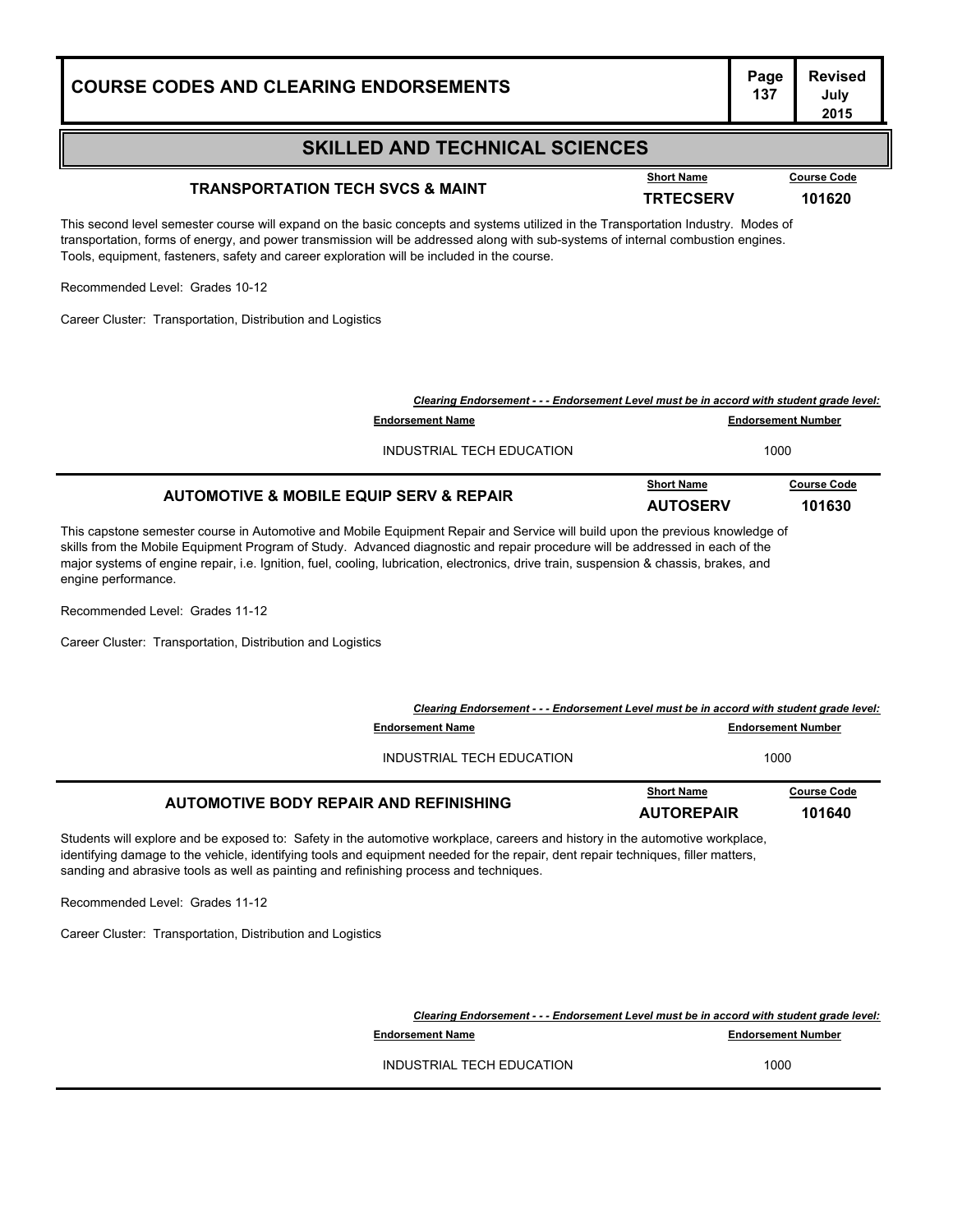## SKILLED AND TECHNICAL SCIENCES

### TRANSPORTATION TECH SVCS & MAINT

| Short Name | Course Code |
|---|---|
| TRTECSERV | 101620 |

This second level semester course will expand on the basic concepts and systems utilized in the Transportation Industry. Modes of transportation, forms of energy, and power transmission will be addressed along with sub-systems of internal combustion engines. Tools, equipment, fasteners, safety and career exploration will be included in the course.

Recommended Level: Grades 10-12

Career Cluster: Transportation, Distribution and Logistics

***Clearing Endorsement - - - Endorsement Level must be in accord with student grade level:***

| Endorsement Name | Endorsement Number |
|---|---|
| INDUSTRIAL TECH EDUCATION | 1000 |

### AUTOMOTIVE & MOBILE EQUIP SERV & REPAIR

| Short Name | Course Code |
|---|---|
| AUTOSERV | 101630 |

This capstone semester course in Automotive and Mobile Equipment Repair and Service will build upon the previous knowledge of skills from the Mobile Equipment Program of Study. Advanced diagnostic and repair procedure will be addressed in each of the major systems of engine repair, i.e. Ignition, fuel, cooling, lubrication, electronics, drive train, suspension & chassis, brakes, and engine performance.

Recommended Level: Grades 11-12

Career Cluster: Transportation, Distribution and Logistics

***Clearing Endorsement - - - Endorsement Level must be in accord with student grade level:***

| Endorsement Name | Endorsement Number |
|---|---|
| INDUSTRIAL TECH EDUCATION | 1000 |

### AUTOMOTIVE BODY REPAIR AND REFINISHING

| Short Name | Course Code |
|---|---|
| AUTOREPAIR | 101640 |

Students will explore and be exposed to: Safety in the automotive workplace, careers and history in the automotive workplace, identifying damage to the vehicle, identifying tools and equipment needed for the repair, dent repair techniques, filler matters, sanding and abrasive tools as well as painting and refinishing process and techniques.

Recommended Level: Grades 11-12

Career Cluster: Transportation, Distribution and Logistics

***Clearing Endorsement - - - Endorsement Level must be in accord with student grade level:***

| Endorsement Name | Endorsement Number |
|---|---|
| INDUSTRIAL TECH EDUCATION | 1000 |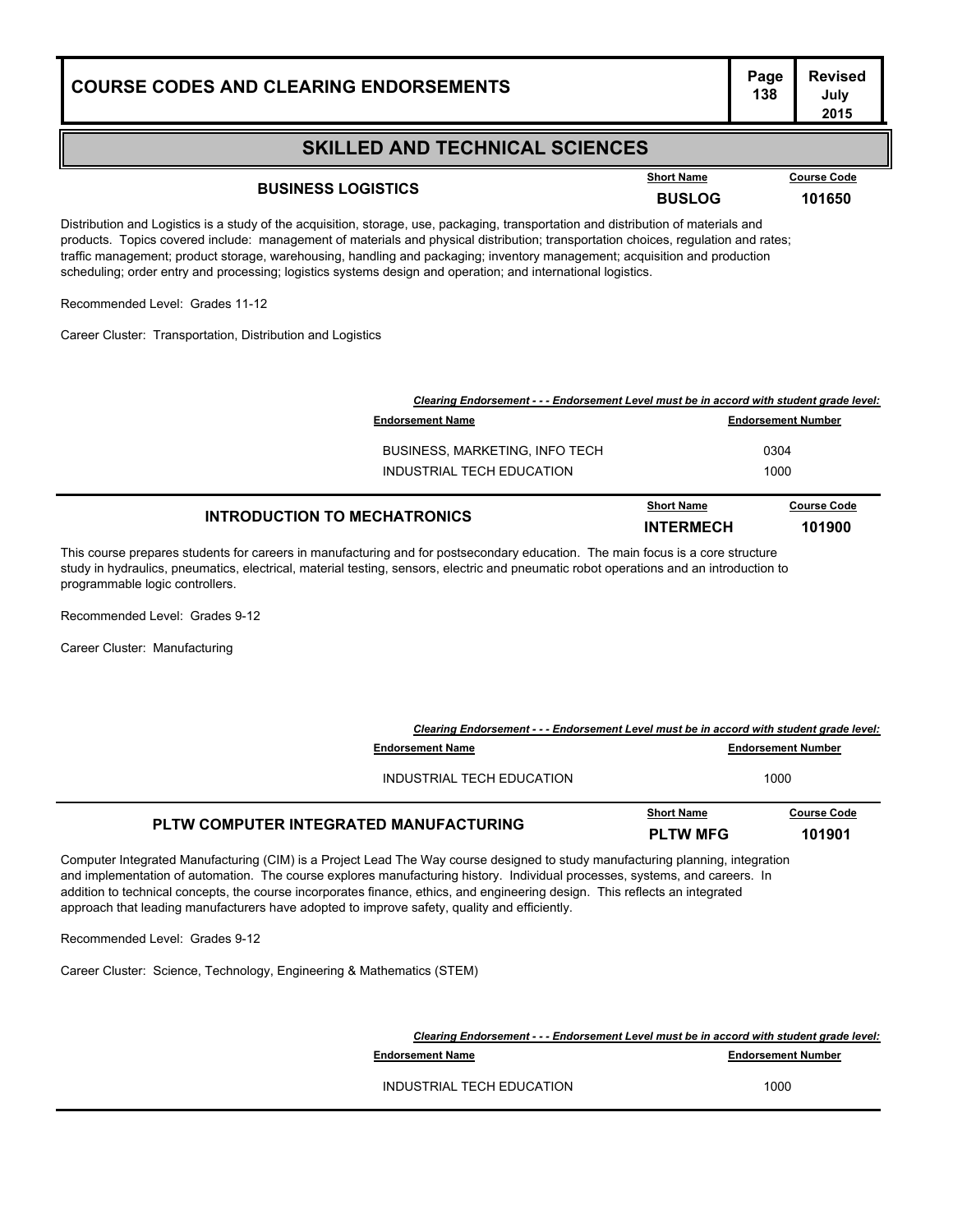## SKILLED AND TECHNICAL SCIENCES

### BUSINESS LOGISTICS

| Short Name | Course Code |
| --- | --- |
| BUSLOG | 101650 |

Distribution and Logistics is a study of the acquisition, storage, use, packaging, transportation and distribution of materials and products. Topics covered include: management of materials and physical distribution; transportation choices, regulation and rates; traffic management; product storage, warehousing, handling and packaging; inventory management; acquisition and production scheduling; order entry and processing; logistics systems design and operation; and international logistics.

Recommended Level: Grades 11-12

Career Cluster: Transportation, Distribution and Logistics

***Clearing Endorsement - - - Endorsement Level must be in accord with student grade level:***

| Endorsement Name | Endorsement Number |
| --- | --- |
| BUSINESS, MARKETING, INFO TECH | 0304 |
| INDUSTRIAL TECH EDUCATION | 1000 |

### INTRODUCTION TO MECHATRONICS

| Short Name | Course Code |
| --- | --- |
| INTERMECH | 101900 |

This course prepares students for careers in manufacturing and for postsecondary education. The main focus is a core structure study in hydraulics, pneumatics, electrical, material testing, sensors, electric and pneumatic robot operations and an introduction to programmable logic controllers.

Recommended Level: Grades 9-12

Career Cluster: Manufacturing

***Clearing Endorsement - - - Endorsement Level must be in accord with student grade level:***

| Endorsement Name | Endorsement Number |
| --- | --- |
| INDUSTRIAL TECH EDUCATION | 1000 |

### PLTW COMPUTER INTEGRATED MANUFACTURING

| Short Name | Course Code |
| --- | --- |
| PLTW MFG | 101901 |

Computer Integrated Manufacturing (CIM) is a Project Lead The Way course designed to study manufacturing planning, integration and implementation of automation. The course explores manufacturing history. Individual processes, systems, and careers. In addition to technical concepts, the course incorporates finance, ethics, and engineering design. This reflects an integrated approach that leading manufacturers have adopted to improve safety, quality and efficiently.

Recommended Level: Grades 9-12

Career Cluster: Science, Technology, Engineering & Mathematics (STEM)

***Clearing Endorsement - - - Endorsement Level must be in accord with student grade level:***

| Endorsement Name | Endorsement Number |
| --- | --- |
| INDUSTRIAL TECH EDUCATION | 1000 |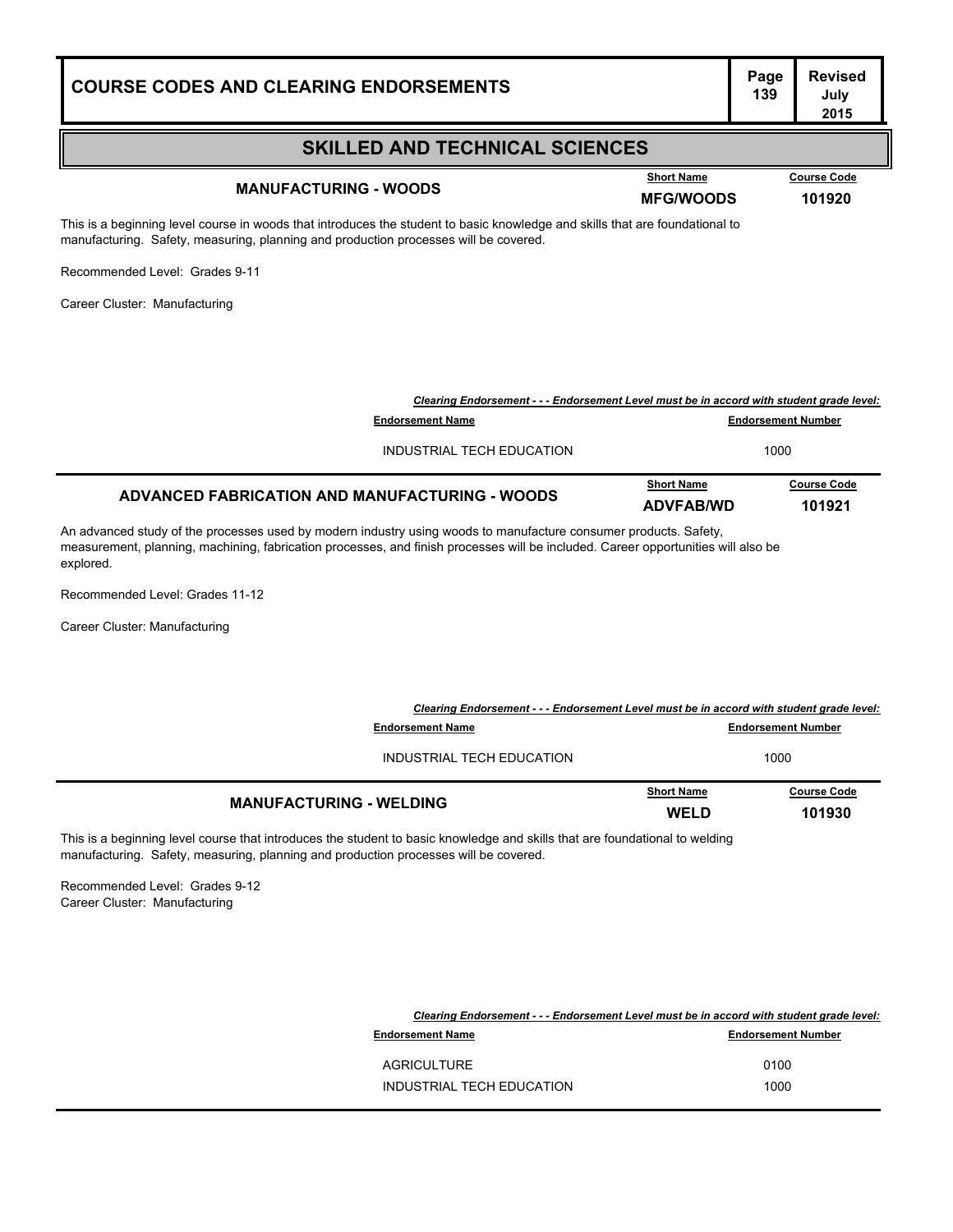## SKILLED AND TECHNICAL SCIENCES

### MANUFACTURING - WOODS

| Short Name | Course Code |
|---|---|
| MFG/WOODS | 101920 |

This is a beginning level course in woods that introduces the student to basic knowledge and skills that are foundational to manufacturing. Safety, measuring, planning and production processes will be covered.

Recommended Level: Grades 9-11

Career Cluster: Manufacturing

***Clearing Endorsement - - - Endorsement Level must be in accord with student grade level:***

| Endorsement Name | Endorsement Number |
|---|---|
| INDUSTRIAL TECH EDUCATION | 1000 |

### ADVANCED FABRICATION AND MANUFACTURING - WOODS

| Short Name | Course Code |
|---|---|
| ADVFAB/WD | 101921 |

An advanced study of the processes used by modern industry using woods to manufacture consumer products. Safety, measurement, planning, machining, fabrication processes, and finish processes will be included. Career opportunities will also be explored.

Recommended Level: Grades 11-12

Career Cluster: Manufacturing

***Clearing Endorsement - - - Endorsement Level must be in accord with student grade level:***

| Endorsement Name | Endorsement Number |
|---|---|
| INDUSTRIAL TECH EDUCATION | 1000 |

### MANUFACTURING - WELDING

| Short Name | Course Code |
|---|---|
| WELD | 101930 |

This is a beginning level course that introduces the student to basic knowledge and skills that are foundational to welding manufacturing. Safety, measuring, planning and production processes will be covered.

Recommended Level: Grades 9-12
Career Cluster: Manufacturing

***Clearing Endorsement - - - Endorsement Level must be in accord with student grade level:***

| Endorsement Name | Endorsement Number |
|---|---|
| AGRICULTURE | 0100 |
| INDUSTRIAL TECH EDUCATION | 1000 |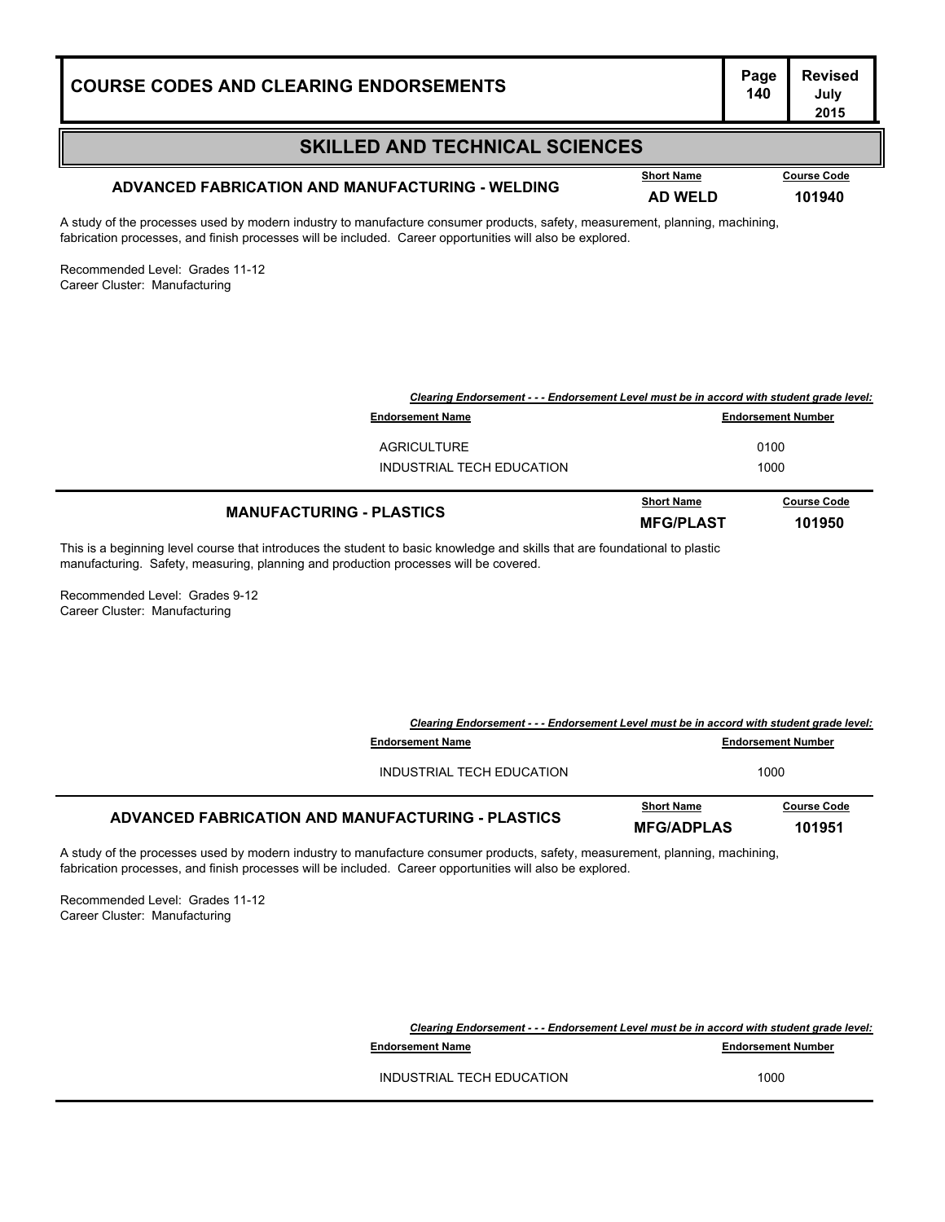## SKILLED AND TECHNICAL SCIENCES

### ADVANCED FABRICATION AND MANUFACTURING - WELDING

| Short Name | Course Code |
|---|---|
| AD WELD | 101940 |

A study of the processes used by modern industry to manufacture consumer products, safety, measurement, planning, machining, fabrication processes, and finish processes will be included. Career opportunities will also be explored.

Recommended Level: Grades 11-12
Career Cluster: Manufacturing

***Clearing Endorsement - - - Endorsement Level must be in accord with student grade level:***

| Endorsement Name | Endorsement Number |
|---|---|
| AGRICULTURE | 0100 |
| INDUSTRIAL TECH EDUCATION | 1000 |

### MANUFACTURING - PLASTICS

| Short Name | Course Code |
|---|---|
| MFG/PLAST | 101950 |

This is a beginning level course that introduces the student to basic knowledge and skills that are foundational to plastic manufacturing. Safety, measuring, planning and production processes will be covered.

Recommended Level: Grades 9-12
Career Cluster: Manufacturing

***Clearing Endorsement - - - Endorsement Level must be in accord with student grade level:***

| Endorsement Name | Endorsement Number |
|---|---|
| INDUSTRIAL TECH EDUCATION | 1000 |

### ADVANCED FABRICATION AND MANUFACTURING - PLASTICS

| Short Name | Course Code |
|---|---|
| MFG/ADPLAS | 101951 |

A study of the processes used by modern industry to manufacture consumer products, safety, measurement, planning, machining, fabrication processes, and finish processes will be included. Career opportunities will also be explored.

Recommended Level: Grades 11-12
Career Cluster: Manufacturing

***Clearing Endorsement - - - Endorsement Level must be in accord with student grade level:***

| Endorsement Name | Endorsement Number |
|---|---|
| INDUSTRIAL TECH EDUCATION | 1000 |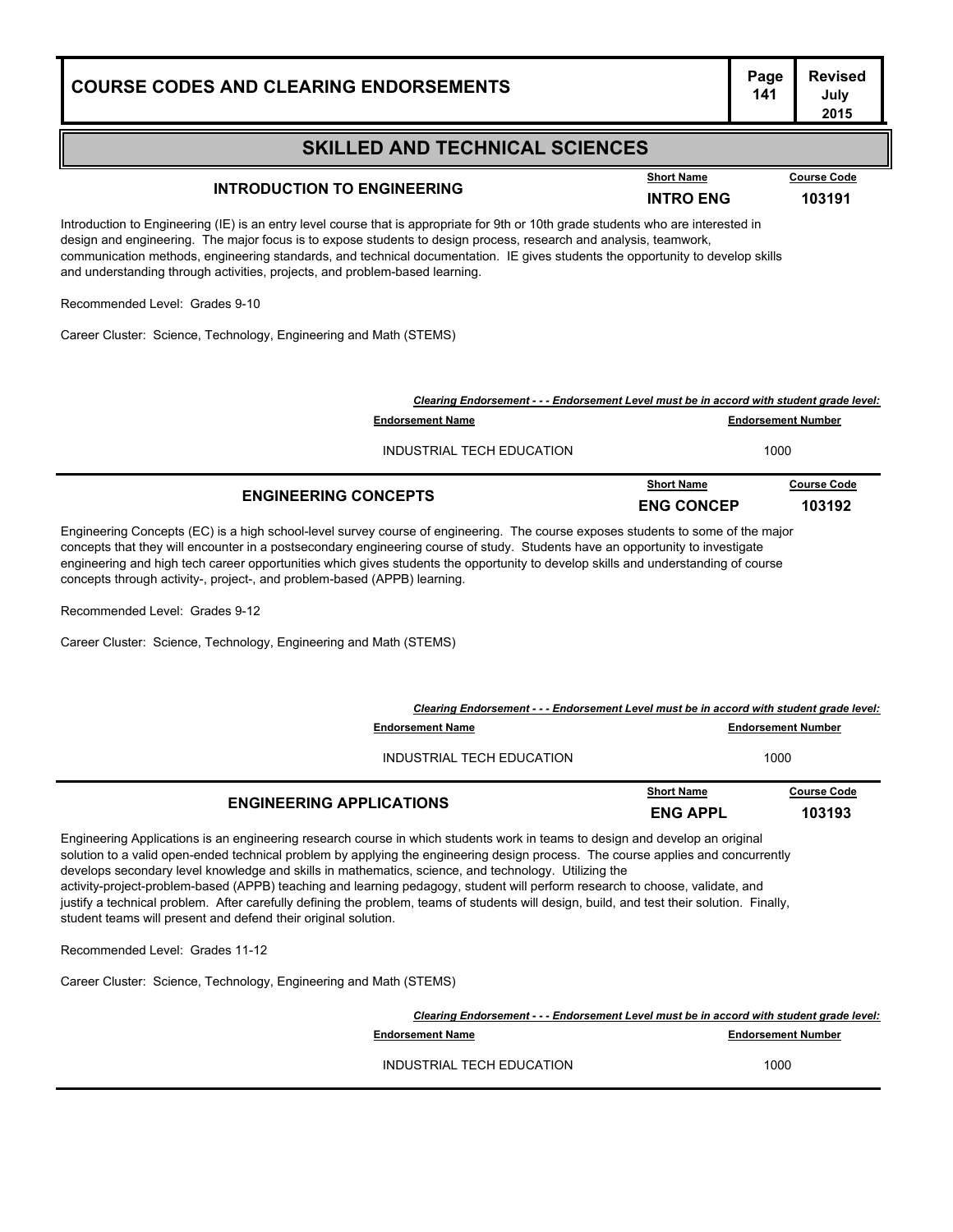## SKILLED AND TECHNICAL SCIENCES

### INTRODUCTION TO ENGINEERING

| Short Name | Course Code |
|---|---|
| **INTRO ENG** | **103191** |

Introduction to Engineering (IE) is an entry level course that is appropriate for 9th or 10th grade students who are interested in design and engineering. The major focus is to expose students to design process, research and analysis, teamwork, communication methods, engineering standards, and technical documentation. IE gives students the opportunity to develop skills and understanding through activities, projects, and problem-based learning.

Recommended Level: Grades 9-10

Career Cluster: Science, Technology, Engineering and Math (STEMS)

***Clearing Endorsement - - - Endorsement Level must be in accord with student grade level:***

| Endorsement Name | Endorsement Number |
|---|---|
| INDUSTRIAL TECH EDUCATION | 1000 |

### ENGINEERING CONCEPTS

| Short Name | Course Code |
|---|---|
| **ENG CONCEP** | **103192** |

Engineering Concepts (EC) is a high school-level survey course of engineering. The course exposes students to some of the major concepts that they will encounter in a postsecondary engineering course of study. Students have an opportunity to investigate engineering and high tech career opportunities which gives students the opportunity to develop skills and understanding of course concepts through activity-, project-, and problem-based (APPB) learning.

Recommended Level: Grades 9-12

Career Cluster: Science, Technology, Engineering and Math (STEMS)

***Clearing Endorsement - - - Endorsement Level must be in accord with student grade level:***

| Endorsement Name | Endorsement Number |
|---|---|
| INDUSTRIAL TECH EDUCATION | 1000 |

### ENGINEERING APPLICATIONS

| Short Name | Course Code |
|---|---|
| **ENG APPL** | **103193** |

Engineering Applications is an engineering research course in which students work in teams to design and develop an original solution to a valid open-ended technical problem by applying the engineering design process. The course applies and concurrently develops secondary level knowledge and skills in mathematics, science, and technology. Utilizing the activity-project-problem-based (APPB) teaching and learning pedagogy, student will perform research to choose, validate, and justify a technical problem. After carefully defining the problem, teams of students will design, build, and test their solution. Finally, student teams will present and defend their original solution.

Recommended Level: Grades 11-12

Career Cluster: Science, Technology, Engineering and Math (STEMS)

***Clearing Endorsement - - - Endorsement Level must be in accord with student grade level:***

| Endorsement Name | Endorsement Number |
|---|---|
| INDUSTRIAL TECH EDUCATION | 1000 |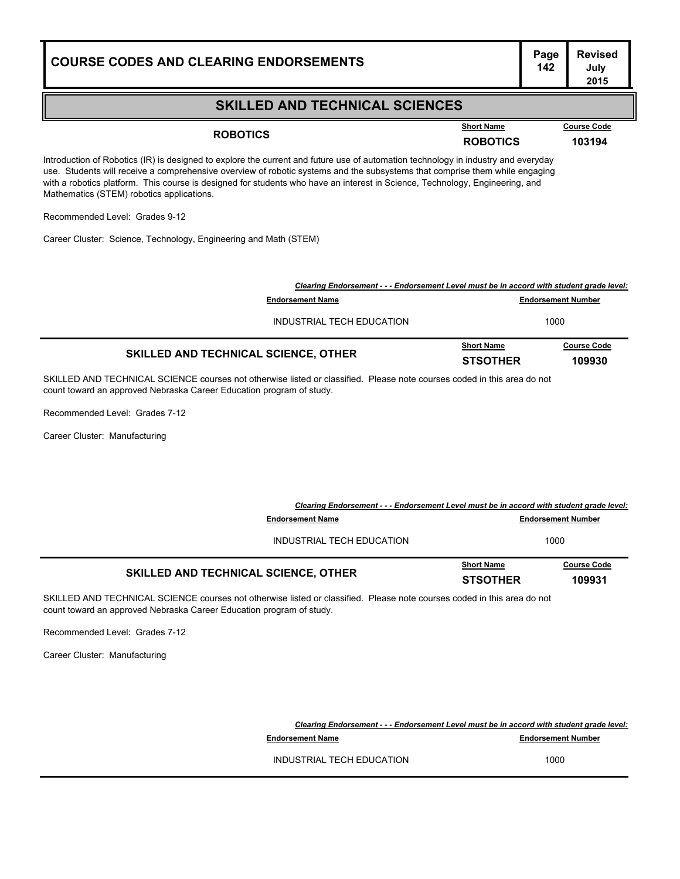## SKILLED AND TECHNICAL SCIENCES

### ROBOTICS

| Short Name | Course Code |
|---|---|
| ROBOTICS | 103194 |

Introduction of Robotics (IR) is designed to explore the current and future use of automation technology in industry and everyday use. Students will receive a comprehensive overview of robotic systems and the subsystems that comprise them while engaging with a robotics platform. This course is designed for students who have an interest in Science, Technology, Engineering, and Mathematics (STEM) robotics applications.

Recommended Level: Grades 9-12

Career Cluster: Science, Technology, Engineering and Math (STEM)

***Clearing Endorsement - - - Endorsement Level must be in accord with student grade level:***

| Endorsement Name | Endorsement Number |
|---|---|
| INDUSTRIAL TECH EDUCATION | 1000 |

### SKILLED AND TECHNICAL SCIENCE, OTHER

| Short Name | Course Code |
|---|---|
| STSOTHER | 109930 |

SKILLED AND TECHNICAL SCIENCE courses not otherwise listed or classified. Please note courses coded in this area do not count toward an approved Nebraska Career Education program of study.

Recommended Level: Grades 7-12

Career Cluster: Manufacturing

***Clearing Endorsement - - - Endorsement Level must be in accord with student grade level:***

| Endorsement Name | Endorsement Number |
|---|---|
| INDUSTRIAL TECH EDUCATION | 1000 |

### SKILLED AND TECHNICAL SCIENCE, OTHER

| Short Name | Course Code |
|---|---|
| STSOTHER | 109931 |

SKILLED AND TECHNICAL SCIENCE courses not otherwise listed or classified. Please note courses coded in this area do not count toward an approved Nebraska Career Education program of study.

Recommended Level: Grades 7-12

Career Cluster: Manufacturing

***Clearing Endorsement - - - Endorsement Level must be in accord with student grade level:***

| Endorsement Name | Endorsement Number |
|---|---|
| INDUSTRIAL TECH EDUCATION | 1000 |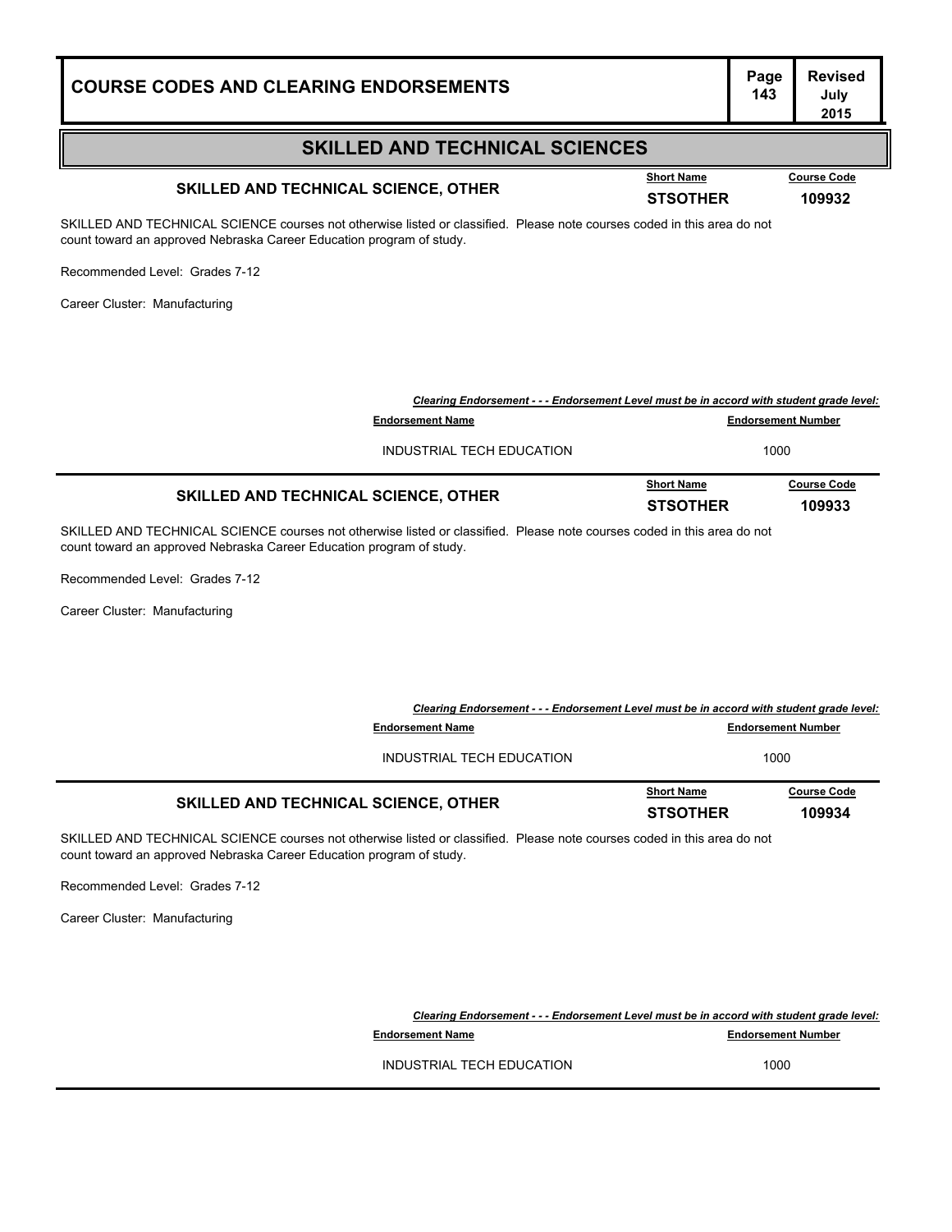## SKILLED AND TECHNICAL SCIENCES

### SKILLED AND TECHNICAL SCIENCE, OTHER

| Short Name | Course Code |
|---|---|
| STSOTHER | 109932 |

SKILLED AND TECHNICAL SCIENCE courses not otherwise listed or classified. Please note courses coded in this area do not count toward an approved Nebraska Career Education program of study.

Recommended Level: Grades 7-12

Career Cluster: Manufacturing

*Clearing Endorsement - - - Endorsement Level must be in accord with student grade level:*

| Endorsement Name | Endorsement Number |
|---|---|
| INDUSTRIAL TECH EDUCATION | 1000 |

### SKILLED AND TECHNICAL SCIENCE, OTHER

| Short Name | Course Code |
|---|---|
| STSOTHER | 109933 |

SKILLED AND TECHNICAL SCIENCE courses not otherwise listed or classified. Please note courses coded in this area do not count toward an approved Nebraska Career Education program of study.

Recommended Level: Grades 7-12

Career Cluster: Manufacturing

*Clearing Endorsement - - - Endorsement Level must be in accord with student grade level:*

| Endorsement Name | Endorsement Number |
|---|---|
| INDUSTRIAL TECH EDUCATION | 1000 |

### SKILLED AND TECHNICAL SCIENCE, OTHER

| Short Name | Course Code |
|---|---|
| STSOTHER | 109934 |

SKILLED AND TECHNICAL SCIENCE courses not otherwise listed or classified. Please note courses coded in this area do not count toward an approved Nebraska Career Education program of study.

Recommended Level: Grades 7-12

Career Cluster: Manufacturing

*Clearing Endorsement - - - Endorsement Level must be in accord with student grade level:*

| Endorsement Name | Endorsement Number |
|---|---|
| INDUSTRIAL TECH EDUCATION | 1000 |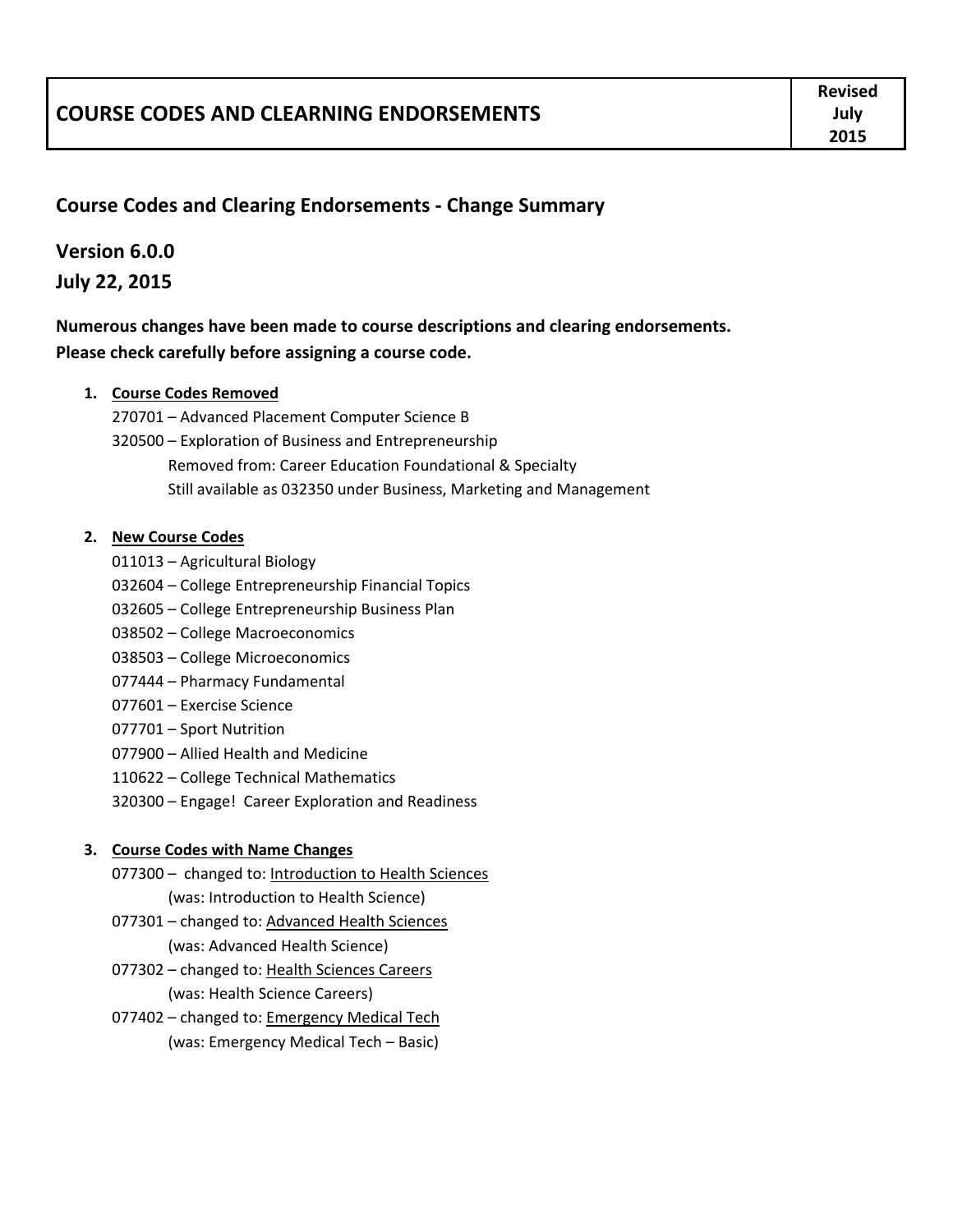| COURSE CODES AND CLEARNING ENDORSEMENTS | Revised July 2015 |
|---|---|

## Course Codes and Clearing Endorsements - Change Summary

### Version 6.0.0
### July 22, 2015

**Numerous changes have been made to course descriptions and clearing endorsements.**
**Please check carefully before assigning a course code.**

1. **Course Codes Removed**
   270701 – Advanced Placement Computer Science B
   320500 – Exploration of Business and Entrepreneurship
   Removed from: Career Education Foundational & Specialty
   Still available as 032350 under Business, Marketing and Management

2. **New Course Codes**
   011013 – Agricultural Biology
   032604 – College Entrepreneurship Financial Topics
   032605 – College Entrepreneurship Business Plan
   038502 – College Macroeconomics
   038503 – College Microeconomics
   077444 – Pharmacy Fundamental
   077601 – Exercise Science
   077701 – Sport Nutrition
   077900 – Allied Health and Medicine
   110622 – College Technical Mathematics
   320300 – Engage! Career Exploration and Readiness

3. **Course Codes with Name Changes**
   077300 – changed to: Introduction to Health Sciences
   (was: Introduction to Health Science)
   077301 – changed to: Advanced Health Sciences
   (was: Advanced Health Science)
   077302 – changed to: Health Sciences Careers
   (was: Health Science Careers)
   077402 – changed to: Emergency Medical Tech
   (was: Emergency Medical Tech – Basic)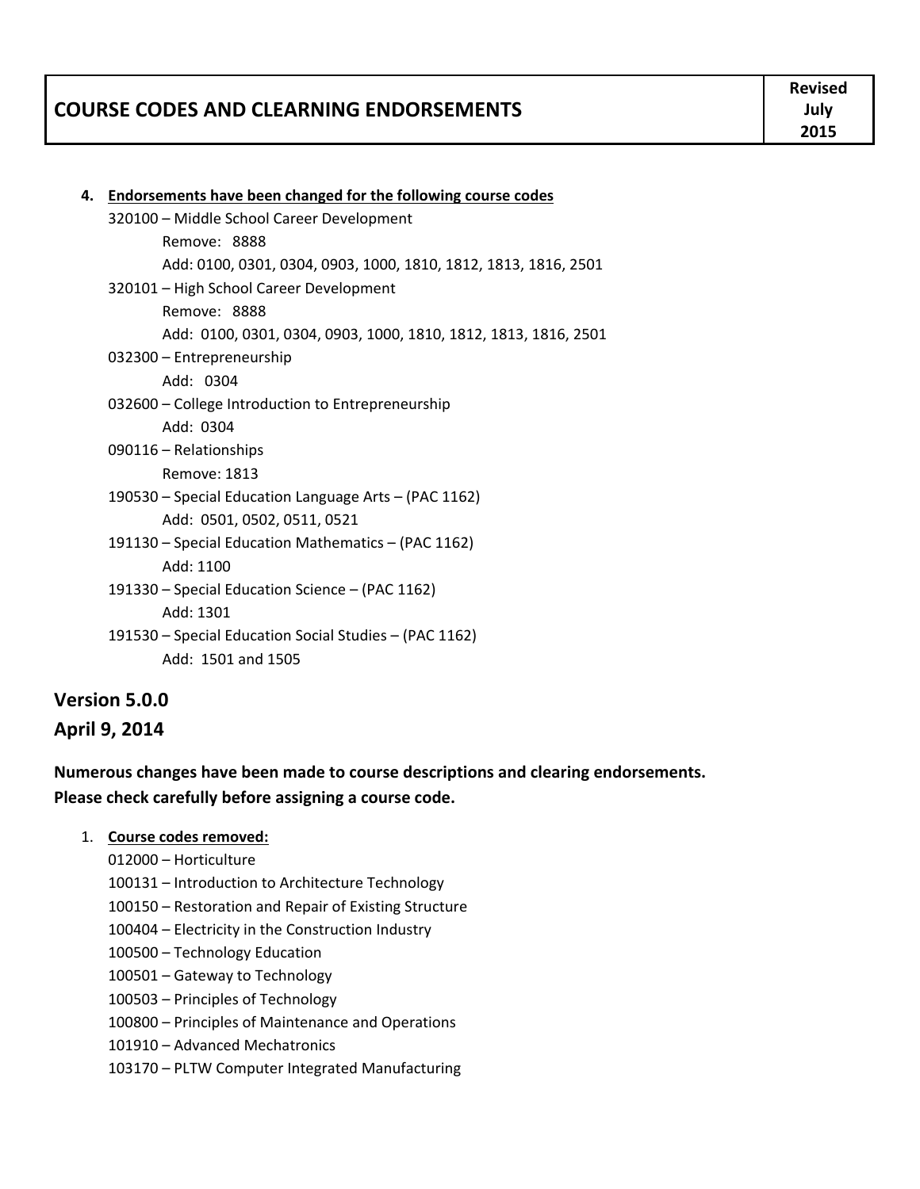4. **Endorsements have been changed for the following course codes**

   320100 – Middle School Career Development
   
   Remove: 8888
   
   Add: 0100, 0301, 0304, 0903, 1000, 1810, 1812, 1813, 1816, 2501

   320101 – High School Career Development
   
   Remove: 8888
   
   Add: 0100, 0301, 0304, 0903, 1000, 1810, 1812, 1813, 1816, 2501

   032300 – Entrepreneurship
   
   Add: 0304

   032600 – College Introduction to Entrepreneurship
   
   Add: 0304

   090116 – Relationships
   
   Remove: 1813

   190530 – Special Education Language Arts – (PAC 1162)
   
   Add: 0501, 0502, 0511, 0521

   191130 – Special Education Mathematics – (PAC 1162)
   
   Add: 1100

   191330 – Special Education Science – (PAC 1162)
   
   Add: 1301

   191530 – Special Education Social Studies – (PAC 1162)
   
   Add: 1501 and 1505

## Version 5.0.0

## April 9, 2014

**Numerous changes have been made to course descriptions and clearing endorsements. Please check carefully before assigning a course code.**

1. **Course codes removed:**

   012000 – Horticulture
   
   100131 – Introduction to Architecture Technology
   
   100150 – Restoration and Repair of Existing Structure
   
   100404 – Electricity in the Construction Industry
   
   100500 – Technology Education
   
   100501 – Gateway to Technology
   
   100503 – Principles of Technology
   
   100800 – Principles of Maintenance and Operations
   
   101910 – Advanced Mechatronics
   
   103170 – PLTW Computer Integrated Manufacturing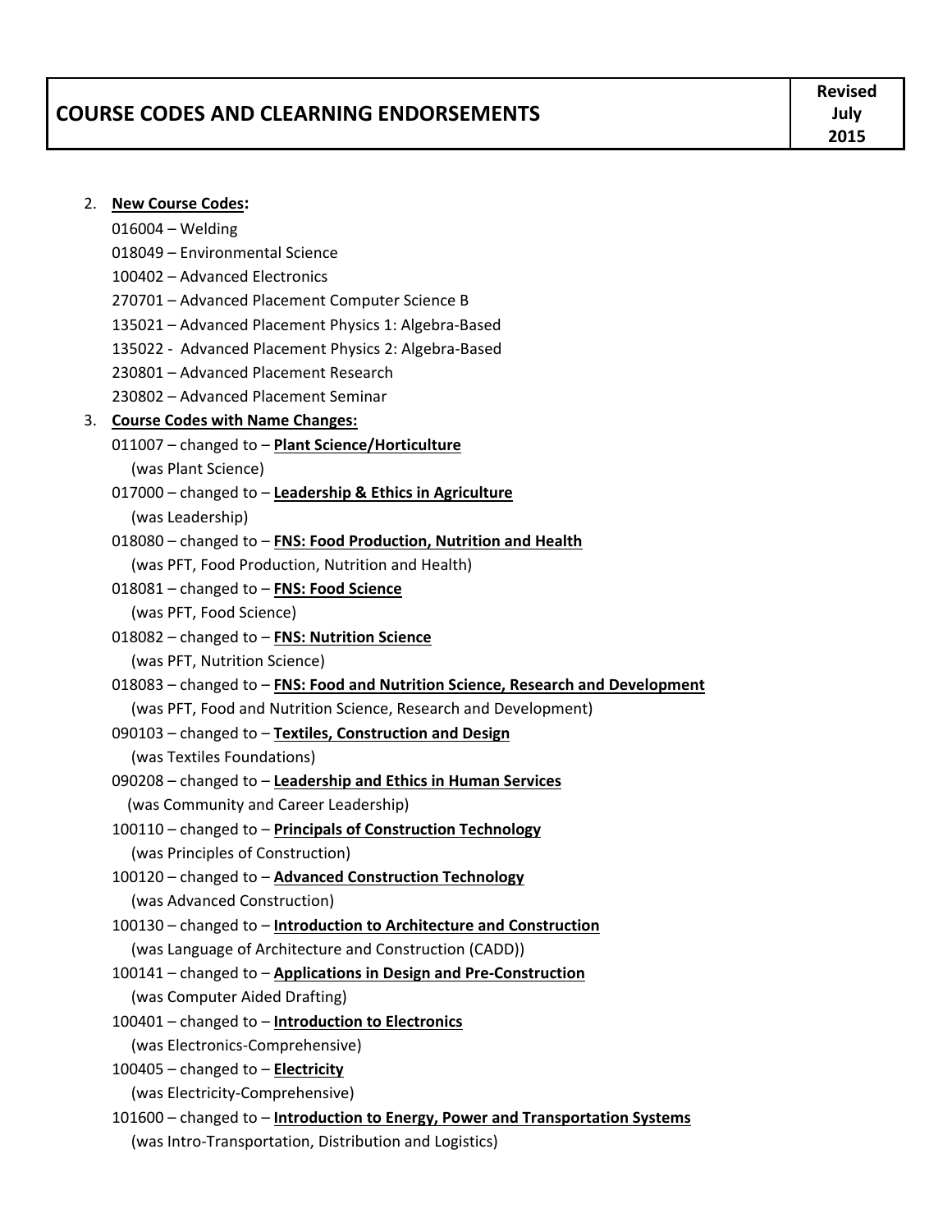| COURSE CODES AND CLEARNING ENDORSEMENTS | Revised July 2015 |
|---|---|

2. **New Course Codes:**

   016004 – Welding
   018049 – Environmental Science
   100402 – Advanced Electronics
   270701 – Advanced Placement Computer Science B
   135021 – Advanced Placement Physics 1: Algebra-Based
   135022 - Advanced Placement Physics 2: Algebra-Based
   230801 – Advanced Placement Research
   230802 – Advanced Placement Seminar

3. **Course Codes with Name Changes:**

   011007 – changed to – **Plant Science/Horticulture**
   (was Plant Science)
   017000 – changed to – **Leadership & Ethics in Agriculture**
   (was Leadership)
   018080 – changed to – **FNS: Food Production, Nutrition and Health**
   (was PFT, Food Production, Nutrition and Health)
   018081 – changed to – **FNS: Food Science**
   (was PFT, Food Science)
   018082 – changed to – **FNS: Nutrition Science**
   (was PFT, Nutrition Science)
   018083 – changed to – **FNS: Food and Nutrition Science, Research and Development**
   (was PFT, Food and Nutrition Science, Research and Development)
   090103 – changed to – **Textiles, Construction and Design**
   (was Textiles Foundations)
   090208 – changed to – **Leadership and Ethics in Human Services**
   (was Community and Career Leadership)
   100110 – changed to – **Principals of Construction Technology**
   (was Principles of Construction)
   100120 – changed to – **Advanced Construction Technology**
   (was Advanced Construction)
   100130 – changed to – **Introduction to Architecture and Construction**
   (was Language of Architecture and Construction (CADD))
   100141 – changed to – **Applications in Design and Pre-Construction**
   (was Computer Aided Drafting)
   100401 – changed to – **Introduction to Electronics**
   (was Electronics-Comprehensive)
   100405 – changed to – **Electricity**
   (was Electricity-Comprehensive)
   101600 – changed to – **Introduction to Energy, Power and Transportation Systems**
   (was Intro-Transportation, Distribution and Logistics)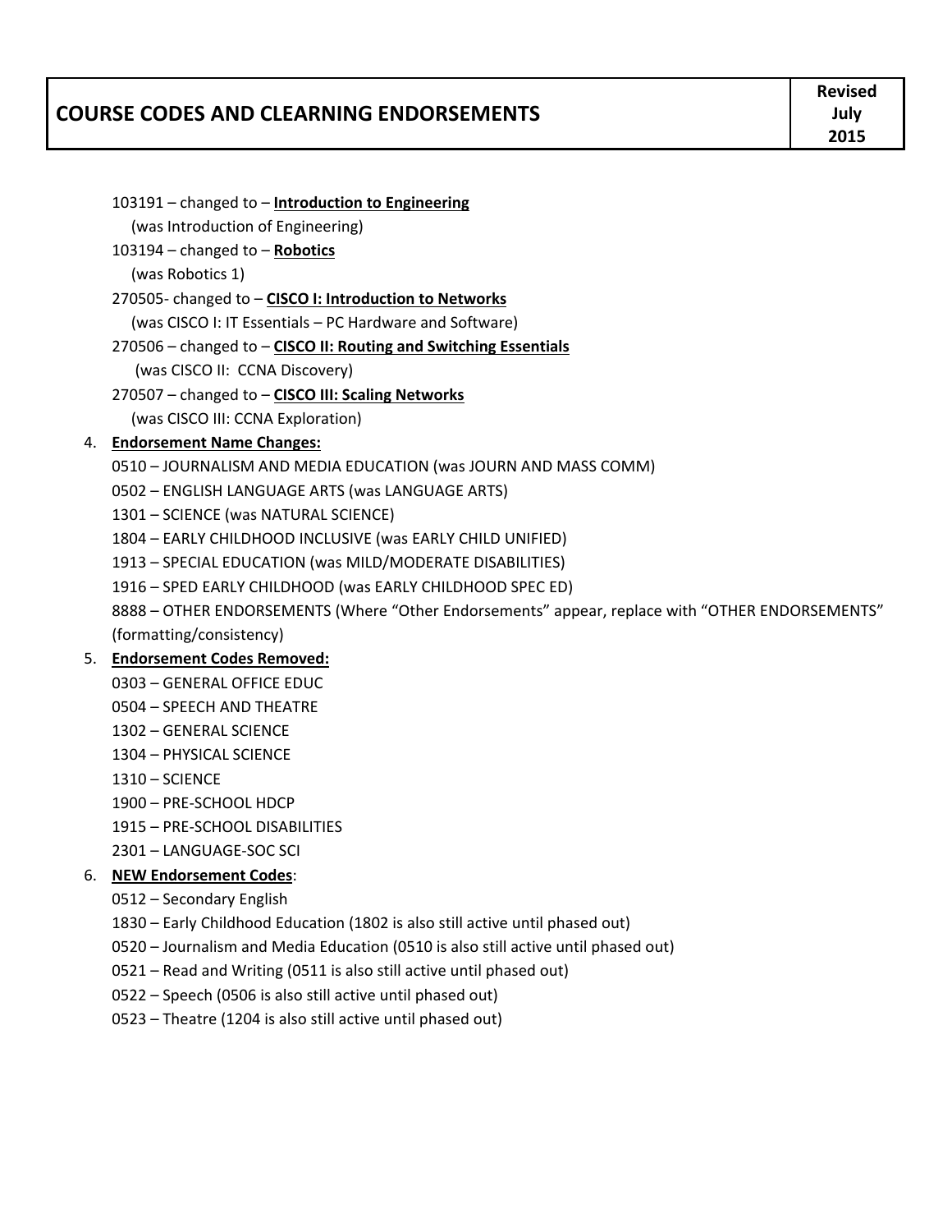| COURSE CODES AND CLEARNING ENDORSEMENTS | Revised July 2015 |
| --- | --- |

103191 – changed to – **Introduction to Engineering**
(was Introduction of Engineering)

103194 – changed to – **Robotics**
(was Robotics 1)

270505- changed to – **CISCO I: Introduction to Networks**
(was CISCO I: IT Essentials – PC Hardware and Software)

270506 – changed to – **CISCO II: Routing and Switching Essentials**
(was CISCO II: CCNA Discovery)

270507 – changed to – **CISCO III: Scaling Networks**
(was CISCO III: CCNA Exploration)

4. **Endorsement Name Changes:**

   0510 – JOURNALISM AND MEDIA EDUCATION (was JOURN AND MASS COMM)
   0502 – ENGLISH LANGUAGE ARTS (was LANGUAGE ARTS)
   1301 – SCIENCE (was NATURAL SCIENCE)
   1804 – EARLY CHILDHOOD INCLUSIVE (was EARLY CHILD UNIFIED)
   1913 – SPECIAL EDUCATION (was MILD/MODERATE DISABILITIES)
   1916 – SPED EARLY CHILDHOOD (was EARLY CHILDHOOD SPEC ED)
   8888 – OTHER ENDORSEMENTS (Where "Other Endorsements" appear, replace with "OTHER ENDORSEMENTS" (formatting/consistency)

5. **Endorsement Codes Removed:**

   0303 – GENERAL OFFICE EDUC
   0504 – SPEECH AND THEATRE
   1302 – GENERAL SCIENCE
   1304 – PHYSICAL SCIENCE
   1310 – SCIENCE
   1900 – PRE-SCHOOL HDCP
   1915 – PRE-SCHOOL DISABILITIES
   2301 – LANGUAGE-SOC SCI

6. **NEW Endorsement Codes**:

   0512 – Secondary English
   1830 – Early Childhood Education (1802 is also still active until phased out)
   0520 – Journalism and Media Education (0510 is also still active until phased out)
   0521 – Read and Writing (0511 is also still active until phased out)
   0522 – Speech (0506 is also still active until phased out)
   0523 – Theatre (1204 is also still active until phased out)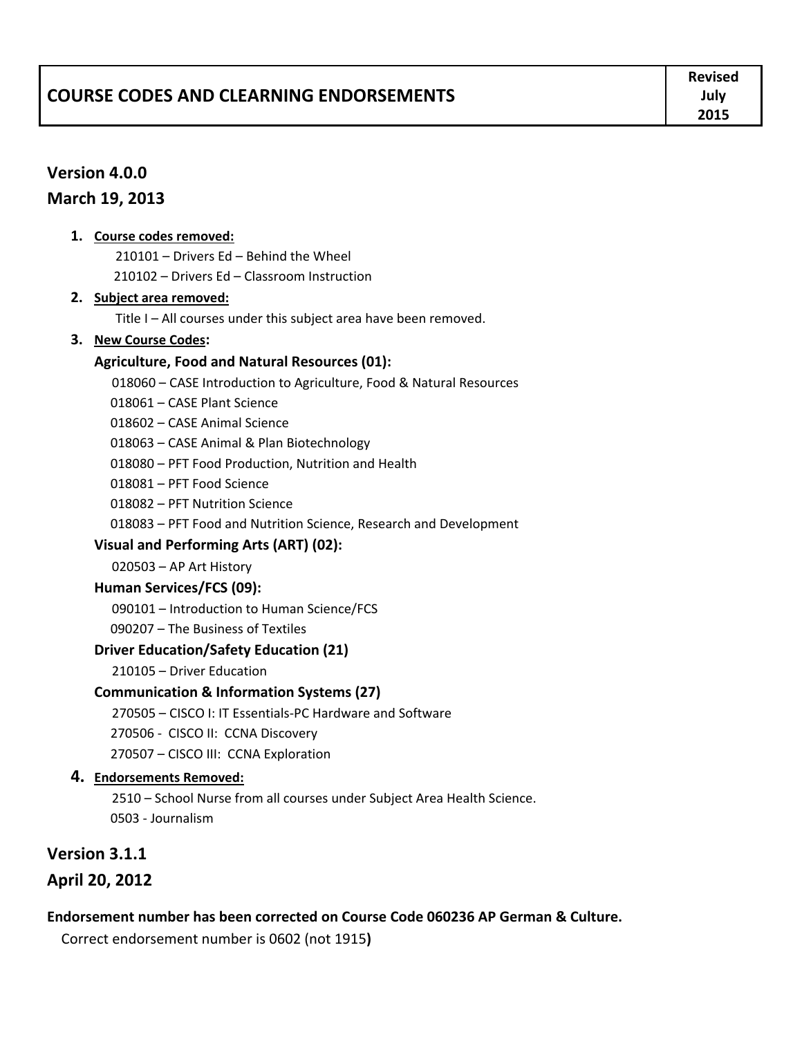| COURSE CODES AND CLEARNING ENDORSEMENTS | Revised July 2015 |
|---|---|

## Version 4.0.0
## March 19, 2013

1. **Course codes removed:**
   210101 – Drivers Ed – Behind the Wheel
   210102 – Drivers Ed – Classroom Instruction
2. **Subject area removed:**
   Title I – All courses under this subject area have been removed.
3. **New Course Codes:**

   **Agriculture, Food and Natural Resources (01):**
   018060 – CASE Introduction to Agriculture, Food & Natural Resources
   018061 – CASE Plant Science
   018602 – CASE Animal Science
   018063 – CASE Animal & Plan Biotechnology
   018080 – PFT Food Production, Nutrition and Health
   018081 – PFT Food Science
   018082 – PFT Nutrition Science
   018083 – PFT Food and Nutrition Science, Research and Development

   **Visual and Performing Arts (ART) (02):**
   020503 – AP Art History

   **Human Services/FCS (09):**
   090101 – Introduction to Human Science/FCS
   090207 – The Business of Textiles

   **Driver Education/Safety Education (21)**
   210105 – Driver Education

   **Communication & Information Systems (27)**
   270505 – CISCO I: IT Essentials-PC Hardware and Software
   270506 - CISCO II: CCNA Discovery
   270507 – CISCO III: CCNA Exploration
4. **Endorsements Removed:**
   2510 – School Nurse from all courses under Subject Area Health Science.
   0503 - Journalism

## Version 3.1.1
## April 20, 2012

**Endorsement number has been corrected on Course Code 060236 AP German & Culture.**

Correct endorsement number is 0602 (not 1915**)**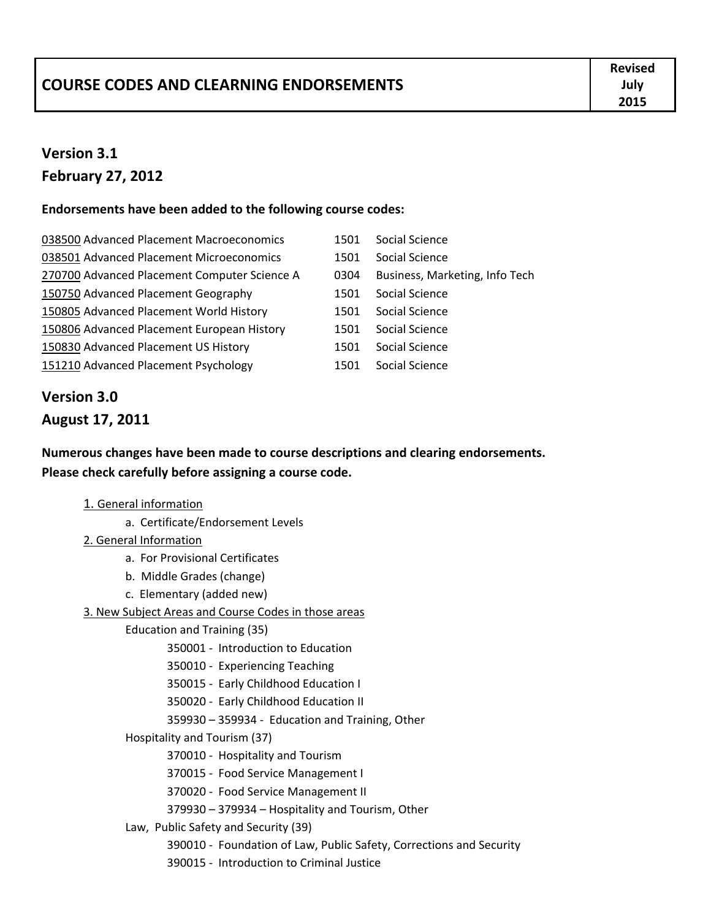| COURSE CODES AND CLEARNING ENDORSEMENTS | Revised July 2015 |
|---|---|

## Version 3.1
## February 27, 2012

**Endorsements have been added to the following course codes:**

| Course | Endorsement Code | Endorsement |
|---|---|---|
| 038500 Advanced Placement Macroeconomics | 1501 | Social Science |
| 038501 Advanced Placement Microeconomics | 1501 | Social Science |
| 270700 Advanced Placement Computer Science A | 0304 | Business, Marketing, Info Tech |
| 150750 Advanced Placement Geography | 1501 | Social Science |
| 150805 Advanced Placement World History | 1501 | Social Science |
| 150806 Advanced Placement European History | 1501 | Social Science |
| 150830 Advanced Placement US History | 1501 | Social Science |
| 151210 Advanced Placement Psychology | 1501 | Social Science |

## Version 3.0
## August 17, 2011

**Numerous changes have been made to course descriptions and clearing endorsements. Please check carefully before assigning a course code.**

1. General information
   - a. Certificate/Endorsement Levels
2. General Information
   - a. For Provisional Certificates
   - b. Middle Grades (change)
   - c. Elementary (added new)
3. New Subject Areas and Course Codes in those areas
   - Education and Training (35)
     - 350001 - Introduction to Education
     - 350010 - Experiencing Teaching
     - 350015 - Early Childhood Education I
     - 350020 - Early Childhood Education II
     - 359930 – 359934 - Education and Training, Other
   - Hospitality and Tourism (37)
     - 370010 - Hospitality and Tourism
     - 370015 - Food Service Management I
     - 370020 - Food Service Management II
     - 379930 – 379934 – Hospitality and Tourism, Other
   - Law, Public Safety and Security (39)
     - 390010 - Foundation of Law, Public Safety, Corrections and Security
     - 390015 - Introduction to Criminal Justice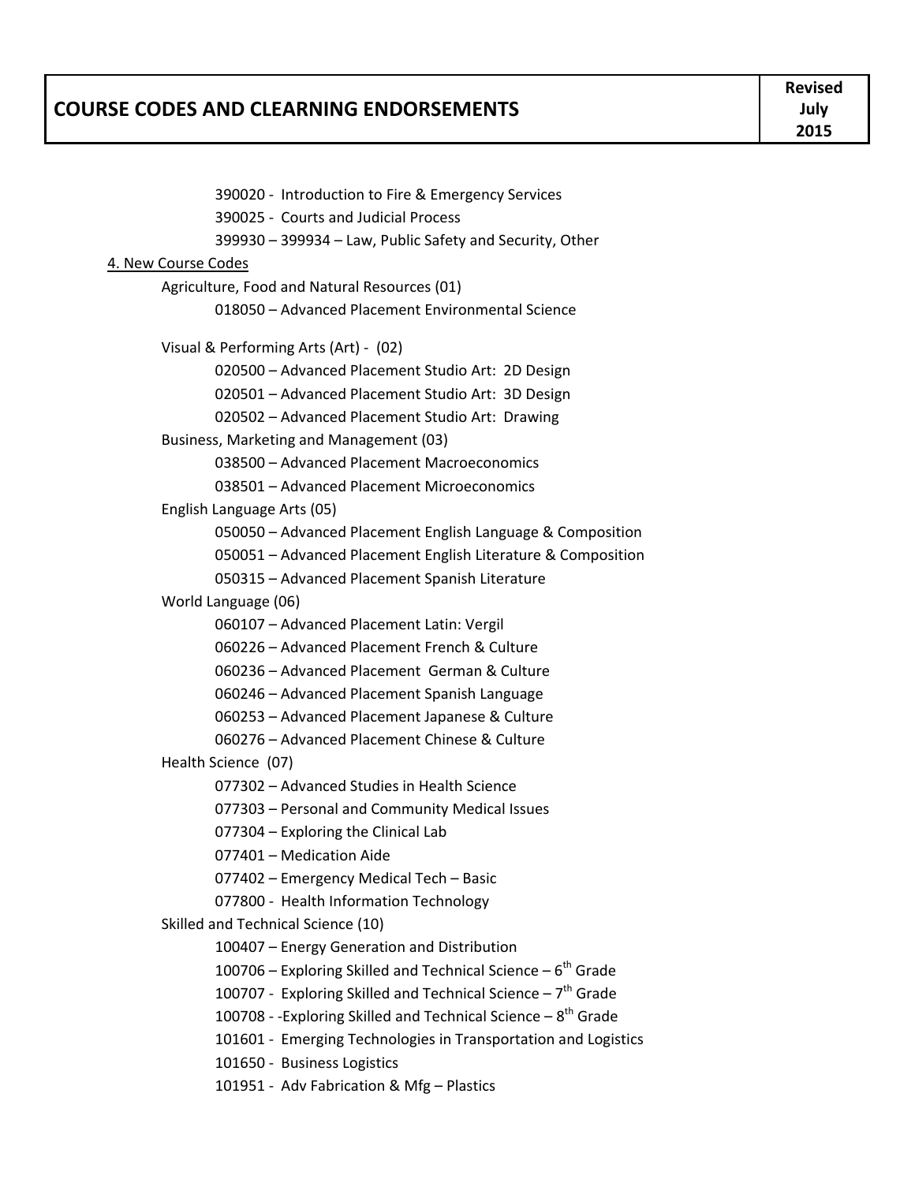390020 - Introduction to Fire & Emergency Services

390025 - Courts and Judicial Process

399930 – 399934 – Law, Public Safety and Security, Other

4. New Course Codes

Agriculture, Food and Natural Resources (01)

- 018050 – Advanced Placement Environmental Science

Visual & Performing Arts (Art) - (02)

- 020500 – Advanced Placement Studio Art: 2D Design
- 020501 – Advanced Placement Studio Art: 3D Design
- 020502 – Advanced Placement Studio Art: Drawing

Business, Marketing and Management (03)

- 038500 – Advanced Placement Macroeconomics
- 038501 – Advanced Placement Microeconomics

English Language Arts (05)

- 050050 – Advanced Placement English Language & Composition
- 050051 – Advanced Placement English Literature & Composition
- 050315 – Advanced Placement Spanish Literature

World Language (06)

- 060107 – Advanced Placement Latin: Vergil
- 060226 – Advanced Placement French & Culture
- 060236 – Advanced Placement German & Culture
- 060246 – Advanced Placement Spanish Language
- 060253 – Advanced Placement Japanese & Culture
- 060276 – Advanced Placement Chinese & Culture

Health Science (07)

- 077302 – Advanced Studies in Health Science
- 077303 – Personal and Community Medical Issues
- 077304 – Exploring the Clinical Lab
- 077401 – Medication Aide
- 077402 – Emergency Medical Tech – Basic
- 077800 - Health Information Technology

Skilled and Technical Science (10)

- 100407 – Energy Generation and Distribution
- 100706 – Exploring Skilled and Technical Science – 6th Grade
- 100707 - Exploring Skilled and Technical Science – 7th Grade
- 100708 - -Exploring Skilled and Technical Science – 8th Grade
- 101601 - Emerging Technologies in Transportation and Logistics
- 101650 - Business Logistics
- 101951 - Adv Fabrication & Mfg – Plastics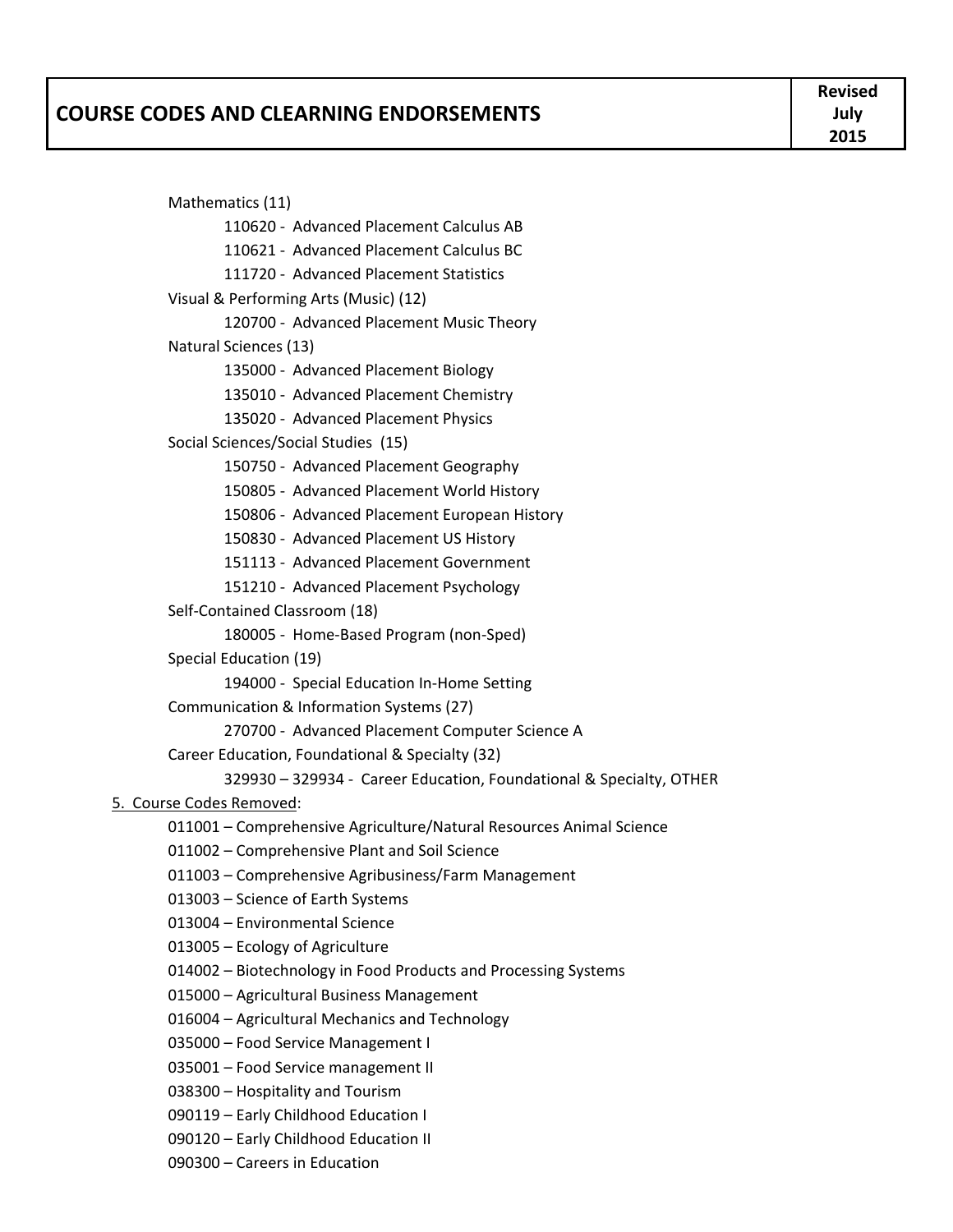| COURSE CODES AND CLEARNING ENDORSEMENTS | Revised July 2015 |
|---|---|

- Mathematics (11)
    - 110620 - Advanced Placement Calculus AB
    - 110621 - Advanced Placement Calculus BC
    - 111720 - Advanced Placement Statistics
- Visual & Performing Arts (Music) (12)
    - 120700 - Advanced Placement Music Theory
- Natural Sciences (13)
    - 135000 - Advanced Placement Biology
    - 135010 - Advanced Placement Chemistry
    - 135020 - Advanced Placement Physics
- Social Sciences/Social Studies (15)
    - 150750 - Advanced Placement Geography
    - 150805 - Advanced Placement World History
    - 150806 - Advanced Placement European History
    - 150830 - Advanced Placement US History
    - 151113 - Advanced Placement Government
    - 151210 - Advanced Placement Psychology
- Self-Contained Classroom (18)
    - 180005 - Home-Based Program (non-Sped)
- Special Education (19)
    - 194000 - Special Education In-Home Setting
- Communication & Information Systems (27)
    - 270700 - Advanced Placement Computer Science A
- Career Education, Foundational & Specialty (32)
    - 329930 – 329934 - Career Education, Foundational & Specialty, OTHER

<u>5. Course Codes Removed</u>:

- 011001 – Comprehensive Agriculture/Natural Resources Animal Science
- 011002 – Comprehensive Plant and Soil Science
- 011003 – Comprehensive Agribusiness/Farm Management
- 013003 – Science of Earth Systems
- 013004 – Environmental Science
- 013005 – Ecology of Agriculture
- 014002 – Biotechnology in Food Products and Processing Systems
- 015000 – Agricultural Business Management
- 016004 – Agricultural Mechanics and Technology
- 035000 – Food Service Management I
- 035001 – Food Service management II
- 038300 – Hospitality and Tourism
- 090119 – Early Childhood Education I
- 090120 – Early Childhood Education II
- 090300 – Careers in Education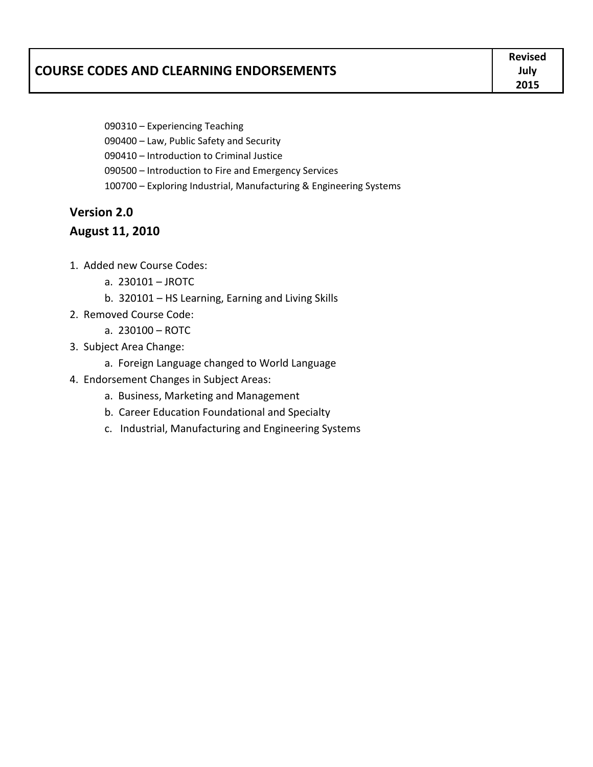090310 – Experiencing Teaching
090400 – Law, Public Safety and Security
090410 – Introduction to Criminal Justice
090500 – Introduction to Fire and Emergency Services
100700 – Exploring Industrial, Manufacturing & Engineering Systems

## Version 2.0
## August 11, 2010

1. Added new Course Codes:
   a. 230101 – JROTC
   b. 320101 – HS Learning, Earning and Living Skills
2. Removed Course Code:
   a. 230100 – ROTC
3. Subject Area Change:
   a. Foreign Language changed to World Language
4. Endorsement Changes in Subject Areas:
   a. Business, Marketing and Management
   b. Career Education Foundational and Specialty
   c. Industrial, Manufacturing and Engineering Systems